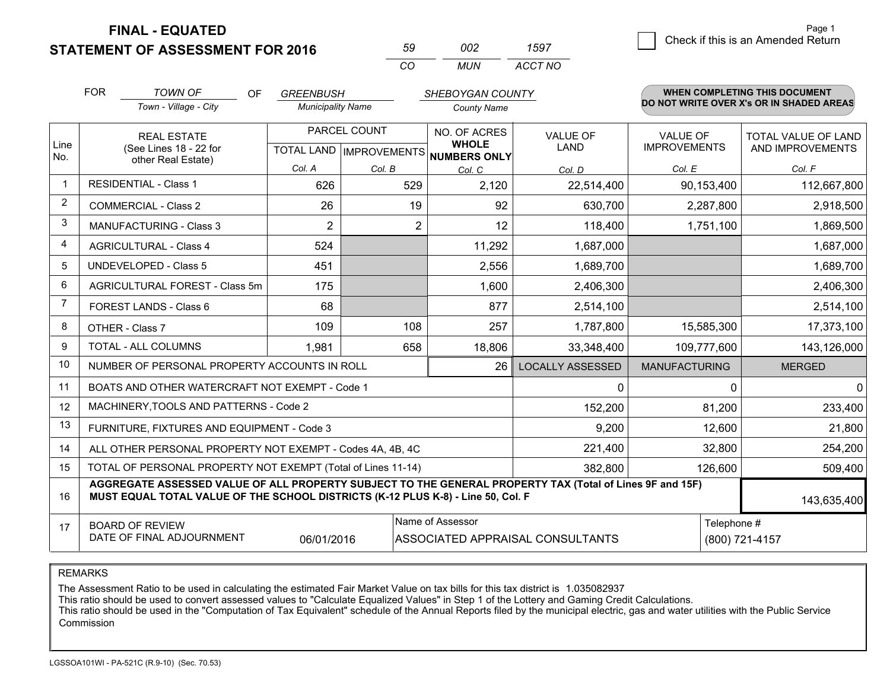# FINAL - EQUATED
# STATEMENT OF ASSESSMENT FOR 2016

| 59 | 002 | 1597 |
|---|---|---|
| CO | MUN | ACCT NO |

☐ Check if this is an Amended Return

FOR *TOWN OF* (Town - Village - City) OF *GREENBUSH* (Municipality Name) *SHEBOYGAN COUNTY* (County Name)

**WHEN COMPLETING THIS DOCUMENT DO NOT WRITE OVER X's OR IN SHADED AREAS**

| Line No. | REAL ESTATE (See Lines 18 - 22 for other Real Estate) | PARCEL COUNT TOTAL LAND Col. A | PARCEL COUNT IMPROVEMENTS Col. B | NO. OF ACRES WHOLE NUMBERS ONLY Col. C | VALUE OF LAND Col. D | VALUE OF IMPROVEMENTS Col. E | TOTAL VALUE OF LAND AND IMPROVEMENTS Col. F |
|---|---|---|---|---|---|---|---|
| 1 | RESIDENTIAL - Class 1 | 626 | 529 | 2,120 | 22,514,400 | 90,153,400 | 112,667,800 |
| 2 | COMMERCIAL - Class 2 | 26 | 19 | 92 | 630,700 | 2,287,800 | 2,918,500 |
| 3 | MANUFACTURING - Class 3 | 2 | 2 | 12 | 118,400 | 1,751,100 | 1,869,500 |
| 4 | AGRICULTURAL - Class 4 | 524 | | 11,292 | 1,687,000 | | 1,687,000 |
| 5 | UNDEVELOPED - Class 5 | 451 | | 2,556 | 1,689,700 | | 1,689,700 |
| 6 | AGRICULTURAL FOREST - Class 5m | 175 | | 1,600 | 2,406,300 | | 2,406,300 |
| 7 | FOREST LANDS - Class 6 | 68 | | 877 | 2,514,100 | | 2,514,100 |
| 8 | OTHER - Class 7 | 109 | 108 | 257 | 1,787,800 | 15,585,300 | 17,373,100 |
| 9 | TOTAL - ALL COLUMNS | 1,981 | 658 | 18,806 | 33,348,400 | 109,777,600 | 143,126,000 |
| 10 | NUMBER OF PERSONAL PROPERTY ACCOUNTS IN ROLL | | | 26 | LOCALLY ASSESSED | MANUFACTURING | MERGED |
| 11 | BOATS AND OTHER WATERCRAFT NOT EXEMPT - Code 1 | | | | 0 | 0 | 0 |
| 12 | MACHINERY,TOOLS AND PATTERNS - Code 2 | | | | 152,200 | 81,200 | 233,400 |
| 13 | FURNITURE, FIXTURES AND EQUIPMENT - Code 3 | | | | 9,200 | 12,600 | 21,800 |
| 14 | ALL OTHER PERSONAL PROPERTY NOT EXEMPT - Codes 4A, 4B, 4C | | | | 221,400 | 32,800 | 254,200 |
| 15 | TOTAL OF PERSONAL PROPERTY NOT EXEMPT (Total of Lines 11-14) | | | | 382,800 | 126,600 | 509,400 |
| 16 | **AGGREGATE ASSESSED VALUE OF ALL PROPERTY SUBJECT TO THE GENERAL PROPERTY TAX (Total of Lines 9F and 15F) MUST EQUAL TOTAL VALUE OF THE SCHOOL DISTRICTS (K-12 PLUS K-8) - Line 50, Col. F** | | | | | | 143,635,400 |
| 17 | BOARD OF REVIEW DATE OF FINAL ADJOURNMENT | 06/01/2016 | | Name of Assessor: ASSOCIATED APPRAISAL CONSULTANTS | | | Telephone #: (800) 721-4157 |

REMARKS

The Assessment Ratio to be used in calculating the estimated Fair Market Value on tax bills for this tax district is 1.035082937
This ratio should be used to convert assessed values to "Calculate Equalized Values" in Step 1 of the Lottery and Gaming Credit Calculations.
This ratio should be used in the "Computation of Tax Equivalent" schedule of the Annual Reports filed by the municipal electric, gas and water utilities with the Public Service Commission

LGSSOA101WI - PA-521C (R.9-10) (Sec. 70.53)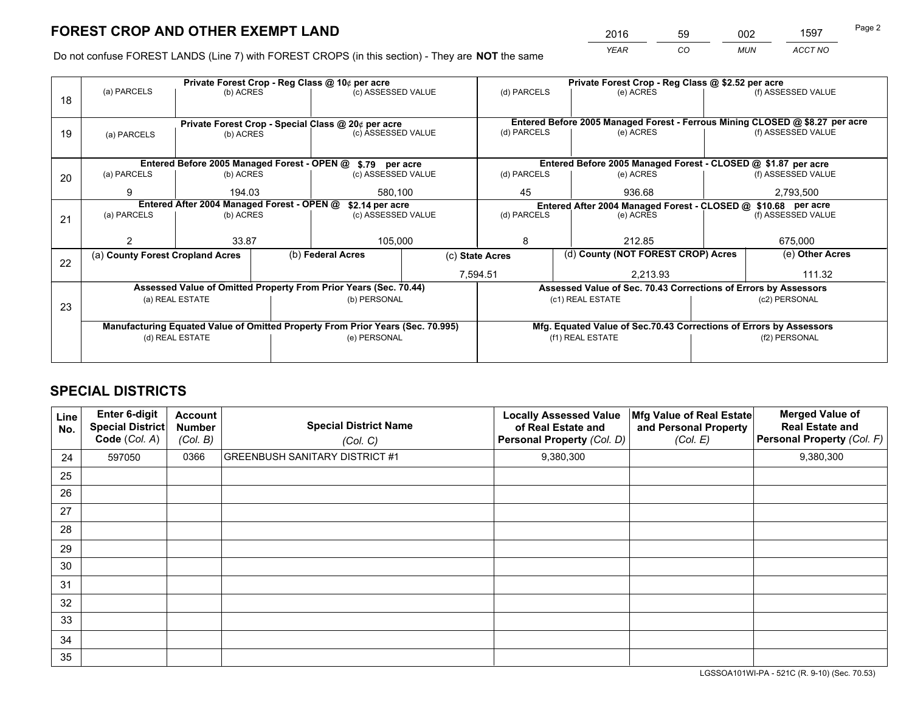# FOREST CROP AND OTHER EXEMPT LAND

| 2016 | 59 | 002 | 1597 |
|---|---|---|---|
| *YEAR* | *CO* | *MUN* | *ACCT NO* |

Do not confuse FOREST LANDS (Line 7) with FOREST CROPS (in this section) - They are **NOT** the same

| Line | Private Forest Crop - Reg Class @ 10¢ per acre | | | Private Forest Crop - Reg Class @ $2.52 per acre | | |
|---|---|---|---|---|---|---|
| 18 | (a) PARCELS | (b) ACRES | (c) ASSESSED VALUE | (d) PARCELS | (e) ACRES | (f) ASSESSED VALUE |
| | | | | | | |
| | **Private Forest Crop - Special Class @ 20¢ per acre** | | | **Entered Before 2005 Managed Forest - Ferrous Mining CLOSED @ $8.27 per acre** | | |
| 19 | (a) PARCELS | (b) ACRES | (c) ASSESSED VALUE | (d) PARCELS | (e) ACRES | (f) ASSESSED VALUE |
| | | | | | | |
| | **Entered Before 2005 Managed Forest - OPEN @ $.79 per acre** | | | **Entered Before 2005 Managed Forest - CLOSED @ $1.87 per acre** | | |
| 20 | (a) PARCELS | (b) ACRES | (c) ASSESSED VALUE | (d) PARCELS | (e) ACRES | (f) ASSESSED VALUE |
| | 9 | 194.03 | 580,100 | 45 | 936.68 | 2,793,500 |
| | **Entered After 2004 Managed Forest - OPEN @ $2.14 per acre** | | | **Entered After 2004 Managed Forest - CLOSED @ $10.68 per acre** | | |
| 21 | (a) PARCELS | (b) ACRES | (c) ASSESSED VALUE | (d) PARCELS | (e) ACRES | (f) ASSESSED VALUE |
| | 2 | 33.87 | 105,000 | 8 | 212.85 | 675,000 |

| Line | (a) **County Forest Cropland Acres** | (b) **Federal Acres** | (c) **State Acres** | (d) **County (NOT FOREST CROP) Acres** | (e) **Other Acres** |
|---|---|---|---|---|---|
| 22 | | | 7,594.51 | 2,213.93 | 111.32 |

| Line | Assessed Value of Omitted Property From Prior Years (Sec. 70.44) | | Assessed Value of Sec. 70.43 Corrections of Errors by Assessors | |
|---|---|---|---|---|
| 23 | (a) REAL ESTATE | (b) PERSONAL | (c1) REAL ESTATE | (c2) PERSONAL |
| | | | | |
| | **Manufacturing Equated Value of Omitted Property From Prior Years (Sec. 70.995)** | | **Mfg. Equated Value of Sec.70.43 Corrections of Errors by Assessors** | |
| | (d) REAL ESTATE | (e) PERSONAL | (f1) REAL ESTATE | (f2) PERSONAL |
| | | | | |

# SPECIAL DISTRICTS

| Line No. | Enter 6-digit Special District Code (*Col. A*) | Account Number (*Col. B*) | Special District Name (*Col. C*) | Locally Assessed Value of Real Estate and Personal Property (*Col. D*) | Mfg Value of Real Estate and Personal Property (*Col. E*) | Merged Value of Real Estate and Personal Property (*Col. F*) |
|---|---|---|---|---|---|---|
| 24 | 597050 | 0366 | GREENBUSH SANITARY DISTRICT #1 | 9,380,300 | | 9,380,300 |
| 25 | | | | | | |
| 26 | | | | | | |
| 27 | | | | | | |
| 28 | | | | | | |
| 29 | | | | | | |
| 30 | | | | | | |
| 31 | | | | | | |
| 32 | | | | | | |
| 33 | | | | | | |
| 34 | | | | | | |
| 35 | | | | | | |

LGSSOA101WI-PA - 521C (R. 9-10) (Sec. 70.53)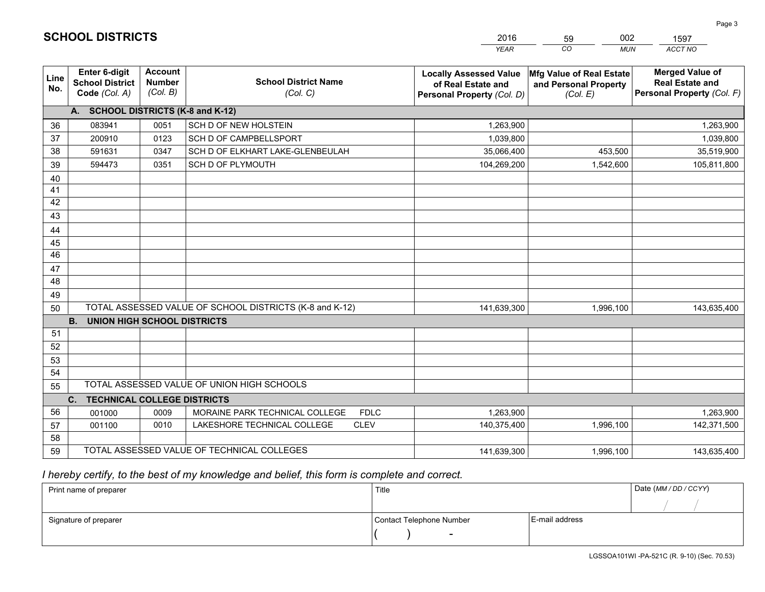# SCHOOL DISTRICTS

| YEAR | CO | MUN | ACCT NO |
|---|---|---|---|
| 2016 | 59 | 002 | 1597 |

| Line No. | Enter 6-digit School District Code (Col. A) | Account Number (Col. B) | School District Name (Col. C) | Locally Assessed Value of Real Estate and Personal Property (Col. D) | Mfg Value of Real Estate and Personal Property (Col. E) | Merged Value of Real Estate and Personal Property (Col. F) |
|---|---|---|---|---|---|---|
| **A. SCHOOL DISTRICTS (K-8 and K-12)** | | | | | | |
| 36 | 083941 | 0051 | SCH D OF NEW HOLSTEIN | 1,263,900 | | 1,263,900 |
| 37 | 200910 | 0123 | SCH D OF CAMPBELLSPORT | 1,039,800 | | 1,039,800 |
| 38 | 591631 | 0347 | SCH D OF ELKHART LAKE-GLENBEULAH | 35,066,400 | 453,500 | 35,519,900 |
| 39 | 594473 | 0351 | SCH D OF PLYMOUTH | 104,269,200 | 1,542,600 | 105,811,800 |
| 40 | | | | | | |
| 41 | | | | | | |
| 42 | | | | | | |
| 43 | | | | | | |
| 44 | | | | | | |
| 45 | | | | | | |
| 46 | | | | | | |
| 47 | | | | | | |
| 48 | | | | | | |
| 49 | | | | | | |
| 50 | TOTAL ASSESSED VALUE OF SCHOOL DISTRICTS (K-8 and K-12) | | | 141,639,300 | 1,996,100 | 143,635,400 |
| **B. UNION HIGH SCHOOL DISTRICTS** | | | | | | |
| 51 | | | | | | |
| 52 | | | | | | |
| 53 | | | | | | |
| 54 | | | | | | |
| 55 | TOTAL ASSESSED VALUE OF UNION HIGH SCHOOLS | | | | | |
| **C. TECHNICAL COLLEGE DISTRICTS** | | | | | | |
| 56 | 001000 | 0009 | MORAINE PARK TECHNICAL COLLEGE FDLC | 1,263,900 | | 1,263,900 |
| 57 | 001100 | 0010 | LAKESHORE TECHNICAL COLLEGE CLEV | 140,375,400 | 1,996,100 | 142,371,500 |
| 58 | | | | | | |
| 59 | TOTAL ASSESSED VALUE OF TECHNICAL COLLEGES | | | 141,639,300 | 1,996,100 | 143,635,400 |

*I hereby certify, to the best of my knowledge and belief, this form is complete and correct.*

| Print name of preparer | Title | | Date (MM / DD / CCYY) |
|---|---|---|---|
| | | | / / |
| Signature of preparer | Contact Telephone Number | E-mail address | |
| | ( ) - | | |

LGSSOA101WI -PA-521C (R. 9-10) (Sec. 70.53)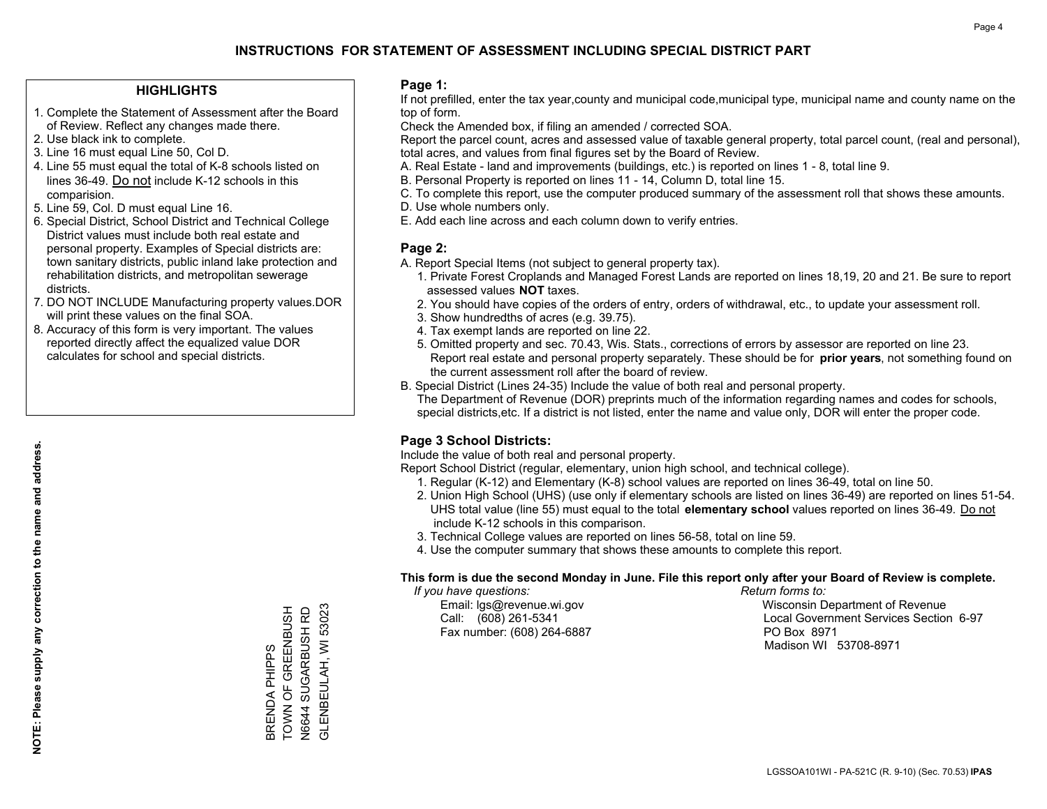# INSTRUCTIONS FOR STATEMENT OF ASSESSMENT INCLUDING SPECIAL DISTRICT PART

## HIGHLIGHTS

1. Complete the Statement of Assessment after the Board of Review. Reflect any changes made there.
2. Use black ink to complete.
3. Line 16 must equal Line 50, Col D.
4. Line 55 must equal the total of K-8 schools listed on lines 36-49. Do not include K-12 schools in this comparision.
5. Line 59, Col. D must equal Line 16.
6. Special District, School District and Technical College District values must include both real estate and personal property. Examples of Special districts are: town sanitary districts, public inland lake protection and rehabilitation districts, and metropolitan sewerage districts.
7. DO NOT INCLUDE Manufacturing property values.DOR will print these values on the final SOA.
8. Accuracy of this form is very important. The values reported directly affect the equalized value DOR calculates for school and special districts.

**NOTE: Please supply any correction to the name and address.**

BRENDA PHIPPS
TOWN OF GREENBUSH
N6644 SUGARBUSH RD
GLENBEULAH, WI 53023

## Page 1:

If not prefilled, enter the tax year,county and municipal code,municipal type, municipal name and county name on the top of form.

Check the Amended box, if filing an amended / corrected SOA.

Report the parcel count, acres and assessed value of taxable general property, total parcel count, (real and personal), total acres, and values from final figures set by the Board of Review.

A. Real Estate - land and improvements (buildings, etc.) is reported on lines 1 - 8, total line 9.
B. Personal Property is reported on lines 11 - 14, Column D, total line 15.
C. To complete this report, use the computer produced summary of the assessment roll that shows these amounts.
D. Use whole numbers only.
E. Add each line across and each column down to verify entries.

## Page 2:

A. Report Special Items (not subject to general property tax).
   1. Private Forest Croplands and Managed Forest Lands are reported on lines 18,19, 20 and 21. Be sure to report assessed values **NOT** taxes.
   2. You should have copies of the orders of entry, orders of withdrawal, etc., to update your assessment roll.
   3. Show hundredths of acres (e.g. 39.75).
   4. Tax exempt lands are reported on line 22.
   5. Omitted property and sec. 70.43, Wis. Stats., corrections of errors by assessor are reported on line 23. Report real estate and personal property separately. These should be for **prior years**, not something found on the current assessment roll after the board of review.
B. Special District (Lines 24-35) Include the value of both real and personal property.
   The Department of Revenue (DOR) preprints much of the information regarding names and codes for schools, special districts,etc. If a district is not listed, enter the name and value only, DOR will enter the proper code.

## Page 3 School Districts:

Include the value of both real and personal property.

Report School District (regular, elementary, union high school, and technical college).

1. Regular (K-12) and Elementary (K-8) school values are reported on lines 36-49, total on line 50.
2. Union High School (UHS) (use only if elementary schools are listed on lines 36-49) are reported on lines 51-54. UHS total value (line 55) must equal to the total **elementary school** values reported on lines 36-49. Do not include K-12 schools in this comparison.
3. Technical College values are reported on lines 56-58, total on line 59.
4. Use the computer summary that shows these amounts to complete this report.

**This form is due the second Monday in June. File this report only after your Board of Review is complete.**

*If you have questions:*
Email: lgs@revenue.wi.gov
Call: (608) 261-5341
Fax number: (608) 264-6887

*Return forms to:*
Wisconsin Department of Revenue
Local Government Services Section 6-97
PO Box 8971
Madison WI 53708-8971

LGSSOA101WI - PA-521C (R. 9-10) (Sec. 70.53) **IPAS**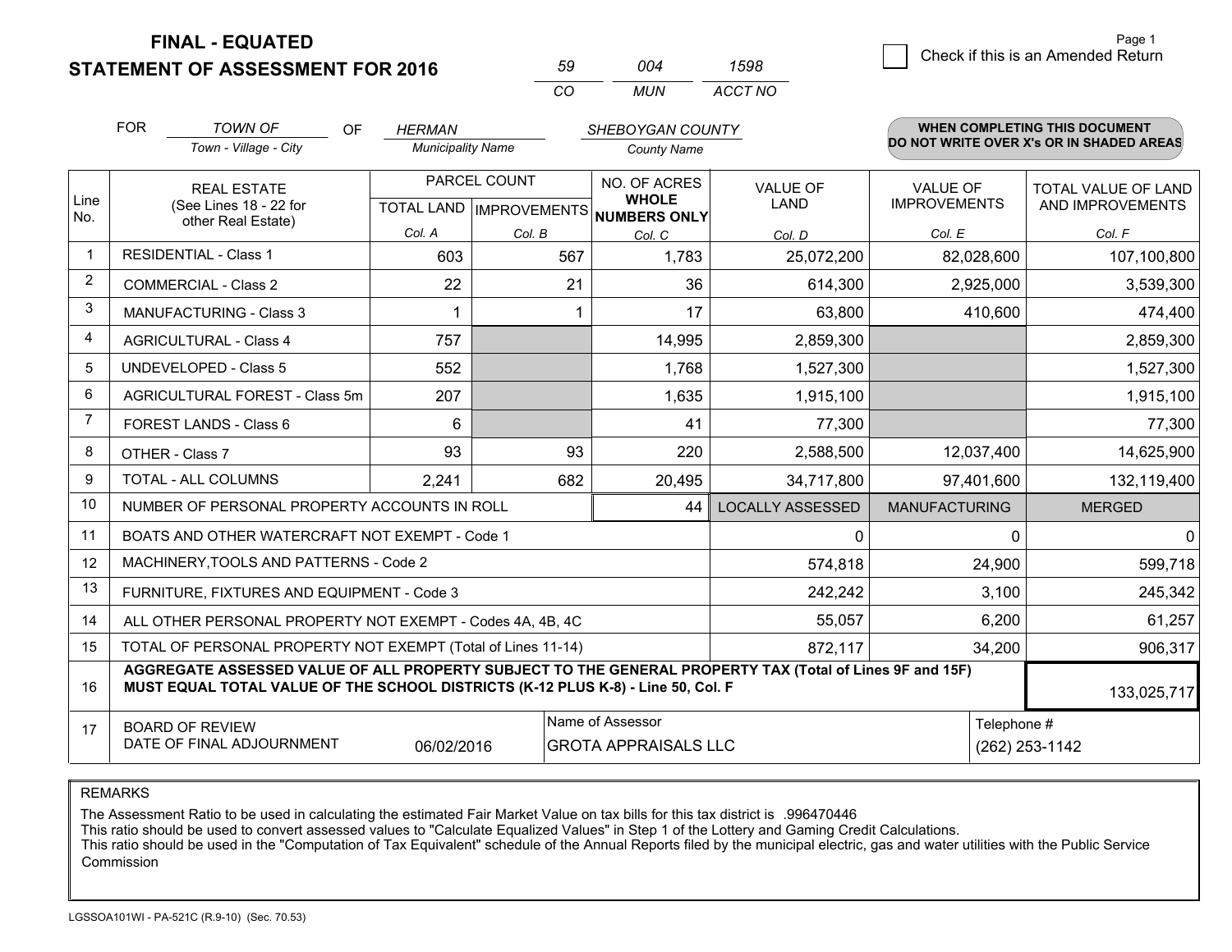# FINAL - EQUATED
## STATEMENT OF ASSESSMENT FOR 2016

| 59 | 004 | 1598 |
|---|---|---|
| CO | MUN | ACCT NO |

☐ Check if this is an Amended Return

FOR *TOWN OF* (Town - Village - City) OF *HERMAN* (Municipality Name) *SHEBOYGAN COUNTY* (County Name)

**WHEN COMPLETING THIS DOCUMENT DO NOT WRITE OVER X's OR IN SHADED AREAS**

| Line No. | REAL ESTATE (See Lines 18 - 22 for other Real Estate) | PARCEL COUNT TOTAL LAND Col. A | PARCEL COUNT IMPROVEMENTS Col. B | NO. OF ACRES WHOLE NUMBERS ONLY Col. C | VALUE OF LAND Col. D | VALUE OF IMPROVEMENTS Col. E | TOTAL VALUE OF LAND AND IMPROVEMENTS Col. F |
|---|---|---|---|---|---|---|---|
| 1 | RESIDENTIAL - Class 1 | 603 | 567 | 1,783 | 25,072,200 | 82,028,600 | 107,100,800 |
| 2 | COMMERCIAL - Class 2 | 22 | 21 | 36 | 614,300 | 2,925,000 | 3,539,300 |
| 3 | MANUFACTURING - Class 3 | 1 | 1 | 17 | 63,800 | 410,600 | 474,400 |
| 4 | AGRICULTURAL - Class 4 | 757 | | 14,995 | 2,859,300 | | 2,859,300 |
| 5 | UNDEVELOPED - Class 5 | 552 | | 1,768 | 1,527,300 | | 1,527,300 |
| 6 | AGRICULTURAL FOREST - Class 5m | 207 | | 1,635 | 1,915,100 | | 1,915,100 |
| 7 | FOREST LANDS - Class 6 | 6 | | 41 | 77,300 | | 77,300 |
| 8 | OTHER - Class 7 | 93 | 93 | 220 | 2,588,500 | 12,037,400 | 14,625,900 |
| 9 | TOTAL - ALL COLUMNS | 2,241 | 682 | 20,495 | 34,717,800 | 97,401,600 | 132,119,400 |
| 10 | NUMBER OF PERSONAL PROPERTY ACCOUNTS IN ROLL | | | 44 | LOCALLY ASSESSED | MANUFACTURING | MERGED |
| 11 | BOATS AND OTHER WATERCRAFT NOT EXEMPT - Code 1 | | | | 0 | 0 | 0 |
| 12 | MACHINERY,TOOLS AND PATTERNS - Code 2 | | | | 574,818 | 24,900 | 599,718 |
| 13 | FURNITURE, FIXTURES AND EQUIPMENT - Code 3 | | | | 242,242 | 3,100 | 245,342 |
| 14 | ALL OTHER PERSONAL PROPERTY NOT EXEMPT - Codes 4A, 4B, 4C | | | | 55,057 | 6,200 | 61,257 |
| 15 | TOTAL OF PERSONAL PROPERTY NOT EXEMPT (Total of Lines 11-14) | | | | 872,117 | 34,200 | 906,317 |
| 16 | **AGGREGATE ASSESSED VALUE OF ALL PROPERTY SUBJECT TO THE GENERAL PROPERTY TAX (Total of Lines 9F and 15F) MUST EQUAL TOTAL VALUE OF THE SCHOOL DISTRICTS (K-12 PLUS K-8) - Line 50, Col. F** | | | | | | 133,025,717 |
| 17 | BOARD OF REVIEW DATE OF FINAL ADJOURNMENT | 06/02/2016 | Name of Assessor: GROTA APPRAISALS LLC | | | Telephone #: (262) 253-1142 | |

REMARKS

The Assessment Ratio to be used in calculating the estimated Fair Market Value on tax bills for this tax district is .996470446
This ratio should be used to convert assessed values to "Calculate Equalized Values" in Step 1 of the Lottery and Gaming Credit Calculations.
This ratio should be used in the "Computation of Tax Equivalent" schedule of the Annual Reports filed by the municipal electric, gas and water utilities with the Public Service Commission

LGSSOA101WI - PA-521C (R.9-10) (Sec. 70.53)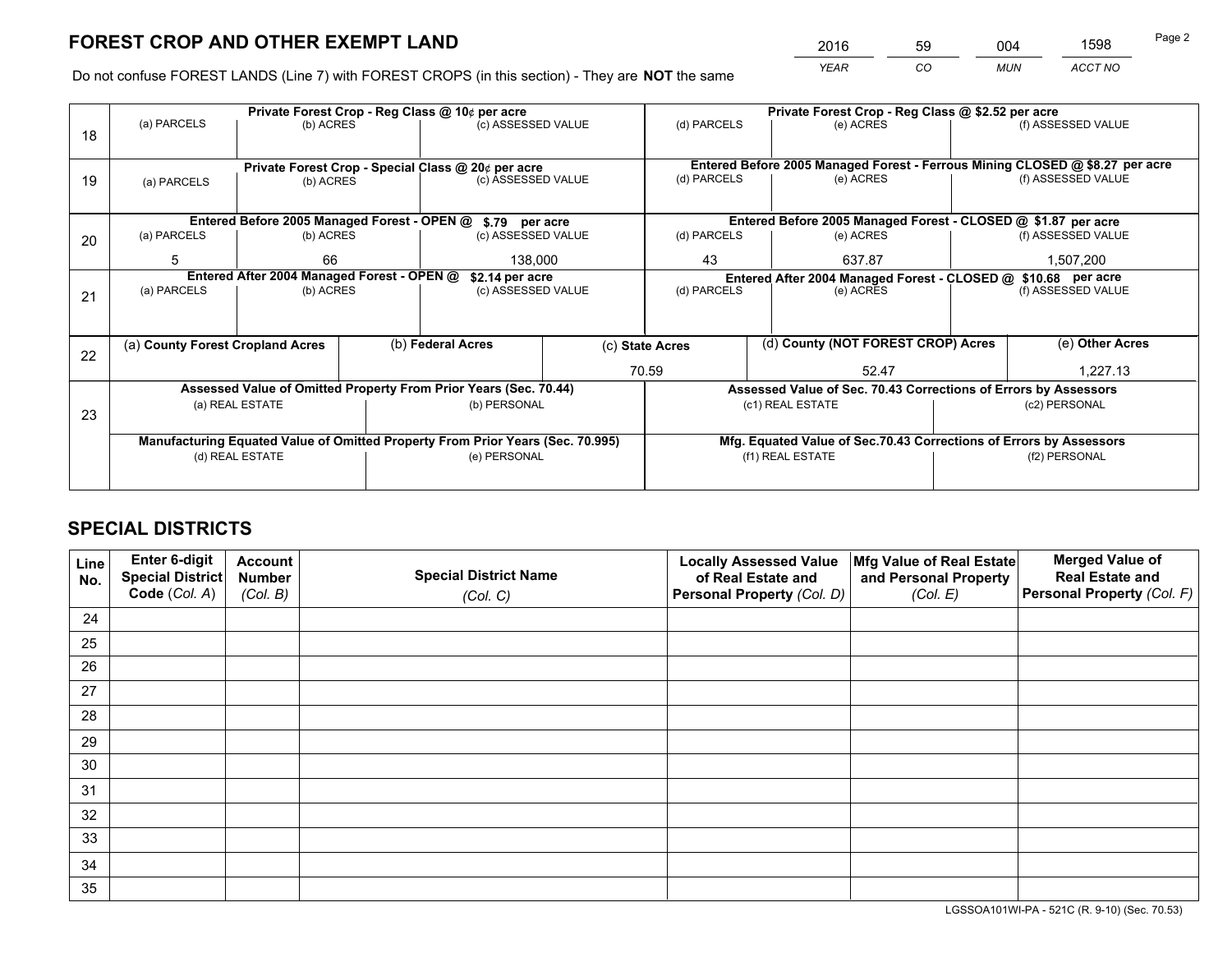# FOREST CROP AND OTHER EXEMPT LAND

| 2016 | 59 | 004 | 1598 |
|---|---|---|---|
| *YEAR* | *CO* | *MUN* | *ACCT NO* |

Do not confuse FOREST LANDS (Line 7) with FOREST CROPS (in this section) - They are **NOT** the same

| Line | Private Forest Crop - Reg Class @ 10¢ per acre | | | Private Forest Crop - Reg Class @ $2.52 per acre | | |
|---|---|---|---|---|---|---|
| 18 | (a) PARCELS | (b) ACRES | (c) ASSESSED VALUE | (d) PARCELS | (e) ACRES | (f) ASSESSED VALUE |
| | | | | | | |
| | **Private Forest Crop - Special Class @ 20¢ per acre** | | | **Entered Before 2005 Managed Forest - Ferrous Mining CLOSED @ $8.27 per acre** | | |
| 19 | (a) PARCELS | (b) ACRES | (c) ASSESSED VALUE | (d) PARCELS | (e) ACRES | (f) ASSESSED VALUE |
| | | | | | | |
| | **Entered Before 2005 Managed Forest - OPEN @ $.79 per acre** | | | **Entered Before 2005 Managed Forest - CLOSED @ $1.87 per acre** | | |
| 20 | (a) PARCELS | (b) ACRES | (c) ASSESSED VALUE | (d) PARCELS | (e) ACRES | (f) ASSESSED VALUE |
| | 5 | 66 | 138,000 | 43 | 637.87 | 1,507,200 |
| | **Entered After 2004 Managed Forest - OPEN @ $2.14 per acre** | | | **Entered After 2004 Managed Forest - CLOSED @ $10.68 per acre** | | |
| 21 | (a) PARCELS | (b) ACRES | (c) ASSESSED VALUE | (d) PARCELS | (e) ACRES | (f) ASSESSED VALUE |
| | | | | | | |

| Line | (a) County Forest Cropland Acres | (b) Federal Acres | (c) State Acres | (d) County (NOT FOREST CROP) Acres | (e) Other Acres |
|---|---|---|---|---|---|
| 22 | | | 70.59 | 52.47 | 1,227.13 |

| Line | Assessed Value of Omitted Property From Prior Years (Sec. 70.44) | | Assessed Value of Sec. 70.43 Corrections of Errors by Assessors | |
|---|---|---|---|---|
| 23 | (a) REAL ESTATE | (b) PERSONAL | (c1) REAL ESTATE | (c2) PERSONAL |
| | | | | |
| | **Manufacturing Equated Value of Omitted Property From Prior Years (Sec. 70.995)** | | **Mfg. Equated Value of Sec.70.43 Corrections of Errors by Assessors** | |
| | (d) REAL ESTATE | (e) PERSONAL | (f1) REAL ESTATE | (f2) PERSONAL |
| | | | | |

# SPECIAL DISTRICTS

| Line No. | Enter 6-digit Special District Code (*Col. A*) | Account Number (*Col. B*) | Special District Name (*Col. C*) | Locally Assessed Value of Real Estate and Personal Property (*Col. D*) | Mfg Value of Real Estate and Personal Property (*Col. E*) | Merged Value of Real Estate and Personal Property (*Col. F*) |
|---|---|---|---|---|---|---|
| 24 | | | | | | |
| 25 | | | | | | |
| 26 | | | | | | |
| 27 | | | | | | |
| 28 | | | | | | |
| 29 | | | | | | |
| 30 | | | | | | |
| 31 | | | | | | |
| 32 | | | | | | |
| 33 | | | | | | |
| 34 | | | | | | |
| 35 | | | | | | |

LGSSOA101WI-PA - 521C (R. 9-10) (Sec. 70.53)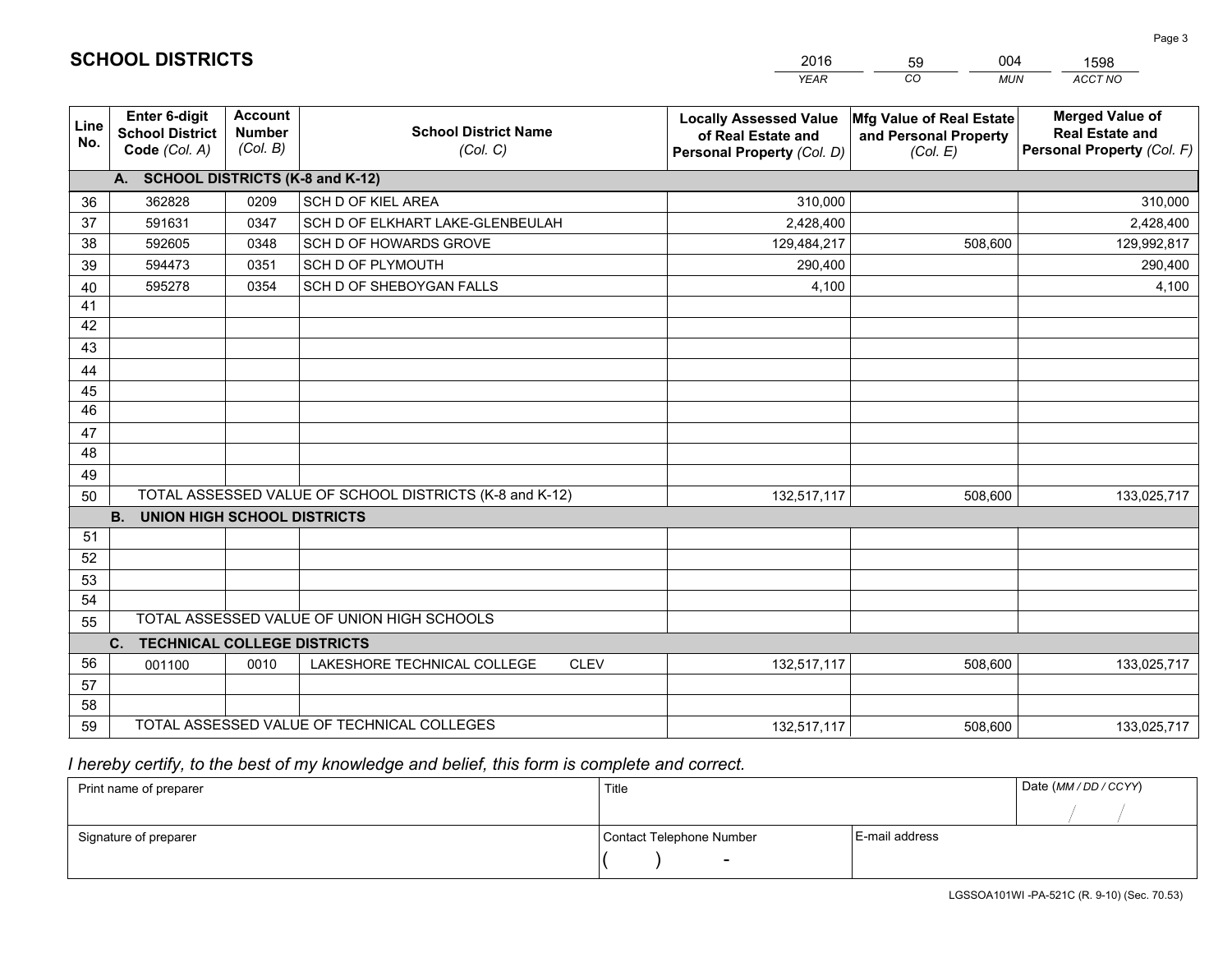# SCHOOL DISTRICTS

| 2016 | 59 | 004 | 1598 |
|---|---|---|---|
| *YEAR* | *CO* | *MUN* | *ACCT NO* |

| Line No. | Enter 6-digit School District Code *(Col. A)* | Account Number *(Col. B)* | School District Name *(Col. C)* | Locally Assessed Value of Real Estate and Personal Property *(Col. D)* | Mfg Value of Real Estate and Personal Property *(Col. E)* | Merged Value of Real Estate and Personal Property *(Col. F)* |
|---|---|---|---|---|---|---|
| **A. SCHOOL DISTRICTS (K-8 and K-12)** | | | | | | |
| 36 | 362828 | 0209 | SCH D OF KIEL AREA | 310,000 | | 310,000 |
| 37 | 591631 | 0347 | SCH D OF ELKHART LAKE-GLENBEULAH | 2,428,400 | | 2,428,400 |
| 38 | 592605 | 0348 | SCH D OF HOWARDS GROVE | 129,484,217 | 508,600 | 129,992,817 |
| 39 | 594473 | 0351 | SCH D OF PLYMOUTH | 290,400 | | 290,400 |
| 40 | 595278 | 0354 | SCH D OF SHEBOYGAN FALLS | 4,100 | | 4,100 |
| 41 | | | | | | |
| 42 | | | | | | |
| 43 | | | | | | |
| 44 | | | | | | |
| 45 | | | | | | |
| 46 | | | | | | |
| 47 | | | | | | |
| 48 | | | | | | |
| 49 | | | | | | |
| 50 | TOTAL ASSESSED VALUE OF SCHOOL DISTRICTS (K-8 and K-12) | | | 132,517,117 | 508,600 | 133,025,717 |
| **B. UNION HIGH SCHOOL DISTRICTS** | | | | | | |
| 51 | | | | | | |
| 52 | | | | | | |
| 53 | | | | | | |
| 54 | | | | | | |
| 55 | TOTAL ASSESSED VALUE OF UNION HIGH SCHOOLS | | | | | |
| **C. TECHNICAL COLLEGE DISTRICTS** | | | | | | |
| 56 | 001100 | 0010 | LAKESHORE TECHNICAL COLLEGE CLEV | 132,517,117 | 508,600 | 133,025,717 |
| 57 | | | | | | |
| 58 | | | | | | |
| 59 | TOTAL ASSESSED VALUE OF TECHNICAL COLLEGES | | | 132,517,117 | 508,600 | 133,025,717 |

*I hereby certify, to the best of my knowledge and belief, this form is complete and correct.*

| Print name of preparer | Title | | Date *(MM / DD / CCYY)* |
|---|---|---|---|
| | | | / / |
| Signature of preparer | Contact Telephone Number | E-mail address | |
| | ( ) - | | |

LGSSOA101WI -PA-521C (R. 9-10) (Sec. 70.53)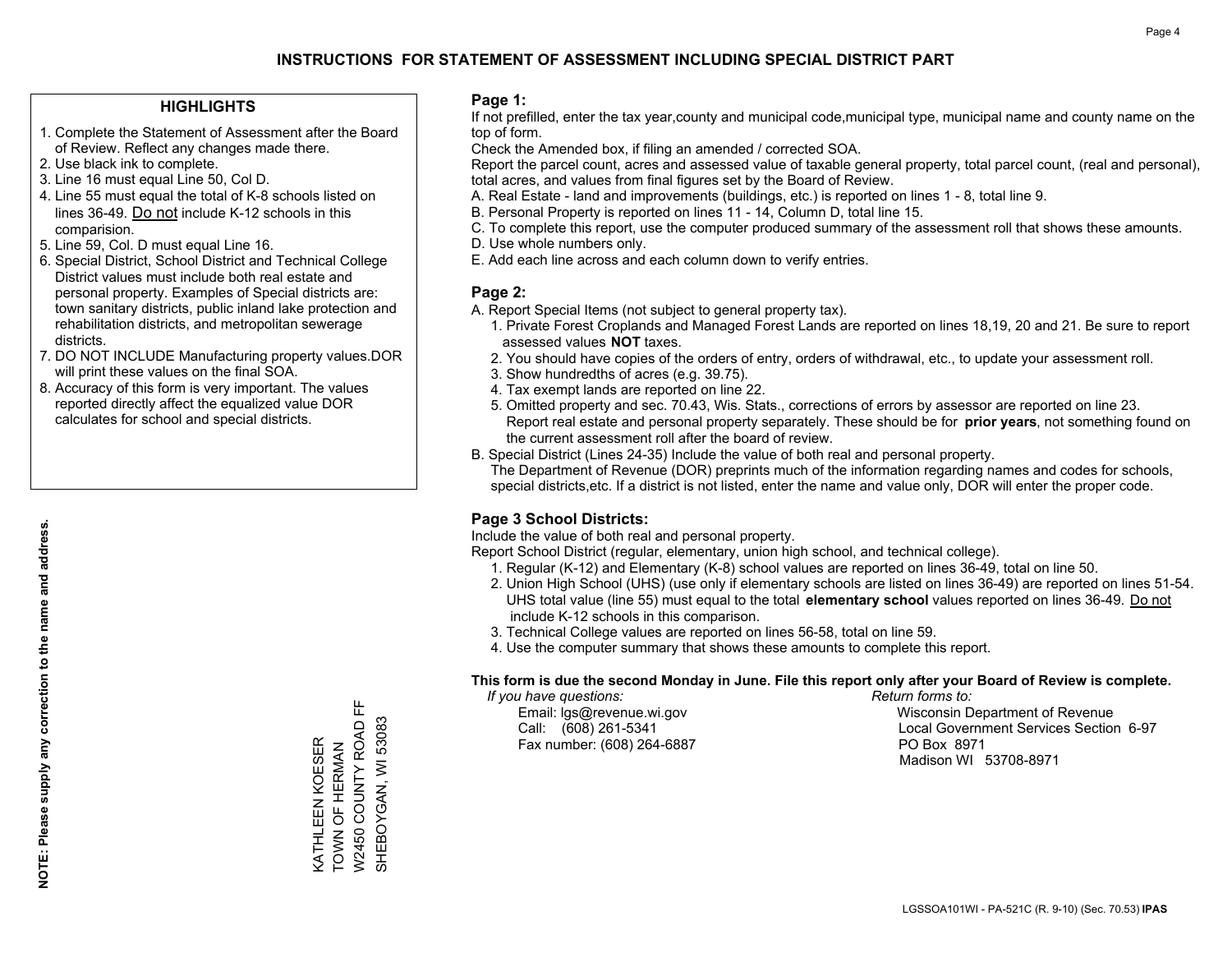# INSTRUCTIONS FOR STATEMENT OF ASSESSMENT INCLUDING SPECIAL DISTRICT PART

## HIGHLIGHTS

1. Complete the Statement of Assessment after the Board of Review. Reflect any changes made there.
2. Use black ink to complete.
3. Line 16 must equal Line 50, Col D.
4. Line 55 must equal the total of K-8 schools listed on lines 36-49. Do not include K-12 schools in this comparision.
5. Line 59, Col. D must equal Line 16.
6. Special District, School District and Technical College District values must include both real estate and personal property. Examples of Special districts are: town sanitary districts, public inland lake protection and rehabilitation districts, and metropolitan sewerage districts.
7. DO NOT INCLUDE Manufacturing property values.DOR will print these values on the final SOA.
8. Accuracy of this form is very important. The values reported directly affect the equalized value DOR calculates for school and special districts.

**NOTE: Please supply any correction to the name and address.**

KATHLEEN KOESER
TOWN OF HERMAN
W2450 COUNTY ROAD FF
SHEBOYGAN, WI 53083

## Page 1:

If not prefilled, enter the tax year,county and municipal code,municipal type, municipal name and county name on the top of form.

Check the Amended box, if filing an amended / corrected SOA.

Report the parcel count, acres and assessed value of taxable general property, total parcel count, (real and personal), total acres, and values from final figures set by the Board of Review.

A. Real Estate - land and improvements (buildings, etc.) is reported on lines 1 - 8, total line 9.
B. Personal Property is reported on lines 11 - 14, Column D, total line 15.
C. To complete this report, use the computer produced summary of the assessment roll that shows these amounts.
D. Use whole numbers only.
E. Add each line across and each column down to verify entries.

## Page 2:

A. Report Special Items (not subject to general property tax).
   1. Private Forest Croplands and Managed Forest Lands are reported on lines 18,19, 20 and 21. Be sure to report assessed values **NOT** taxes.
   2. You should have copies of the orders of entry, orders of withdrawal, etc., to update your assessment roll.
   3. Show hundredths of acres (e.g. 39.75).
   4. Tax exempt lands are reported on line 22.
   5. Omitted property and sec. 70.43, Wis. Stats., corrections of errors by assessor are reported on line 23. Report real estate and personal property separately. These should be for **prior years**, not something found on the current assessment roll after the board of review.
B. Special District (Lines 24-35) Include the value of both real and personal property.
   The Department of Revenue (DOR) preprints much of the information regarding names and codes for schools, special districts,etc. If a district is not listed, enter the name and value only, DOR will enter the proper code.

## Page 3 School Districts:

Include the value of both real and personal property.

Report School District (regular, elementary, union high school, and technical college).

1. Regular (K-12) and Elementary (K-8) school values are reported on lines 36-49, total on line 50.
2. Union High School (UHS) (use only if elementary schools are listed on lines 36-49) are reported on lines 51-54. UHS total value (line 55) must equal to the total **elementary school** values reported on lines 36-49. Do not include K-12 schools in this comparison.
3. Technical College values are reported on lines 56-58, total on line 59.
4. Use the computer summary that shows these amounts to complete this report.

**This form is due the second Monday in June. File this report only after your Board of Review is complete.**

*If you have questions:*
Email: lgs@revenue.wi.gov
Call: (608) 261-5341
Fax number: (608) 264-6887

*Return forms to:*
Wisconsin Department of Revenue
Local Government Services Section 6-97
PO Box 8971
Madison WI 53708-8971

LGSSOA101WI - PA-521C (R. 9-10) (Sec. 70.53) **IPAS**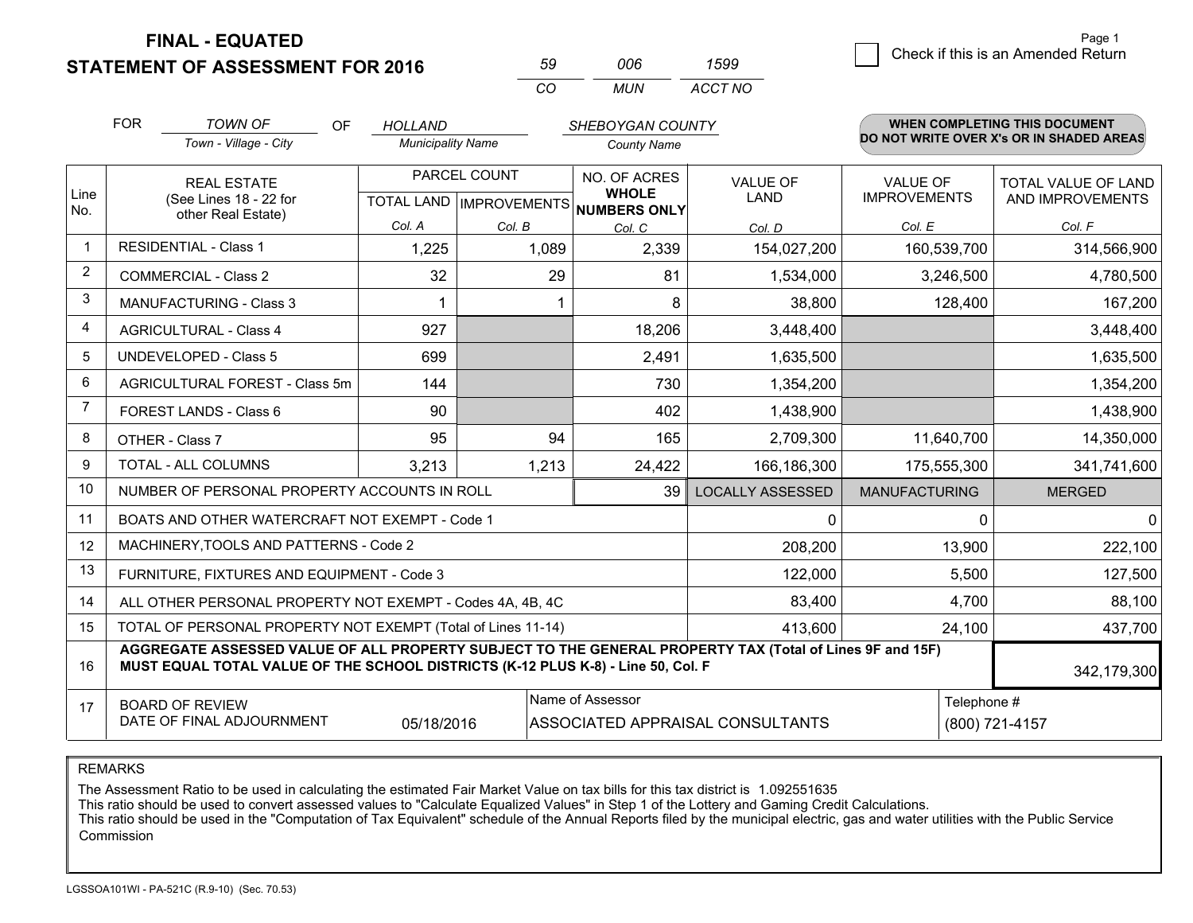**FINAL - EQUATED**
**STATEMENT OF ASSESSMENT FOR 2016**

| 59 | 006 | 1599 |
|---|---|---|
| CO | MUN | ACCT NO |

☐ Check if this is an Amended Return

| FOR | TOWN OF | OF | HOLLAND | SHEBOYGAN COUNTY |
|---|---|---|---|---|
| | Town - Village - City | | Municipality Name | County Name |

**WHEN COMPLETING THIS DOCUMENT DO NOT WRITE OVER X's OR IN SHADED AREAS**

| Line No. | REAL ESTATE (See Lines 18 - 22 for other Real Estate) | PARCEL COUNT TOTAL LAND Col. A | PARCEL COUNT IMPROVEMENTS Col. B | NO. OF ACRES WHOLE NUMBERS ONLY Col. C | VALUE OF LAND Col. D | VALUE OF IMPROVEMENTS Col. E | TOTAL VALUE OF LAND AND IMPROVEMENTS Col. F |
|---|---|---|---|---|---|---|---|
| 1 | RESIDENTIAL - Class 1 | 1,225 | 1,089 | 2,339 | 154,027,200 | 160,539,700 | 314,566,900 |
| 2 | COMMERCIAL - Class 2 | 32 | 29 | 81 | 1,534,000 | 3,246,500 | 4,780,500 |
| 3 | MANUFACTURING - Class 3 | 1 | 1 | 8 | 38,800 | 128,400 | 167,200 |
| 4 | AGRICULTURAL - Class 4 | 927 | | 18,206 | 3,448,400 | | 3,448,400 |
| 5 | UNDEVELOPED - Class 5 | 699 | | 2,491 | 1,635,500 | | 1,635,500 |
| 6 | AGRICULTURAL FOREST - Class 5m | 144 | | 730 | 1,354,200 | | 1,354,200 |
| 7 | FOREST LANDS - Class 6 | 90 | | 402 | 1,438,900 | | 1,438,900 |
| 8 | OTHER - Class 7 | 95 | 94 | 165 | 2,709,300 | 11,640,700 | 14,350,000 |
| 9 | TOTAL - ALL COLUMNS | 3,213 | 1,213 | 24,422 | 166,186,300 | 175,555,300 | 341,741,600 |
| 10 | NUMBER OF PERSONAL PROPERTY ACCOUNTS IN ROLL | | | 39 | LOCALLY ASSESSED | MANUFACTURING | MERGED |
| 11 | BOATS AND OTHER WATERCRAFT NOT EXEMPT - Code 1 | | | | 0 | 0 | 0 |
| 12 | MACHINERY,TOOLS AND PATTERNS - Code 2 | | | | 208,200 | 13,900 | 222,100 |
| 13 | FURNITURE, FIXTURES AND EQUIPMENT - Code 3 | | | | 122,000 | 5,500 | 127,500 |
| 14 | ALL OTHER PERSONAL PROPERTY NOT EXEMPT - Codes 4A, 4B, 4C | | | | 83,400 | 4,700 | 88,100 |
| 15 | TOTAL OF PERSONAL PROPERTY NOT EXEMPT (Total of Lines 11-14) | | | | 413,600 | 24,100 | 437,700 |
| 16 | **AGGREGATE ASSESSED VALUE OF ALL PROPERTY SUBJECT TO THE GENERAL PROPERTY TAX (Total of Lines 9F and 15F) MUST EQUAL TOTAL VALUE OF THE SCHOOL DISTRICTS (K-12 PLUS K-8) - Line 50, Col. F** | | | | | | 342,179,300 |
| 17 | BOARD OF REVIEW DATE OF FINAL ADJOURNMENT | 05/18/2016 | | Name of Assessor: ASSOCIATED APPRAISAL CONSULTANTS | | Telephone #: (800) 721-4157 | |

REMARKS

The Assessment Ratio to be used in calculating the estimated Fair Market Value on tax bills for this tax district is 1.092551635
This ratio should be used to convert assessed values to "Calculate Equalized Values" in Step 1 of the Lottery and Gaming Credit Calculations.
This ratio should be used in the "Computation of Tax Equivalent" schedule of the Annual Reports filed by the municipal electric, gas and water utilities with the Public Service Commission

LGSSOA101WI - PA-521C (R.9-10) (Sec. 70.53)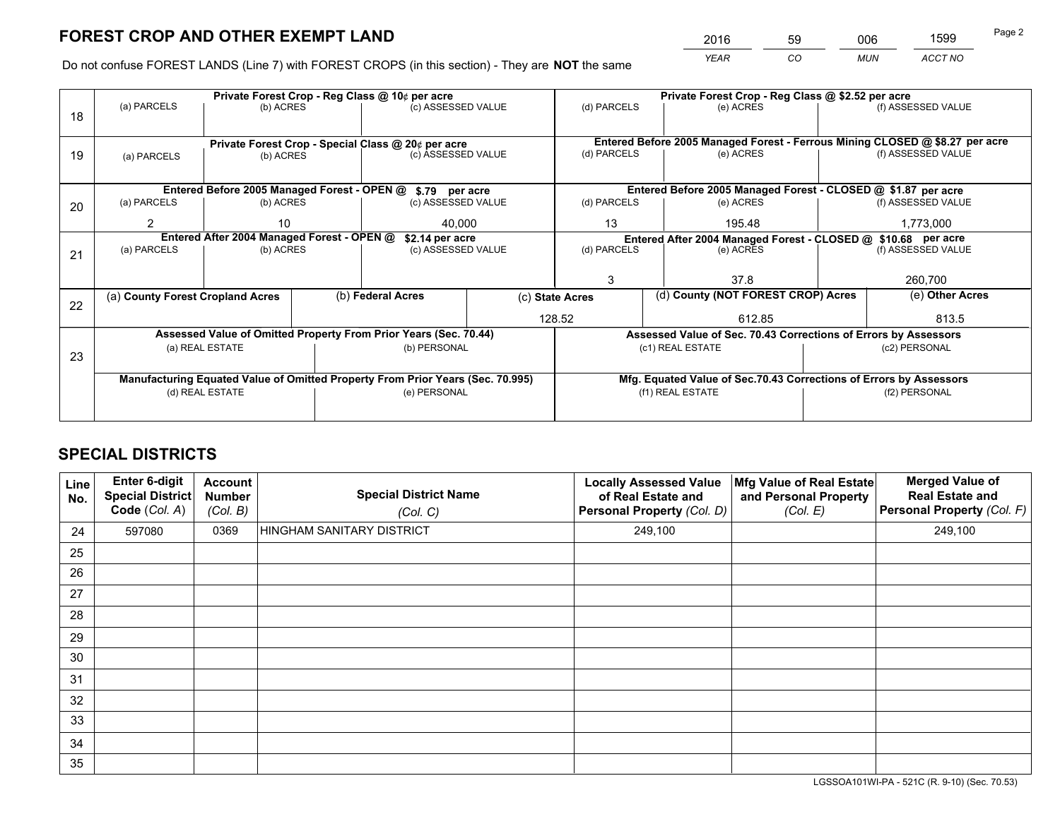# FOREST CROP AND OTHER EXEMPT LAND

| 2016 | 59 | 006 | 1599 |
|---|---|---|---|
| YEAR | CO | MUN | ACCT NO |

Do not confuse FOREST LANDS (Line 7) with FOREST CROPS (in this section) - They are **NOT** the same

| Line | Private Forest Crop - Reg Class @ 10¢ per acre | | | Private Forest Crop - Reg Class @ $2.52 per acre | | |
|---|---|---|---|---|---|---|
| 18 | (a) PARCELS | (b) ACRES | (c) ASSESSED VALUE | (d) PARCELS | (e) ACRES | (f) ASSESSED VALUE |
| | | | | | | |
| | **Private Forest Crop - Special Class @ 20¢ per acre** | | | **Entered Before 2005 Managed Forest - Ferrous Mining CLOSED @ $8.27 per acre** | | |
| 19 | (a) PARCELS | (b) ACRES | (c) ASSESSED VALUE | (d) PARCELS | (e) ACRES | (f) ASSESSED VALUE |
| | | | | | | |
| | **Entered Before 2005 Managed Forest - OPEN @ $.79 per acre** | | | **Entered Before 2005 Managed Forest - CLOSED @ $1.87 per acre** | | |
| 20 | (a) PARCELS | (b) ACRES | (c) ASSESSED VALUE | (d) PARCELS | (e) ACRES | (f) ASSESSED VALUE |
| | 2 | 10 | 40,000 | 13 | 195.48 | 1,773,000 |
| | **Entered After 2004 Managed Forest - OPEN @ $2.14 per acre** | | | **Entered After 2004 Managed Forest - CLOSED @ $10.68 per acre** | | |
| 21 | (a) PARCELS | (b) ACRES | (c) ASSESSED VALUE | (d) PARCELS | (e) ACRES | (f) ASSESSED VALUE |
| | | | | 3 | 37.8 | 260,700 |

| Line | (a) County Forest Cropland Acres | (b) Federal Acres | (c) State Acres | (d) County (NOT FOREST CROP) Acres | (e) Other Acres |
|---|---|---|---|---|---|
| 22 | | | 128.52 | 612.85 | 813.5 |

| Line | Assessed Value of Omitted Property From Prior Years (Sec. 70.44) | | Assessed Value of Sec. 70.43 Corrections of Errors by Assessors | |
|---|---|---|---|---|
| 23 | (a) REAL ESTATE | (b) PERSONAL | (c1) REAL ESTATE | (c2) PERSONAL |
| | | | | |
| | **Manufacturing Equated Value of Omitted Property From Prior Years (Sec. 70.995)** | | **Mfg. Equated Value of Sec.70.43 Corrections of Errors by Assessors** | |
| | (d) REAL ESTATE | (e) PERSONAL | (f1) REAL ESTATE | (f2) PERSONAL |
| | | | | |

# SPECIAL DISTRICTS

| Line No. | Enter 6-digit Special District Code (Col. A) | Account Number (Col. B) | Special District Name (Col. C) | Locally Assessed Value of Real Estate and Personal Property (Col. D) | Mfg Value of Real Estate and Personal Property (Col. E) | Merged Value of Real Estate and Personal Property (Col. F) |
|---|---|---|---|---|---|---|
| 24 | 597080 | 0369 | HINGHAM SANITARY DISTRICT | 249,100 | | 249,100 |
| 25 | | | | | | |
| 26 | | | | | | |
| 27 | | | | | | |
| 28 | | | | | | |
| 29 | | | | | | |
| 30 | | | | | | |
| 31 | | | | | | |
| 32 | | | | | | |
| 33 | | | | | | |
| 34 | | | | | | |
| 35 | | | | | | |

LGSSOA101WI-PA - 521C (R. 9-10) (Sec. 70.53)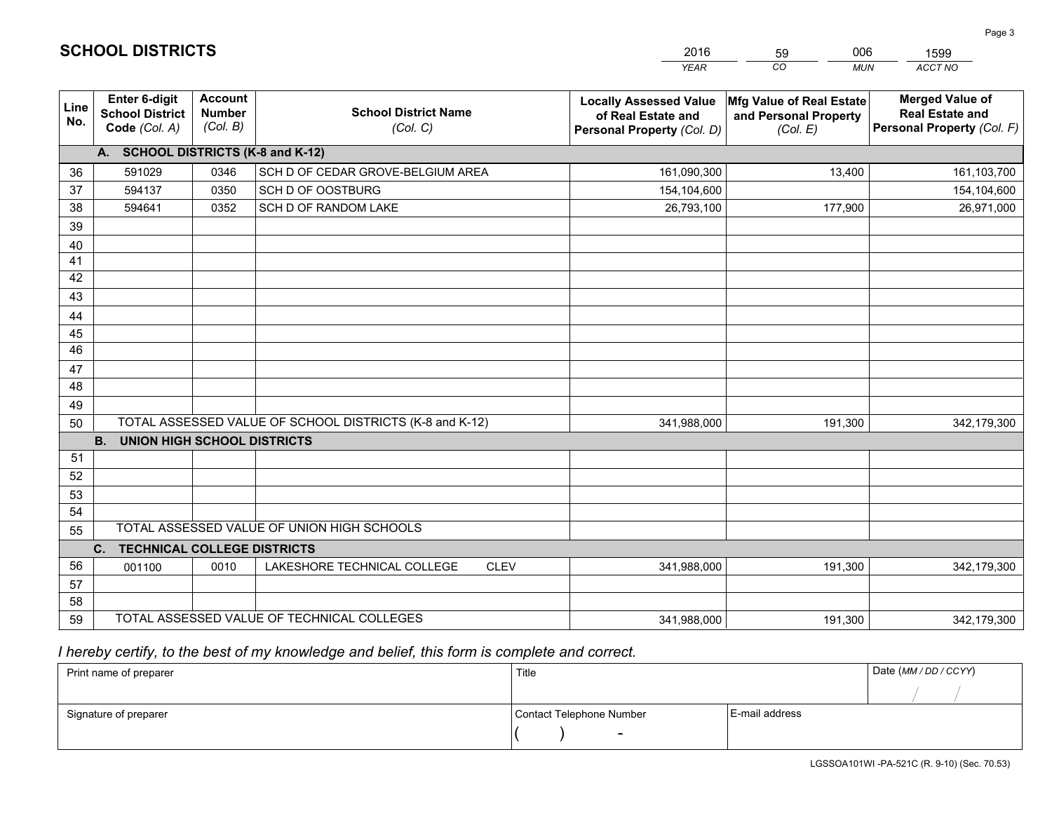# SCHOOL DISTRICTS

| 2016 | 59 | 006 | 1599 |
|---|---|---|---|
| *YEAR* | *CO* | *MUN* | *ACCT NO* |

| Line No. | Enter 6-digit School District Code *(Col. A)* | Account Number *(Col. B)* | School District Name *(Col. C)* | Locally Assessed Value of Real Estate and Personal Property *(Col. D)* | Mfg Value of Real Estate and Personal Property *(Col. E)* | Merged Value of Real Estate and Personal Property *(Col. F)* |
|---|---|---|---|---|---|---|
| **A. SCHOOL DISTRICTS (K-8 and K-12)** | | | | | | |
| 36 | 591029 | 0346 | SCH D OF CEDAR GROVE-BELGIUM AREA | 161,090,300 | 13,400 | 161,103,700 |
| 37 | 594137 | 0350 | SCH D OF OOSTBURG | 154,104,600 | | 154,104,600 |
| 38 | 594641 | 0352 | SCH D OF RANDOM LAKE | 26,793,100 | 177,900 | 26,971,000 |
| 39 | | | | | | |
| 40 | | | | | | |
| 41 | | | | | | |
| 42 | | | | | | |
| 43 | | | | | | |
| 44 | | | | | | |
| 45 | | | | | | |
| 46 | | | | | | |
| 47 | | | | | | |
| 48 | | | | | | |
| 49 | | | | | | |
| 50 | TOTAL ASSESSED VALUE OF SCHOOL DISTRICTS (K-8 and K-12) | | | 341,988,000 | 191,300 | 342,179,300 |
| **B. UNION HIGH SCHOOL DISTRICTS** | | | | | | |
| 51 | | | | | | |
| 52 | | | | | | |
| 53 | | | | | | |
| 54 | | | | | | |
| 55 | TOTAL ASSESSED VALUE OF UNION HIGH SCHOOLS | | | | | |
| **C. TECHNICAL COLLEGE DISTRICTS** | | | | | | |
| 56 | 001100 | 0010 | LAKESHORE TECHNICAL COLLEGE CLEV | 341,988,000 | 191,300 | 342,179,300 |
| 57 | | | | | | |
| 58 | | | | | | |
| 59 | TOTAL ASSESSED VALUE OF TECHNICAL COLLEGES | | | 341,988,000 | 191,300 | 342,179,300 |

*I hereby certify, to the best of my knowledge and belief, this form is complete and correct.*

| Print name of preparer | Title | | Date *(MM / DD / CCYY)* |
|---|---|---|---|
| | | | / / |
| Signature of preparer | Contact Telephone Number | E-mail address | |
| | ( ) - | | |

LGSSOA101WI -PA-521C (R. 9-10) (Sec. 70.53)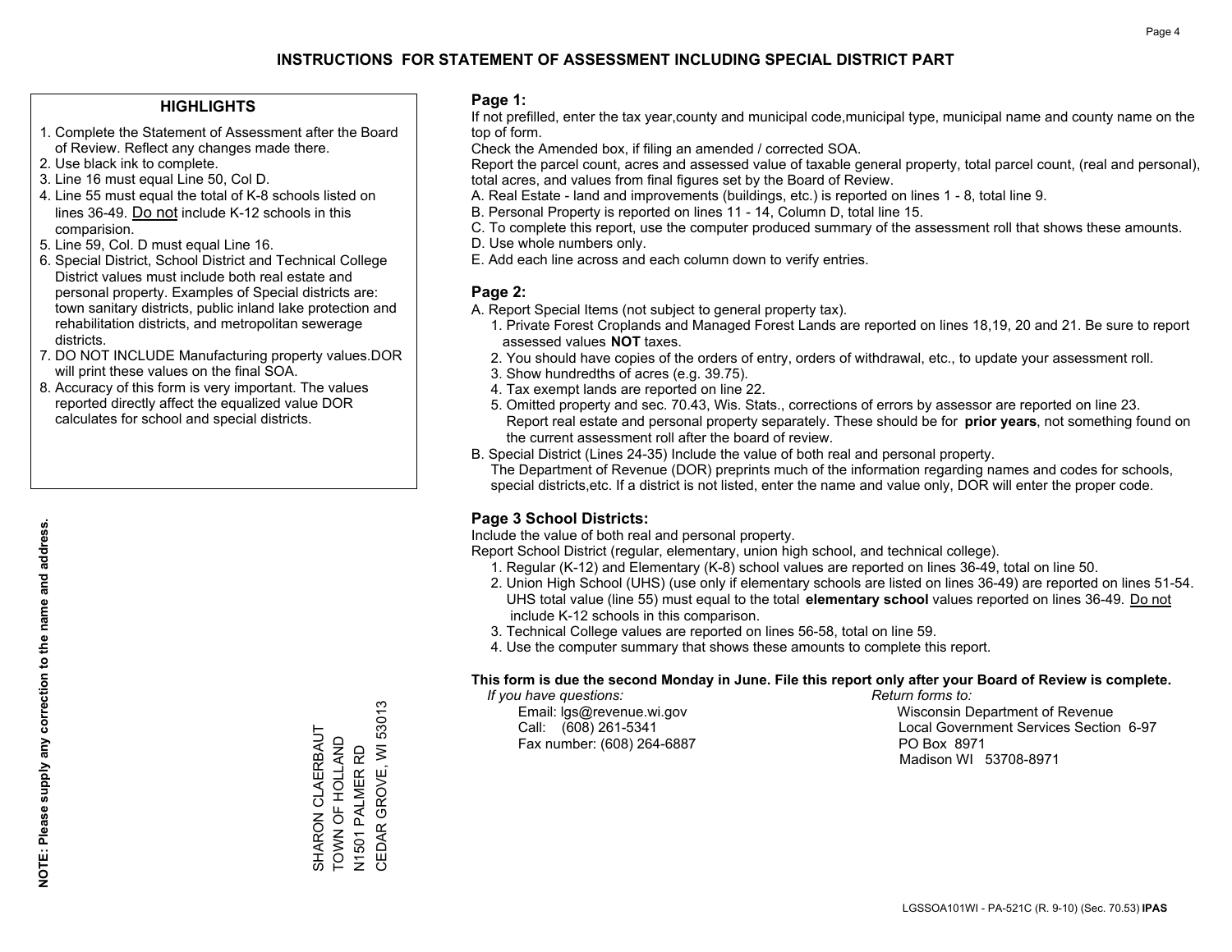# INSTRUCTIONS FOR STATEMENT OF ASSESSMENT INCLUDING SPECIAL DISTRICT PART

## HIGHLIGHTS

1. Complete the Statement of Assessment after the Board of Review. Reflect any changes made there.
2. Use black ink to complete.
3. Line 16 must equal Line 50, Col D.
4. Line 55 must equal the total of K-8 schools listed on lines 36-49. Do not include K-12 schools in this comparision.
5. Line 59, Col. D must equal Line 16.
6. Special District, School District and Technical College District values must include both real estate and personal property. Examples of Special districts are: town sanitary districts, public inland lake protection and rehabilitation districts, and metropolitan sewerage districts.
7. DO NOT INCLUDE Manufacturing property values.DOR will print these values on the final SOA.
8. Accuracy of this form is very important. The values reported directly affect the equalized value DOR calculates for school and special districts.

**NOTE: Please supply any correction to the name and address.**

SHARON CLAERBAUT
TOWN OF HOLLAND
N1501 PALMER RD
CEDAR GROVE, WI 53013

## Page 1:

If not prefilled, enter the tax year,county and municipal code,municipal type, municipal name and county name on the top of form.

Check the Amended box, if filing an amended / corrected SOA.

Report the parcel count, acres and assessed value of taxable general property, total parcel count, (real and personal), total acres, and values from final figures set by the Board of Review.

A. Real Estate - land and improvements (buildings, etc.) is reported on lines 1 - 8, total line 9.
B. Personal Property is reported on lines 11 - 14, Column D, total line 15.
C. To complete this report, use the computer produced summary of the assessment roll that shows these amounts.
D. Use whole numbers only.
E. Add each line across and each column down to verify entries.

## Page 2:

A. Report Special Items (not subject to general property tax).
   1. Private Forest Croplands and Managed Forest Lands are reported on lines 18,19, 20 and 21. Be sure to report assessed values **NOT** taxes.
   2. You should have copies of the orders of entry, orders of withdrawal, etc., to update your assessment roll.
   3. Show hundredths of acres (e.g. 39.75).
   4. Tax exempt lands are reported on line 22.
   5. Omitted property and sec. 70.43, Wis. Stats., corrections of errors by assessor are reported on line 23. Report real estate and personal property separately. These should be for **prior years**, not something found on the current assessment roll after the board of review.

B. Special District (Lines 24-35) Include the value of both real and personal property.
   The Department of Revenue (DOR) preprints much of the information regarding names and codes for schools, special districts,etc. If a district is not listed, enter the name and value only, DOR will enter the proper code.

## Page 3 School Districts:

Include the value of both real and personal property.

Report School District (regular, elementary, union high school, and technical college).

1. Regular (K-12) and Elementary (K-8) school values are reported on lines 36-49, total on line 50.
2. Union High School (UHS) (use only if elementary schools are listed on lines 36-49) are reported on lines 51-54. UHS total value (line 55) must equal to the total **elementary school** values reported on lines 36-49. Do not include K-12 schools in this comparison.
3. Technical College values are reported on lines 56-58, total on line 59.
4. Use the computer summary that shows these amounts to complete this report.

**This form is due the second Monday in June. File this report only after your Board of Review is complete.**

*If you have questions:*
Email: lgs@revenue.wi.gov
Call: (608) 261-5341
Fax number: (608) 264-6887

*Return forms to:*
Wisconsin Department of Revenue
Local Government Services Section 6-97
PO Box 8971
Madison WI 53708-8971

LGSSOA101WI - PA-521C (R. 9-10) (Sec. 70.53) **IPAS**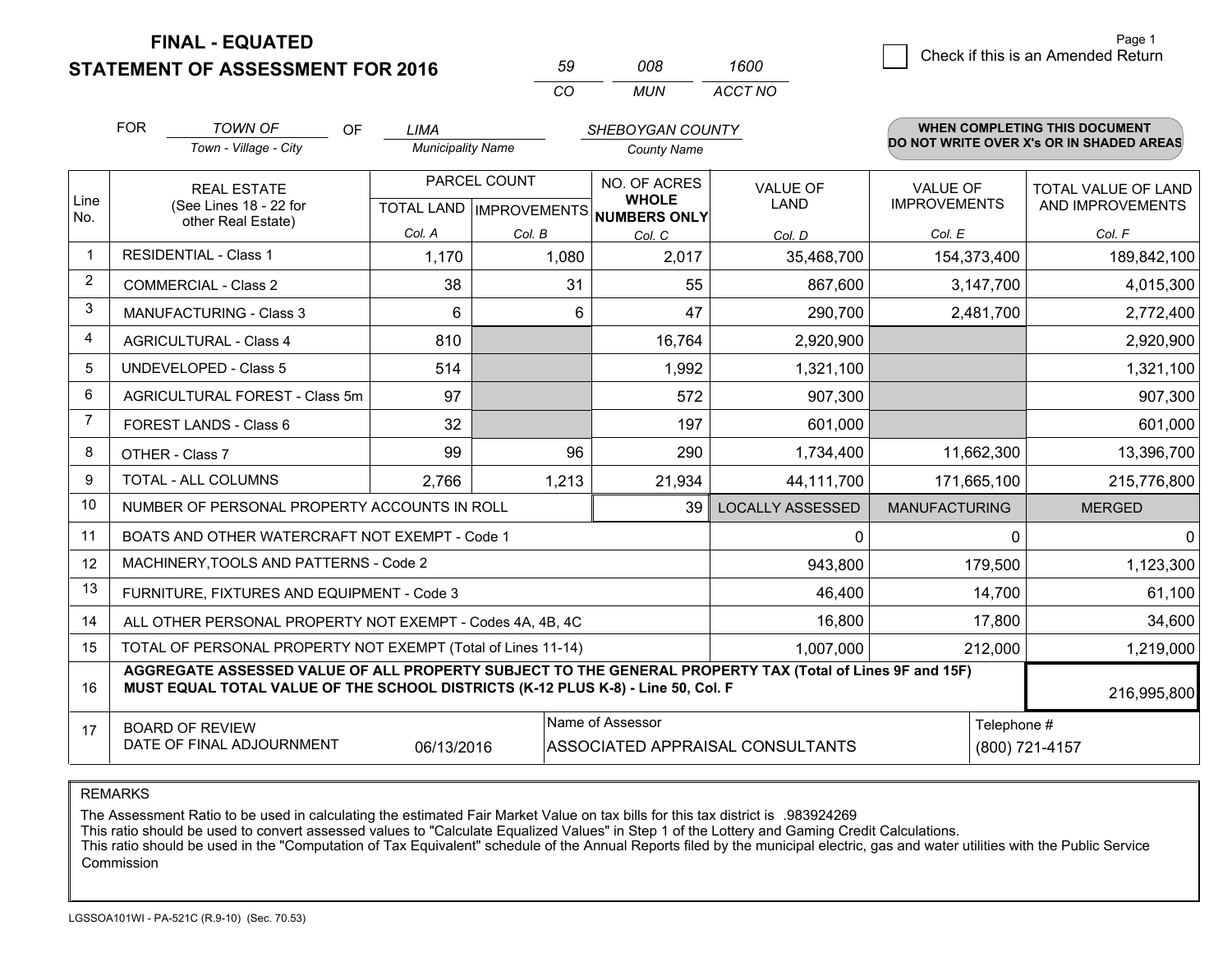# FINAL - EQUATED
## STATEMENT OF ASSESSMENT FOR 2016

| 59 | 008 | 1600 |
|---|---|---|
| CO | MUN | ACCT NO |

Check if this is an Amended Return

Page 1

FOR *TOWN OF* (Town - Village - City) OF *LIMA* (Municipality Name) *SHEBOYGAN COUNTY* (County Name)

**WHEN COMPLETING THIS DOCUMENT DO NOT WRITE OVER X's OR IN SHADED AREAS**

| Line No. | REAL ESTATE (See Lines 18 - 22 for other Real Estate) | PARCEL COUNT TOTAL LAND Col. A | PARCEL COUNT IMPROVEMENTS Col. B | NO. OF ACRES WHOLE NUMBERS ONLY Col. C | VALUE OF LAND Col. D | VALUE OF IMPROVEMENTS Col. E | TOTAL VALUE OF LAND AND IMPROVEMENTS Col. F |
|---|---|---|---|---|---|---|---|
| 1 | RESIDENTIAL - Class 1 | 1,170 | 1,080 | 2,017 | 35,468,700 | 154,373,400 | 189,842,100 |
| 2 | COMMERCIAL - Class 2 | 38 | 31 | 55 | 867,600 | 3,147,700 | 4,015,300 |
| 3 | MANUFACTURING - Class 3 | 6 | 6 | 47 | 290,700 | 2,481,700 | 2,772,400 |
| 4 | AGRICULTURAL - Class 4 | 810 | | 16,764 | 2,920,900 | | 2,920,900 |
| 5 | UNDEVELOPED - Class 5 | 514 | | 1,992 | 1,321,100 | | 1,321,100 |
| 6 | AGRICULTURAL FOREST - Class 5m | 97 | | 572 | 907,300 | | 907,300 |
| 7 | FOREST LANDS - Class 6 | 32 | | 197 | 601,000 | | 601,000 |
| 8 | OTHER - Class 7 | 99 | 96 | 290 | 1,734,400 | 11,662,300 | 13,396,700 |
| 9 | TOTAL - ALL COLUMNS | 2,766 | 1,213 | 21,934 | 44,111,700 | 171,665,100 | 215,776,800 |
| 10 | NUMBER OF PERSONAL PROPERTY ACCOUNTS IN ROLL | | | 39 | LOCALLY ASSESSED | MANUFACTURING | MERGED |
| 11 | BOATS AND OTHER WATERCRAFT NOT EXEMPT - Code 1 | | | | 0 | 0 | 0 |
| 12 | MACHINERY,TOOLS AND PATTERNS - Code 2 | | | | 943,800 | 179,500 | 1,123,300 |
| 13 | FURNITURE, FIXTURES AND EQUIPMENT - Code 3 | | | | 46,400 | 14,700 | 61,100 |
| 14 | ALL OTHER PERSONAL PROPERTY NOT EXEMPT - Codes 4A, 4B, 4C | | | | 16,800 | 17,800 | 34,600 |
| 15 | TOTAL OF PERSONAL PROPERTY NOT EXEMPT (Total of Lines 11-14) | | | | 1,007,000 | 212,000 | 1,219,000 |
| 16 | **AGGREGATE ASSESSED VALUE OF ALL PROPERTY SUBJECT TO THE GENERAL PROPERTY TAX (Total of Lines 9F and 15F) MUST EQUAL TOTAL VALUE OF THE SCHOOL DISTRICTS (K-12 PLUS K-8) - Line 50, Col. F** | | | | | | 216,995,800 |
| 17 | BOARD OF REVIEW DATE OF FINAL ADJOURNMENT | 06/13/2016 | Name of Assessor: ASSOCIATED APPRAISAL CONSULTANTS | | | Telephone #: (800) 721-4157 | |

REMARKS

The Assessment Ratio to be used in calculating the estimated Fair Market Value on tax bills for this tax district is .983924269
This ratio should be used to convert assessed values to "Calculate Equalized Values" in Step 1 of the Lottery and Gaming Credit Calculations.
This ratio should be used in the "Computation of Tax Equivalent" schedule of the Annual Reports filed by the municipal electric, gas and water utilities with the Public Service Commission

LGSSOA101WI - PA-521C (R.9-10) (Sec. 70.53)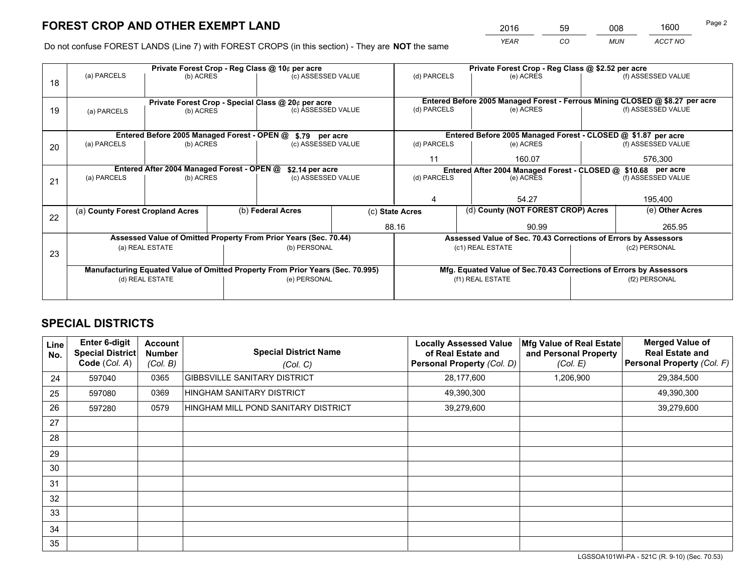# FOREST CROP AND OTHER EXEMPT LAND

| 2016 | 59 | 008 | 1600 |
|---|---|---|---|
| YEAR | CO | MUN | ACCT NO |

Do not confuse FOREST LANDS (Line 7) with FOREST CROPS (in this section) - They are **NOT** the same

| Line | Private Forest Crop - Reg Class @ 10¢ per acre | | | Private Forest Crop - Reg Class @ $2.52 per acre | | |
|---|---|---|---|---|---|---|
| 18 | (a) PARCELS | (b) ACRES | (c) ASSESSED VALUE | (d) PARCELS | (e) ACRES | (f) ASSESSED VALUE |
| | | | | | | |
| | **Private Forest Crop - Special Class @ 20¢ per acre** | | | **Entered Before 2005 Managed Forest - Ferrous Mining CLOSED @ $8.27 per acre** | | |
| 19 | (a) PARCELS | (b) ACRES | (c) ASSESSED VALUE | (d) PARCELS | (e) ACRES | (f) ASSESSED VALUE |
| | | | | | | |
| | **Entered Before 2005 Managed Forest - OPEN @ $.79 per acre** | | | **Entered Before 2005 Managed Forest - CLOSED @ $1.87 per acre** | | |
| 20 | (a) PARCELS | (b) ACRES | (c) ASSESSED VALUE | (d) PARCELS | (e) ACRES | (f) ASSESSED VALUE |
| | | | | 11 | 160.07 | 576,300 |
| | **Entered After 2004 Managed Forest - OPEN @ $2.14 per acre** | | | **Entered After 2004 Managed Forest - CLOSED @ $10.68 per acre** | | |
| 21 | (a) PARCELS | (b) ACRES | (c) ASSESSED VALUE | (d) PARCELS | (e) ACRES | (f) ASSESSED VALUE |
| | | | | 4 | 54.27 | 195,400 |

| Line | (a) County Forest Cropland Acres | (b) Federal Acres | (c) State Acres | (d) County (NOT FOREST CROP) Acres | (e) Other Acres |
|---|---|---|---|---|---|
| 22 | | | 88.16 | 90.99 | 265.95 |

| Line | Assessed Value of Omitted Property From Prior Years (Sec. 70.44) | | Assessed Value of Sec. 70.43 Corrections of Errors by Assessors | |
|---|---|---|---|---|
| 23 | (a) REAL ESTATE | (b) PERSONAL | (c1) REAL ESTATE | (c2) PERSONAL |
| | | | | |
| | **Manufacturing Equated Value of Omitted Property From Prior Years (Sec. 70.995)** | | **Mfg. Equated Value of Sec.70.43 Corrections of Errors by Assessors** | |
| | (d) REAL ESTATE | (e) PERSONAL | (f1) REAL ESTATE | (f2) PERSONAL |
| | | | | |

# SPECIAL DISTRICTS

| Line No. | Enter 6-digit Special District Code (Col. A) | Account Number (Col. B) | Special District Name (Col. C) | Locally Assessed Value of Real Estate and Personal Property (Col. D) | Mfg Value of Real Estate and Personal Property (Col. E) | Merged Value of Real Estate and Personal Property (Col. F) |
|---|---|---|---|---|---|---|
| 24 | 597040 | 0365 | GIBBSVILLE SANITARY DISTRICT | 28,177,600 | 1,206,900 | 29,384,500 |
| 25 | 597080 | 0369 | HINGHAM SANITARY DISTRICT | 49,390,300 | | 49,390,300 |
| 26 | 597280 | 0579 | HINGHAM MILL POND SANITARY DISTRICT | 39,279,600 | | 39,279,600 |
| 27 | | | | | | |
| 28 | | | | | | |
| 29 | | | | | | |
| 30 | | | | | | |
| 31 | | | | | | |
| 32 | | | | | | |
| 33 | | | | | | |
| 34 | | | | | | |
| 35 | | | | | | |

LGSSOA101WI-PA - 521C (R. 9-10) (Sec. 70.53)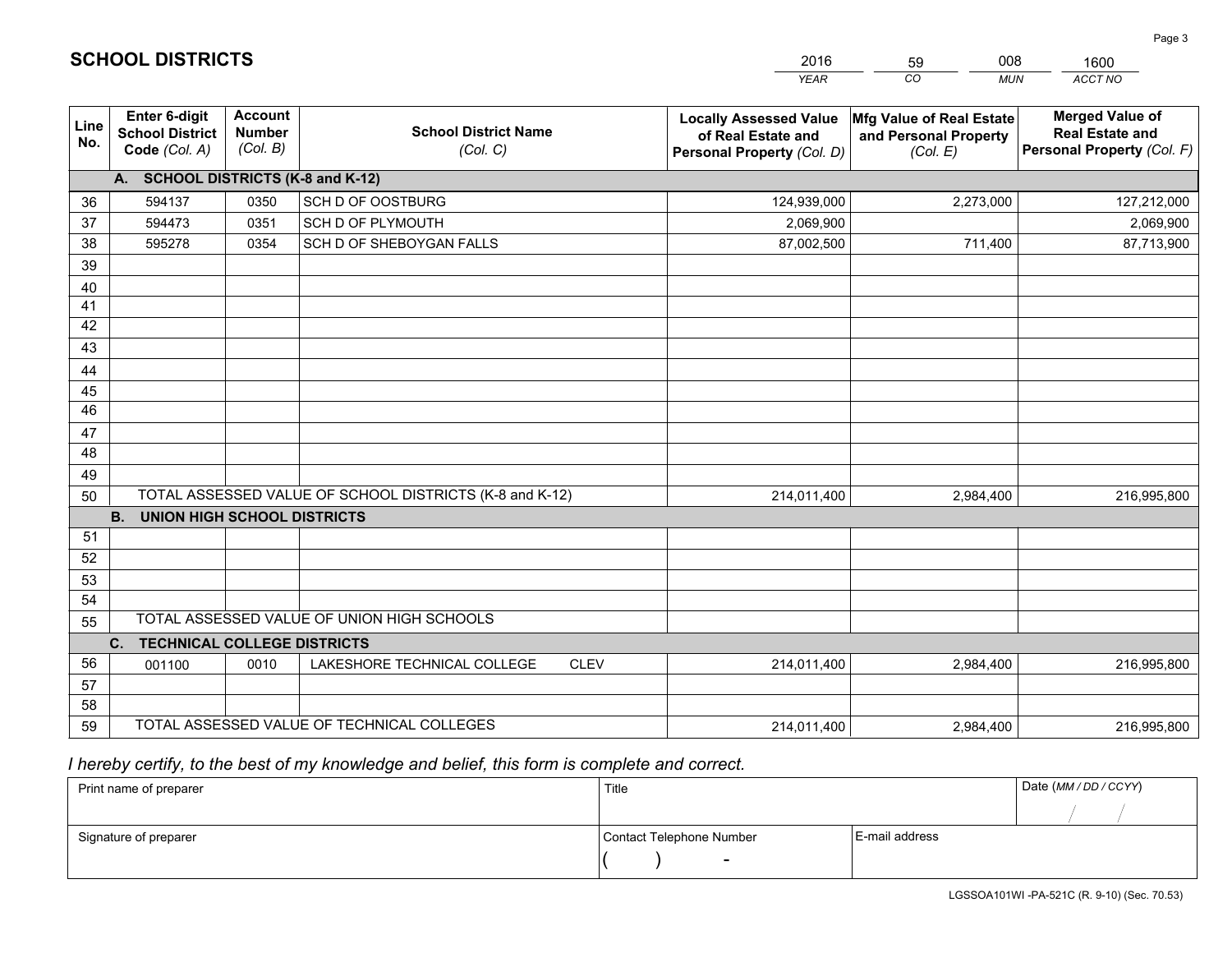# SCHOOL DISTRICTS

| 2016 | 59 | 008 | 1600 |
|---|---|---|---|
| *YEAR* | *CO* | *MUN* | *ACCT NO* |

| Line No. | Enter 6-digit School District Code *(Col. A)* | Account Number *(Col. B)* | School District Name *(Col. C)* | Locally Assessed Value of Real Estate and Personal Property *(Col. D)* | Mfg Value of Real Estate and Personal Property *(Col. E)* | Merged Value of Real Estate and Personal Property *(Col. F)* |
|---|---|---|---|---|---|---|
| **A. SCHOOL DISTRICTS (K-8 and K-12)** | | | | | | |
| 36 | 594137 | 0350 | SCH D OF OOSTBURG | 124,939,000 | 2,273,000 | 127,212,000 |
| 37 | 594473 | 0351 | SCH D OF PLYMOUTH | 2,069,900 | | 2,069,900 |
| 38 | 595278 | 0354 | SCH D OF SHEBOYGAN FALLS | 87,002,500 | 711,400 | 87,713,900 |
| 39 | | | | | | |
| 40 | | | | | | |
| 41 | | | | | | |
| 42 | | | | | | |
| 43 | | | | | | |
| 44 | | | | | | |
| 45 | | | | | | |
| 46 | | | | | | |
| 47 | | | | | | |
| 48 | | | | | | |
| 49 | | | | | | |
| 50 | TOTAL ASSESSED VALUE OF SCHOOL DISTRICTS (K-8 and K-12) | | | 214,011,400 | 2,984,400 | 216,995,800 |
| **B. UNION HIGH SCHOOL DISTRICTS** | | | | | | |
| 51 | | | | | | |
| 52 | | | | | | |
| 53 | | | | | | |
| 54 | | | | | | |
| 55 | TOTAL ASSESSED VALUE OF UNION HIGH SCHOOLS | | | | | |
| **C. TECHNICAL COLLEGE DISTRICTS** | | | | | | |
| 56 | 001100 | 0010 | LAKESHORE TECHNICAL COLLEGE CLEV | 214,011,400 | 2,984,400 | 216,995,800 |
| 57 | | | | | | |
| 58 | | | | | | |
| 59 | TOTAL ASSESSED VALUE OF TECHNICAL COLLEGES | | | 214,011,400 | 2,984,400 | 216,995,800 |

*I hereby certify, to the best of my knowledge and belief, this form is complete and correct.*

| Print name of preparer | Title | | Date *(MM / DD / CCYY)* |
|---|---|---|---|
| | | | / / |
| Signature of preparer | Contact Telephone Number | E-mail address | |
| | ( ) - | | |

LGSSOA101WI -PA-521C (R. 9-10) (Sec. 70.53)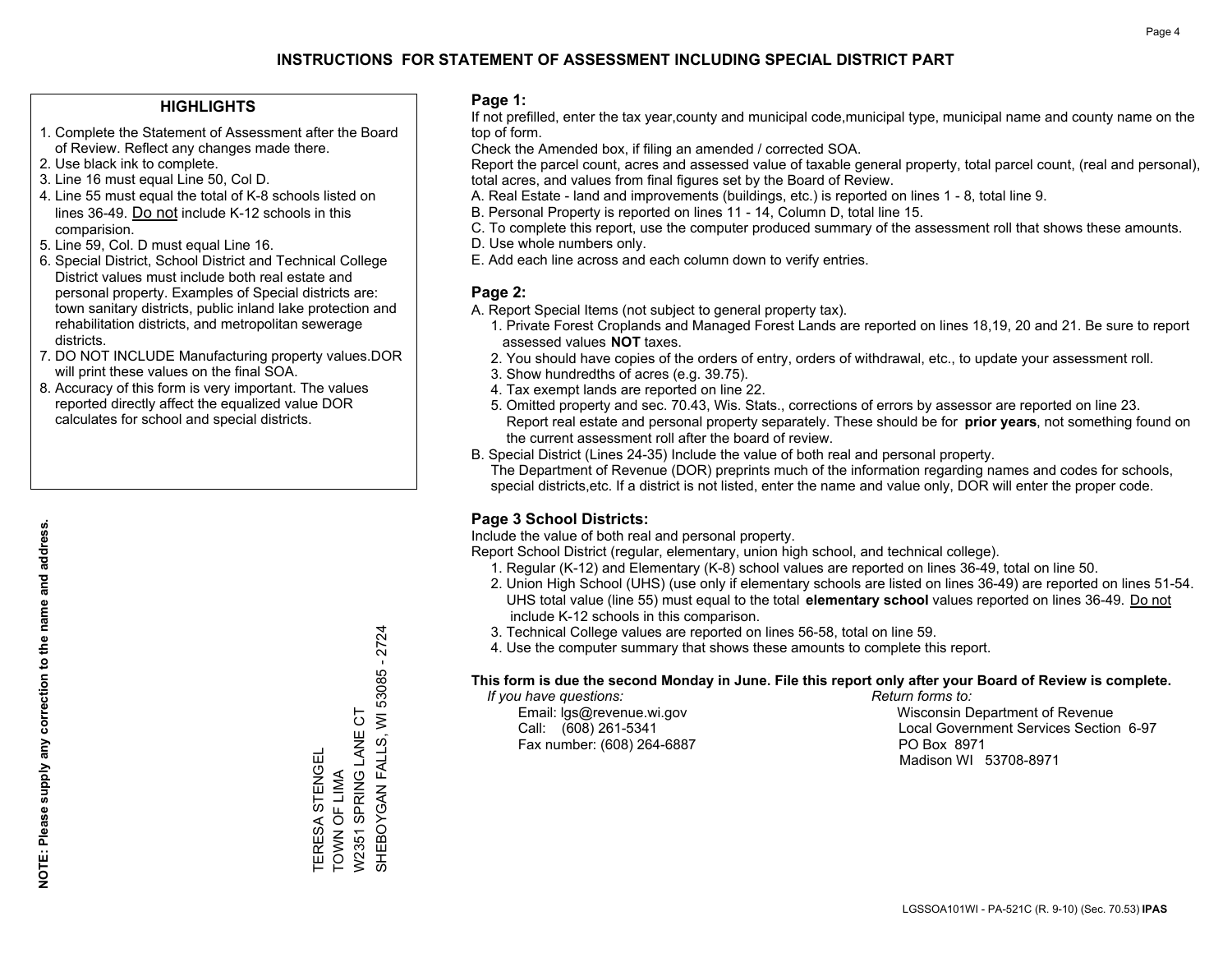# INSTRUCTIONS FOR STATEMENT OF ASSESSMENT INCLUDING SPECIAL DISTRICT PART

## HIGHLIGHTS

1. Complete the Statement of Assessment after the Board of Review. Reflect any changes made there.
2. Use black ink to complete.
3. Line 16 must equal Line 50, Col D.
4. Line 55 must equal the total of K-8 schools listed on lines 36-49. Do not include K-12 schools in this comparision.
5. Line 59, Col. D must equal Line 16.
6. Special District, School District and Technical College District values must include both real estate and personal property. Examples of Special districts are: town sanitary districts, public inland lake protection and rehabilitation districts, and metropolitan sewerage districts.
7. DO NOT INCLUDE Manufacturing property values.DOR will print these values on the final SOA.
8. Accuracy of this form is very important. The values reported directly affect the equalized value DOR calculates for school and special districts.

**NOTE: Please supply any correction to the name and address.**

TERESA STENGEL
TOWN OF LIMA
W2351 SPRING LANE CT
SHEBOYGAN FALLS, WI 53085 - 2724

## Page 1:

If not prefilled, enter the tax year,county and municipal code,municipal type, municipal name and county name on the top of form.

Check the Amended box, if filing an amended / corrected SOA.

Report the parcel count, acres and assessed value of taxable general property, total parcel count, (real and personal), total acres, and values from final figures set by the Board of Review.

A. Real Estate - land and improvements (buildings, etc.) is reported on lines 1 - 8, total line 9.
B. Personal Property is reported on lines 11 - 14, Column D, total line 15.
C. To complete this report, use the computer produced summary of the assessment roll that shows these amounts.
D. Use whole numbers only.
E. Add each line across and each column down to verify entries.

## Page 2:

A. Report Special Items (not subject to general property tax).
   1. Private Forest Croplands and Managed Forest Lands are reported on lines 18,19, 20 and 21. Be sure to report assessed values **NOT** taxes.
   2. You should have copies of the orders of entry, orders of withdrawal, etc., to update your assessment roll.
   3. Show hundredths of acres (e.g. 39.75).
   4. Tax exempt lands are reported on line 22.
   5. Omitted property and sec. 70.43, Wis. Stats., corrections of errors by assessor are reported on line 23. Report real estate and personal property separately. These should be for **prior years**, not something found on the current assessment roll after the board of review.
B. Special District (Lines 24-35) Include the value of both real and personal property.
   The Department of Revenue (DOR) preprints much of the information regarding names and codes for schools, special districts,etc. If a district is not listed, enter the name and value only, DOR will enter the proper code.

## Page 3 School Districts:

Include the value of both real and personal property.

Report School District (regular, elementary, union high school, and technical college).

1. Regular (K-12) and Elementary (K-8) school values are reported on lines 36-49, total on line 50.
2. Union High School (UHS) (use only if elementary schools are listed on lines 36-49) are reported on lines 51-54. UHS total value (line 55) must equal to the total **elementary school** values reported on lines 36-49. Do not include K-12 schools in this comparison.
3. Technical College values are reported on lines 56-58, total on line 59.
4. Use the computer summary that shows these amounts to complete this report.

**This form is due the second Monday in June. File this report only after your Board of Review is complete.**

*If you have questions:*
Email: lgs@revenue.wi.gov
Call: (608) 261-5341
Fax number: (608) 264-6887

*Return forms to:*
Wisconsin Department of Revenue
Local Government Services Section 6-97
PO Box 8971
Madison WI 53708-8971

LGSSOA101WI - PA-521C (R. 9-10) (Sec. 70.53) **IPAS**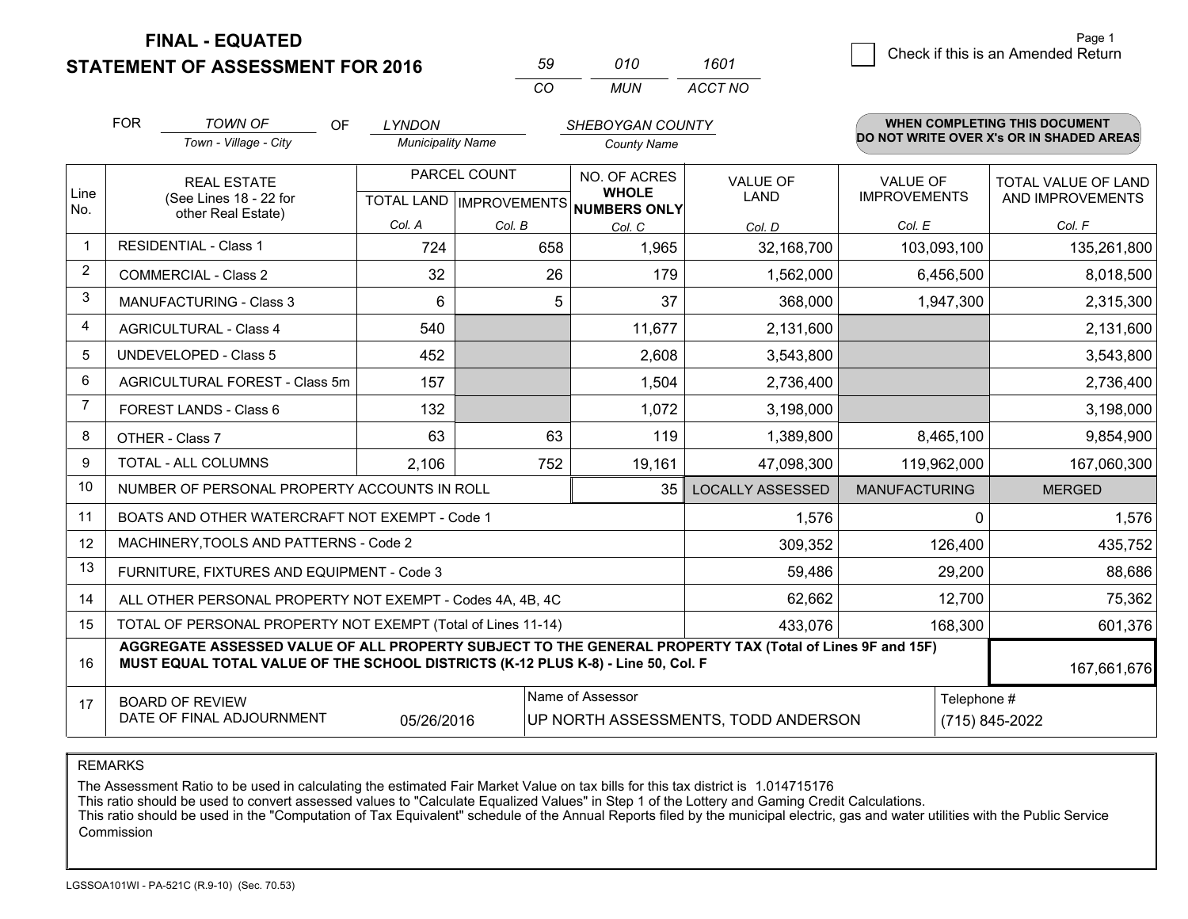# FINAL - EQUATED
## STATEMENT OF ASSESSMENT FOR 2016

| 59 | 010 | 1601 |
|---|---|---|
| CO | MUN | ACCT NO |

☐ Check if this is an Amended Return

FOR *TOWN OF* (Town - Village - City) OF *LYNDON* (Municipality Name) *SHEBOYGAN COUNTY* (County Name)

**WHEN COMPLETING THIS DOCUMENT DO NOT WRITE OVER X's OR IN SHADED AREAS**

| Line No. | REAL ESTATE (See Lines 18 - 22 for other Real Estate) | PARCEL COUNT TOTAL LAND Col. A | PARCEL COUNT IMPROVEMENTS Col. B | NO. OF ACRES WHOLE NUMBERS ONLY Col. C | VALUE OF LAND Col. D | VALUE OF IMPROVEMENTS Col. E | TOTAL VALUE OF LAND AND IMPROVEMENTS Col. F |
|---|---|---|---|---|---|---|---|
| 1 | RESIDENTIAL - Class 1 | 724 | 658 | 1,965 | 32,168,700 | 103,093,100 | 135,261,800 |
| 2 | COMMERCIAL - Class 2 | 32 | 26 | 179 | 1,562,000 | 6,456,500 | 8,018,500 |
| 3 | MANUFACTURING - Class 3 | 6 | 5 | 37 | 368,000 | 1,947,300 | 2,315,300 |
| 4 | AGRICULTURAL - Class 4 | 540 | | 11,677 | 2,131,600 | | 2,131,600 |
| 5 | UNDEVELOPED - Class 5 | 452 | | 2,608 | 3,543,800 | | 3,543,800 |
| 6 | AGRICULTURAL FOREST - Class 5m | 157 | | 1,504 | 2,736,400 | | 2,736,400 |
| 7 | FOREST LANDS - Class 6 | 132 | | 1,072 | 3,198,000 | | 3,198,000 |
| 8 | OTHER - Class 7 | 63 | 63 | 119 | 1,389,800 | 8,465,100 | 9,854,900 |
| 9 | TOTAL - ALL COLUMNS | 2,106 | 752 | 19,161 | 47,098,300 | 119,962,000 | 167,060,300 |
| 10 | NUMBER OF PERSONAL PROPERTY ACCOUNTS IN ROLL | | | 35 | LOCALLY ASSESSED | MANUFACTURING | MERGED |
| 11 | BOATS AND OTHER WATERCRAFT NOT EXEMPT - Code 1 | | | | 1,576 | 0 | 1,576 |
| 12 | MACHINERY,TOOLS AND PATTERNS - Code 2 | | | | 309,352 | 126,400 | 435,752 |
| 13 | FURNITURE, FIXTURES AND EQUIPMENT - Code 3 | | | | 59,486 | 29,200 | 88,686 |
| 14 | ALL OTHER PERSONAL PROPERTY NOT EXEMPT - Codes 4A, 4B, 4C | | | | 62,662 | 12,700 | 75,362 |
| 15 | TOTAL OF PERSONAL PROPERTY NOT EXEMPT (Total of Lines 11-14) | | | | 433,076 | 168,300 | 601,376 |
| 16 | **AGGREGATE ASSESSED VALUE OF ALL PROPERTY SUBJECT TO THE GENERAL PROPERTY TAX (Total of Lines 9F and 15F) MUST EQUAL TOTAL VALUE OF THE SCHOOL DISTRICTS (K-12 PLUS K-8) - Line 50, Col. F** | | | | | | 167,661,676 |
| 17 | BOARD OF REVIEW DATE OF FINAL ADJOURNMENT | 05/26/2016 | | Name of Assessor: UP NORTH ASSESSMENTS, TODD ANDERSON | | | Telephone #: (715) 845-2022 |

REMARKS

The Assessment Ratio to be used in calculating the estimated Fair Market Value on tax bills for this tax district is 1.014715176
This ratio should be used to convert assessed values to "Calculate Equalized Values" in Step 1 of the Lottery and Gaming Credit Calculations.
This ratio should be used in the "Computation of Tax Equivalent" schedule of the Annual Reports filed by the municipal electric, gas and water utilities with the Public Service Commission

LGSSOA101WI - PA-521C (R.9-10) (Sec. 70.53)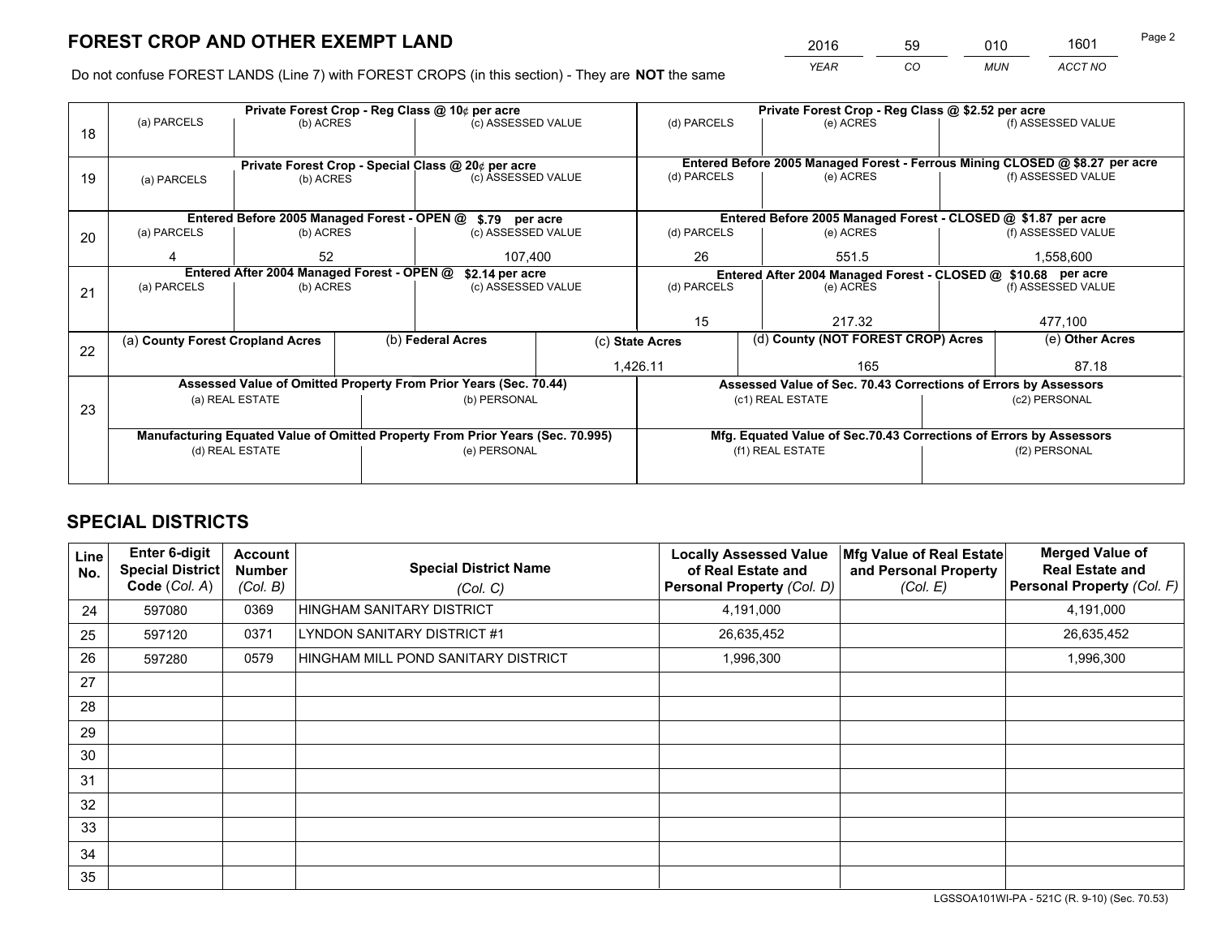# FOREST CROP AND OTHER EXEMPT LAND

| YEAR | CO | MUN | ACCT NO |
|---|---|---|---|
| 2016 | 59 | 010 | 1601 |

Do not confuse FOREST LANDS (Line 7) with FOREST CROPS (in this section) - They are **NOT** the same

| Line | Private Forest Crop - Reg Class @ 10¢ per acre | | | Private Forest Crop - Reg Class @ $2.52 per acre | | |
|---|---|---|---|---|---|---|
| 18 | (a) PARCELS | (b) ACRES | (c) ASSESSED VALUE | (d) PARCELS | (e) ACRES | (f) ASSESSED VALUE |
| | | | | | | |
| | **Private Forest Crop - Special Class @ 20¢ per acre** | | | **Entered Before 2005 Managed Forest - Ferrous Mining CLOSED @ $8.27 per acre** | | |
| 19 | (a) PARCELS | (b) ACRES | (c) ASSESSED VALUE | (d) PARCELS | (e) ACRES | (f) ASSESSED VALUE |
| | | | | | | |
| | **Entered Before 2005 Managed Forest - OPEN @ $.79 per acre** | | | **Entered Before 2005 Managed Forest - CLOSED @ $1.87 per acre** | | |
| 20 | (a) PARCELS | (b) ACRES | (c) ASSESSED VALUE | (d) PARCELS | (e) ACRES | (f) ASSESSED VALUE |
| | 4 | 52 | 107,400 | 26 | 551.5 | 1,558,600 |
| | **Entered After 2004 Managed Forest - OPEN @ $2.14 per acre** | | | **Entered After 2004 Managed Forest - CLOSED @ $10.68 per acre** | | |
| 21 | (a) PARCELS | (b) ACRES | (c) ASSESSED VALUE | (d) PARCELS | (e) ACRES | (f) ASSESSED VALUE |
| | | | | 15 | 217.32 | 477,100 |

| Line | (a) County Forest Cropland Acres | (b) Federal Acres | (c) State Acres | (d) County (NOT FOREST CROP) Acres | (e) Other Acres |
|---|---|---|---|---|---|
| 22 | | | 1,426.11 | 165 | 87.18 |

| Line | Assessed Value of Omitted Property From Prior Years (Sec. 70.44) | | Assessed Value of Sec. 70.43 Corrections of Errors by Assessors | |
|---|---|---|---|---|
| 23 | (a) REAL ESTATE | (b) PERSONAL | (c1) REAL ESTATE | (c2) PERSONAL |
| | | | | |
| | **Manufacturing Equated Value of Omitted Property From Prior Years (Sec. 70.995)** | | **Mfg. Equated Value of Sec.70.43 Corrections of Errors by Assessors** | |
| | (d) REAL ESTATE | (e) PERSONAL | (f1) REAL ESTATE | (f2) PERSONAL |
| | | | | |

# SPECIAL DISTRICTS

| Line No. | Enter 6-digit Special District Code (Col. A) | Account Number (Col. B) | Special District Name (Col. C) | Locally Assessed Value of Real Estate and Personal Property (Col. D) | Mfg Value of Real Estate and Personal Property (Col. E) | Merged Value of Real Estate and Personal Property (Col. F) |
|---|---|---|---|---|---|---|
| 24 | 597080 | 0369 | HINGHAM SANITARY DISTRICT | 4,191,000 | | 4,191,000 |
| 25 | 597120 | 0371 | LYNDON SANITARY DISTRICT #1 | 26,635,452 | | 26,635,452 |
| 26 | 597280 | 0579 | HINGHAM MILL POND SANITARY DISTRICT | 1,996,300 | | 1,996,300 |
| 27 | | | | | | |
| 28 | | | | | | |
| 29 | | | | | | |
| 30 | | | | | | |
| 31 | | | | | | |
| 32 | | | | | | |
| 33 | | | | | | |
| 34 | | | | | | |
| 35 | | | | | | |

LGSSOA101WI-PA - 521C (R. 9-10) (Sec. 70.53)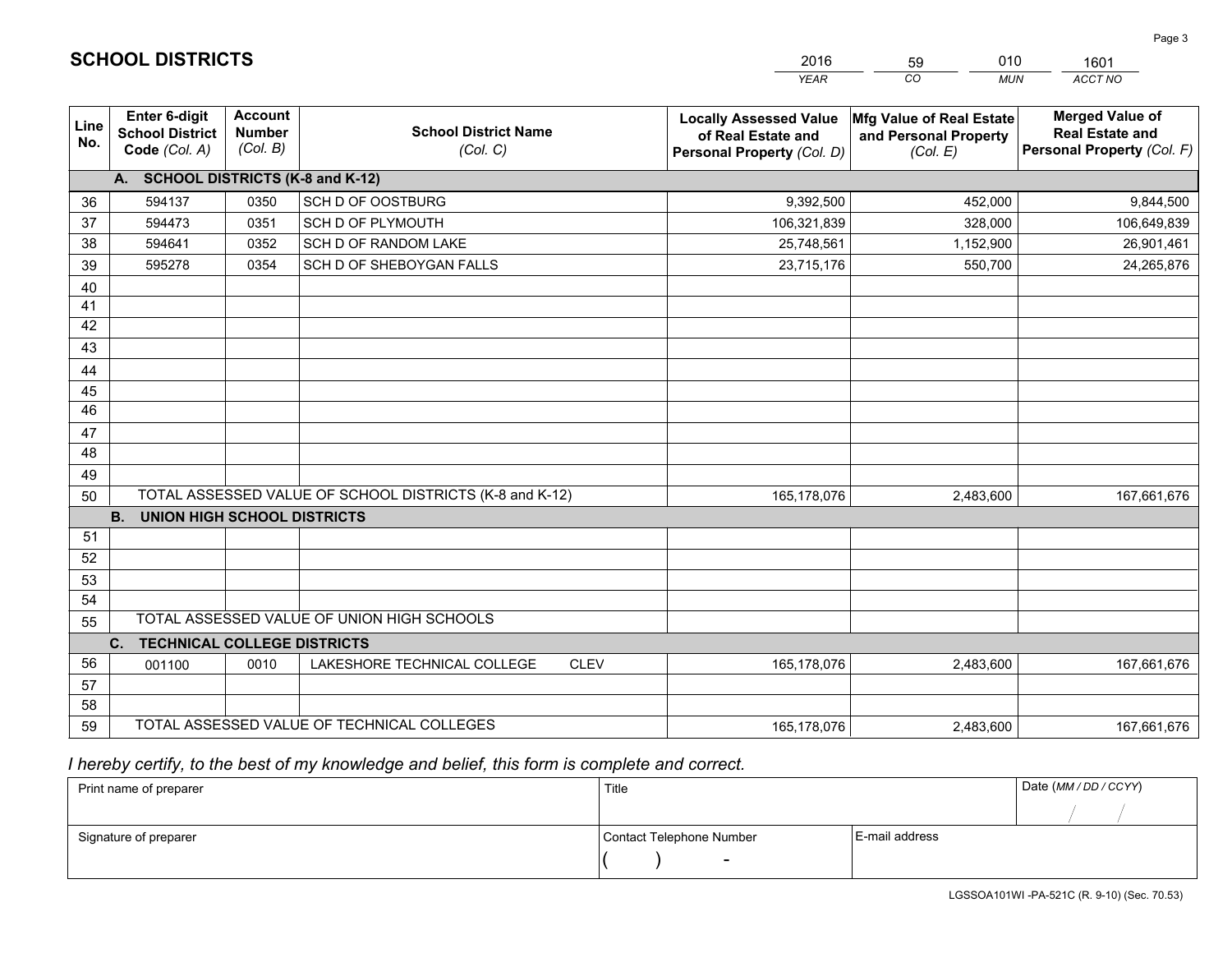# SCHOOL DISTRICTS

| 2016 | 59 | 010 | 1601 |
|---|---|---|---|
| *YEAR* | *CO* | *MUN* | *ACCT NO* |

| Line No. | Enter 6-digit School District Code *(Col. A)* | Account Number *(Col. B)* | School District Name *(Col. C)* | Locally Assessed Value of Real Estate and Personal Property *(Col. D)* | Mfg Value of Real Estate and Personal Property *(Col. E)* | Merged Value of Real Estate and Personal Property *(Col. F)* |
|---|---|---|---|---|---|---|
| | **A. SCHOOL DISTRICTS (K-8 and K-12)** | | | | | |
| 36 | 594137 | 0350 | SCH D OF OOSTBURG | 9,392,500 | 452,000 | 9,844,500 |
| 37 | 594473 | 0351 | SCH D OF PLYMOUTH | 106,321,839 | 328,000 | 106,649,839 |
| 38 | 594641 | 0352 | SCH D OF RANDOM LAKE | 25,748,561 | 1,152,900 | 26,901,461 |
| 39 | 595278 | 0354 | SCH D OF SHEBOYGAN FALLS | 23,715,176 | 550,700 | 24,265,876 |
| 40 | | | | | | |
| 41 | | | | | | |
| 42 | | | | | | |
| 43 | | | | | | |
| 44 | | | | | | |
| 45 | | | | | | |
| 46 | | | | | | |
| 47 | | | | | | |
| 48 | | | | | | |
| 49 | | | | | | |
| 50 | TOTAL ASSESSED VALUE OF SCHOOL DISTRICTS (K-8 and K-12) | | | 165,178,076 | 2,483,600 | 167,661,676 |
| | **B. UNION HIGH SCHOOL DISTRICTS** | | | | | |
| 51 | | | | | | |
| 52 | | | | | | |
| 53 | | | | | | |
| 54 | | | | | | |
| 55 | TOTAL ASSESSED VALUE OF UNION HIGH SCHOOLS | | | | | |
| | **C. TECHNICAL COLLEGE DISTRICTS** | | | | | |
| 56 | 001100 | 0010 | LAKESHORE TECHNICAL COLLEGE CLEV | 165,178,076 | 2,483,600 | 167,661,676 |
| 57 | | | | | | |
| 58 | | | | | | |
| 59 | TOTAL ASSESSED VALUE OF TECHNICAL COLLEGES | | | 165,178,076 | 2,483,600 | 167,661,676 |

*I hereby certify, to the best of my knowledge and belief, this form is complete and correct.*

| Print name of preparer | Title | | Date *(MM / DD / CCYY)* |
|---|---|---|---|
| | | | / / |
| Signature of preparer | Contact Telephone Number | E-mail address | |
| | ( ) - | | |

LGSSOA101WI -PA-521C (R. 9-10) (Sec. 70.53)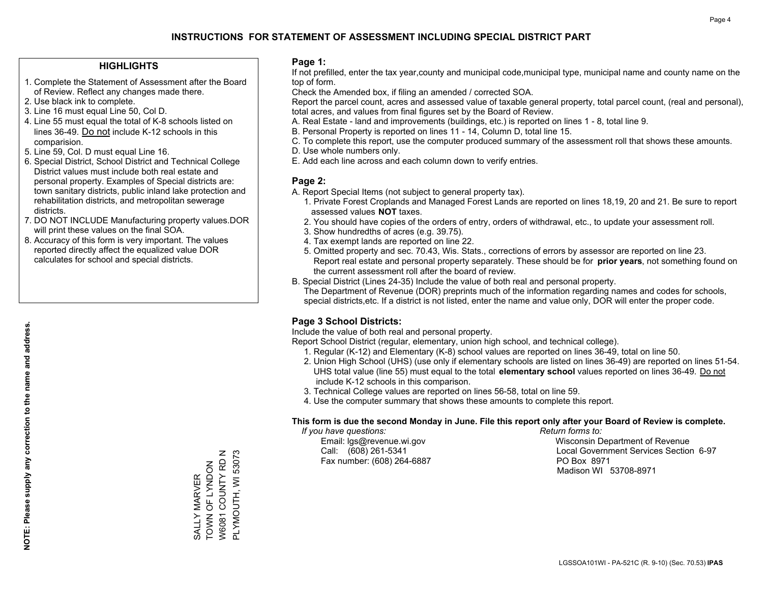# INSTRUCTIONS FOR STATEMENT OF ASSESSMENT INCLUDING SPECIAL DISTRICT PART

## HIGHLIGHTS

1. Complete the Statement of Assessment after the Board of Review. Reflect any changes made there.
2. Use black ink to complete.
3. Line 16 must equal Line 50, Col D.
4. Line 55 must equal the total of K-8 schools listed on lines 36-49. Do not include K-12 schools in this comparision.
5. Line 59, Col. D must equal Line 16.
6. Special District, School District and Technical College District values must include both real estate and personal property. Examples of Special districts are: town sanitary districts, public inland lake protection and rehabilitation districts, and metropolitan sewerage districts.
7. DO NOT INCLUDE Manufacturing property values.DOR will print these values on the final SOA.
8. Accuracy of this form is very important. The values reported directly affect the equalized value DOR calculates for school and special districts.

**NOTE: Please supply any correction to the name and address.**

SALLY MARVER
TOWN OF LYNDON
W6081 COUNTY RD N
PLYMOUTH, WI 53073

## Page 1:

If not prefilled, enter the tax year,county and municipal code,municipal type, municipal name and county name on the top of form.

Check the Amended box, if filing an amended / corrected SOA.

Report the parcel count, acres and assessed value of taxable general property, total parcel count, (real and personal), total acres, and values from final figures set by the Board of Review.

A. Real Estate - land and improvements (buildings, etc.) is reported on lines 1 - 8, total line 9.
B. Personal Property is reported on lines 11 - 14, Column D, total line 15.
C. To complete this report, use the computer produced summary of the assessment roll that shows these amounts.
D. Use whole numbers only.
E. Add each line across and each column down to verify entries.

## Page 2:

A. Report Special Items (not subject to general property tax).
   1. Private Forest Croplands and Managed Forest Lands are reported on lines 18,19, 20 and 21. Be sure to report assessed values **NOT** taxes.
   2. You should have copies of the orders of entry, orders of withdrawal, etc., to update your assessment roll.
   3. Show hundredths of acres (e.g. 39.75).
   4. Tax exempt lands are reported on line 22.
   5. Omitted property and sec. 70.43, Wis. Stats., corrections of errors by assessor are reported on line 23. Report real estate and personal property separately. These should be for **prior years**, not something found on the current assessment roll after the board of review.
B. Special District (Lines 24-35) Include the value of both real and personal property.
   The Department of Revenue (DOR) preprints much of the information regarding names and codes for schools, special districts,etc. If a district is not listed, enter the name and value only, DOR will enter the proper code.

## Page 3 School Districts:

Include the value of both real and personal property.

Report School District (regular, elementary, union high school, and technical college).

1. Regular (K-12) and Elementary (K-8) school values are reported on lines 36-49, total on line 50.
2. Union High School (UHS) (use only if elementary schools are listed on lines 36-49) are reported on lines 51-54. UHS total value (line 55) must equal to the total **elementary school** values reported on lines 36-49. Do not include K-12 schools in this comparison.
3. Technical College values are reported on lines 56-58, total on line 59.
4. Use the computer summary that shows these amounts to complete this report.

**This form is due the second Monday in June. File this report only after your Board of Review is complete.**

*If you have questions:*
Email: lgs@revenue.wi.gov
Call: (608) 261-5341
Fax number: (608) 264-6887

*Return forms to:*
Wisconsin Department of Revenue
Local Government Services Section 6-97
PO Box 8971
Madison WI 53708-8971

LGSSOA101WI - PA-521C (R. 9-10) (Sec. 70.53) **IPAS**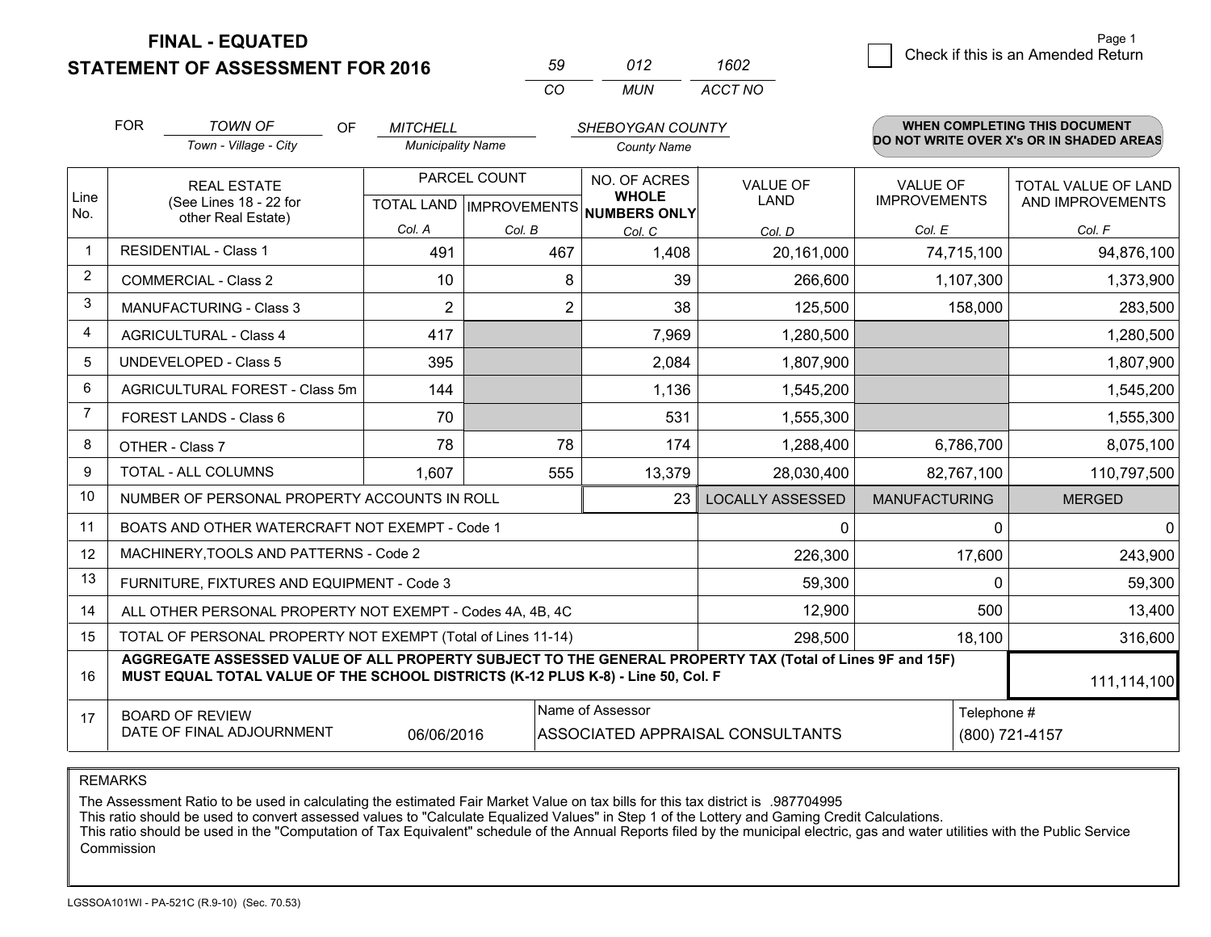**FINAL - EQUATED**
**STATEMENT OF ASSESSMENT FOR 2016**

| 59 | 012 | 1602 |
|---|---|---|
| CO | MUN | ACCT NO |

Page 1

☐ Check if this is an Amended Return

FOR *TOWN OF* (Town - Village - City) OF *MITCHELL* (Municipality Name) *SHEBOYGAN COUNTY* (County Name)

**WHEN COMPLETING THIS DOCUMENT DO NOT WRITE OVER X's OR IN SHADED AREAS**

| Line No. | REAL ESTATE (See Lines 18 - 22 for other Real Estate) | PARCEL COUNT TOTAL LAND Col. A | PARCEL COUNT IMPROVEMENTS Col. B | NO. OF ACRES WHOLE NUMBERS ONLY Col. C | VALUE OF LAND Col. D | VALUE OF IMPROVEMENTS Col. E | TOTAL VALUE OF LAND AND IMPROVEMENTS Col. F |
|---|---|---|---|---|---|---|---|
| 1 | RESIDENTIAL - Class 1 | 491 | 467 | 1,408 | 20,161,000 | 74,715,100 | 94,876,100 |
| 2 | COMMERCIAL - Class 2 | 10 | 8 | 39 | 266,600 | 1,107,300 | 1,373,900 |
| 3 | MANUFACTURING - Class 3 | 2 | 2 | 38 | 125,500 | 158,000 | 283,500 |
| 4 | AGRICULTURAL - Class 4 | 417 | | 7,969 | 1,280,500 | | 1,280,500 |
| 5 | UNDEVELOPED - Class 5 | 395 | | 2,084 | 1,807,900 | | 1,807,900 |
| 6 | AGRICULTURAL FOREST - Class 5m | 144 | | 1,136 | 1,545,200 | | 1,545,200 |
| 7 | FOREST LANDS - Class 6 | 70 | | 531 | 1,555,300 | | 1,555,300 |
| 8 | OTHER - Class 7 | 78 | 78 | 174 | 1,288,400 | 6,786,700 | 8,075,100 |
| 9 | TOTAL - ALL COLUMNS | 1,607 | 555 | 13,379 | 28,030,400 | 82,767,100 | 110,797,500 |
| 10 | NUMBER OF PERSONAL PROPERTY ACCOUNTS IN ROLL | | | 23 | LOCALLY ASSESSED | MANUFACTURING | MERGED |
| 11 | BOATS AND OTHER WATERCRAFT NOT EXEMPT - Code 1 | | | | 0 | 0 | 0 |
| 12 | MACHINERY,TOOLS AND PATTERNS - Code 2 | | | | 226,300 | 17,600 | 243,900 |
| 13 | FURNITURE, FIXTURES AND EQUIPMENT - Code 3 | | | | 59,300 | 0 | 59,300 |
| 14 | ALL OTHER PERSONAL PROPERTY NOT EXEMPT - Codes 4A, 4B, 4C | | | | 12,900 | 500 | 13,400 |
| 15 | TOTAL OF PERSONAL PROPERTY NOT EXEMPT (Total of Lines 11-14) | | | | 298,500 | 18,100 | 316,600 |
| 16 | **AGGREGATE ASSESSED VALUE OF ALL PROPERTY SUBJECT TO THE GENERAL PROPERTY TAX (Total of Lines 9F and 15F) MUST EQUAL TOTAL VALUE OF THE SCHOOL DISTRICTS (K-12 PLUS K-8) - Line 50, Col. F** | | | | | | 111,114,100 |
| 17 | BOARD OF REVIEW DATE OF FINAL ADJOURNMENT | 06/06/2016 | Name of Assessor: ASSOCIATED APPRAISAL CONSULTANTS | | | Telephone #: (800) 721-4157 | |

REMARKS

The Assessment Ratio to be used in calculating the estimated Fair Market Value on tax bills for this tax district is .987704995
This ratio should be used to convert assessed values to "Calculate Equalized Values" in Step 1 of the Lottery and Gaming Credit Calculations.
This ratio should be used in the "Computation of Tax Equivalent" schedule of the Annual Reports filed by the municipal electric, gas and water utilities with the Public Service Commission

LGSSOA101WI - PA-521C (R.9-10) (Sec. 70.53)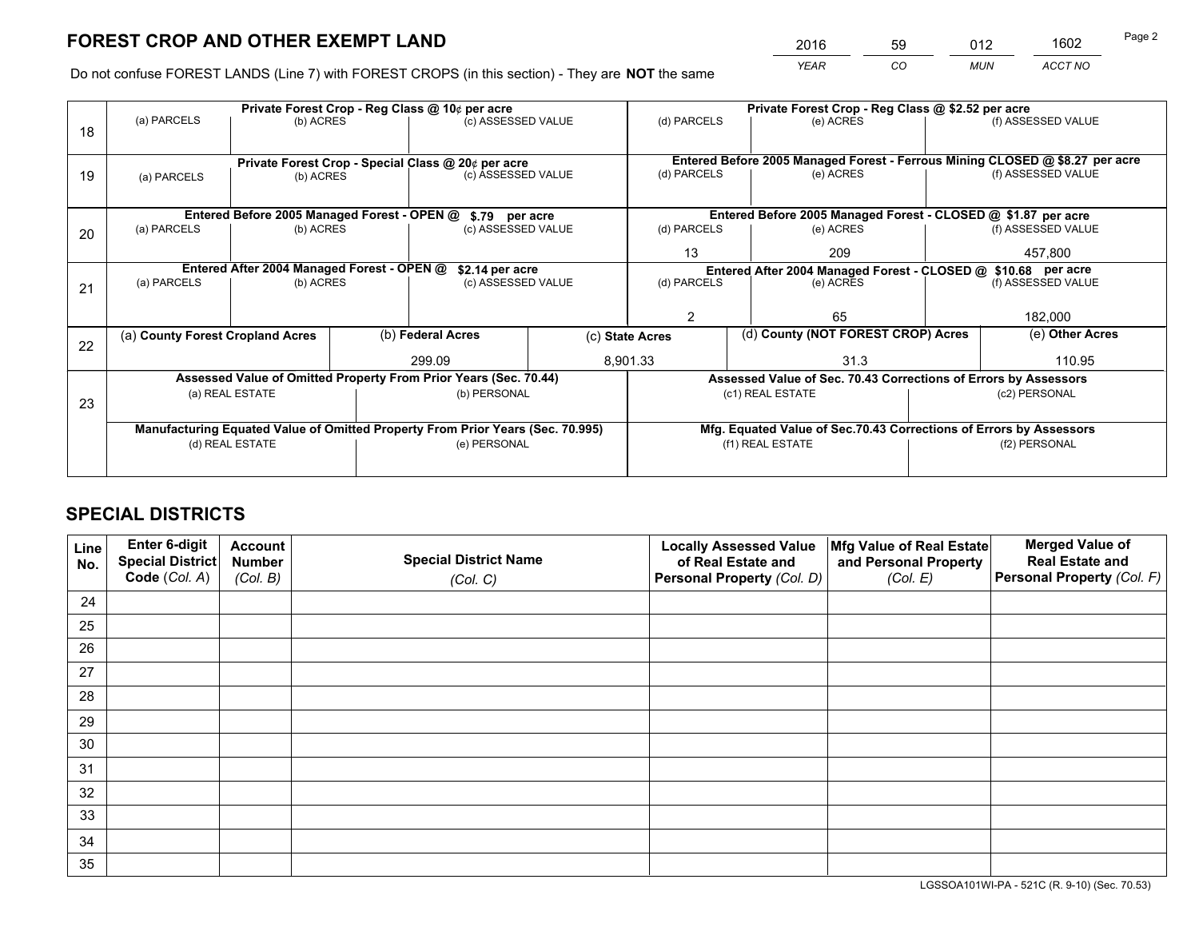# FOREST CROP AND OTHER EXEMPT LAND

| 2016 | 59 | 012 | 1602 |
|---|---|---|---|
| YEAR | CO | MUN | ACCT NO |

Do not confuse FOREST LANDS (Line 7) with FOREST CROPS (in this section) - They are **NOT** the same

| Line | Private Forest Crop - Reg Class @ 10¢ per acre | | | Private Forest Crop - Reg Class @ $2.52 per acre | | |
|---|---|---|---|---|---|---|
| 18 | (a) PARCELS | (b) ACRES | (c) ASSESSED VALUE | (d) PARCELS | (e) ACRES | (f) ASSESSED VALUE |
| | | | | | | |
| | **Private Forest Crop - Special Class @ 20¢ per acre** | | | **Entered Before 2005 Managed Forest - Ferrous Mining CLOSED @ $8.27 per acre** | | |
| 19 | (a) PARCELS | (b) ACRES | (c) ASSESSED VALUE | (d) PARCELS | (e) ACRES | (f) ASSESSED VALUE |
| | | | | | | |
| | **Entered Before 2005 Managed Forest - OPEN @ $.79 per acre** | | | **Entered Before 2005 Managed Forest - CLOSED @ $1.87 per acre** | | |
| 20 | (a) PARCELS | (b) ACRES | (c) ASSESSED VALUE | (d) PARCELS | (e) ACRES | (f) ASSESSED VALUE |
| | | | | 13 | 209 | 457,800 |
| | **Entered After 2004 Managed Forest - OPEN @ $2.14 per acre** | | | **Entered After 2004 Managed Forest - CLOSED @ $10.68 per acre** | | |
| 21 | (a) PARCELS | (b) ACRES | (c) ASSESSED VALUE | (d) PARCELS | (e) ACRES | (f) ASSESSED VALUE |
| | | | | 2 | 65 | 182,000 |

| Line | (a) County Forest Cropland Acres | (b) Federal Acres | (c) State Acres | (d) County (NOT FOREST CROP) Acres | (e) Other Acres |
|---|---|---|---|---|---|
| 22 | | 299.09 | 8,901.33 | 31.3 | 110.95 |

| Line | Assessed Value of Omitted Property From Prior Years (Sec. 70.44) | | Assessed Value of Sec. 70.43 Corrections of Errors by Assessors | |
|---|---|---|---|---|
| 23 | (a) REAL ESTATE | (b) PERSONAL | (c1) REAL ESTATE | (c2) PERSONAL |
| | | | | |
| | **Manufacturing Equated Value of Omitted Property From Prior Years (Sec. 70.995)** | | **Mfg. Equated Value of Sec.70.43 Corrections of Errors by Assessors** | |
| | (d) REAL ESTATE | (e) PERSONAL | (f1) REAL ESTATE | (f2) PERSONAL |
| | | | | |

## SPECIAL DISTRICTS

| Line No. | Enter 6-digit Special District Code (Col. A) | Account Number (Col. B) | Special District Name (Col. C) | Locally Assessed Value of Real Estate and Personal Property (Col. D) | Mfg Value of Real Estate and Personal Property (Col. E) | Merged Value of Real Estate and Personal Property (Col. F) |
|---|---|---|---|---|---|---|
| 24 | | | | | | |
| 25 | | | | | | |
| 26 | | | | | | |
| 27 | | | | | | |
| 28 | | | | | | |
| 29 | | | | | | |
| 30 | | | | | | |
| 31 | | | | | | |
| 32 | | | | | | |
| 33 | | | | | | |
| 34 | | | | | | |
| 35 | | | | | | |

LGSSOA101WI-PA - 521C (R. 9-10) (Sec. 70.53)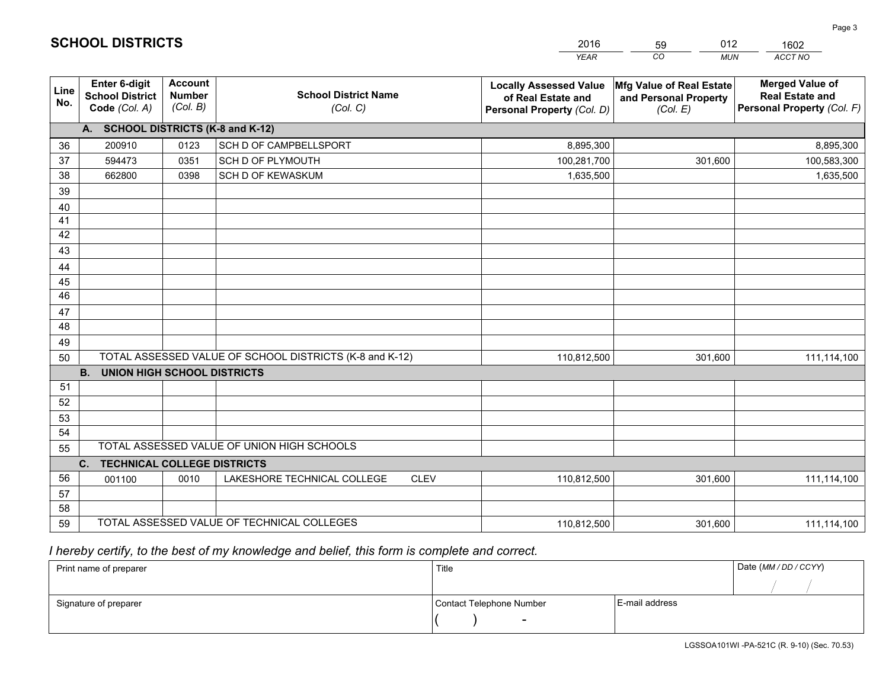# SCHOOL DISTRICTS

| 2016 | 59 | 012 | 1602 |
|---|---|---|---|
| *YEAR* | *CO* | *MUN* | *ACCT NO* |

| Line No. | Enter 6-digit School District Code *(Col. A)* | Account Number *(Col. B)* | School District Name *(Col. C)* | Locally Assessed Value of Real Estate and Personal Property *(Col. D)* | Mfg Value of Real Estate and Personal Property *(Col. E)* | Merged Value of Real Estate and Personal Property *(Col. F)* |
|---|---|---|---|---|---|---|
| | **A. SCHOOL DISTRICTS (K-8 and K-12)** | | | | | |
| 36 | 200910 | 0123 | SCH D OF CAMPBELLSPORT | 8,895,300 | | 8,895,300 |
| 37 | 594473 | 0351 | SCH D OF PLYMOUTH | 100,281,700 | 301,600 | 100,583,300 |
| 38 | 662800 | 0398 | SCH D OF KEWASKUM | 1,635,500 | | 1,635,500 |
| 39 | | | | | | |
| 40 | | | | | | |
| 41 | | | | | | |
| 42 | | | | | | |
| 43 | | | | | | |
| 44 | | | | | | |
| 45 | | | | | | |
| 46 | | | | | | |
| 47 | | | | | | |
| 48 | | | | | | |
| 49 | | | | | | |
| 50 | TOTAL ASSESSED VALUE OF SCHOOL DISTRICTS (K-8 and K-12) | | | 110,812,500 | 301,600 | 111,114,100 |
| | **B. UNION HIGH SCHOOL DISTRICTS** | | | | | |
| 51 | | | | | | |
| 52 | | | | | | |
| 53 | | | | | | |
| 54 | | | | | | |
| 55 | TOTAL ASSESSED VALUE OF UNION HIGH SCHOOLS | | | | | |
| | **C. TECHNICAL COLLEGE DISTRICTS** | | | | | |
| 56 | 001100 | 0010 | LAKESHORE TECHNICAL COLLEGE CLEV | 110,812,500 | 301,600 | 111,114,100 |
| 57 | | | | | | |
| 58 | | | | | | |
| 59 | TOTAL ASSESSED VALUE OF TECHNICAL COLLEGES | | | 110,812,500 | 301,600 | 111,114,100 |

*I hereby certify, to the best of my knowledge and belief, this form is complete and correct.*

| Print name of preparer | Title | | Date *(MM / DD / CCYY)* |
|---|---|---|---|
| | | | / / |
| Signature of preparer | Contact Telephone Number | E-mail address | |
| | ( ) - | | |

LGSSOA101WI -PA-521C (R. 9-10) (Sec. 70.53)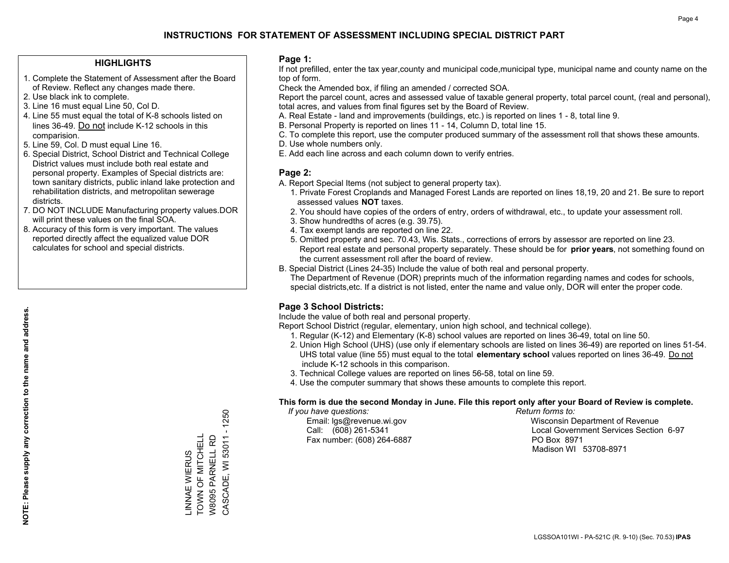# INSTRUCTIONS FOR STATEMENT OF ASSESSMENT INCLUDING SPECIAL DISTRICT PART

## HIGHLIGHTS

1. Complete the Statement of Assessment after the Board of Review. Reflect any changes made there.
2. Use black ink to complete.
3. Line 16 must equal Line 50, Col D.
4. Line 55 must equal the total of K-8 schools listed on lines 36-49. Do not include K-12 schools in this comparision.
5. Line 59, Col. D must equal Line 16.
6. Special District, School District and Technical College District values must include both real estate and personal property. Examples of Special districts are: town sanitary districts, public inland lake protection and rehabilitation districts, and metropolitan sewerage districts.
7. DO NOT INCLUDE Manufacturing property values.DOR will print these values on the final SOA.
8. Accuracy of this form is very important. The values reported directly affect the equalized value DOR calculates for school and special districts.

**NOTE: Please supply any correction to the name and address.**

LINNAE WIERUS
TOWN OF MITCHELL
W8095 PARNELL RD
CASCADE, WI 53011 - 1250

## Page 1:

If not prefilled, enter the tax year,county and municipal code,municipal type, municipal name and county name on the top of form.

Check the Amended box, if filing an amended / corrected SOA.

Report the parcel count, acres and assessed value of taxable general property, total parcel count, (real and personal), total acres, and values from final figures set by the Board of Review.

A. Real Estate - land and improvements (buildings, etc.) is reported on lines 1 - 8, total line 9.
B. Personal Property is reported on lines 11 - 14, Column D, total line 15.
C. To complete this report, use the computer produced summary of the assessment roll that shows these amounts.
D. Use whole numbers only.
E. Add each line across and each column down to verify entries.

## Page 2:

A. Report Special Items (not subject to general property tax).
   1. Private Forest Croplands and Managed Forest Lands are reported on lines 18,19, 20 and 21. Be sure to report assessed values **NOT** taxes.
   2. You should have copies of the orders of entry, orders of withdrawal, etc., to update your assessment roll.
   3. Show hundredths of acres (e.g. 39.75).
   4. Tax exempt lands are reported on line 22.
   5. Omitted property and sec. 70.43, Wis. Stats., corrections of errors by assessor are reported on line 23. Report real estate and personal property separately. These should be for **prior years**, not something found on the current assessment roll after the board of review.
B. Special District (Lines 24-35) Include the value of both real and personal property.
   The Department of Revenue (DOR) preprints much of the information regarding names and codes for schools, special districts,etc. If a district is not listed, enter the name and value only, DOR will enter the proper code.

## Page 3 School Districts:

Include the value of both real and personal property.

Report School District (regular, elementary, union high school, and technical college).

1. Regular (K-12) and Elementary (K-8) school values are reported on lines 36-49, total on line 50.
2. Union High School (UHS) (use only if elementary schools are listed on lines 36-49) are reported on lines 51-54. UHS total value (line 55) must equal to the total **elementary school** values reported on lines 36-49. Do not include K-12 schools in this comparison.
3. Technical College values are reported on lines 56-58, total on line 59.
4. Use the computer summary that shows these amounts to complete this report.

**This form is due the second Monday in June. File this report only after your Board of Review is complete.**

*If you have questions:*
Email: lgs@revenue.wi.gov
Call: (608) 261-5341
Fax number: (608) 264-6887

*Return forms to:*
Wisconsin Department of Revenue
Local Government Services Section 6-97
PO Box 8971
Madison WI 53708-8971

LGSSOA101WI - PA-521C (R. 9-10) (Sec. 70.53) **IPAS**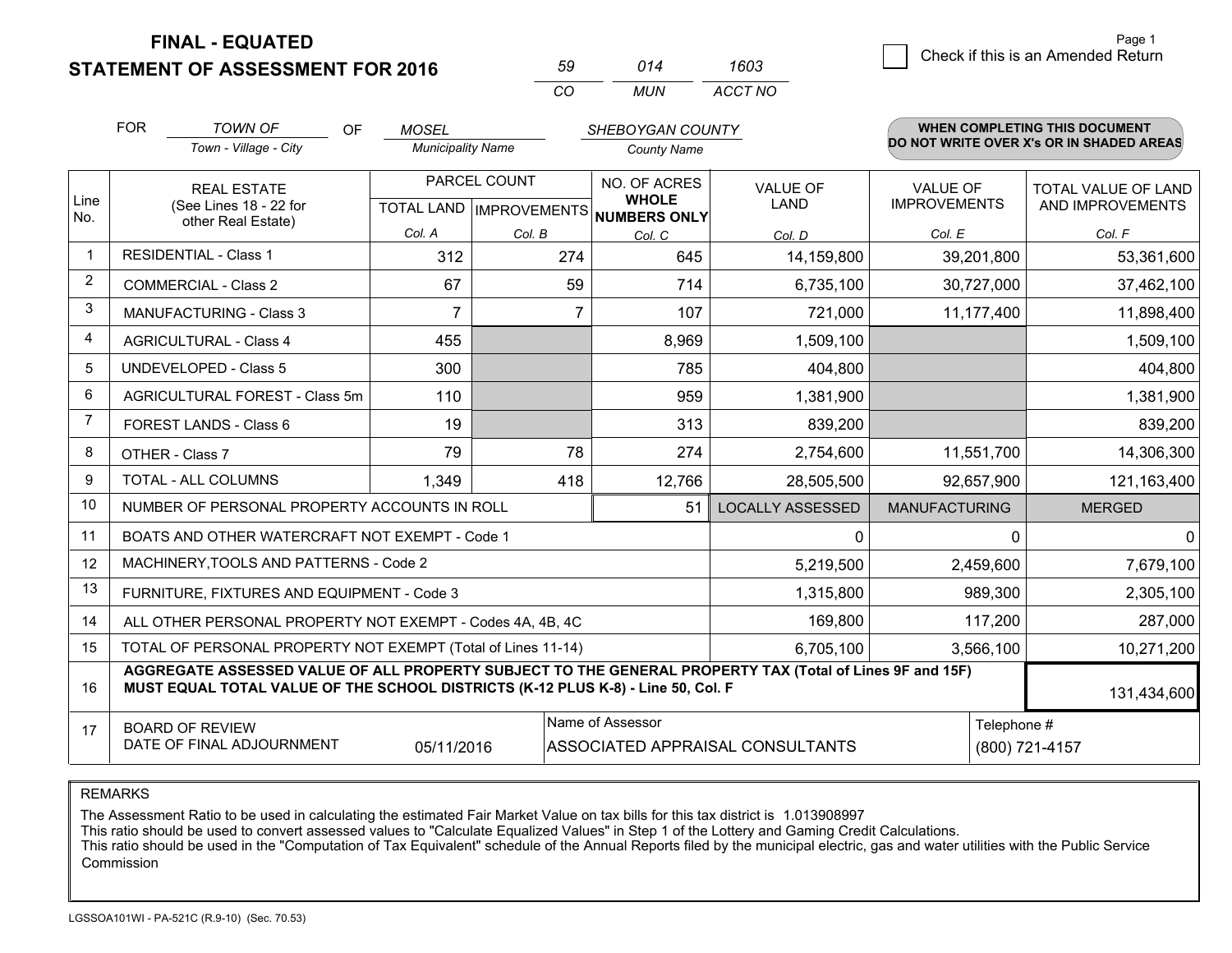**FINAL - EQUATED**

**STATEMENT OF ASSESSMENT FOR 2016**

| 59 | 014 | 1603 |
|---|---|---|
| CO | MUN | ACCT NO |

Page 1

☐ Check if this is an Amended Return

FOR *TOWN OF* (Town - Village - City) OF *MOSEL* (Municipality Name) *SHEBOYGAN COUNTY* (County Name)

**WHEN COMPLETING THIS DOCUMENT DO NOT WRITE OVER X's OR IN SHADED AREAS**

| Line No. | REAL ESTATE (See Lines 18 - 22 for other Real Estate) | PARCEL COUNT TOTAL LAND Col. A | PARCEL COUNT IMPROVEMENTS Col. B | NO. OF ACRES WHOLE NUMBERS ONLY Col. C | VALUE OF LAND Col. D | VALUE OF IMPROVEMENTS Col. E | TOTAL VALUE OF LAND AND IMPROVEMENTS Col. F |
|---|---|---|---|---|---|---|---|
| 1 | RESIDENTIAL - Class 1 | 312 | 274 | 645 | 14,159,800 | 39,201,800 | 53,361,600 |
| 2 | COMMERCIAL - Class 2 | 67 | 59 | 714 | 6,735,100 | 30,727,000 | 37,462,100 |
| 3 | MANUFACTURING - Class 3 | 7 | 7 | 107 | 721,000 | 11,177,400 | 11,898,400 |
| 4 | AGRICULTURAL - Class 4 | 455 | | 8,969 | 1,509,100 | | 1,509,100 |
| 5 | UNDEVELOPED - Class 5 | 300 | | 785 | 404,800 | | 404,800 |
| 6 | AGRICULTURAL FOREST - Class 5m | 110 | | 959 | 1,381,900 | | 1,381,900 |
| 7 | FOREST LANDS - Class 6 | 19 | | 313 | 839,200 | | 839,200 |
| 8 | OTHER - Class 7 | 79 | 78 | 274 | 2,754,600 | 11,551,700 | 14,306,300 |
| 9 | TOTAL - ALL COLUMNS | 1,349 | 418 | 12,766 | 28,505,500 | 92,657,900 | 121,163,400 |
| 10 | NUMBER OF PERSONAL PROPERTY ACCOUNTS IN ROLL | | | 51 | LOCALLY ASSESSED | MANUFACTURING | MERGED |
| 11 | BOATS AND OTHER WATERCRAFT NOT EXEMPT - Code 1 | | | | 0 | 0 | 0 |
| 12 | MACHINERY,TOOLS AND PATTERNS - Code 2 | | | | 5,219,500 | 2,459,600 | 7,679,100 |
| 13 | FURNITURE, FIXTURES AND EQUIPMENT - Code 3 | | | | 1,315,800 | 989,300 | 2,305,100 |
| 14 | ALL OTHER PERSONAL PROPERTY NOT EXEMPT - Codes 4A, 4B, 4C | | | | 169,800 | 117,200 | 287,000 |
| 15 | TOTAL OF PERSONAL PROPERTY NOT EXEMPT (Total of Lines 11-14) | | | | 6,705,100 | 3,566,100 | 10,271,200 |
| 16 | **AGGREGATE ASSESSED VALUE OF ALL PROPERTY SUBJECT TO THE GENERAL PROPERTY TAX (Total of Lines 9F and 15F) MUST EQUAL TOTAL VALUE OF THE SCHOOL DISTRICTS (K-12 PLUS K-8) - Line 50, Col. F** | | | | | | 131,434,600 |
| 17 | BOARD OF REVIEW DATE OF FINAL ADJOURNMENT | 05/11/2016 | Name of Assessor: ASSOCIATED APPRAISAL CONSULTANTS | | | Telephone #: (800) 721-4157 | |

REMARKS

The Assessment Ratio to be used in calculating the estimated Fair Market Value on tax bills for this tax district is 1.013908997
This ratio should be used to convert assessed values to "Calculate Equalized Values" in Step 1 of the Lottery and Gaming Credit Calculations.
This ratio should be used in the "Computation of Tax Equivalent" schedule of the Annual Reports filed by the municipal electric, gas and water utilities with the Public Service Commission

LGSSOA101WI - PA-521C (R.9-10) (Sec. 70.53)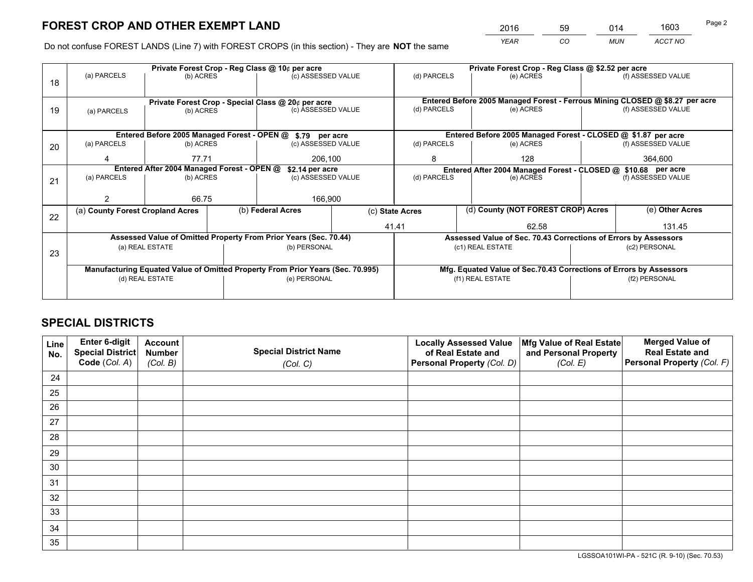# FOREST CROP AND OTHER EXEMPT LAND

| 2016 | 59 | 014 | 1603 |
|---|---|---|---|
| *YEAR* | *CO* | *MUN* | *ACCT NO* |

Do not confuse FOREST LANDS (Line 7) with FOREST CROPS (in this section) - They are **NOT** the same

| Line | Private Forest Crop - Reg Class @ 10¢ per acre | | | Private Forest Crop - Reg Class @ $2.52 per acre | | |
|---|---|---|---|---|---|---|
| | (a) PARCELS | (b) ACRES | (c) ASSESSED VALUE | (d) PARCELS | (e) ACRES | (f) ASSESSED VALUE |
| 18 | | | | | | |
| | **Private Forest Crop - Special Class @ 20¢ per acre** | | | **Entered Before 2005 Managed Forest - Ferrous Mining CLOSED @ $8.27 per acre** | | |
| | (a) PARCELS | (b) ACRES | (c) ASSESSED VALUE | (d) PARCELS | (e) ACRES | (f) ASSESSED VALUE |
| 19 | | | | | | |
| | **Entered Before 2005 Managed Forest - OPEN @ $.79 per acre** | | | **Entered Before 2005 Managed Forest - CLOSED @ $1.87 per acre** | | |
| | (a) PARCELS | (b) ACRES | (c) ASSESSED VALUE | (d) PARCELS | (e) ACRES | (f) ASSESSED VALUE |
| 20 | 4 | 77.71 | 206,100 | 8 | 128 | 364,600 |
| | **Entered After 2004 Managed Forest - OPEN @ $2.14 per acre** | | | **Entered After 2004 Managed Forest - CLOSED @ $10.68 per acre** | | |
| | (a) PARCELS | (b) ACRES | (c) ASSESSED VALUE | (d) PARCELS | (e) ACRES | (f) ASSESSED VALUE |
| 21 | 2 | 66.75 | 166,900 | | | |

| Line | (a) County Forest Cropland Acres | (b) Federal Acres | (c) State Acres | (d) County (NOT FOREST CROP) Acres | (e) Other Acres |
|---|---|---|---|---|---|
| 22 | | | 41.41 | 62.58 | 131.45 |

| Line | Assessed Value of Omitted Property From Prior Years (Sec. 70.44) | | Assessed Value of Sec. 70.43 Corrections of Errors by Assessors | |
|---|---|---|---|---|
| | (a) REAL ESTATE | (b) PERSONAL | (c1) REAL ESTATE | (c2) PERSONAL |
| 23 | | | | |
| | **Manufacturing Equated Value of Omitted Property From Prior Years (Sec. 70.995)** | | **Mfg. Equated Value of Sec.70.43 Corrections of Errors by Assessors** | |
| | (d) REAL ESTATE | (e) PERSONAL | (f1) REAL ESTATE | (f2) PERSONAL |
| | | | | |

# SPECIAL DISTRICTS

| Line No. | Enter 6-digit Special District Code (*Col. A*) | Account Number (*Col. B*) | Special District Name (*Col. C*) | Locally Assessed Value of Real Estate and Personal Property (*Col. D*) | Mfg Value of Real Estate and Personal Property (*Col. E*) | Merged Value of Real Estate and Personal Property (*Col. F*) |
|---|---|---|---|---|---|---|
| 24 | | | | | | |
| 25 | | | | | | |
| 26 | | | | | | |
| 27 | | | | | | |
| 28 | | | | | | |
| 29 | | | | | | |
| 30 | | | | | | |
| 31 | | | | | | |
| 32 | | | | | | |
| 33 | | | | | | |
| 34 | | | | | | |
| 35 | | | | | | |

LGSSOA101WI-PA - 521C (R. 9-10) (Sec. 70.53)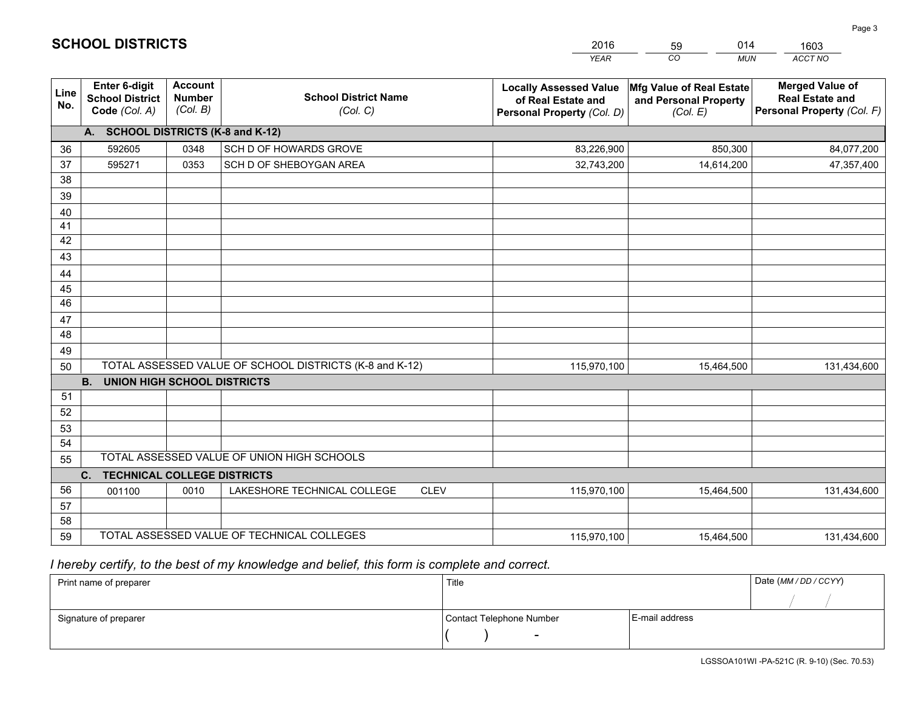# SCHOOL DISTRICTS

| 2016 | 59 | 014 | 1603 |
|---|---|---|---|
| *YEAR* | *CO* | *MUN* | *ACCT NO* |

| Line No. | Enter 6-digit School District Code *(Col. A)* | Account Number *(Col. B)* | School District Name *(Col. C)* | Locally Assessed Value of Real Estate and Personal Property *(Col. D)* | Mfg Value of Real Estate and Personal Property *(Col. E)* | Merged Value of Real Estate and Personal Property *(Col. F)* |
|---|---|---|---|---|---|---|
| | **A. SCHOOL DISTRICTS (K-8 and K-12)** | | | | | |
| 36 | 592605 | 0348 | SCH D OF HOWARDS GROVE | 83,226,900 | 850,300 | 84,077,200 |
| 37 | 595271 | 0353 | SCH D OF SHEBOYGAN AREA | 32,743,200 | 14,614,200 | 47,357,400 |
| 38 | | | | | | |
| 39 | | | | | | |
| 40 | | | | | | |
| 41 | | | | | | |
| 42 | | | | | | |
| 43 | | | | | | |
| 44 | | | | | | |
| 45 | | | | | | |
| 46 | | | | | | |
| 47 | | | | | | |
| 48 | | | | | | |
| 49 | | | | | | |
| 50 | TOTAL ASSESSED VALUE OF SCHOOL DISTRICTS (K-8 and K-12) | | | 115,970,100 | 15,464,500 | 131,434,600 |
| | **B. UNION HIGH SCHOOL DISTRICTS** | | | | | |
| 51 | | | | | | |
| 52 | | | | | | |
| 53 | | | | | | |
| 54 | | | | | | |
| 55 | TOTAL ASSESSED VALUE OF UNION HIGH SCHOOLS | | | | | |
| | **C. TECHNICAL COLLEGE DISTRICTS** | | | | | |
| 56 | 001100 | 0010 | LAKESHORE TECHNICAL COLLEGE CLEV | 115,970,100 | 15,464,500 | 131,434,600 |
| 57 | | | | | | |
| 58 | | | | | | |
| 59 | TOTAL ASSESSED VALUE OF TECHNICAL COLLEGES | | | 115,970,100 | 15,464,500 | 131,434,600 |

*I hereby certify, to the best of my knowledge and belief, this form is complete and correct.*

| Print name of preparer | Title | | Date *(MM / DD / CCYY)* |
|---|---|---|---|
| | | | / / |
| Signature of preparer | Contact Telephone Number | E-mail address | |
| | ( ) - | | |

LGSSOA101WI -PA-521C (R. 9-10) (Sec. 70.53)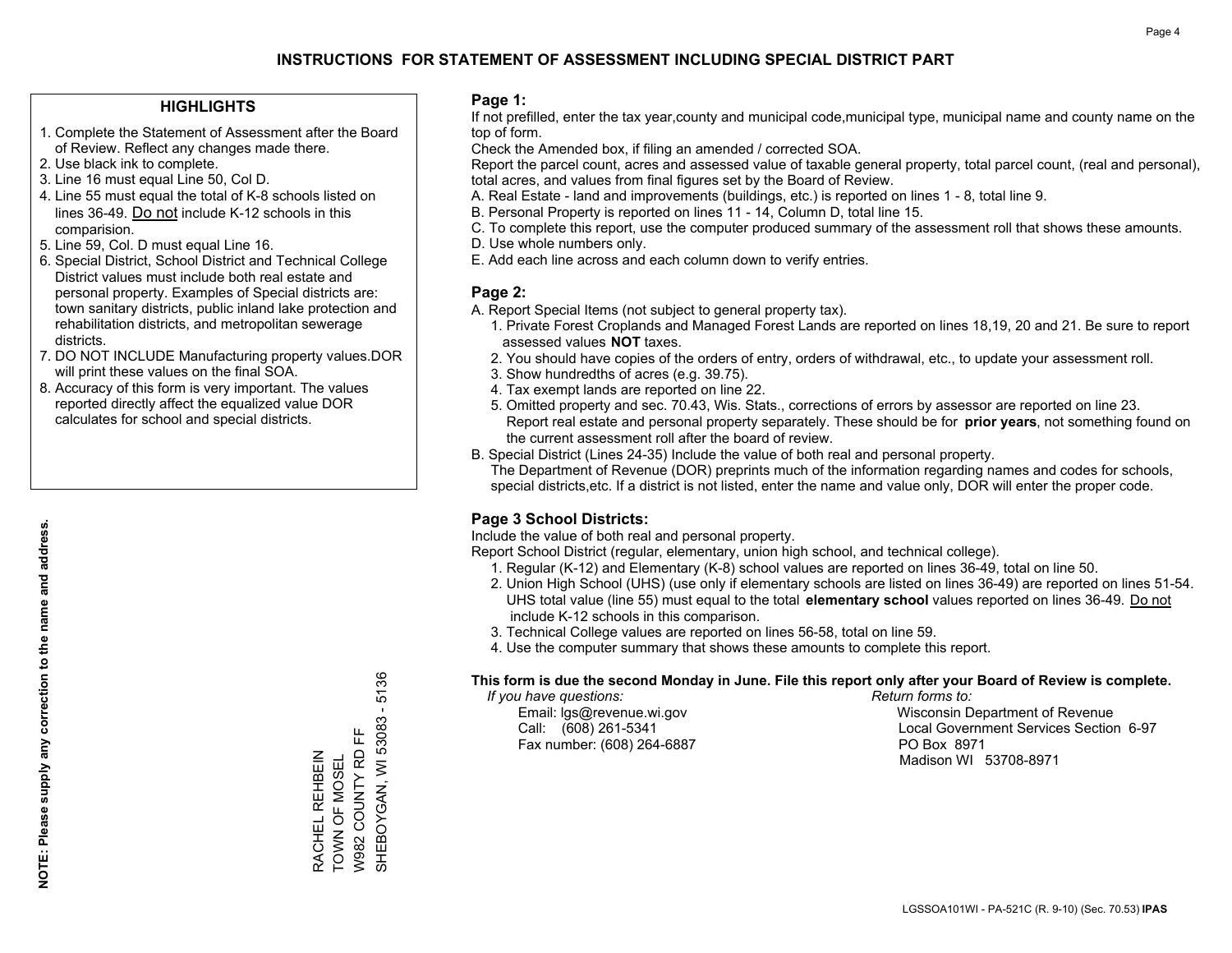# INSTRUCTIONS FOR STATEMENT OF ASSESSMENT INCLUDING SPECIAL DISTRICT PART

## HIGHLIGHTS

1. Complete the Statement of Assessment after the Board of Review. Reflect any changes made there.
2. Use black ink to complete.
3. Line 16 must equal Line 50, Col D.
4. Line 55 must equal the total of K-8 schools listed on lines 36-49. Do not include K-12 schools in this comparision.
5. Line 59, Col. D must equal Line 16.
6. Special District, School District and Technical College District values must include both real estate and personal property. Examples of Special districts are: town sanitary districts, public inland lake protection and rehabilitation districts, and metropolitan sewerage districts.
7. DO NOT INCLUDE Manufacturing property values.DOR will print these values on the final SOA.
8. Accuracy of this form is very important. The values reported directly affect the equalized value DOR calculates for school and special districts.

**NOTE: Please supply any correction to the name and address.**

RACHEL REHBEIN
TOWN OF MOSEL
W982 COUNTY RD FF
SHEBOYGAN, WI 53083 - 5136

## Page 1:

If not prefilled, enter the tax year,county and municipal code,municipal type, municipal name and county name on the top of form.

Check the Amended box, if filing an amended / corrected SOA.

Report the parcel count, acres and assessed value of taxable general property, total parcel count, (real and personal), total acres, and values from final figures set by the Board of Review.

A. Real Estate - land and improvements (buildings, etc.) is reported on lines 1 - 8, total line 9.
B. Personal Property is reported on lines 11 - 14, Column D, total line 15.
C. To complete this report, use the computer produced summary of the assessment roll that shows these amounts.
D. Use whole numbers only.
E. Add each line across and each column down to verify entries.

## Page 2:

A. Report Special Items (not subject to general property tax).
   1. Private Forest Croplands and Managed Forest Lands are reported on lines 18,19, 20 and 21. Be sure to report assessed values **NOT** taxes.
   2. You should have copies of the orders of entry, orders of withdrawal, etc., to update your assessment roll.
   3. Show hundredths of acres (e.g. 39.75).
   4. Tax exempt lands are reported on line 22.
   5. Omitted property and sec. 70.43, Wis. Stats., corrections of errors by assessor are reported on line 23. Report real estate and personal property separately. These should be for **prior years**, not something found on the current assessment roll after the board of review.
B. Special District (Lines 24-35) Include the value of both real and personal property.
   The Department of Revenue (DOR) preprints much of the information regarding names and codes for schools, special districts,etc. If a district is not listed, enter the name and value only, DOR will enter the proper code.

## Page 3 School Districts:

Include the value of both real and personal property.

Report School District (regular, elementary, union high school, and technical college).

1. Regular (K-12) and Elementary (K-8) school values are reported on lines 36-49, total on line 50.
2. Union High School (UHS) (use only if elementary schools are listed on lines 36-49) are reported on lines 51-54. UHS total value (line 55) must equal to the total **elementary school** values reported on lines 36-49. Do not include K-12 schools in this comparison.
3. Technical College values are reported on lines 56-58, total on line 59.
4. Use the computer summary that shows these amounts to complete this report.

**This form is due the second Monday in June. File this report only after your Board of Review is complete.**

*If you have questions:*
Email: lgs@revenue.wi.gov
Call: (608) 261-5341
Fax number: (608) 264-6887

*Return forms to:*
Wisconsin Department of Revenue
Local Government Services Section 6-97
PO Box 8971
Madison WI 53708-8971

LGSSOA101WI - PA-521C (R. 9-10) (Sec. 70.53) **IPAS**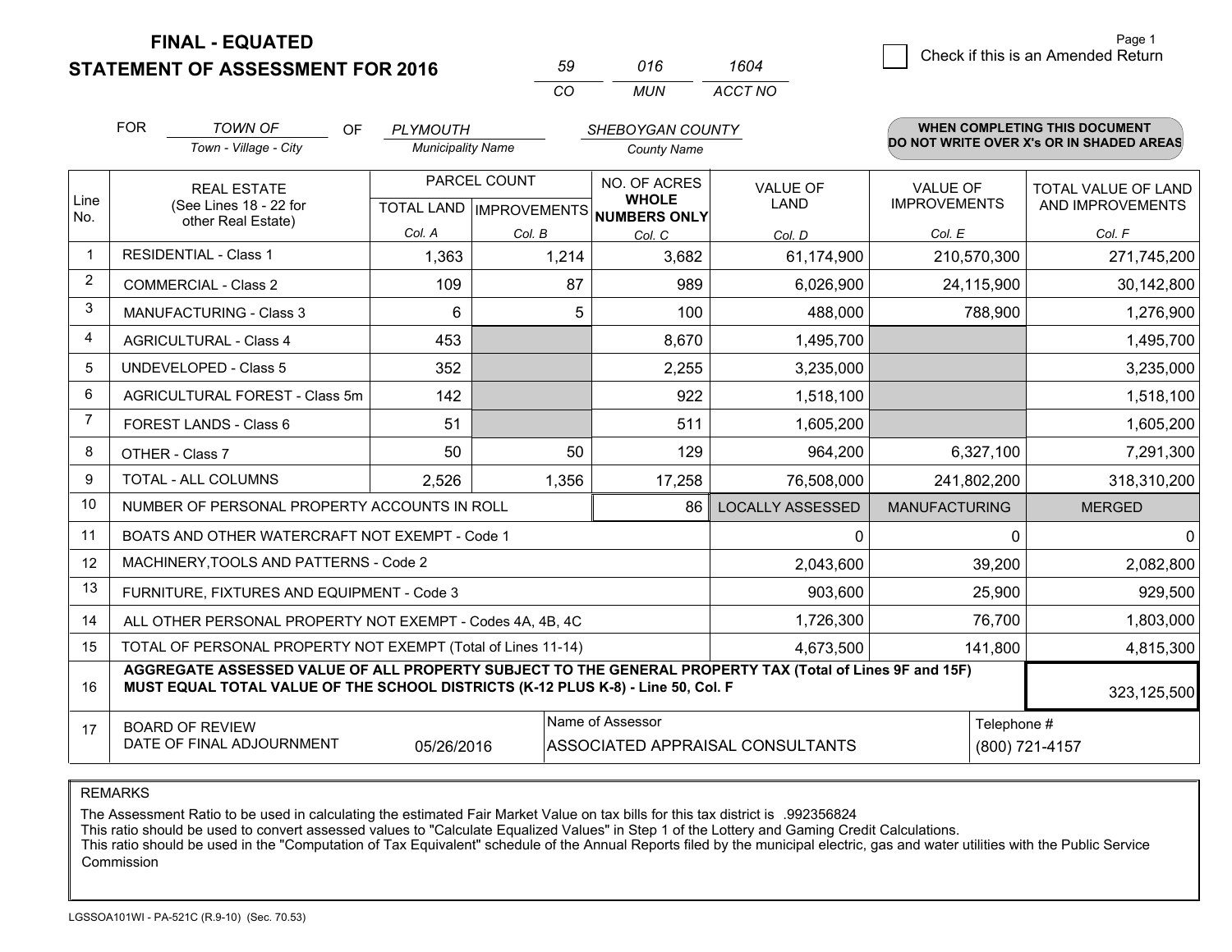# FINAL - EQUATED
# STATEMENT OF ASSESSMENT FOR 2016

| 59 | 016 | 1604 |
|---|---|---|
| CO | MUN | ACCT NO |

Page 1

☐ Check if this is an Amended Return

FOR *TOWN OF* (Town - Village - City) OF *PLYMOUTH* (Municipality Name) *SHEBOYGAN COUNTY* (County Name)

**WHEN COMPLETING THIS DOCUMENT DO NOT WRITE OVER X's OR IN SHADED AREAS**

| Line No. | REAL ESTATE (See Lines 18 - 22 for other Real Estate) | PARCEL COUNT TOTAL LAND Col. A | PARCEL COUNT IMPROVEMENTS Col. B | NO. OF ACRES WHOLE NUMBERS ONLY Col. C | VALUE OF LAND Col. D | VALUE OF IMPROVEMENTS Col. E | TOTAL VALUE OF LAND AND IMPROVEMENTS Col. F |
|---|---|---|---|---|---|---|---|
| 1 | RESIDENTIAL - Class 1 | 1,363 | 1,214 | 3,682 | 61,174,900 | 210,570,300 | 271,745,200 |
| 2 | COMMERCIAL - Class 2 | 109 | 87 | 989 | 6,026,900 | 24,115,900 | 30,142,800 |
| 3 | MANUFACTURING - Class 3 | 6 | 5 | 100 | 488,000 | 788,900 | 1,276,900 |
| 4 | AGRICULTURAL - Class 4 | 453 | | 8,670 | 1,495,700 | | 1,495,700 |
| 5 | UNDEVELOPED - Class 5 | 352 | | 2,255 | 3,235,000 | | 3,235,000 |
| 6 | AGRICULTURAL FOREST - Class 5m | 142 | | 922 | 1,518,100 | | 1,518,100 |
| 7 | FOREST LANDS - Class 6 | 51 | | 511 | 1,605,200 | | 1,605,200 |
| 8 | OTHER - Class 7 | 50 | 50 | 129 | 964,200 | 6,327,100 | 7,291,300 |
| 9 | TOTAL - ALL COLUMNS | 2,526 | 1,356 | 17,258 | 76,508,000 | 241,802,200 | 318,310,200 |
| 10 | NUMBER OF PERSONAL PROPERTY ACCOUNTS IN ROLL | | | 86 | LOCALLY ASSESSED | MANUFACTURING | MERGED |
| 11 | BOATS AND OTHER WATERCRAFT NOT EXEMPT - Code 1 | | | | 0 | 0 | 0 |
| 12 | MACHINERY,TOOLS AND PATTERNS - Code 2 | | | | 2,043,600 | 39,200 | 2,082,800 |
| 13 | FURNITURE, FIXTURES AND EQUIPMENT - Code 3 | | | | 903,600 | 25,900 | 929,500 |
| 14 | ALL OTHER PERSONAL PROPERTY NOT EXEMPT - Codes 4A, 4B, 4C | | | | 1,726,300 | 76,700 | 1,803,000 |
| 15 | TOTAL OF PERSONAL PROPERTY NOT EXEMPT (Total of Lines 11-14) | | | | 4,673,500 | 141,800 | 4,815,300 |
| 16 | **AGGREGATE ASSESSED VALUE OF ALL PROPERTY SUBJECT TO THE GENERAL PROPERTY TAX (Total of Lines 9F and 15F) MUST EQUAL TOTAL VALUE OF THE SCHOOL DISTRICTS (K-12 PLUS K-8) - Line 50, Col. F** | | | | | | 323,125,500 |
| 17 | BOARD OF REVIEW DATE OF FINAL ADJOURNMENT | 05/26/2016 | Name of Assessor | ASSOCIATED APPRAISAL CONSULTANTS | | Telephone # | (800) 721-4157 |

REMARKS

The Assessment Ratio to be used in calculating the estimated Fair Market Value on tax bills for this tax district is .992356824
This ratio should be used to convert assessed values to "Calculate Equalized Values" in Step 1 of the Lottery and Gaming Credit Calculations.
This ratio should be used in the "Computation of Tax Equivalent" schedule of the Annual Reports filed by the municipal electric, gas and water utilities with the Public Service Commission

LGSSOA101WI - PA-521C (R.9-10) (Sec. 70.53)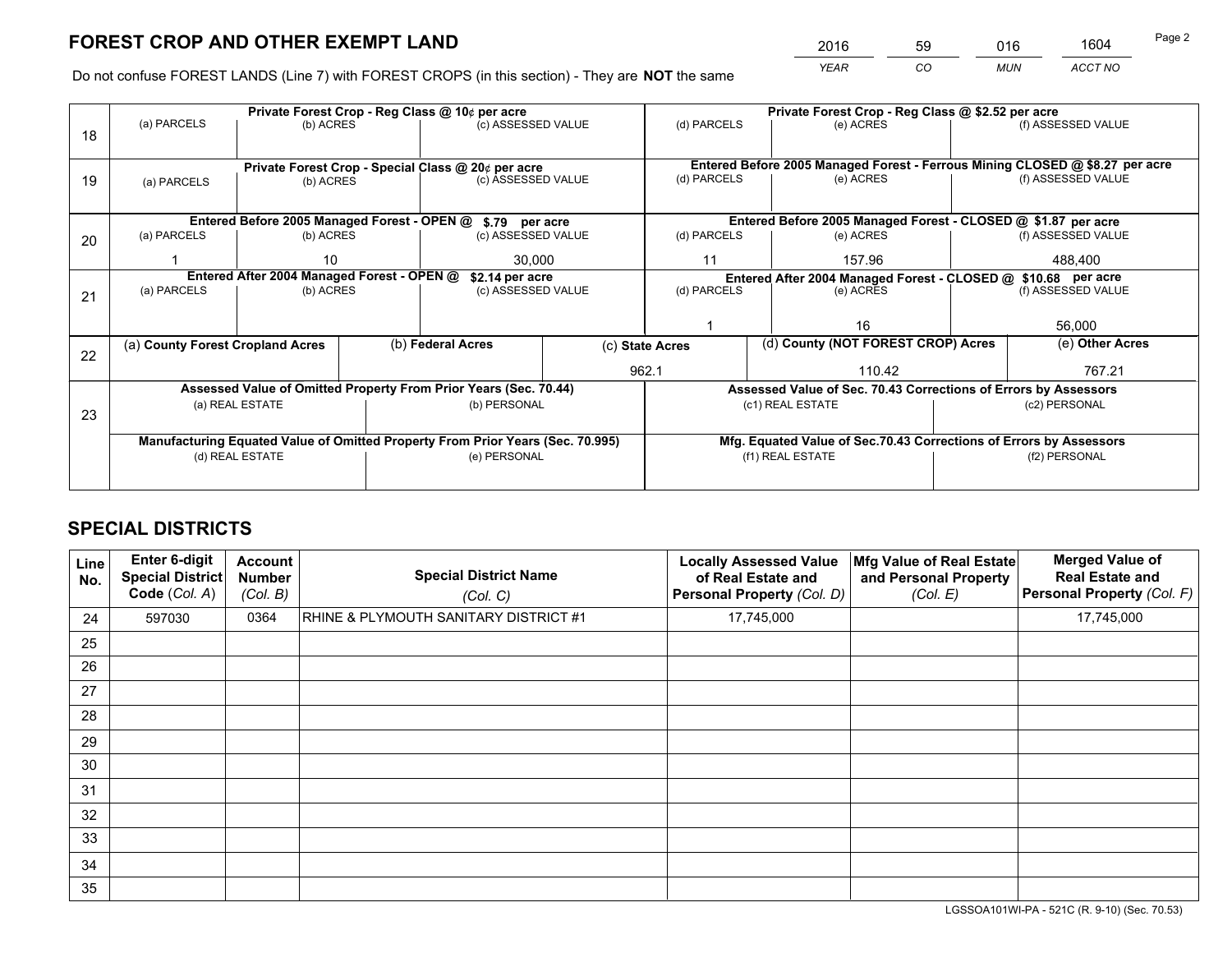# FOREST CROP AND OTHER EXEMPT LAND

| YEAR | CO | MUN | ACCT NO |
|---|---|---|---|
| 2016 | 59 | 016 | 1604 |

Do not confuse FOREST LANDS (Line 7) with FOREST CROPS (in this section) - They are **NOT** the same

| Line | | | | | | |
|---|---|---|---|---|---|---|
| 18 | **Private Forest Crop - Reg Class @ 10¢ per acre** | | | **Private Forest Crop - Reg Class @ $2.52 per acre** | | |
| | (a) PARCELS | (b) ACRES | (c) ASSESSED VALUE | (d) PARCELS | (e) ACRES | (f) ASSESSED VALUE |
| | | | | | | |
| 19 | **Private Forest Crop - Special Class @ 20¢ per acre** | | | **Entered Before 2005 Managed Forest - Ferrous Mining CLOSED @ $8.27 per acre** | | |
| | (a) PARCELS | (b) ACRES | (c) ASSESSED VALUE | (d) PARCELS | (e) ACRES | (f) ASSESSED VALUE |
| | | | | | | |
| 20 | **Entered Before 2005 Managed Forest - OPEN @ $.79 per acre** | | | **Entered Before 2005 Managed Forest - CLOSED @ $1.87 per acre** | | |
| | (a) PARCELS | (b) ACRES | (c) ASSESSED VALUE | (d) PARCELS | (e) ACRES | (f) ASSESSED VALUE |
| | 1 | 10 | 30,000 | 11 | 157.96 | 488,400 |
| 21 | **Entered After 2004 Managed Forest - OPEN @ $2.14 per acre** | | | **Entered After 2004 Managed Forest - CLOSED @ $10.68 per acre** | | |
| | (a) PARCELS | (b) ACRES | (c) ASSESSED VALUE | (d) PARCELS | (e) ACRES | (f) ASSESSED VALUE |
| | | | | 1 | 16 | 56,000 |

| Line | (a) County Forest Cropland Acres | (b) Federal Acres | (c) State Acres | (d) County (NOT FOREST CROP) Acres | (e) Other Acres |
|---|---|---|---|---|---|
| 22 | | | 962.1 | 110.42 | 767.21 |

| Line | Assessed Value of Omitted Property From Prior Years (Sec. 70.44) | | Assessed Value of Sec. 70.43 Corrections of Errors by Assessors | |
|---|---|---|---|---|
| 23 | (a) REAL ESTATE | (b) PERSONAL | (c1) REAL ESTATE | (c2) PERSONAL |
| | | | | |
| | **Manufacturing Equated Value of Omitted Property From Prior Years (Sec. 70.995)** | | **Mfg. Equated Value of Sec.70.43 Corrections of Errors by Assessors** | |
| | (d) REAL ESTATE | (e) PERSONAL | (f1) REAL ESTATE | (f2) PERSONAL |
| | | | | |

# SPECIAL DISTRICTS

| Line No. | Enter 6-digit Special District Code (Col. A) | Account Number (Col. B) | Special District Name (Col. C) | Locally Assessed Value of Real Estate and Personal Property (Col. D) | Mfg Value of Real Estate and Personal Property (Col. E) | Merged Value of Real Estate and Personal Property (Col. F) |
|---|---|---|---|---|---|---|
| 24 | 597030 | 0364 | RHINE & PLYMOUTH SANITARY DISTRICT #1 | 17,745,000 | | 17,745,000 |
| 25 | | | | | | |
| 26 | | | | | | |
| 27 | | | | | | |
| 28 | | | | | | |
| 29 | | | | | | |
| 30 | | | | | | |
| 31 | | | | | | |
| 32 | | | | | | |
| 33 | | | | | | |
| 34 | | | | | | |
| 35 | | | | | | |

LGSSOA101WI-PA - 521C (R. 9-10) (Sec. 70.53)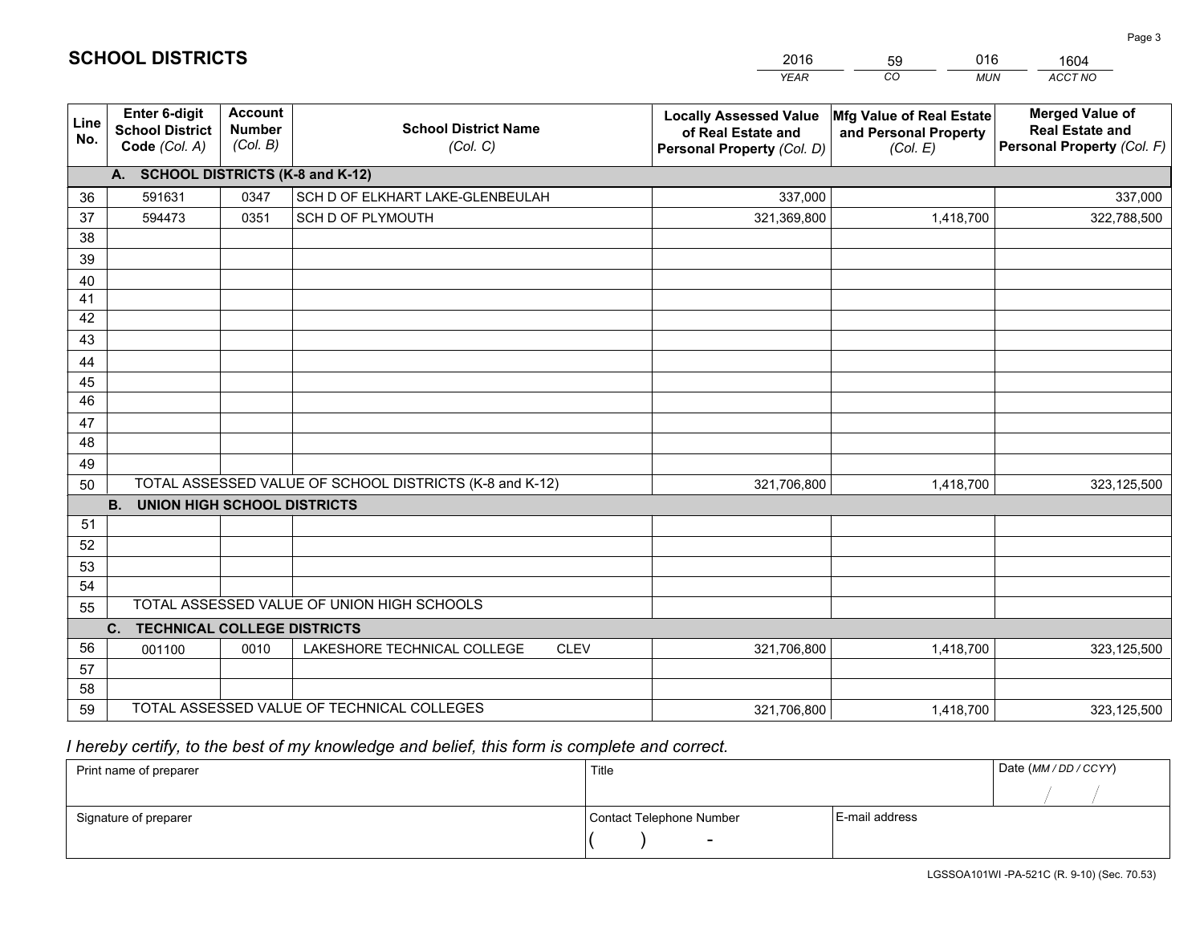# SCHOOL DISTRICTS

| 2016 | 59 | 016 | 1604 |
|---|---|---|---|
| *YEAR* | *CO* | *MUN* | *ACCT NO* |

| Line No. | Enter 6-digit School District Code *(Col. A)* | Account Number *(Col. B)* | School District Name *(Col. C)* | Locally Assessed Value of Real Estate and Personal Property *(Col. D)* | Mfg Value of Real Estate and Personal Property *(Col. E)* | Merged Value of Real Estate and Personal Property *(Col. F)* |
|---|---|---|---|---|---|---|
| **A. SCHOOL DISTRICTS (K-8 and K-12)** | | | | | | |
| 36 | 591631 | 0347 | SCH D OF ELKHART LAKE-GLENBEULAH | 337,000 | | 337,000 |
| 37 | 594473 | 0351 | SCH D OF PLYMOUTH | 321,369,800 | 1,418,700 | 322,788,500 |
| 38 | | | | | | |
| 39 | | | | | | |
| 40 | | | | | | |
| 41 | | | | | | |
| 42 | | | | | | |
| 43 | | | | | | |
| 44 | | | | | | |
| 45 | | | | | | |
| 46 | | | | | | |
| 47 | | | | | | |
| 48 | | | | | | |
| 49 | | | | | | |
| 50 | TOTAL ASSESSED VALUE OF SCHOOL DISTRICTS (K-8 and K-12) | | | 321,706,800 | 1,418,700 | 323,125,500 |
| **B. UNION HIGH SCHOOL DISTRICTS** | | | | | | |
| 51 | | | | | | |
| 52 | | | | | | |
| 53 | | | | | | |
| 54 | | | | | | |
| 55 | TOTAL ASSESSED VALUE OF UNION HIGH SCHOOLS | | | | | |
| **C. TECHNICAL COLLEGE DISTRICTS** | | | | | | |
| 56 | 001100 | 0010 | LAKESHORE TECHNICAL COLLEGE CLEV | 321,706,800 | 1,418,700 | 323,125,500 |
| 57 | | | | | | |
| 58 | | | | | | |
| 59 | TOTAL ASSESSED VALUE OF TECHNICAL COLLEGES | | | 321,706,800 | 1,418,700 | 323,125,500 |

*I hereby certify, to the best of my knowledge and belief, this form is complete and correct.*

| Print name of preparer | Title | | Date *(MM / DD / CCYY)* |
|---|---|---|---|
| | | | / / |
| Signature of preparer | Contact Telephone Number | E-mail address | |
| | ( ) - | | |

LGSSOA101WI -PA-521C (R. 9-10) (Sec. 70.53)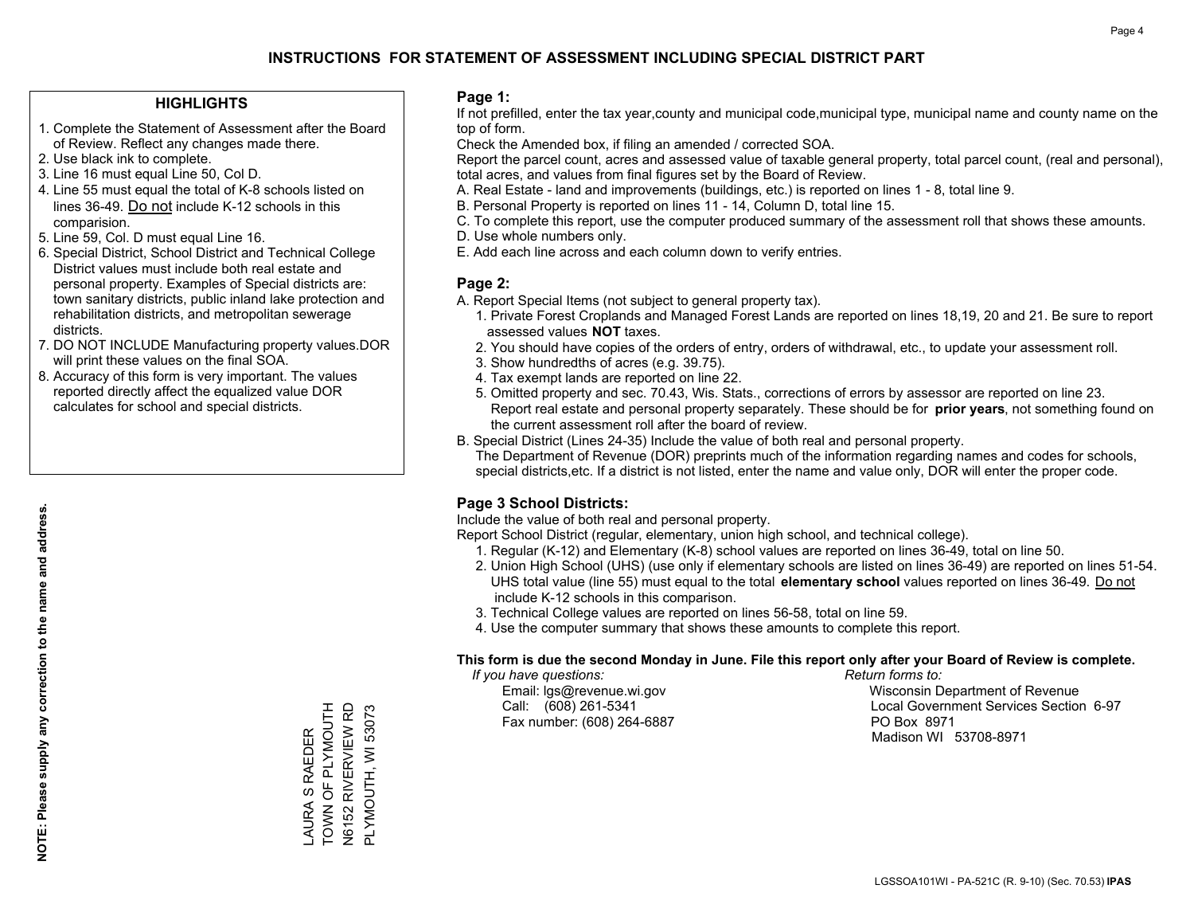# INSTRUCTIONS FOR STATEMENT OF ASSESSMENT INCLUDING SPECIAL DISTRICT PART

## HIGHLIGHTS

1. Complete the Statement of Assessment after the Board of Review. Reflect any changes made there.
2. Use black ink to complete.
3. Line 16 must equal Line 50, Col D.
4. Line 55 must equal the total of K-8 schools listed on lines 36-49. Do not include K-12 schools in this comparision.
5. Line 59, Col. D must equal Line 16.
6. Special District, School District and Technical College District values must include both real estate and personal property. Examples of Special districts are: town sanitary districts, public inland lake protection and rehabilitation districts, and metropolitan sewerage districts.
7. DO NOT INCLUDE Manufacturing property values.DOR will print these values on the final SOA.
8. Accuracy of this form is very important. The values reported directly affect the equalized value DOR calculates for school and special districts.

**NOTE: Please supply any correction to the name and address.**

LAURA S RAEDER
TOWN OF PLYMOUTH
N6152 RIVERVIEW RD
PLYMOUTH, WI 53073

## Page 1:

If not prefilled, enter the tax year,county and municipal code,municipal type, municipal name and county name on the top of form.

Check the Amended box, if filing an amended / corrected SOA.

Report the parcel count, acres and assessed value of taxable general property, total parcel count, (real and personal), total acres, and values from final figures set by the Board of Review.

A. Real Estate - land and improvements (buildings, etc.) is reported on lines 1 - 8, total line 9.
B. Personal Property is reported on lines 11 - 14, Column D, total line 15.
C. To complete this report, use the computer produced summary of the assessment roll that shows these amounts.
D. Use whole numbers only.
E. Add each line across and each column down to verify entries.

## Page 2:

A. Report Special Items (not subject to general property tax).
1. Private Forest Croplands and Managed Forest Lands are reported on lines 18,19, 20 and 21. Be sure to report assessed values **NOT** taxes.
2. You should have copies of the orders of entry, orders of withdrawal, etc., to update your assessment roll.
3. Show hundredths of acres (e.g. 39.75).
4. Tax exempt lands are reported on line 22.
5. Omitted property and sec. 70.43, Wis. Stats., corrections of errors by assessor are reported on line 23. Report real estate and personal property separately. These should be for **prior years**, not something found on the current assessment roll after the board of review.

B. Special District (Lines 24-35) Include the value of both real and personal property.
The Department of Revenue (DOR) preprints much of the information regarding names and codes for schools, special districts,etc. If a district is not listed, enter the name and value only, DOR will enter the proper code.

## Page 3 School Districts:

Include the value of both real and personal property.

Report School District (regular, elementary, union high school, and technical college).

1. Regular (K-12) and Elementary (K-8) school values are reported on lines 36-49, total on line 50.
2. Union High School (UHS) (use only if elementary schools are listed on lines 36-49) are reported on lines 51-54. UHS total value (line 55) must equal to the total **elementary school** values reported on lines 36-49. Do not include K-12 schools in this comparison.
3. Technical College values are reported on lines 56-58, total on line 59.
4. Use the computer summary that shows these amounts to complete this report.

**This form is due the second Monday in June. File this report only after your Board of Review is complete.**

*If you have questions:*
Email: lgs@revenue.wi.gov
Call: (608) 261-5341
Fax number: (608) 264-6887

*Return forms to:*
Wisconsin Department of Revenue
Local Government Services Section 6-97
PO Box 8971
Madison WI 53708-8971

LGSSOA101WI - PA-521C (R. 9-10) (Sec. 70.53) **IPAS**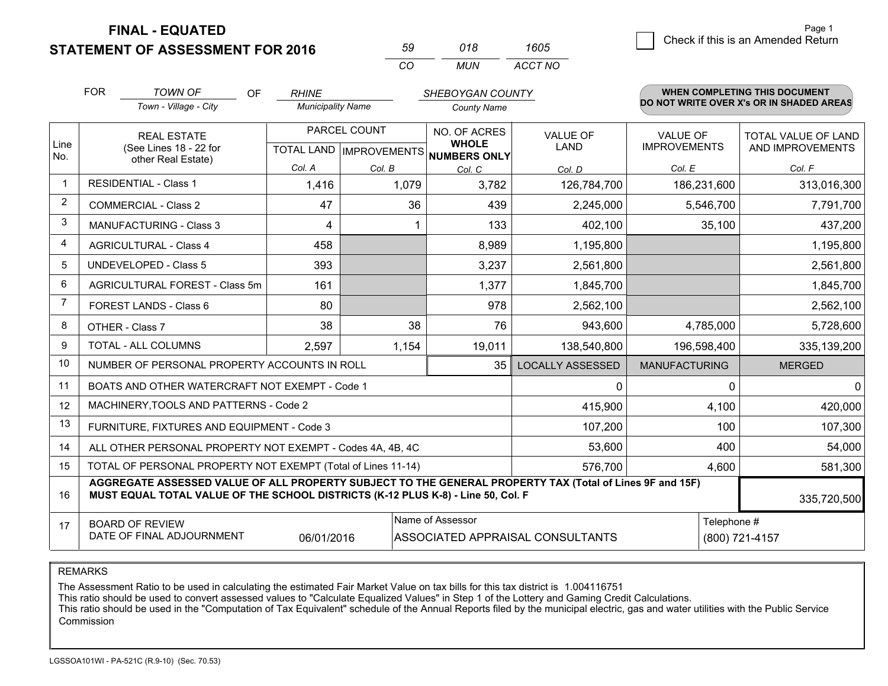**FINAL - EQUATED**
**STATEMENT OF ASSESSMENT FOR 2016**

| 59 | 018 | 1605 |
|---|---|---|
| CO | MUN | ACCT NO |

☐ Check if this is an Amended Return

FOR *TOWN OF* (Town - Village - City) OF *RHINE* (Municipality Name) *SHEBOYGAN COUNTY* (County Name)

**WHEN COMPLETING THIS DOCUMENT DO NOT WRITE OVER X's OR IN SHADED AREAS**

| Line No. | REAL ESTATE (See Lines 18 - 22 for other Real Estate) | PARCEL COUNT TOTAL LAND Col. A | PARCEL COUNT IMPROVEMENTS Col. B | NO. OF ACRES WHOLE NUMBERS ONLY Col. C | VALUE OF LAND Col. D | VALUE OF IMPROVEMENTS Col. E | TOTAL VALUE OF LAND AND IMPROVEMENTS Col. F |
|---|---|---|---|---|---|---|---|
| 1 | RESIDENTIAL - Class 1 | 1,416 | 1,079 | 3,782 | 126,784,700 | 186,231,600 | 313,016,300 |
| 2 | COMMERCIAL - Class 2 | 47 | 36 | 439 | 2,245,000 | 5,546,700 | 7,791,700 |
| 3 | MANUFACTURING - Class 3 | 4 | 1 | 133 | 402,100 | 35,100 | 437,200 |
| 4 | AGRICULTURAL - Class 4 | 458 | | 8,989 | 1,195,800 | | 1,195,800 |
| 5 | UNDEVELOPED - Class 5 | 393 | | 3,237 | 2,561,800 | | 2,561,800 |
| 6 | AGRICULTURAL FOREST - Class 5m | 161 | | 1,377 | 1,845,700 | | 1,845,700 |
| 7 | FOREST LANDS - Class 6 | 80 | | 978 | 2,562,100 | | 2,562,100 |
| 8 | OTHER - Class 7 | 38 | 38 | 76 | 943,600 | 4,785,000 | 5,728,600 |
| 9 | TOTAL - ALL COLUMNS | 2,597 | 1,154 | 19,011 | 138,540,800 | 196,598,400 | 335,139,200 |
| 10 | NUMBER OF PERSONAL PROPERTY ACCOUNTS IN ROLL | | | 35 | LOCALLY ASSESSED | MANUFACTURING | MERGED |
| 11 | BOATS AND OTHER WATERCRAFT NOT EXEMPT - Code 1 | | | | 0 | 0 | 0 |
| 12 | MACHINERY,TOOLS AND PATTERNS - Code 2 | | | | 415,900 | 4,100 | 420,000 |
| 13 | FURNITURE, FIXTURES AND EQUIPMENT - Code 3 | | | | 107,200 | 100 | 107,300 |
| 14 | ALL OTHER PERSONAL PROPERTY NOT EXEMPT - Codes 4A, 4B, 4C | | | | 53,600 | 400 | 54,000 |
| 15 | TOTAL OF PERSONAL PROPERTY NOT EXEMPT (Total of Lines 11-14) | | | | 576,700 | 4,600 | 581,300 |
| 16 | **AGGREGATE ASSESSED VALUE OF ALL PROPERTY SUBJECT TO THE GENERAL PROPERTY TAX (Total of Lines 9F and 15F) MUST EQUAL TOTAL VALUE OF THE SCHOOL DISTRICTS (K-12 PLUS K-8) - Line 50, Col. F** | | | | | | 335,720,500 |
| 17 | BOARD OF REVIEW DATE OF FINAL ADJOURNMENT | 06/01/2016 | | Name of Assessor: ASSOCIATED APPRAISAL CONSULTANTS | | | Telephone #: (800) 721-4157 |

REMARKS

The Assessment Ratio to be used in calculating the estimated Fair Market Value on tax bills for this tax district is 1.004116751
This ratio should be used to convert assessed values to "Calculate Equalized Values" in Step 1 of the Lottery and Gaming Credit Calculations.
This ratio should be used in the "Computation of Tax Equivalent" schedule of the Annual Reports filed by the municipal electric, gas and water utilities with the Public Service Commission

LGSSOA101WI - PA-521C (R.9-10) (Sec. 70.53)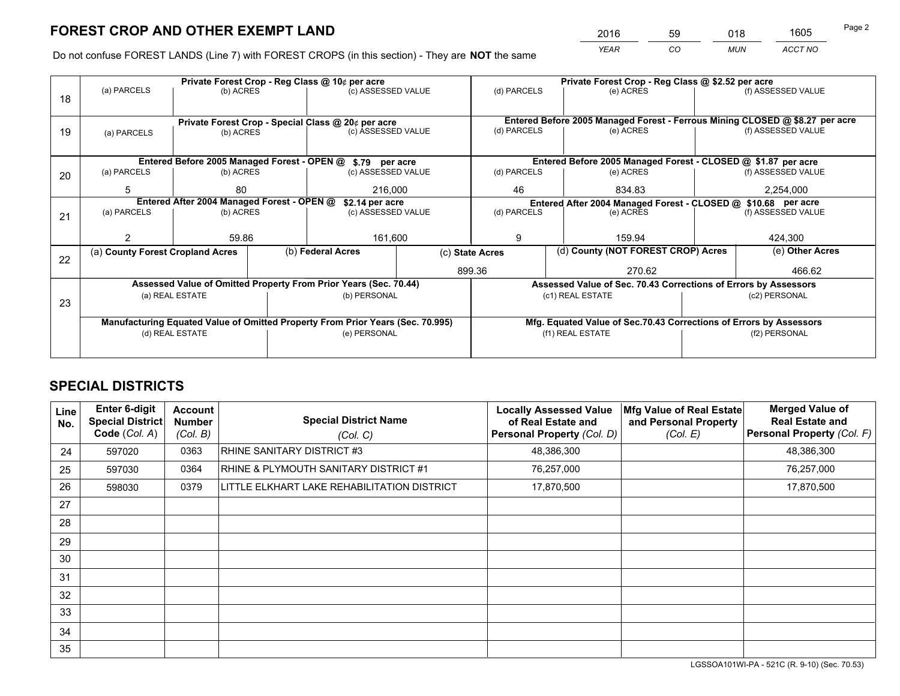## FOREST CROP AND OTHER EXEMPT LAND

| 2016 | 59 | 018 | 1605 |
|---|---|---|---|
| YEAR | CO | MUN | ACCT NO |

Do not confuse FOREST LANDS (Line 7) with FOREST CROPS (in this section) - They are **NOT** the same

| Line | (a) PARCELS | (b) ACRES | (c) ASSESSED VALUE | (d) PARCELS | (e) ACRES | (f) ASSESSED VALUE |
|---|---|---|---|---|---|---|
| 18 | Private Forest Crop - Reg Class @ 10¢ per acre | | | Private Forest Crop - Reg Class @ $2.52 per acre | | |
| 18 | | | | | | |
| 19 | Private Forest Crop - Special Class @ 20¢ per acre | | | Entered Before 2005 Managed Forest - Ferrous Mining CLOSED @ $8.27 per acre | | |
| 19 | | | | | | |
| 20 | Entered Before 2005 Managed Forest - OPEN @ $.79 per acre | | | Entered Before 2005 Managed Forest - CLOSED @ $1.87 per acre | | |
| 20 | 5 | 80 | 216,000 | 46 | 834.83 | 2,254,000 |
| 21 | Entered After 2004 Managed Forest - OPEN @ $2.14 per acre | | | Entered After 2004 Managed Forest - CLOSED @ $10.68 per acre | | |
| 21 | 2 | 59.86 | 161,600 | 9 | 159.94 | 424,300 |

| Line | (a) County Forest Cropland Acres | (b) Federal Acres | (c) State Acres | (d) County (NOT FOREST CROP) Acres | (e) Other Acres |
|---|---|---|---|---|---|
| 22 | | | 899.36 | 270.62 | 466.62 |

| Line | Assessed Value of Omitted Property From Prior Years (Sec. 70.44) | | Assessed Value of Sec. 70.43 Corrections of Errors by Assessors | |
|---|---|---|---|---|
| 23 | (a) REAL ESTATE | (b) PERSONAL | (c1) REAL ESTATE | (c2) PERSONAL |
| | | | | |
| | **Manufacturing Equated Value of Omitted Property From Prior Years (Sec. 70.995)** | | **Mfg. Equated Value of Sec.70.43 Corrections of Errors by Assessors** | |
| | (d) REAL ESTATE | (e) PERSONAL | (f1) REAL ESTATE | (f2) PERSONAL |
| | | | | |

## SPECIAL DISTRICTS

| Line No. | Enter 6-digit Special District Code (Col. A) | Account Number (Col. B) | Special District Name (Col. C) | Locally Assessed Value of Real Estate and Personal Property (Col. D) | Mfg Value of Real Estate and Personal Property (Col. E) | Merged Value of Real Estate and Personal Property (Col. F) |
|---|---|---|---|---|---|---|
| 24 | 597020 | 0363 | RHINE SANITARY DISTRICT #3 | 48,386,300 | | 48,386,300 |
| 25 | 597030 | 0364 | RHINE & PLYMOUTH SANITARY DISTRICT #1 | 76,257,000 | | 76,257,000 |
| 26 | 598030 | 0379 | LITTLE ELKHART LAKE REHABILITATION DISTRICT | 17,870,500 | | 17,870,500 |
| 27 | | | | | | |
| 28 | | | | | | |
| 29 | | | | | | |
| 30 | | | | | | |
| 31 | | | | | | |
| 32 | | | | | | |
| 33 | | | | | | |
| 34 | | | | | | |
| 35 | | | | | | |

LGSSOA101WI-PA - 521C (R. 9-10) (Sec. 70.53)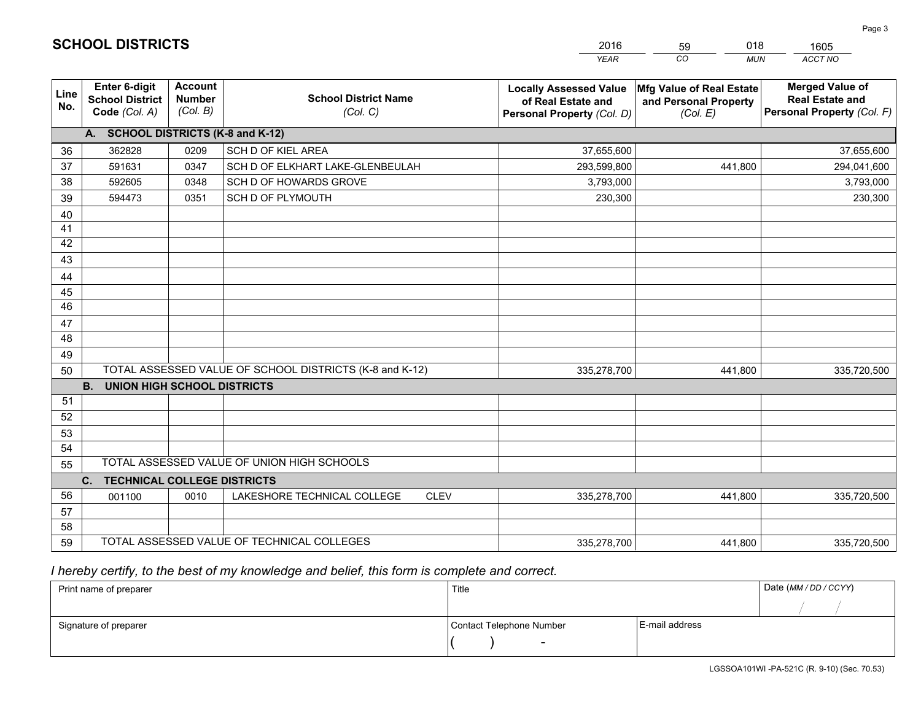# SCHOOL DISTRICTS

| 2016 | 59 | 018 | 1605 |
|---|---|---|---|
| *YEAR* | *CO* | *MUN* | *ACCT NO* |

| Line No. | Enter 6-digit School District Code *(Col. A)* | Account Number *(Col. B)* | School District Name *(Col. C)* | Locally Assessed Value of Real Estate and Personal Property *(Col. D)* | Mfg Value of Real Estate and Personal Property *(Col. E)* | Merged Value of Real Estate and Personal Property *(Col. F)* |
|---|---|---|---|---|---|---|
| **A. SCHOOL DISTRICTS (K-8 and K-12)** | | | | | | |
| 36 | 362828 | 0209 | SCH D OF KIEL AREA | 37,655,600 | | 37,655,600 |
| 37 | 591631 | 0347 | SCH D OF ELKHART LAKE-GLENBEULAH | 293,599,800 | 441,800 | 294,041,600 |
| 38 | 592605 | 0348 | SCH D OF HOWARDS GROVE | 3,793,000 | | 3,793,000 |
| 39 | 594473 | 0351 | SCH D OF PLYMOUTH | 230,300 | | 230,300 |
| 40 | | | | | | |
| 41 | | | | | | |
| 42 | | | | | | |
| 43 | | | | | | |
| 44 | | | | | | |
| 45 | | | | | | |
| 46 | | | | | | |
| 47 | | | | | | |
| 48 | | | | | | |
| 49 | | | | | | |
| 50 | TOTAL ASSESSED VALUE OF SCHOOL DISTRICTS (K-8 and K-12) | | | 335,278,700 | 441,800 | 335,720,500 |
| **B. UNION HIGH SCHOOL DISTRICTS** | | | | | | |
| 51 | | | | | | |
| 52 | | | | | | |
| 53 | | | | | | |
| 54 | | | | | | |
| 55 | TOTAL ASSESSED VALUE OF UNION HIGH SCHOOLS | | | | | |
| **C. TECHNICAL COLLEGE DISTRICTS** | | | | | | |
| 56 | 001100 | 0010 | LAKESHORE TECHNICAL COLLEGE CLEV | 335,278,700 | 441,800 | 335,720,500 |
| 57 | | | | | | |
| 58 | | | | | | |
| 59 | TOTAL ASSESSED VALUE OF TECHNICAL COLLEGES | | | 335,278,700 | 441,800 | 335,720,500 |

*I hereby certify, to the best of my knowledge and belief, this form is complete and correct.*

| Print name of preparer | Title | | Date *(MM / DD / CCYY)* |
|---|---|---|---|
| | | | / / |
| Signature of preparer | Contact Telephone Number | E-mail address | |
| | ( ) - | | |

LGSSOA101WI -PA-521C (R. 9-10) (Sec. 70.53)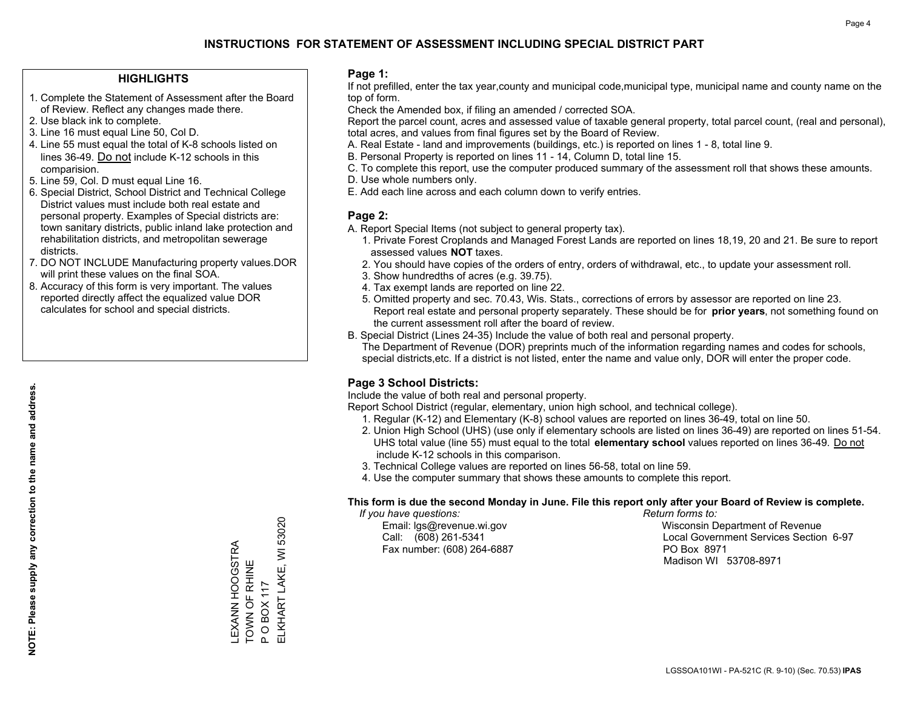# INSTRUCTIONS FOR STATEMENT OF ASSESSMENT INCLUDING SPECIAL DISTRICT PART

## HIGHLIGHTS

1. Complete the Statement of Assessment after the Board of Review. Reflect any changes made there.
2. Use black ink to complete.
3. Line 16 must equal Line 50, Col D.
4. Line 55 must equal the total of K-8 schools listed on lines 36-49. Do not include K-12 schools in this comparision.
5. Line 59, Col. D must equal Line 16.
6. Special District, School District and Technical College District values must include both real estate and personal property. Examples of Special districts are: town sanitary districts, public inland lake protection and rehabilitation districts, and metropolitan sewerage districts.
7. DO NOT INCLUDE Manufacturing property values.DOR will print these values on the final SOA.
8. Accuracy of this form is very important. The values reported directly affect the equalized value DOR calculates for school and special districts.

**NOTE: Please supply any correction to the name and address.**

LEXANN HOOGSTRA
TOWN OF RHINE
P O BOX 117
ELKHART LAKE, WI 53020

## Page 1:

If not prefilled, enter the tax year,county and municipal code,municipal type, municipal name and county name on the top of form.

Check the Amended box, if filing an amended / corrected SOA.

Report the parcel count, acres and assessed value of taxable general property, total parcel count, (real and personal), total acres, and values from final figures set by the Board of Review.

A. Real Estate - land and improvements (buildings, etc.) is reported on lines 1 - 8, total line 9.
B. Personal Property is reported on lines 11 - 14, Column D, total line 15.
C. To complete this report, use the computer produced summary of the assessment roll that shows these amounts.
D. Use whole numbers only.
E. Add each line across and each column down to verify entries.

## Page 2:

A. Report Special Items (not subject to general property tax).
   1. Private Forest Croplands and Managed Forest Lands are reported on lines 18,19, 20 and 21. Be sure to report assessed values **NOT** taxes.
   2. You should have copies of the orders of entry, orders of withdrawal, etc., to update your assessment roll.
   3. Show hundredths of acres (e.g. 39.75).
   4. Tax exempt lands are reported on line 22.
   5. Omitted property and sec. 70.43, Wis. Stats., corrections of errors by assessor are reported on line 23. Report real estate and personal property separately. These should be for **prior years**, not something found on the current assessment roll after the board of review.
B. Special District (Lines 24-35) Include the value of both real and personal property.
   The Department of Revenue (DOR) preprints much of the information regarding names and codes for schools, special districts,etc. If a district is not listed, enter the name and value only, DOR will enter the proper code.

## Page 3 School Districts:

Include the value of both real and personal property.

Report School District (regular, elementary, union high school, and technical college).

1. Regular (K-12) and Elementary (K-8) school values are reported on lines 36-49, total on line 50.
2. Union High School (UHS) (use only if elementary schools are listed on lines 36-49) are reported on lines 51-54. UHS total value (line 55) must equal to the total **elementary school** values reported on lines 36-49. Do not include K-12 schools in this comparison.
3. Technical College values are reported on lines 56-58, total on line 59.
4. Use the computer summary that shows these amounts to complete this report.

**This form is due the second Monday in June. File this report only after your Board of Review is complete.**

*If you have questions:*
Email: lgs@revenue.wi.gov
Call: (608) 261-5341
Fax number: (608) 264-6887

*Return forms to:*
Wisconsin Department of Revenue
Local Government Services Section 6-97
PO Box 8971
Madison WI 53708-8971

LGSSOA101WI - PA-521C (R. 9-10) (Sec. 70.53) **IPAS**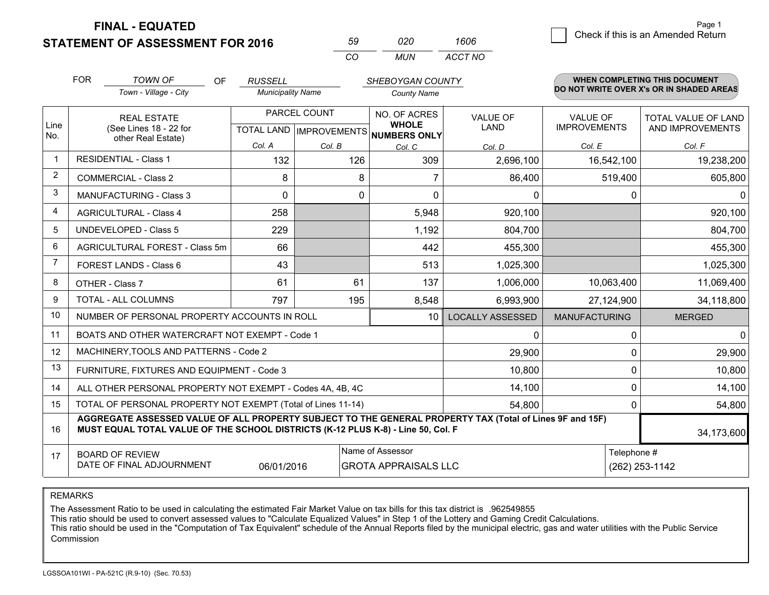# FINAL - EQUATED
## STATEMENT OF ASSESSMENT FOR 2016

| 59 | 020 | 1606 |
|---|---|---|
| CO | MUN | ACCT NO |

Page 1

☐ Check if this is an Amended Return

FOR *TOWN OF* (Town - Village - City) OF *RUSSELL* (Municipality Name) *SHEBOYGAN COUNTY* (County Name)

**WHEN COMPLETING THIS DOCUMENT DO NOT WRITE OVER X's OR IN SHADED AREAS**

| Line No. | REAL ESTATE (See Lines 18 - 22 for other Real Estate) | PARCEL COUNT | | NO. OF ACRES WHOLE NUMBERS ONLY | VALUE OF LAND | VALUE OF IMPROVEMENTS | TOTAL VALUE OF LAND AND IMPROVEMENTS |
|---|---|---|---|---|---|---|---|
| | | TOTAL LAND | IMPROVEMENTS | | | | |
| | | Col. A | Col. B | Col. C | Col. D | Col. E | Col. F |
| 1 | RESIDENTIAL - Class 1 | 132 | 126 | 309 | 2,696,100 | 16,542,100 | 19,238,200 |
| 2 | COMMERCIAL - Class 2 | 8 | 8 | 7 | 86,400 | 519,400 | 605,800 |
| 3 | MANUFACTURING - Class 3 | 0 | 0 | 0 | 0 | 0 | 0 |
| 4 | AGRICULTURAL - Class 4 | 258 | | 5,948 | 920,100 | | 920,100 |
| 5 | UNDEVELOPED - Class 5 | 229 | | 1,192 | 804,700 | | 804,700 |
| 6 | AGRICULTURAL FOREST - Class 5m | 66 | | 442 | 455,300 | | 455,300 |
| 7 | FOREST LANDS - Class 6 | 43 | | 513 | 1,025,300 | | 1,025,300 |
| 8 | OTHER - Class 7 | 61 | 61 | 137 | 1,006,000 | 10,063,400 | 11,069,400 |
| 9 | TOTAL - ALL COLUMNS | 797 | 195 | 8,548 | 6,993,900 | 27,124,900 | 34,118,800 |
| 10 | NUMBER OF PERSONAL PROPERTY ACCOUNTS IN ROLL | | | 10 | LOCALLY ASSESSED | MANUFACTURING | MERGED |
| 11 | BOATS AND OTHER WATERCRAFT NOT EXEMPT - Code 1 | | | | 0 | 0 | 0 |
| 12 | MACHINERY,TOOLS AND PATTERNS - Code 2 | | | | 29,900 | 0 | 29,900 |
| 13 | FURNITURE, FIXTURES AND EQUIPMENT - Code 3 | | | | 10,800 | 0 | 10,800 |
| 14 | ALL OTHER PERSONAL PROPERTY NOT EXEMPT - Codes 4A, 4B, 4C | | | | 14,100 | 0 | 14,100 |
| 15 | TOTAL OF PERSONAL PROPERTY NOT EXEMPT (Total of Lines 11-14) | | | | 54,800 | 0 | 54,800 |
| 16 | **AGGREGATE ASSESSED VALUE OF ALL PROPERTY SUBJECT TO THE GENERAL PROPERTY TAX (Total of Lines 9F and 15F) MUST EQUAL TOTAL VALUE OF THE SCHOOL DISTRICTS (K-12 PLUS K-8) - Line 50, Col. F** | | | | | | 34,173,600 |
| 17 | BOARD OF REVIEW DATE OF FINAL ADJOURNMENT | 06/01/2016 | | Name of Assessor: GROTA APPRAISALS LLC | | | Telephone #: (262) 253-1142 |

REMARKS

The Assessment Ratio to be used in calculating the estimated Fair Market Value on tax bills for this tax district is .962549855
This ratio should be used to convert assessed values to "Calculate Equalized Values" in Step 1 of the Lottery and Gaming Credit Calculations.
This ratio should be used in the "Computation of Tax Equivalent" schedule of the Annual Reports filed by the municipal electric, gas and water utilities with the Public Service Commission

LGSSOA101WI - PA-521C (R.9-10) (Sec. 70.53)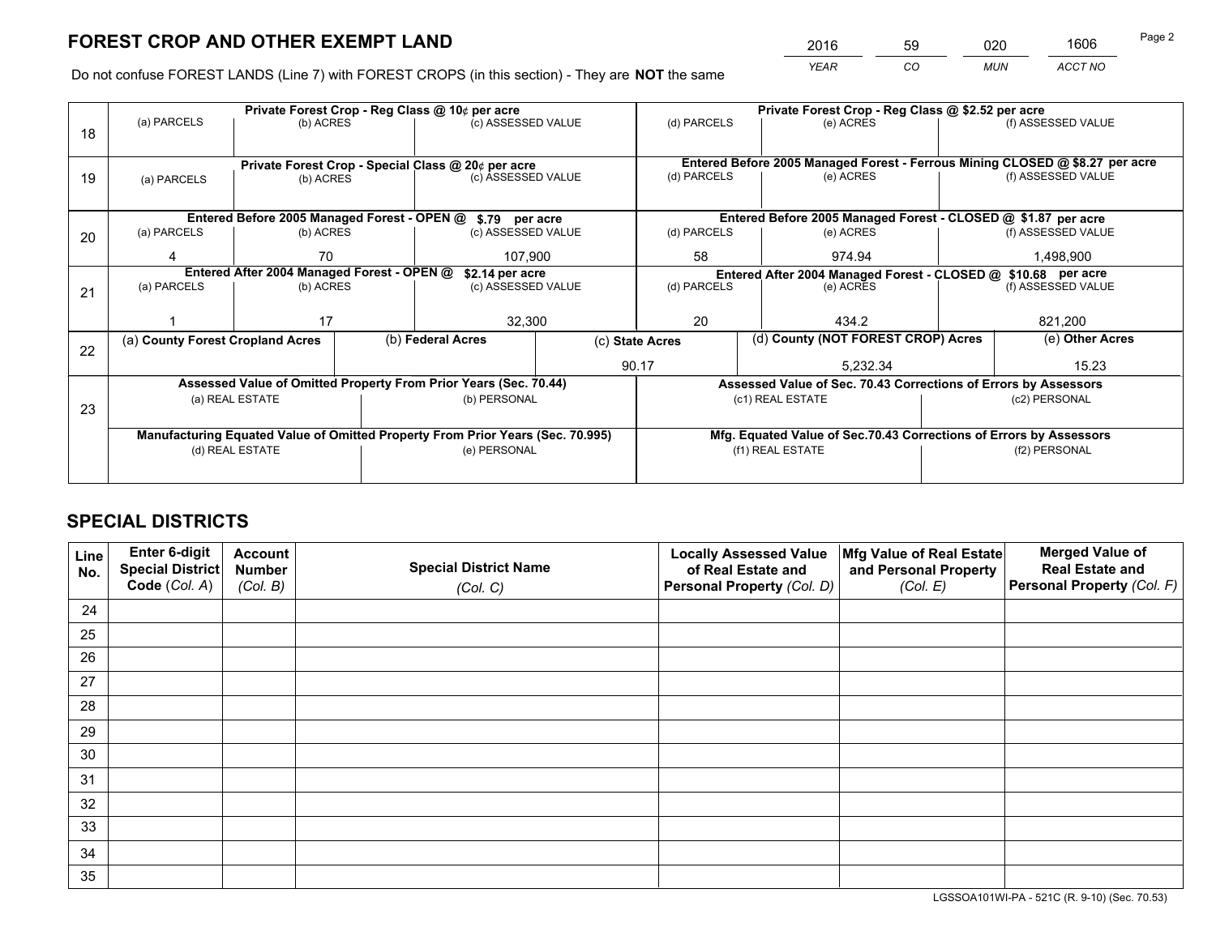# FOREST CROP AND OTHER EXEMPT LAND

| 2016 | 59 | 020 | 1606 |
|---|---|---|---|
| *YEAR* | *CO* | *MUN* | *ACCT NO* |

Do not confuse FOREST LANDS (Line 7) with FOREST CROPS (in this section) - They are **NOT** the same

| Line | Private Forest Crop - Reg Class @ 10¢ per acre | | | Private Forest Crop - Reg Class @ $2.52 per acre | | |
|---|---|---|---|---|---|---|
| 18 | (a) PARCELS | (b) ACRES | (c) ASSESSED VALUE | (d) PARCELS | (e) ACRES | (f) ASSESSED VALUE |
| | | | | | | |
| | **Private Forest Crop - Special Class @ 20¢ per acre** | | | **Entered Before 2005 Managed Forest - Ferrous Mining CLOSED @ $8.27 per acre** | | |
| 19 | (a) PARCELS | (b) ACRES | (c) ASSESSED VALUE | (d) PARCELS | (e) ACRES | (f) ASSESSED VALUE |
| | | | | | | |
| | **Entered Before 2005 Managed Forest - OPEN @ $.79 per acre** | | | **Entered Before 2005 Managed Forest - CLOSED @ $1.87 per acre** | | |
| 20 | (a) PARCELS | (b) ACRES | (c) ASSESSED VALUE | (d) PARCELS | (e) ACRES | (f) ASSESSED VALUE |
| | 4 | 70 | 107,900 | 58 | 974.94 | 1,498,900 |
| | **Entered After 2004 Managed Forest - OPEN @ $2.14 per acre** | | | **Entered After 2004 Managed Forest - CLOSED @ $10.68 per acre** | | |
| 21 | (a) PARCELS | (b) ACRES | (c) ASSESSED VALUE | (d) PARCELS | (e) ACRES | (f) ASSESSED VALUE |
| | 1 | 17 | 32,300 | 20 | 434.2 | 821,200 |

| Line | (a) County Forest Cropland Acres | (b) Federal Acres | (c) State Acres | (d) County (NOT FOREST CROP) Acres | (e) Other Acres |
|---|---|---|---|---|---|
| 22 | | | 90.17 | 5,232.34 | 15.23 |

| Line | Assessed Value of Omitted Property From Prior Years (Sec. 70.44) | | Assessed Value of Sec. 70.43 Corrections of Errors by Assessors | |
|---|---|---|---|---|
| 23 | (a) REAL ESTATE | (b) PERSONAL | (c1) REAL ESTATE | (c2) PERSONAL |
| | | | | |
| | **Manufacturing Equated Value of Omitted Property From Prior Years (Sec. 70.995)** | | **Mfg. Equated Value of Sec.70.43 Corrections of Errors by Assessors** | |
| | (d) REAL ESTATE | (e) PERSONAL | (f1) REAL ESTATE | (f2) PERSONAL |
| | | | | |

# SPECIAL DISTRICTS

| Line No. | Enter 6-digit Special District Code (*Col. A*) | Account Number (*Col. B*) | Special District Name (*Col. C*) | Locally Assessed Value of Real Estate and Personal Property (*Col. D*) | Mfg Value of Real Estate and Personal Property (*Col. E*) | Merged Value of Real Estate and Personal Property (*Col. F*) |
|---|---|---|---|---|---|---|
| 24 | | | | | | |
| 25 | | | | | | |
| 26 | | | | | | |
| 27 | | | | | | |
| 28 | | | | | | |
| 29 | | | | | | |
| 30 | | | | | | |
| 31 | | | | | | |
| 32 | | | | | | |
| 33 | | | | | | |
| 34 | | | | | | |
| 35 | | | | | | |

LGSSOA101WI-PA - 521C (R. 9-10) (Sec. 70.53)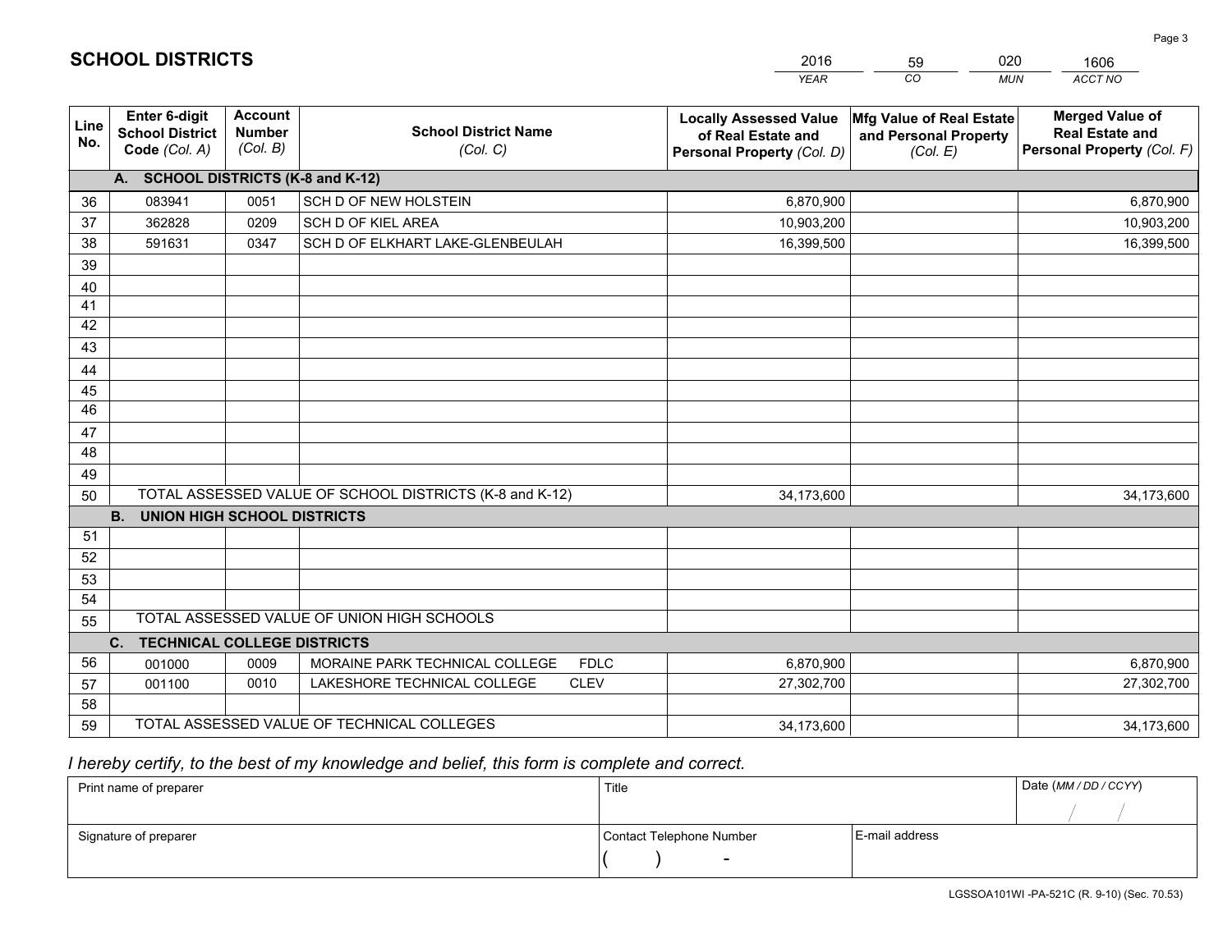# SCHOOL DISTRICTS

| 2016 | 59 | 020 | 1606 |
|---|---|---|---|
| *YEAR* | *CO* | *MUN* | *ACCT NO* |

| Line No. | Enter 6-digit School District Code *(Col. A)* | Account Number *(Col. B)* | School District Name *(Col. C)* | Locally Assessed Value of Real Estate and Personal Property *(Col. D)* | Mfg Value of Real Estate and Personal Property *(Col. E)* | Merged Value of Real Estate and Personal Property *(Col. F)* |
|---|---|---|---|---|---|---|
| **A. SCHOOL DISTRICTS (K-8 and K-12)** | | | | | | |
| 36 | 083941 | 0051 | SCH D OF NEW HOLSTEIN | 6,870,900 | | 6,870,900 |
| 37 | 362828 | 0209 | SCH D OF KIEL AREA | 10,903,200 | | 10,903,200 |
| 38 | 591631 | 0347 | SCH D OF ELKHART LAKE-GLENBEULAH | 16,399,500 | | 16,399,500 |
| 39 | | | | | | |
| 40 | | | | | | |
| 41 | | | | | | |
| 42 | | | | | | |
| 43 | | | | | | |
| 44 | | | | | | |
| 45 | | | | | | |
| 46 | | | | | | |
| 47 | | | | | | |
| 48 | | | | | | |
| 49 | | | | | | |
| 50 | TOTAL ASSESSED VALUE OF SCHOOL DISTRICTS (K-8 and K-12) | | | 34,173,600 | | 34,173,600 |
| **B. UNION HIGH SCHOOL DISTRICTS** | | | | | | |
| 51 | | | | | | |
| 52 | | | | | | |
| 53 | | | | | | |
| 54 | | | | | | |
| 55 | TOTAL ASSESSED VALUE OF UNION HIGH SCHOOLS | | | | | |
| **C. TECHNICAL COLLEGE DISTRICTS** | | | | | | |
| 56 | 001000 | 0009 | MORAINE PARK TECHNICAL COLLEGE FDLC | 6,870,900 | | 6,870,900 |
| 57 | 001100 | 0010 | LAKESHORE TECHNICAL COLLEGE CLEV | 27,302,700 | | 27,302,700 |
| 58 | | | | | | |
| 59 | TOTAL ASSESSED VALUE OF TECHNICAL COLLEGES | | | 34,173,600 | | 34,173,600 |

*I hereby certify, to the best of my knowledge and belief, this form is complete and correct.*

| Print name of preparer | Title | | Date *(MM / DD / CCYY)* |
|---|---|---|---|
| | | | / / |
| Signature of preparer | Contact Telephone Number | E-mail address | |
| | ( ) - | | |

LGSSOA101WI -PA-521C (R. 9-10) (Sec. 70.53)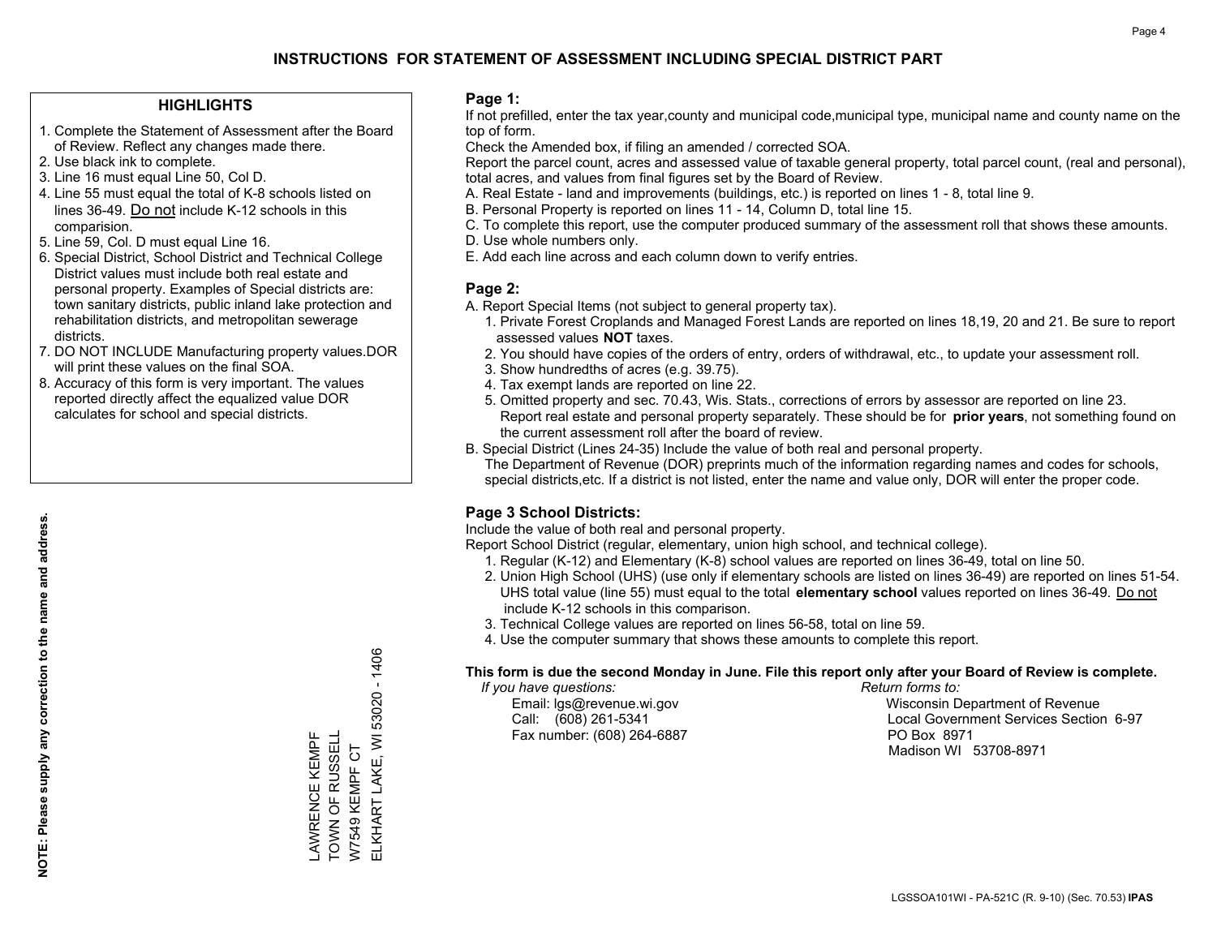# INSTRUCTIONS FOR STATEMENT OF ASSESSMENT INCLUDING SPECIAL DISTRICT PART

## HIGHLIGHTS

1. Complete the Statement of Assessment after the Board of Review. Reflect any changes made there.
2. Use black ink to complete.
3. Line 16 must equal Line 50, Col D.
4. Line 55 must equal the total of K-8 schools listed on lines 36-49. Do not include K-12 schools in this comparision.
5. Line 59, Col. D must equal Line 16.
6. Special District, School District and Technical College District values must include both real estate and personal property. Examples of Special districts are: town sanitary districts, public inland lake protection and rehabilitation districts, and metropolitan sewerage districts.
7. DO NOT INCLUDE Manufacturing property values.DOR will print these values on the final SOA.
8. Accuracy of this form is very important. The values reported directly affect the equalized value DOR calculates for school and special districts.

**NOTE: Please supply any correction to the name and address.**

LAWRENCE KEMPF
TOWN OF RUSSELL
W7549 KEMPF CT
ELKHART LAKE, WI 53020 - 1406

## Page 1:

If not prefilled, enter the tax year,county and municipal code,municipal type, municipal name and county name on the top of form.

Check the Amended box, if filing an amended / corrected SOA.

Report the parcel count, acres and assessed value of taxable general property, total parcel count, (real and personal), total acres, and values from final figures set by the Board of Review.

A. Real Estate - land and improvements (buildings, etc.) is reported on lines 1 - 8, total line 9.
B. Personal Property is reported on lines 11 - 14, Column D, total line 15.
C. To complete this report, use the computer produced summary of the assessment roll that shows these amounts.
D. Use whole numbers only.
E. Add each line across and each column down to verify entries.

## Page 2:

A. Report Special Items (not subject to general property tax).
   1. Private Forest Croplands and Managed Forest Lands are reported on lines 18,19, 20 and 21. Be sure to report assessed values **NOT** taxes.
   2. You should have copies of the orders of entry, orders of withdrawal, etc., to update your assessment roll.
   3. Show hundredths of acres (e.g. 39.75).
   4. Tax exempt lands are reported on line 22.
   5. Omitted property and sec. 70.43, Wis. Stats., corrections of errors by assessor are reported on line 23. Report real estate and personal property separately. These should be for **prior years**, not something found on the current assessment roll after the board of review.

B. Special District (Lines 24-35) Include the value of both real and personal property.
   The Department of Revenue (DOR) preprints much of the information regarding names and codes for schools, special districts,etc. If a district is not listed, enter the name and value only, DOR will enter the proper code.

## Page 3 School Districts:

Include the value of both real and personal property.

Report School District (regular, elementary, union high school, and technical college).

1. Regular (K-12) and Elementary (K-8) school values are reported on lines 36-49, total on line 50.
2. Union High School (UHS) (use only if elementary schools are listed on lines 36-49) are reported on lines 51-54. UHS total value (line 55) must equal to the total **elementary school** values reported on lines 36-49. Do not include K-12 schools in this comparison.
3. Technical College values are reported on lines 56-58, total on line 59.
4. Use the computer summary that shows these amounts to complete this report.

**This form is due the second Monday in June. File this report only after your Board of Review is complete.**

*If you have questions:*
Email: lgs@revenue.wi.gov
Call: (608) 261-5341
Fax number: (608) 264-6887

*Return forms to:*
Wisconsin Department of Revenue
Local Government Services Section 6-97
PO Box 8971
Madison WI 53708-8971

LGSSOA101WI - PA-521C (R. 9-10) (Sec. 70.53) **IPAS**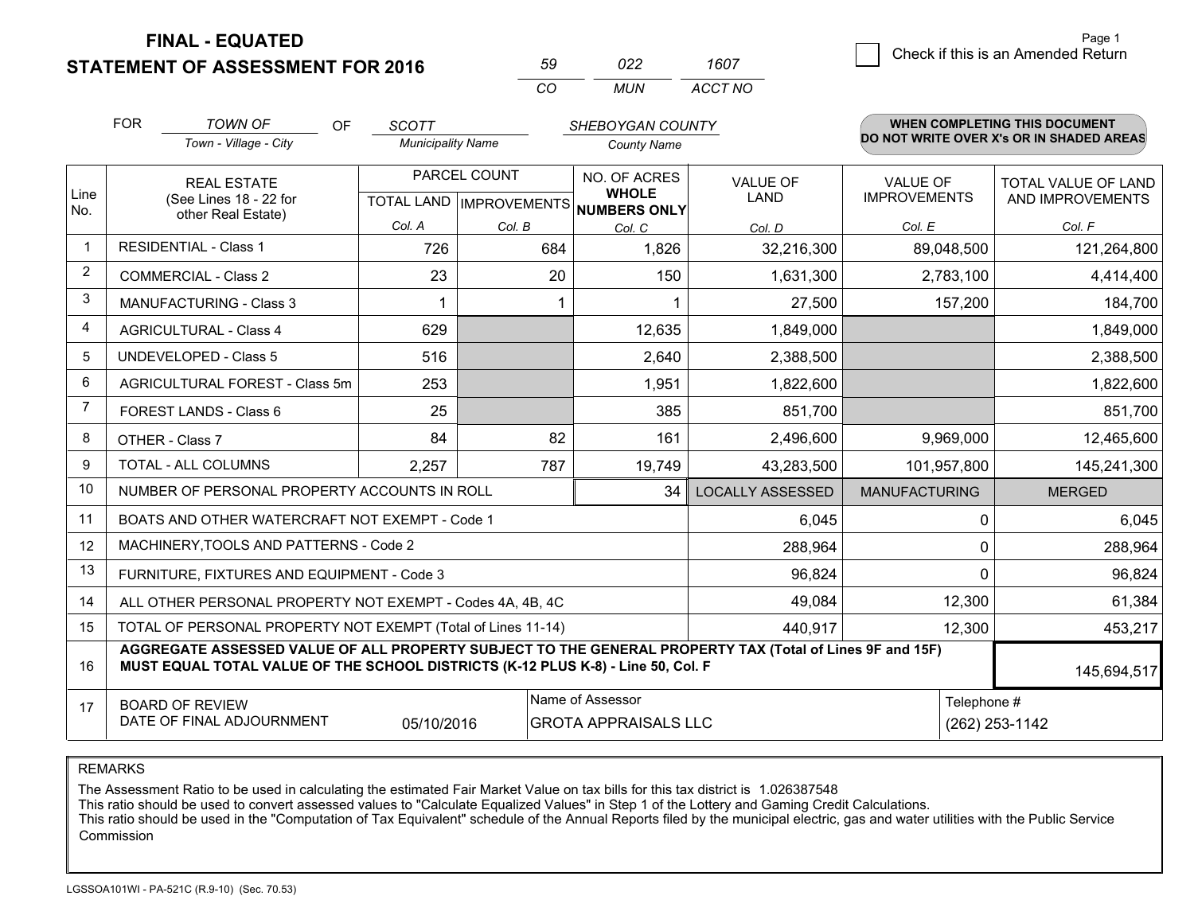**FINAL - EQUATED**
**STATEMENT OF ASSESSMENT FOR 2016**

| 59 | 022 | 1607 |
|---|---|---|
| CO | MUN | ACCT NO |

Check if this is an Amended Return

FOR *TOWN OF* (Town - Village - City) OF *SCOTT* (Municipality Name) *SHEBOYGAN COUNTY* (County Name)

**WHEN COMPLETING THIS DOCUMENT DO NOT WRITE OVER X's OR IN SHADED AREAS**

| Line No. | REAL ESTATE (See Lines 18 - 22 for other Real Estate) | PARCEL COUNT | | NO. OF ACRES WHOLE NUMBERS ONLY | VALUE OF LAND | VALUE OF IMPROVEMENTS | TOTAL VALUE OF LAND AND IMPROVEMENTS |
|---|---|---|---|---|---|---|---|
| | | TOTAL LAND | IMPROVEMENTS | | | | |
| | | Col. A | Col. B | Col. C | Col. D | Col. E | Col. F |
| 1 | RESIDENTIAL - Class 1 | 726 | 684 | 1,826 | 32,216,300 | 89,048,500 | 121,264,800 |
| 2 | COMMERCIAL - Class 2 | 23 | 20 | 150 | 1,631,300 | 2,783,100 | 4,414,400 |
| 3 | MANUFACTURING - Class 3 | 1 | 1 | 1 | 27,500 | 157,200 | 184,700 |
| 4 | AGRICULTURAL - Class 4 | 629 | | 12,635 | 1,849,000 | | 1,849,000 |
| 5 | UNDEVELOPED - Class 5 | 516 | | 2,640 | 2,388,500 | | 2,388,500 |
| 6 | AGRICULTURAL FOREST - Class 5m | 253 | | 1,951 | 1,822,600 | | 1,822,600 |
| 7 | FOREST LANDS - Class 6 | 25 | | 385 | 851,700 | | 851,700 |
| 8 | OTHER - Class 7 | 84 | 82 | 161 | 2,496,600 | 9,969,000 | 12,465,600 |
| 9 | TOTAL - ALL COLUMNS | 2,257 | 787 | 19,749 | 43,283,500 | 101,957,800 | 145,241,300 |
| 10 | NUMBER OF PERSONAL PROPERTY ACCOUNTS IN ROLL | | | 34 | LOCALLY ASSESSED | MANUFACTURING | MERGED |
| 11 | BOATS AND OTHER WATERCRAFT NOT EXEMPT - Code 1 | | | | 6,045 | 0 | 6,045 |
| 12 | MACHINERY,TOOLS AND PATTERNS - Code 2 | | | | 288,964 | 0 | 288,964 |
| 13 | FURNITURE, FIXTURES AND EQUIPMENT - Code 3 | | | | 96,824 | 0 | 96,824 |
| 14 | ALL OTHER PERSONAL PROPERTY NOT EXEMPT - Codes 4A, 4B, 4C | | | | 49,084 | 12,300 | 61,384 |
| 15 | TOTAL OF PERSONAL PROPERTY NOT EXEMPT (Total of Lines 11-14) | | | | 440,917 | 12,300 | 453,217 |
| 16 | **AGGREGATE ASSESSED VALUE OF ALL PROPERTY SUBJECT TO THE GENERAL PROPERTY TAX (Total of Lines 9F and 15F) MUST EQUAL TOTAL VALUE OF THE SCHOOL DISTRICTS (K-12 PLUS K-8) - Line 50, Col. F** | | | | | | 145,694,517 |
| 17 | BOARD OF REVIEW DATE OF FINAL ADJOURNMENT | 05/10/2016 | | Name of Assessor: GROTA APPRAISALS LLC | | | Telephone #: (262) 253-1142 |

REMARKS

The Assessment Ratio to be used in calculating the estimated Fair Market Value on tax bills for this tax district is 1.026387548
This ratio should be used to convert assessed values to "Calculate Equalized Values" in Step 1 of the Lottery and Gaming Credit Calculations.
This ratio should be used in the "Computation of Tax Equivalent" schedule of the Annual Reports filed by the municipal electric, gas and water utilities with the Public Service Commission

LGSSOA101WI - PA-521C (R.9-10) (Sec. 70.53)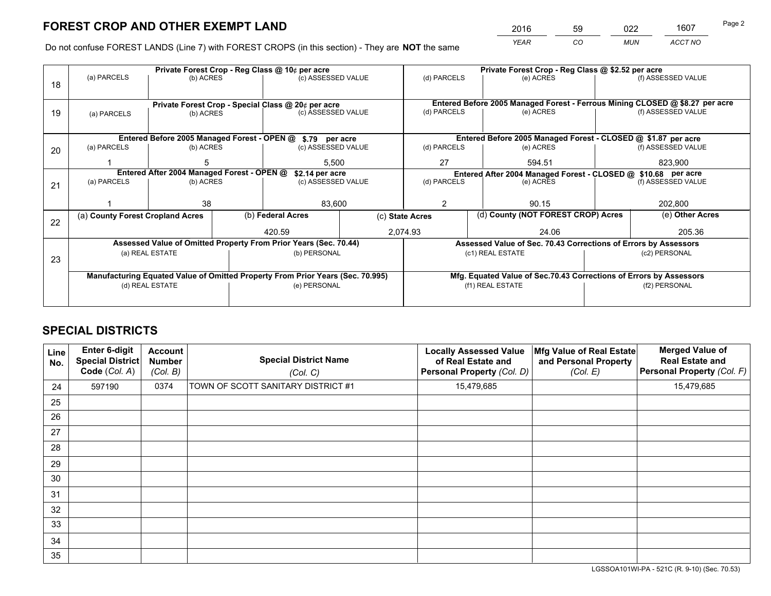# FOREST CROP AND OTHER EXEMPT LAND

| 2016 | 59 | 022 | 1607 |
|---|---|---|---|
| YEAR | CO | MUN | ACCT NO |

Do not confuse FOREST LANDS (Line 7) with FOREST CROPS (in this section) - They are **NOT** the same

| Line | Private Forest Crop - Reg Class @ 10¢ per acre | | | Private Forest Crop - Reg Class @ $2.52 per acre | | |
|---|---|---|---|---|---|---|
| 18 | (a) PARCELS | (b) ACRES | (c) ASSESSED VALUE | (d) PARCELS | (e) ACRES | (f) ASSESSED VALUE |
| | | | | | | |
| | **Private Forest Crop - Special Class @ 20¢ per acre** | | | **Entered Before 2005 Managed Forest - Ferrous Mining CLOSED @ $8.27 per acre** | | |
| 19 | (a) PARCELS | (b) ACRES | (c) ASSESSED VALUE | (d) PARCELS | (e) ACRES | (f) ASSESSED VALUE |
| | | | | | | |
| | **Entered Before 2005 Managed Forest - OPEN @ $.79 per acre** | | | **Entered Before 2005 Managed Forest - CLOSED @ $1.87 per acre** | | |
| 20 | (a) PARCELS | (b) ACRES | (c) ASSESSED VALUE | (d) PARCELS | (e) ACRES | (f) ASSESSED VALUE |
| | 1 | 5 | 5,500 | 27 | 594.51 | 823,900 |
| | **Entered After 2004 Managed Forest - OPEN @ $2.14 per acre** | | | **Entered After 2004 Managed Forest - CLOSED @ $10.68 per acre** | | |
| 21 | (a) PARCELS | (b) ACRES | (c) ASSESSED VALUE | (d) PARCELS | (e) ACRES | (f) ASSESSED VALUE |
| | 1 | 38 | 83,600 | 2 | 90.15 | 202,800 |

| Line | (a) County Forest Cropland Acres | (b) Federal Acres | (c) State Acres | (d) County (NOT FOREST CROP) Acres | (e) Other Acres |
|---|---|---|---|---|---|
| 22 | | 420.59 | 2,074.93 | 24.06 | 205.36 |

| Line | Assessed Value of Omitted Property From Prior Years (Sec. 70.44) | | Assessed Value of Sec. 70.43 Corrections of Errors by Assessors | |
|---|---|---|---|---|
| 23 | (a) REAL ESTATE | (b) PERSONAL | (c1) REAL ESTATE | (c2) PERSONAL |
| | | | | |
| | **Manufacturing Equated Value of Omitted Property From Prior Years (Sec. 70.995)** | | **Mfg. Equated Value of Sec.70.43 Corrections of Errors by Assessors** | |
| | (d) REAL ESTATE | (e) PERSONAL | (f1) REAL ESTATE | (f2) PERSONAL |
| | | | | |

# SPECIAL DISTRICTS

| Line No. | Enter 6-digit Special District Code (Col. A) | Account Number (Col. B) | Special District Name (Col. C) | Locally Assessed Value of Real Estate and Personal Property (Col. D) | Mfg Value of Real Estate and Personal Property (Col. E) | Merged Value of Real Estate and Personal Property (Col. F) |
|---|---|---|---|---|---|---|
| 24 | 597190 | 0374 | TOWN OF SCOTT SANITARY DISTRICT #1 | 15,479,685 | | 15,479,685 |
| 25 | | | | | | |
| 26 | | | | | | |
| 27 | | | | | | |
| 28 | | | | | | |
| 29 | | | | | | |
| 30 | | | | | | |
| 31 | | | | | | |
| 32 | | | | | | |
| 33 | | | | | | |
| 34 | | | | | | |
| 35 | | | | | | |

LGSSOA101WI-PA - 521C (R. 9-10) (Sec. 70.53)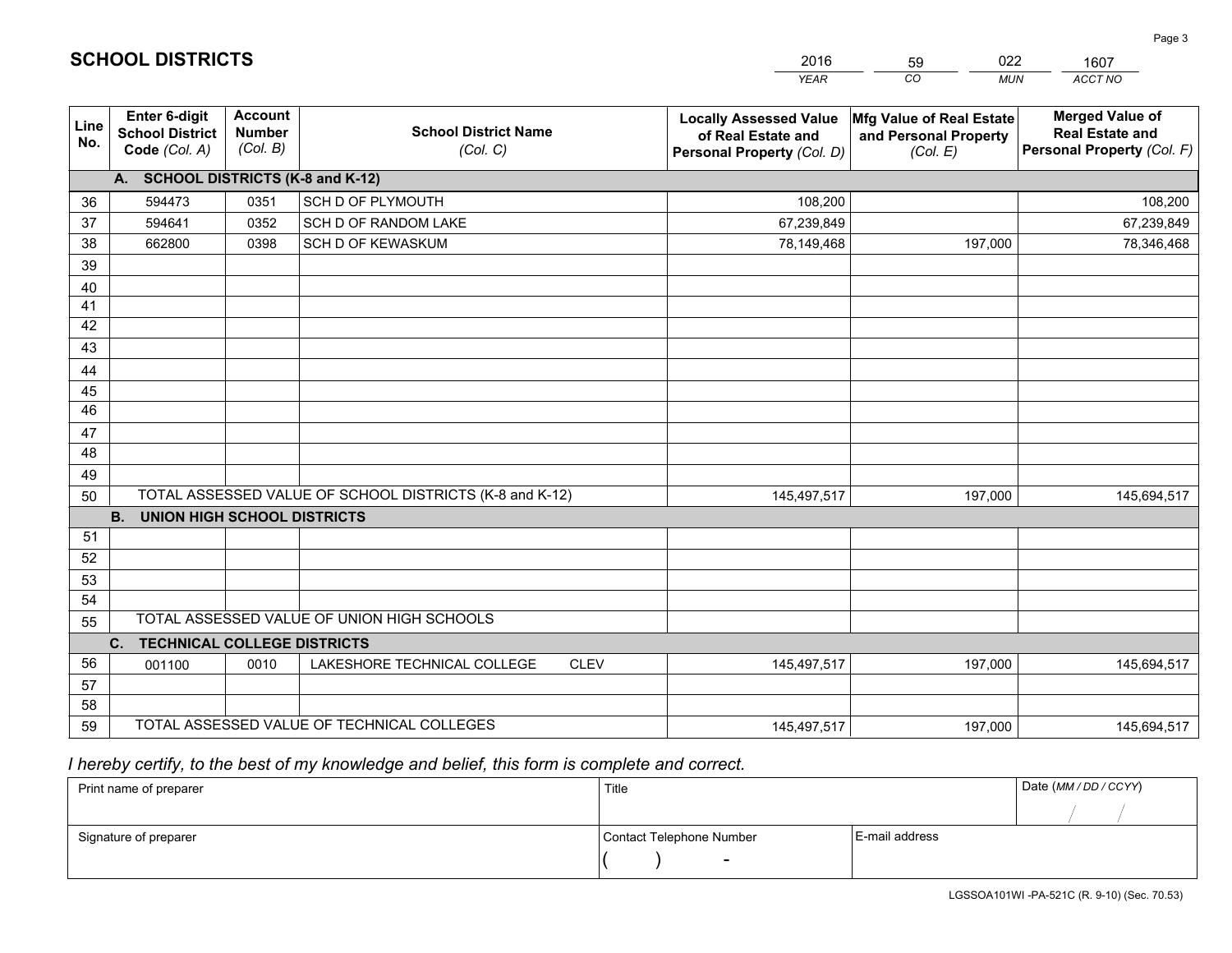# SCHOOL DISTRICTS

| 2016 | 59 | 022 | 1607 |
|---|---|---|---|
| *YEAR* | *CO* | *MUN* | *ACCT NO* |

| Line No. | Enter 6-digit School District Code (Col. A) | Account Number (Col. B) | School District Name (Col. C) | Locally Assessed Value of Real Estate and Personal Property (Col. D) | Mfg Value of Real Estate and Personal Property (Col. E) | Merged Value of Real Estate and Personal Property (Col. F) |
|---|---|---|---|---|---|---|
| **A.** | **SCHOOL DISTRICTS (K-8 and K-12)** | | | | | |
| 36 | 594473 | 0351 | SCH D OF PLYMOUTH | 108,200 | | 108,200 |
| 37 | 594641 | 0352 | SCH D OF RANDOM LAKE | 67,239,849 | | 67,239,849 |
| 38 | 662800 | 0398 | SCH D OF KEWASKUM | 78,149,468 | 197,000 | 78,346,468 |
| 39 | | | | | | |
| 40 | | | | | | |
| 41 | | | | | | |
| 42 | | | | | | |
| 43 | | | | | | |
| 44 | | | | | | |
| 45 | | | | | | |
| 46 | | | | | | |
| 47 | | | | | | |
| 48 | | | | | | |
| 49 | | | | | | |
| 50 | TOTAL ASSESSED VALUE OF SCHOOL DISTRICTS (K-8 and K-12) | | | 145,497,517 | 197,000 | 145,694,517 |
| **B.** | **UNION HIGH SCHOOL DISTRICTS** | | | | | |
| 51 | | | | | | |
| 52 | | | | | | |
| 53 | | | | | | |
| 54 | | | | | | |
| 55 | TOTAL ASSESSED VALUE OF UNION HIGH SCHOOLS | | | | | |
| **C.** | **TECHNICAL COLLEGE DISTRICTS** | | | | | |
| 56 | 001100 | 0010 | LAKESHORE TECHNICAL COLLEGE CLEV | 145,497,517 | 197,000 | 145,694,517 |
| 57 | | | | | | |
| 58 | | | | | | |
| 59 | TOTAL ASSESSED VALUE OF TECHNICAL COLLEGES | | | 145,497,517 | 197,000 | 145,694,517 |

*I hereby certify, to the best of my knowledge and belief, this form is complete and correct.*

| Print name of preparer | Title | | Date (MM / DD / CCYY) |
|---|---|---|---|
| | | | / / |
| Signature of preparer | Contact Telephone Number | E-mail address | |
| | ( ) - | | |

LGSSOA101WI -PA-521C (R. 9-10) (Sec. 70.53)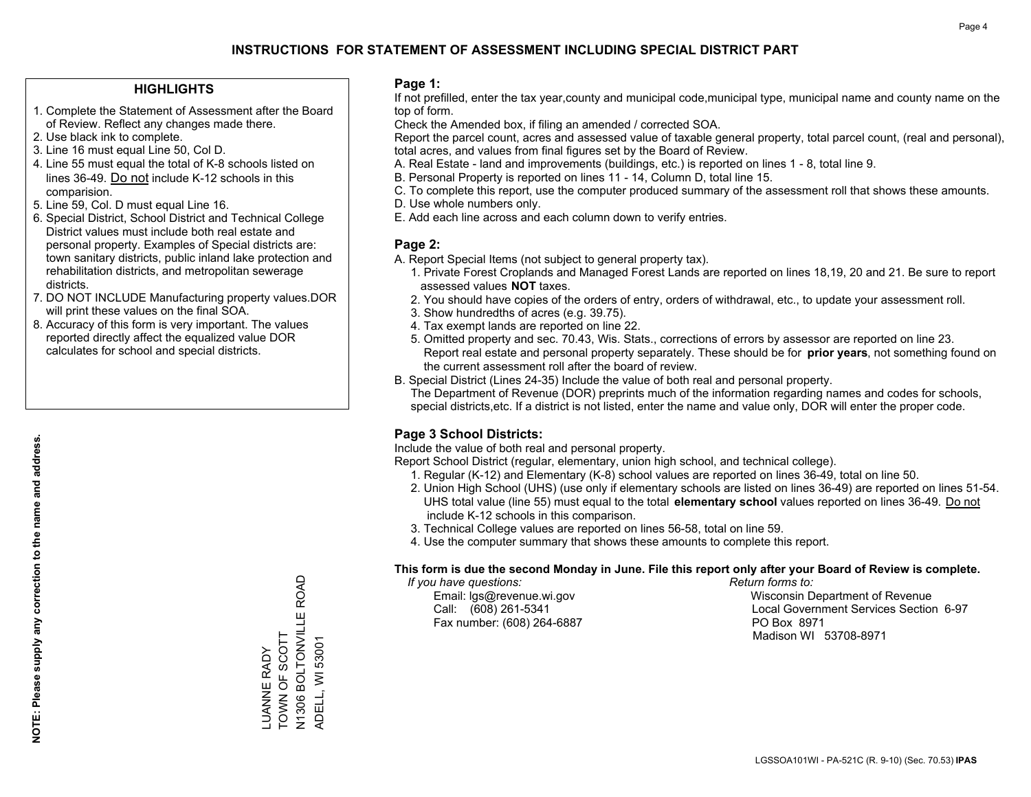# INSTRUCTIONS FOR STATEMENT OF ASSESSMENT INCLUDING SPECIAL DISTRICT PART

## HIGHLIGHTS

1. Complete the Statement of Assessment after the Board of Review. Reflect any changes made there.
2. Use black ink to complete.
3. Line 16 must equal Line 50, Col D.
4. Line 55 must equal the total of K-8 schools listed on lines 36-49. Do not include K-12 schools in this comparision.
5. Line 59, Col. D must equal Line 16.
6. Special District, School District and Technical College District values must include both real estate and personal property. Examples of Special districts are: town sanitary districts, public inland lake protection and rehabilitation districts, and metropolitan sewerage districts.
7. DO NOT INCLUDE Manufacturing property values.DOR will print these values on the final SOA.
8. Accuracy of this form is very important. The values reported directly affect the equalized value DOR calculates for school and special districts.

**NOTE: Please supply any correction to the name and address.**

LUANNE RADY
TOWN OF SCOTT
N1306 BOLTONVILLE ROAD
ADELL, WI 53001

## Page 1:

If not prefilled, enter the tax year,county and municipal code,municipal type, municipal name and county name on the top of form.

Check the Amended box, if filing an amended / corrected SOA.

Report the parcel count, acres and assessed value of taxable general property, total parcel count, (real and personal), total acres, and values from final figures set by the Board of Review.

A. Real Estate - land and improvements (buildings, etc.) is reported on lines 1 - 8, total line 9.
B. Personal Property is reported on lines 11 - 14, Column D, total line 15.
C. To complete this report, use the computer produced summary of the assessment roll that shows these amounts.
D. Use whole numbers only.
E. Add each line across and each column down to verify entries.

## Page 2:

A. Report Special Items (not subject to general property tax).
   1. Private Forest Croplands and Managed Forest Lands are reported on lines 18,19, 20 and 21. Be sure to report assessed values **NOT** taxes.
   2. You should have copies of the orders of entry, orders of withdrawal, etc., to update your assessment roll.
   3. Show hundredths of acres (e.g. 39.75).
   4. Tax exempt lands are reported on line 22.
   5. Omitted property and sec. 70.43, Wis. Stats., corrections of errors by assessor are reported on line 23. Report real estate and personal property separately. These should be for **prior years**, not something found on the current assessment roll after the board of review.
B. Special District (Lines 24-35) Include the value of both real and personal property.
   The Department of Revenue (DOR) preprints much of the information regarding names and codes for schools, special districts,etc. If a district is not listed, enter the name and value only, DOR will enter the proper code.

## Page 3 School Districts:

Include the value of both real and personal property.

Report School District (regular, elementary, union high school, and technical college).

1. Regular (K-12) and Elementary (K-8) school values are reported on lines 36-49, total on line 50.
2. Union High School (UHS) (use only if elementary schools are listed on lines 36-49) are reported on lines 51-54. UHS total value (line 55) must equal to the total **elementary school** values reported on lines 36-49. Do not include K-12 schools in this comparison.
3. Technical College values are reported on lines 56-58, total on line 59.
4. Use the computer summary that shows these amounts to complete this report.

**This form is due the second Monday in June. File this report only after your Board of Review is complete.**

*If you have questions:*
Email: lgs@revenue.wi.gov
Call: (608) 261-5341
Fax number: (608) 264-6887

*Return forms to:*
Wisconsin Department of Revenue
Local Government Services Section 6-97
PO Box 8971
Madison WI 53708-8971

LGSSOA101WI - PA-521C (R. 9-10) (Sec. 70.53) **IPAS**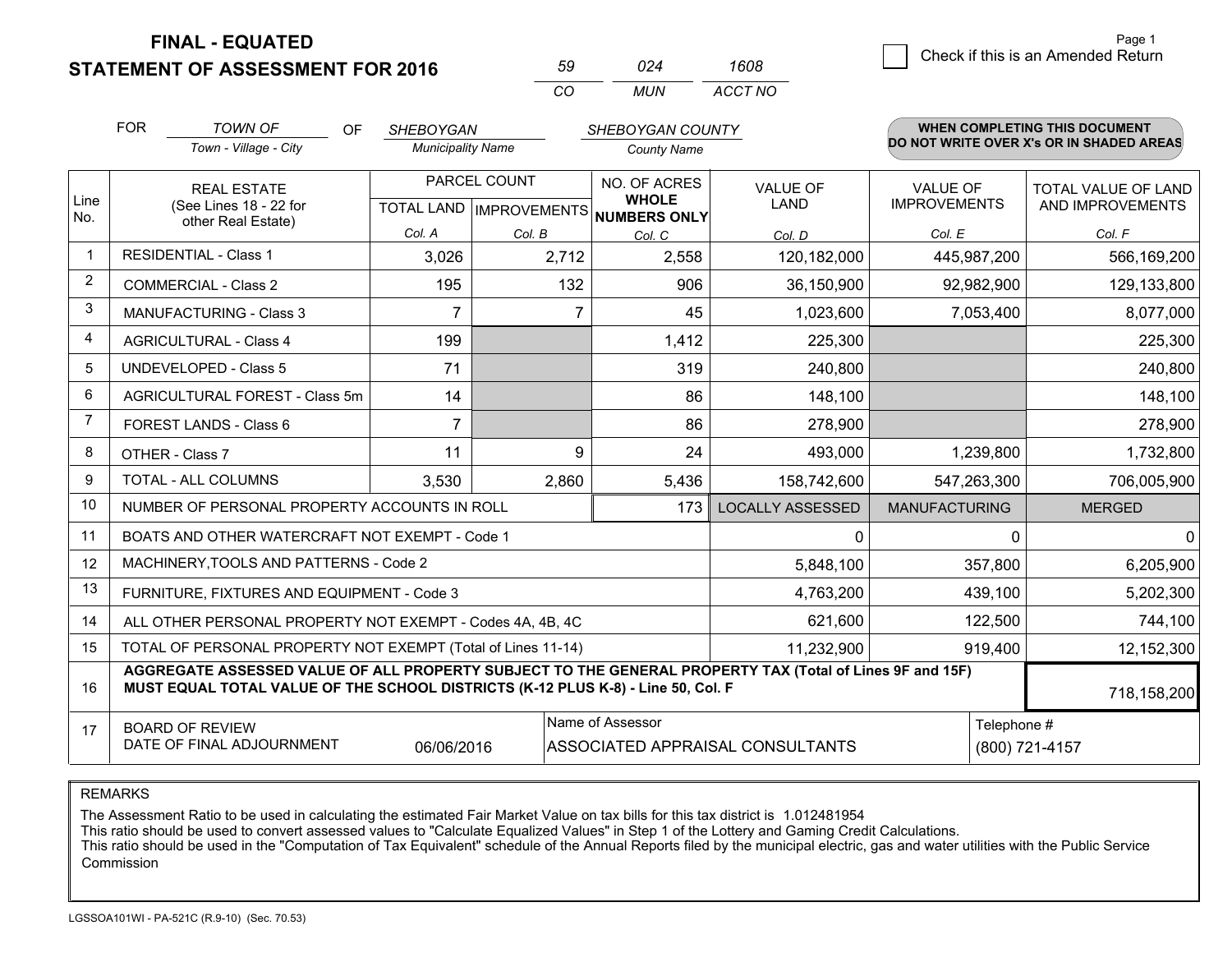# FINAL - EQUATED
# STATEMENT OF ASSESSMENT FOR 2016

| 59 | 024 | 1608 |
|---|---|---|
| CO | MUN | ACCT NO |

Page 1

☐ Check if this is an Amended Return

FOR *TOWN OF* (Town - Village - City) OF *SHEBOYGAN* (Municipality Name) *SHEBOYGAN COUNTY* (County Name)

**WHEN COMPLETING THIS DOCUMENT DO NOT WRITE OVER X's OR IN SHADED AREAS**

| Line No. | REAL ESTATE (See Lines 18 - 22 for other Real Estate) | PARCEL COUNT TOTAL LAND Col. A | PARCEL COUNT IMPROVEMENTS Col. B | NO. OF ACRES WHOLE NUMBERS ONLY Col. C | VALUE OF LAND Col. D | VALUE OF IMPROVEMENTS Col. E | TOTAL VALUE OF LAND AND IMPROVEMENTS Col. F |
|---|---|---|---|---|---|---|---|
| 1 | RESIDENTIAL - Class 1 | 3,026 | 2,712 | 2,558 | 120,182,000 | 445,987,200 | 566,169,200 |
| 2 | COMMERCIAL - Class 2 | 195 | 132 | 906 | 36,150,900 | 92,982,900 | 129,133,800 |
| 3 | MANUFACTURING - Class 3 | 7 | 7 | 45 | 1,023,600 | 7,053,400 | 8,077,000 |
| 4 | AGRICULTURAL - Class 4 | 199 | | 1,412 | 225,300 | | 225,300 |
| 5 | UNDEVELOPED - Class 5 | 71 | | 319 | 240,800 | | 240,800 |
| 6 | AGRICULTURAL FOREST - Class 5m | 14 | | 86 | 148,100 | | 148,100 |
| 7 | FOREST LANDS - Class 6 | 7 | | 86 | 278,900 | | 278,900 |
| 8 | OTHER - Class 7 | 11 | 9 | 24 | 493,000 | 1,239,800 | 1,732,800 |
| 9 | TOTAL - ALL COLUMNS | 3,530 | 2,860 | 5,436 | 158,742,600 | 547,263,300 | 706,005,900 |
| 10 | NUMBER OF PERSONAL PROPERTY ACCOUNTS IN ROLL | | | 173 | LOCALLY ASSESSED | MANUFACTURING | MERGED |
| 11 | BOATS AND OTHER WATERCRAFT NOT EXEMPT - Code 1 | | | | 0 | 0 | 0 |
| 12 | MACHINERY,TOOLS AND PATTERNS - Code 2 | | | | 5,848,100 | 357,800 | 6,205,900 |
| 13 | FURNITURE, FIXTURES AND EQUIPMENT - Code 3 | | | | 4,763,200 | 439,100 | 5,202,300 |
| 14 | ALL OTHER PERSONAL PROPERTY NOT EXEMPT - Codes 4A, 4B, 4C | | | | 621,600 | 122,500 | 744,100 |
| 15 | TOTAL OF PERSONAL PROPERTY NOT EXEMPT (Total of Lines 11-14) | | | | 11,232,900 | 919,400 | 12,152,300 |
| 16 | **AGGREGATE ASSESSED VALUE OF ALL PROPERTY SUBJECT TO THE GENERAL PROPERTY TAX (Total of Lines 9F and 15F) MUST EQUAL TOTAL VALUE OF THE SCHOOL DISTRICTS (K-12 PLUS K-8) - Line 50, Col. F** | | | | | | 718,158,200 |
| 17 | BOARD OF REVIEW DATE OF FINAL ADJOURNMENT | 06/06/2016 | Name of Assessor: ASSOCIATED APPRAISAL CONSULTANTS | | | Telephone #: (800) 721-4157 | |

REMARKS

The Assessment Ratio to be used in calculating the estimated Fair Market Value on tax bills for this tax district is 1.012481954
This ratio should be used to convert assessed values to "Calculate Equalized Values" in Step 1 of the Lottery and Gaming Credit Calculations.
This ratio should be used in the "Computation of Tax Equivalent" schedule of the Annual Reports filed by the municipal electric, gas and water utilities with the Public Service Commission

LGSSOA101WI - PA-521C (R.9-10) (Sec. 70.53)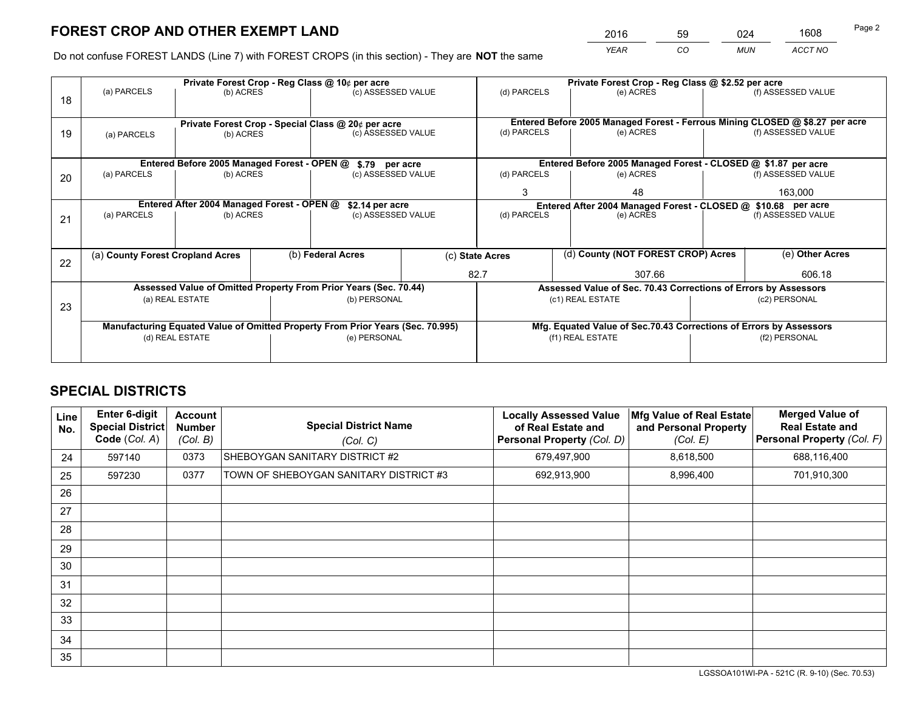# FOREST CROP AND OTHER EXEMPT LAND

| 2016 | 59 | 024 | 1608 |
|---|---|---|---|
| YEAR | CO | MUN | ACCT NO |

Do not confuse FOREST LANDS (Line 7) with FOREST CROPS (in this section) - They are **NOT** the same

| Line | Private Forest Crop - Reg Class @ 10¢ per acre | | | Private Forest Crop - Reg Class @ $2.52 per acre | | |
|---|---|---|---|---|---|---|
| 18 | (a) PARCELS | (b) ACRES | (c) ASSESSED VALUE | (d) PARCELS | (e) ACRES | (f) ASSESSED VALUE |
| | | | | | | |
| | **Private Forest Crop - Special Class @ 20¢ per acre** | | | **Entered Before 2005 Managed Forest - Ferrous Mining CLOSED @ $8.27 per acre** | | |
| 19 | (a) PARCELS | (b) ACRES | (c) ASSESSED VALUE | (d) PARCELS | (e) ACRES | (f) ASSESSED VALUE |
| | | | | | | |
| | **Entered Before 2005 Managed Forest - OPEN @ $.79 per acre** | | | **Entered Before 2005 Managed Forest - CLOSED @ $1.87 per acre** | | |
| 20 | (a) PARCELS | (b) ACRES | (c) ASSESSED VALUE | (d) PARCELS | (e) ACRES | (f) ASSESSED VALUE |
| | | | | 3 | 48 | 163,000 |
| | **Entered After 2004 Managed Forest - OPEN @ $2.14 per acre** | | | **Entered After 2004 Managed Forest - CLOSED @ $10.68 per acre** | | |
| 21 | (a) PARCELS | (b) ACRES | (c) ASSESSED VALUE | (d) PARCELS | (e) ACRES | (f) ASSESSED VALUE |
| | | | | | | |

| Line | (a) County Forest Cropland Acres | (b) Federal Acres | (c) State Acres | (d) County (NOT FOREST CROP) Acres | (e) Other Acres |
|---|---|---|---|---|---|
| 22 | | | 82.7 | 307.66 | 606.18 |

| Line | Assessed Value of Omitted Property From Prior Years (Sec. 70.44) | | Assessed Value of Sec. 70.43 Corrections of Errors by Assessors | |
|---|---|---|---|---|
| 23 | (a) REAL ESTATE | (b) PERSONAL | (c1) REAL ESTATE | (c2) PERSONAL |
| | | | | |
| | **Manufacturing Equated Value of Omitted Property From Prior Years (Sec. 70.995)** | | **Mfg. Equated Value of Sec.70.43 Corrections of Errors by Assessors** | |
| | (d) REAL ESTATE | (e) PERSONAL | (f1) REAL ESTATE | (f2) PERSONAL |
| | | | | |

# SPECIAL DISTRICTS

| Line No. | Enter 6-digit Special District Code (Col. A) | Account Number (Col. B) | Special District Name (Col. C) | Locally Assessed Value of Real Estate and Personal Property (Col. D) | Mfg Value of Real Estate and Personal Property (Col. E) | Merged Value of Real Estate and Personal Property (Col. F) |
|---|---|---|---|---|---|---|
| 24 | 597140 | 0373 | SHEBOYGAN SANITARY DISTRICT #2 | 679,497,900 | 8,618,500 | 688,116,400 |
| 25 | 597230 | 0377 | TOWN OF SHEBOYGAN SANITARY DISTRICT #3 | 692,913,900 | 8,996,400 | 701,910,300 |
| 26 | | | | | | |
| 27 | | | | | | |
| 28 | | | | | | |
| 29 | | | | | | |
| 30 | | | | | | |
| 31 | | | | | | |
| 32 | | | | | | |
| 33 | | | | | | |
| 34 | | | | | | |
| 35 | | | | | | |

LGSSOA101WI-PA - 521C (R. 9-10) (Sec. 70.53)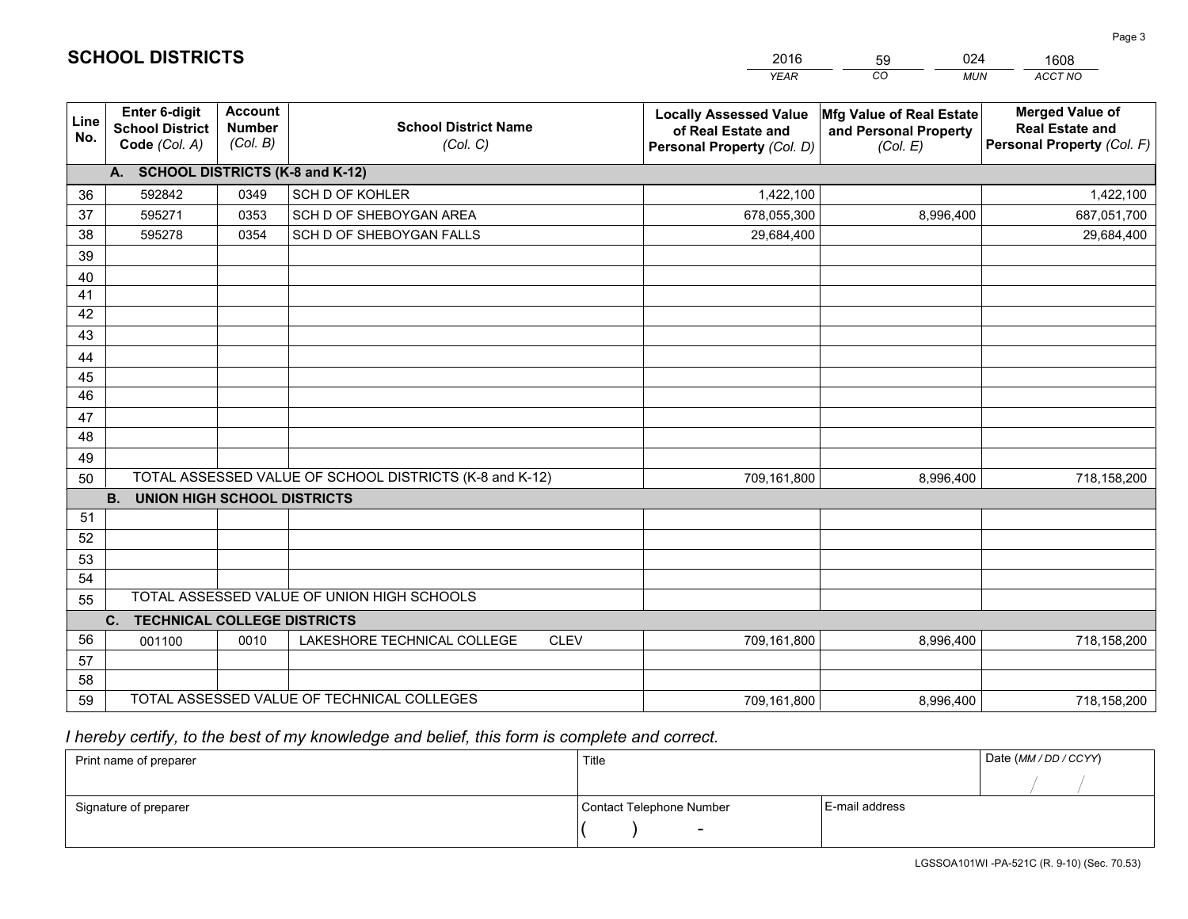# SCHOOL DISTRICTS

| 2016 | 59 | 024 | 1608 |
|---|---|---|---|
| *YEAR* | *CO* | *MUN* | *ACCT NO* |

| Line No. | Enter 6-digit School District Code *(Col. A)* | Account Number *(Col. B)* | School District Name *(Col. C)* | Locally Assessed Value of Real Estate and Personal Property *(Col. D)* | Mfg Value of Real Estate and Personal Property *(Col. E)* | Merged Value of Real Estate and Personal Property *(Col. F)* |
|---|---|---|---|---|---|---|
| | **A. SCHOOL DISTRICTS (K-8 and K-12)** | | | | | |
| 36 | 592842 | 0349 | SCH D OF KOHLER | 1,422,100 | | 1,422,100 |
| 37 | 595271 | 0353 | SCH D OF SHEBOYGAN AREA | 678,055,300 | 8,996,400 | 687,051,700 |
| 38 | 595278 | 0354 | SCH D OF SHEBOYGAN FALLS | 29,684,400 | | 29,684,400 |
| 39 | | | | | | |
| 40 | | | | | | |
| 41 | | | | | | |
| 42 | | | | | | |
| 43 | | | | | | |
| 44 | | | | | | |
| 45 | | | | | | |
| 46 | | | | | | |
| 47 | | | | | | |
| 48 | | | | | | |
| 49 | | | | | | |
| 50 | TOTAL ASSESSED VALUE OF SCHOOL DISTRICTS (K-8 and K-12) | | | 709,161,800 | 8,996,400 | 718,158,200 |
| | **B. UNION HIGH SCHOOL DISTRICTS** | | | | | |
| 51 | | | | | | |
| 52 | | | | | | |
| 53 | | | | | | |
| 54 | | | | | | |
| 55 | TOTAL ASSESSED VALUE OF UNION HIGH SCHOOLS | | | | | |
| | **C. TECHNICAL COLLEGE DISTRICTS** | | | | | |
| 56 | 001100 | 0010 | LAKESHORE TECHNICAL COLLEGE CLEV | 709,161,800 | 8,996,400 | 718,158,200 |
| 57 | | | | | | |
| 58 | | | | | | |
| 59 | TOTAL ASSESSED VALUE OF TECHNICAL COLLEGES | | | 709,161,800 | 8,996,400 | 718,158,200 |

*I hereby certify, to the best of my knowledge and belief, this form is complete and correct.*

| Print name of preparer | Title | | Date *(MM / DD / CCYY)* |
|---|---|---|---|
| | | | / / |
| Signature of preparer | Contact Telephone Number | E-mail address | |
| | ( ) - | | |

LGSSOA101WI -PA-521C (R. 9-10) (Sec. 70.53)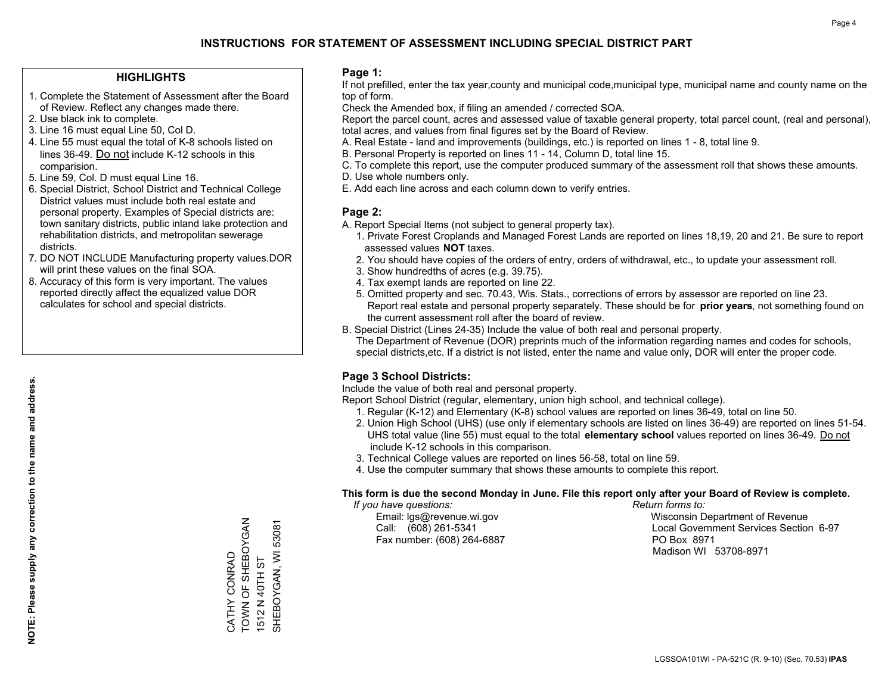# INSTRUCTIONS FOR STATEMENT OF ASSESSMENT INCLUDING SPECIAL DISTRICT PART

## HIGHLIGHTS

1. Complete the Statement of Assessment after the Board of Review. Reflect any changes made there.
2. Use black ink to complete.
3. Line 16 must equal Line 50, Col D.
4. Line 55 must equal the total of K-8 schools listed on lines 36-49. Do not include K-12 schools in this comparision.
5. Line 59, Col. D must equal Line 16.
6. Special District, School District and Technical College District values must include both real estate and personal property. Examples of Special districts are: town sanitary districts, public inland lake protection and rehabilitation districts, and metropolitan sewerage districts.
7. DO NOT INCLUDE Manufacturing property values.DOR will print these values on the final SOA.
8. Accuracy of this form is very important. The values reported directly affect the equalized value DOR calculates for school and special districts.

**NOTE: Please supply any correction to the name and address.**

CATHY CONRAD
TOWN OF SHEBOYGAN
1512 N 40TH ST
SHEBOYGAN, WI 53081

## Page 1:

If not prefilled, enter the tax year,county and municipal code,municipal type, municipal name and county name on the top of form.

Check the Amended box, if filing an amended / corrected SOA.

Report the parcel count, acres and assessed value of taxable general property, total parcel count, (real and personal), total acres, and values from final figures set by the Board of Review.

A. Real Estate - land and improvements (buildings, etc.) is reported on lines 1 - 8, total line 9.
B. Personal Property is reported on lines 11 - 14, Column D, total line 15.
C. To complete this report, use the computer produced summary of the assessment roll that shows these amounts.
D. Use whole numbers only.
E. Add each line across and each column down to verify entries.

## Page 2:

A. Report Special Items (not subject to general property tax).
   1. Private Forest Croplands and Managed Forest Lands are reported on lines 18,19, 20 and 21. Be sure to report assessed values **NOT** taxes.
   2. You should have copies of the orders of entry, orders of withdrawal, etc., to update your assessment roll.
   3. Show hundredths of acres (e.g. 39.75).
   4. Tax exempt lands are reported on line 22.
   5. Omitted property and sec. 70.43, Wis. Stats., corrections of errors by assessor are reported on line 23. Report real estate and personal property separately. These should be for **prior years**, not something found on the current assessment roll after the board of review.

B. Special District (Lines 24-35) Include the value of both real and personal property.
   The Department of Revenue (DOR) preprints much of the information regarding names and codes for schools, special districts,etc. If a district is not listed, enter the name and value only, DOR will enter the proper code.

## Page 3 School Districts:

Include the value of both real and personal property.

Report School District (regular, elementary, union high school, and technical college).

1. Regular (K-12) and Elementary (K-8) school values are reported on lines 36-49, total on line 50.
2. Union High School (UHS) (use only if elementary schools are listed on lines 36-49) are reported on lines 51-54. UHS total value (line 55) must equal to the total **elementary school** values reported on lines 36-49. Do not include K-12 schools in this comparison.
3. Technical College values are reported on lines 56-58, total on line 59.
4. Use the computer summary that shows these amounts to complete this report.

**This form is due the second Monday in June. File this report only after your Board of Review is complete.**

*If you have questions:*
Email: lgs@revenue.wi.gov
Call: (608) 261-5341
Fax number: (608) 264-6887

*Return forms to:*
Wisconsin Department of Revenue
Local Government Services Section 6-97
PO Box 8971
Madison WI 53708-8971

LGSSOA101WI - PA-521C (R. 9-10) (Sec. 70.53) **IPAS**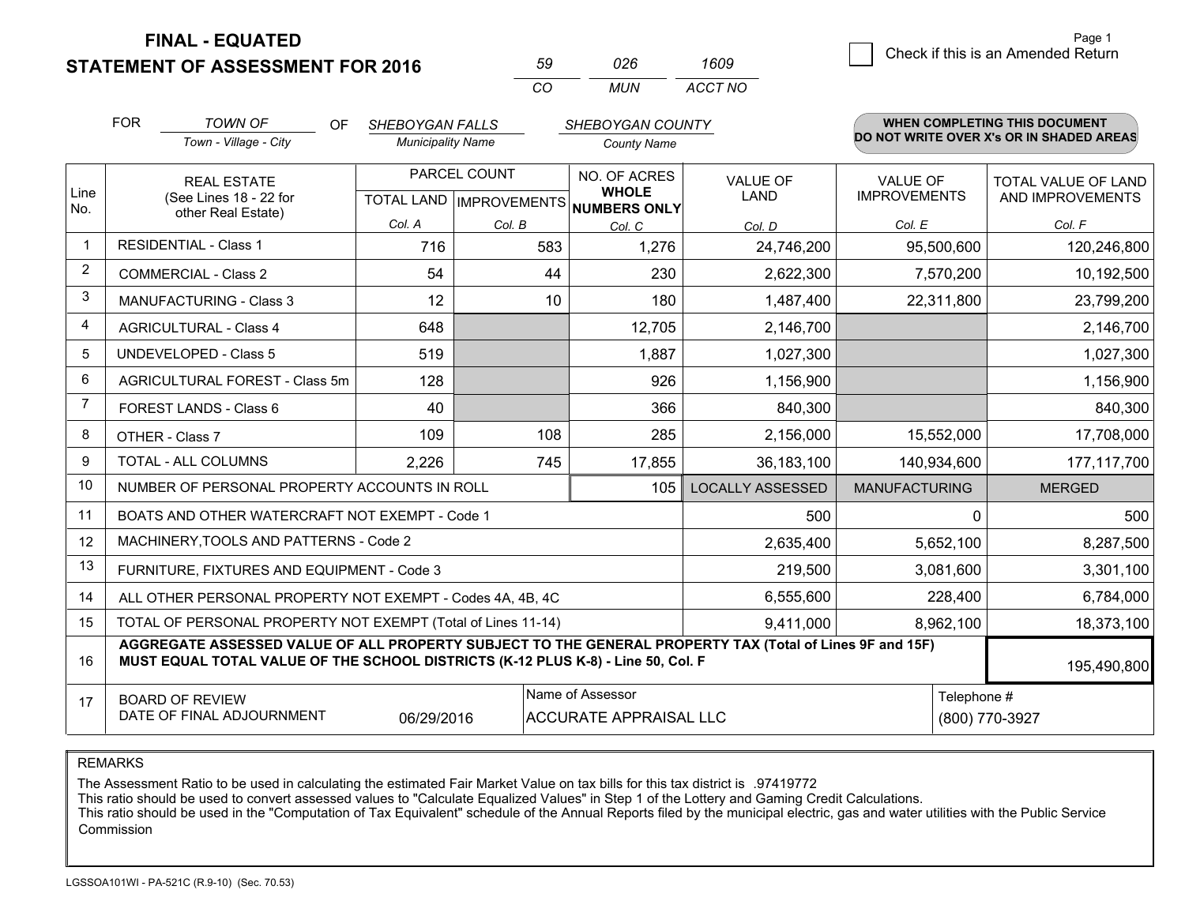# FINAL - EQUATED
## STATEMENT OF ASSESSMENT FOR 2016

| 59 | 026 | 1609 |
|---|---|---|
| CO | MUN | ACCT NO |

Page 1

☐ Check if this is an Amended Return

FOR *TOWN OF* (Town - Village - City) OF *SHEBOYGAN FALLS* (Municipality Name) *SHEBOYGAN COUNTY* (County Name)

**WHEN COMPLETING THIS DOCUMENT DO NOT WRITE OVER X's OR IN SHADED AREAS**

| Line No. | REAL ESTATE (See Lines 18 - 22 for other Real Estate) | PARCEL COUNT TOTAL LAND Col. A | PARCEL COUNT IMPROVEMENTS Col. B | NO. OF ACRES WHOLE NUMBERS ONLY Col. C | VALUE OF LAND Col. D | VALUE OF IMPROVEMENTS Col. E | TOTAL VALUE OF LAND AND IMPROVEMENTS Col. F |
|---|---|---|---|---|---|---|---|
| 1 | RESIDENTIAL - Class 1 | 716 | 583 | 1,276 | 24,746,200 | 95,500,600 | 120,246,800 |
| 2 | COMMERCIAL - Class 2 | 54 | 44 | 230 | 2,622,300 | 7,570,200 | 10,192,500 |
| 3 | MANUFACTURING - Class 3 | 12 | 10 | 180 | 1,487,400 | 22,311,800 | 23,799,200 |
| 4 | AGRICULTURAL - Class 4 | 648 | | 12,705 | 2,146,700 | | 2,146,700 |
| 5 | UNDEVELOPED - Class 5 | 519 | | 1,887 | 1,027,300 | | 1,027,300 |
| 6 | AGRICULTURAL FOREST - Class 5m | 128 | | 926 | 1,156,900 | | 1,156,900 |
| 7 | FOREST LANDS - Class 6 | 40 | | 366 | 840,300 | | 840,300 |
| 8 | OTHER - Class 7 | 109 | 108 | 285 | 2,156,000 | 15,552,000 | 17,708,000 |
| 9 | TOTAL - ALL COLUMNS | 2,226 | 745 | 17,855 | 36,183,100 | 140,934,600 | 177,117,700 |
| 10 | NUMBER OF PERSONAL PROPERTY ACCOUNTS IN ROLL | | | 105 | LOCALLY ASSESSED | MANUFACTURING | MERGED |
| 11 | BOATS AND OTHER WATERCRAFT NOT EXEMPT - Code 1 | | | | 500 | 0 | 500 |
| 12 | MACHINERY,TOOLS AND PATTERNS - Code 2 | | | | 2,635,400 | 5,652,100 | 8,287,500 |
| 13 | FURNITURE, FIXTURES AND EQUIPMENT - Code 3 | | | | 219,500 | 3,081,600 | 3,301,100 |
| 14 | ALL OTHER PERSONAL PROPERTY NOT EXEMPT - Codes 4A, 4B, 4C | | | | 6,555,600 | 228,400 | 6,784,000 |
| 15 | TOTAL OF PERSONAL PROPERTY NOT EXEMPT (Total of Lines 11-14) | | | | 9,411,000 | 8,962,100 | 18,373,100 |
| 16 | **AGGREGATE ASSESSED VALUE OF ALL PROPERTY SUBJECT TO THE GENERAL PROPERTY TAX (Total of Lines 9F and 15F) MUST EQUAL TOTAL VALUE OF THE SCHOOL DISTRICTS (K-12 PLUS K-8) - Line 50, Col. F** | | | | | | 195,490,800 |
| 17 | BOARD OF REVIEW DATE OF FINAL ADJOURNMENT | 06/29/2016 | | Name of Assessor: ACCURATE APPRAISAL LLC | | | Telephone #: (800) 770-3927 |

REMARKS

The Assessment Ratio to be used in calculating the estimated Fair Market Value on tax bills for this tax district is .97419772
This ratio should be used to convert assessed values to "Calculate Equalized Values" in Step 1 of the Lottery and Gaming Credit Calculations.
This ratio should be used in the "Computation of Tax Equivalent" schedule of the Annual Reports filed by the municipal electric, gas and water utilities with the Public Service Commission

LGSSOA101WI - PA-521C (R.9-10) (Sec. 70.53)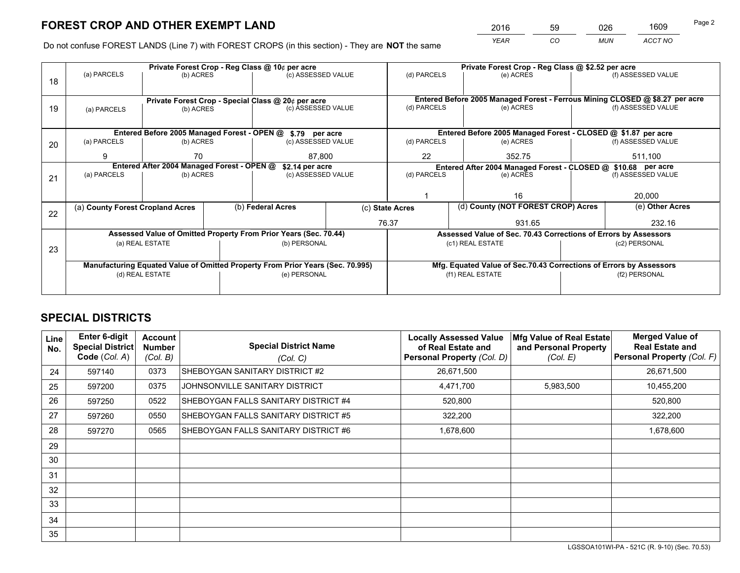# FOREST CROP AND OTHER EXEMPT LAND

| 2016 | 59 | 026 | 1609 |
|---|---|---|---|
| YEAR | CO | MUN | ACCT NO |

Do not confuse FOREST LANDS (Line 7) with FOREST CROPS (in this section) - They are **NOT** the same

| Line | Private Forest Crop - Reg Class @ 10¢ per acre | | | Private Forest Crop - Reg Class @ $2.52 per acre | | |
|---|---|---|---|---|---|---|
| 18 | (a) PARCELS | (b) ACRES | (c) ASSESSED VALUE | (d) PARCELS | (e) ACRES | (f) ASSESSED VALUE |
| | | | | | | |
| | **Private Forest Crop - Special Class @ 20¢ per acre** | | | **Entered Before 2005 Managed Forest - Ferrous Mining CLOSED @ $8.27 per acre** | | |
| 19 | (a) PARCELS | (b) ACRES | (c) ASSESSED VALUE | (d) PARCELS | (e) ACRES | (f) ASSESSED VALUE |
| | | | | | | |
| | **Entered Before 2005 Managed Forest - OPEN @ $.79 per acre** | | | **Entered Before 2005 Managed Forest - CLOSED @ $1.87 per acre** | | |
| 20 | (a) PARCELS | (b) ACRES | (c) ASSESSED VALUE | (d) PARCELS | (e) ACRES | (f) ASSESSED VALUE |
| | 9 | 70 | 87,800 | 22 | 352.75 | 511,100 |
| | **Entered After 2004 Managed Forest - OPEN @ $2.14 per acre** | | | **Entered After 2004 Managed Forest - CLOSED @ $10.68 per acre** | | |
| 21 | (a) PARCELS | (b) ACRES | (c) ASSESSED VALUE | (d) PARCELS | (e) ACRES | (f) ASSESSED VALUE |
| | | | | 1 | 16 | 20,000 |

| Line | (a) County Forest Cropland Acres | (b) Federal Acres | (c) State Acres | (d) County (NOT FOREST CROP) Acres | (e) Other Acres |
|---|---|---|---|---|---|
| 22 | | | 76.37 | 931.65 | 232.16 |

| Line | Assessed Value of Omitted Property From Prior Years (Sec. 70.44) | | Assessed Value of Sec. 70.43 Corrections of Errors by Assessors | |
|---|---|---|---|---|
| 23 | (a) REAL ESTATE | (b) PERSONAL | (c1) REAL ESTATE | (c2) PERSONAL |
| | | | | |
| | **Manufacturing Equated Value of Omitted Property From Prior Years (Sec. 70.995)** | | **Mfg. Equated Value of Sec.70.43 Corrections of Errors by Assessors** | |
| | (d) REAL ESTATE | (e) PERSONAL | (f1) REAL ESTATE | (f2) PERSONAL |
| | | | | |

# SPECIAL DISTRICTS

| Line No. | Enter 6-digit Special District Code (Col. A) | Account Number (Col. B) | Special District Name (Col. C) | Locally Assessed Value of Real Estate and Personal Property (Col. D) | Mfg Value of Real Estate and Personal Property (Col. E) | Merged Value of Real Estate and Personal Property (Col. F) |
|---|---|---|---|---|---|---|
| 24 | 597140 | 0373 | SHEBOYGAN SANITARY DISTRICT #2 | 26,671,500 | | 26,671,500 |
| 25 | 597200 | 0375 | JOHNSONVILLE SANITARY DISTRICT | 4,471,700 | 5,983,500 | 10,455,200 |
| 26 | 597250 | 0522 | SHEBOYGAN FALLS SANITARY DISTRICT #4 | 520,800 | | 520,800 |
| 27 | 597260 | 0550 | SHEBOYGAN FALLS SANITARY DISTRICT #5 | 322,200 | | 322,200 |
| 28 | 597270 | 0565 | SHEBOYGAN FALLS SANITARY DISTRICT #6 | 1,678,600 | | 1,678,600 |
| 29 | | | | | | |
| 30 | | | | | | |
| 31 | | | | | | |
| 32 | | | | | | |
| 33 | | | | | | |
| 34 | | | | | | |
| 35 | | | | | | |

LGSSOA101WI-PA - 521C (R. 9-10) (Sec. 70.53)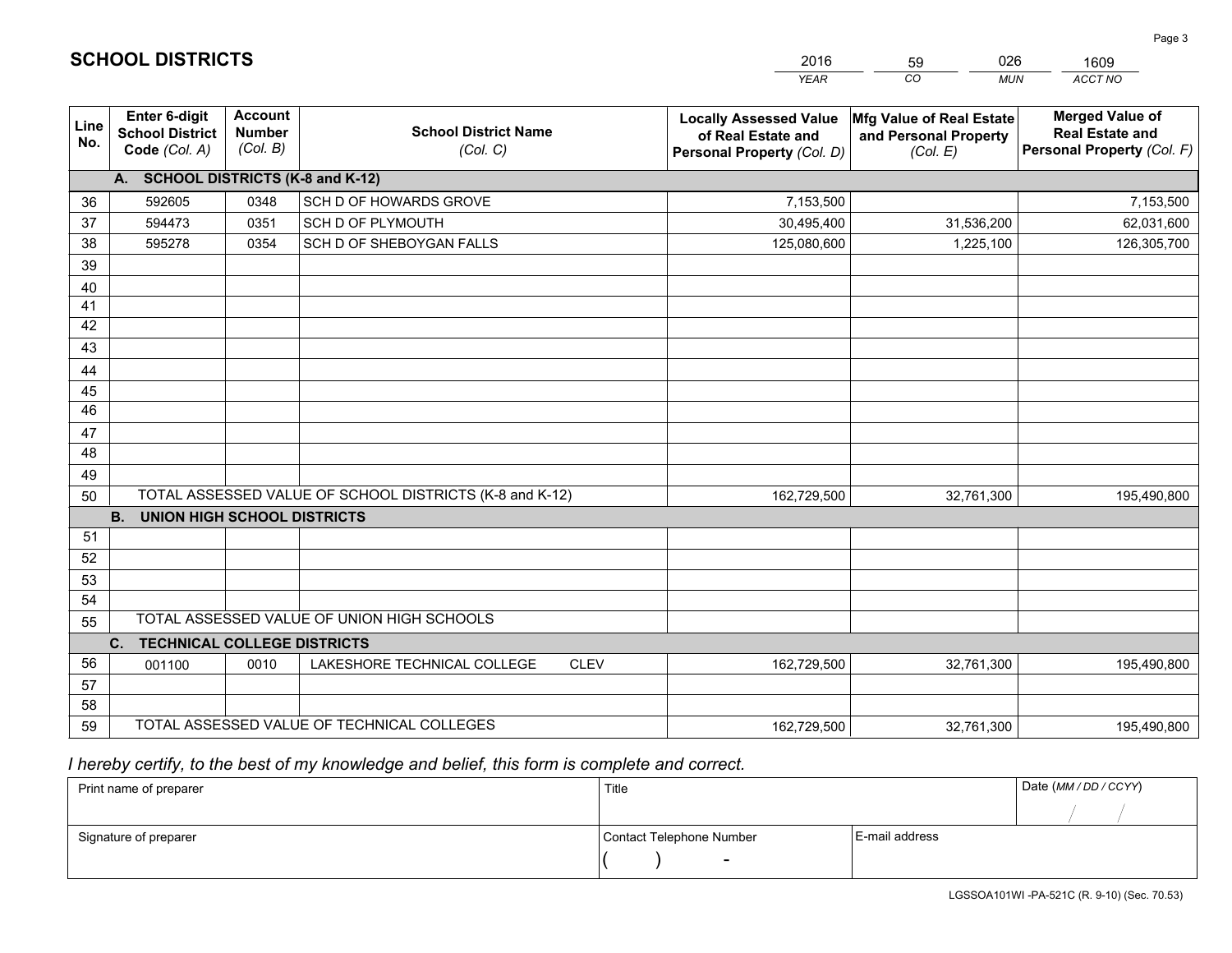# SCHOOL DISTRICTS

| 2016 | 59 | 026 | 1609 |
|---|---|---|---|
| *YEAR* | *CO* | *MUN* | *ACCT NO* |

| Line No. | Enter 6-digit School District Code *(Col. A)* | Account Number *(Col. B)* | School District Name *(Col. C)* | Locally Assessed Value of Real Estate and Personal Property *(Col. D)* | Mfg Value of Real Estate and Personal Property *(Col. E)* | Merged Value of Real Estate and Personal Property *(Col. F)* |
|---|---|---|---|---|---|---|
| | **A. SCHOOL DISTRICTS (K-8 and K-12)** | | | | | |
| 36 | 592605 | 0348 | SCH D OF HOWARDS GROVE | 7,153,500 | | 7,153,500 |
| 37 | 594473 | 0351 | SCH D OF PLYMOUTH | 30,495,400 | 31,536,200 | 62,031,600 |
| 38 | 595278 | 0354 | SCH D OF SHEBOYGAN FALLS | 125,080,600 | 1,225,100 | 126,305,700 |
| 39 | | | | | | |
| 40 | | | | | | |
| 41 | | | | | | |
| 42 | | | | | | |
| 43 | | | | | | |
| 44 | | | | | | |
| 45 | | | | | | |
| 46 | | | | | | |
| 47 | | | | | | |
| 48 | | | | | | |
| 49 | | | | | | |
| 50 | TOTAL ASSESSED VALUE OF SCHOOL DISTRICTS (K-8 and K-12) | | | 162,729,500 | 32,761,300 | 195,490,800 |
| | **B. UNION HIGH SCHOOL DISTRICTS** | | | | | |
| 51 | | | | | | |
| 52 | | | | | | |
| 53 | | | | | | |
| 54 | | | | | | |
| 55 | TOTAL ASSESSED VALUE OF UNION HIGH SCHOOLS | | | | | |
| | **C. TECHNICAL COLLEGE DISTRICTS** | | | | | |
| 56 | 001100 | 0010 | LAKESHORE TECHNICAL COLLEGE CLEV | 162,729,500 | 32,761,300 | 195,490,800 |
| 57 | | | | | | |
| 58 | | | | | | |
| 59 | TOTAL ASSESSED VALUE OF TECHNICAL COLLEGES | | | 162,729,500 | 32,761,300 | 195,490,800 |

*I hereby certify, to the best of my knowledge and belief, this form is complete and correct.*

| Print name of preparer | Title | | Date *(MM / DD / CCYY)* |
|---|---|---|---|
| | | | / / |
| Signature of preparer | Contact Telephone Number | E-mail address | |
| | ( ) - | | |

LGSSOA101WI -PA-521C (R. 9-10) (Sec. 70.53)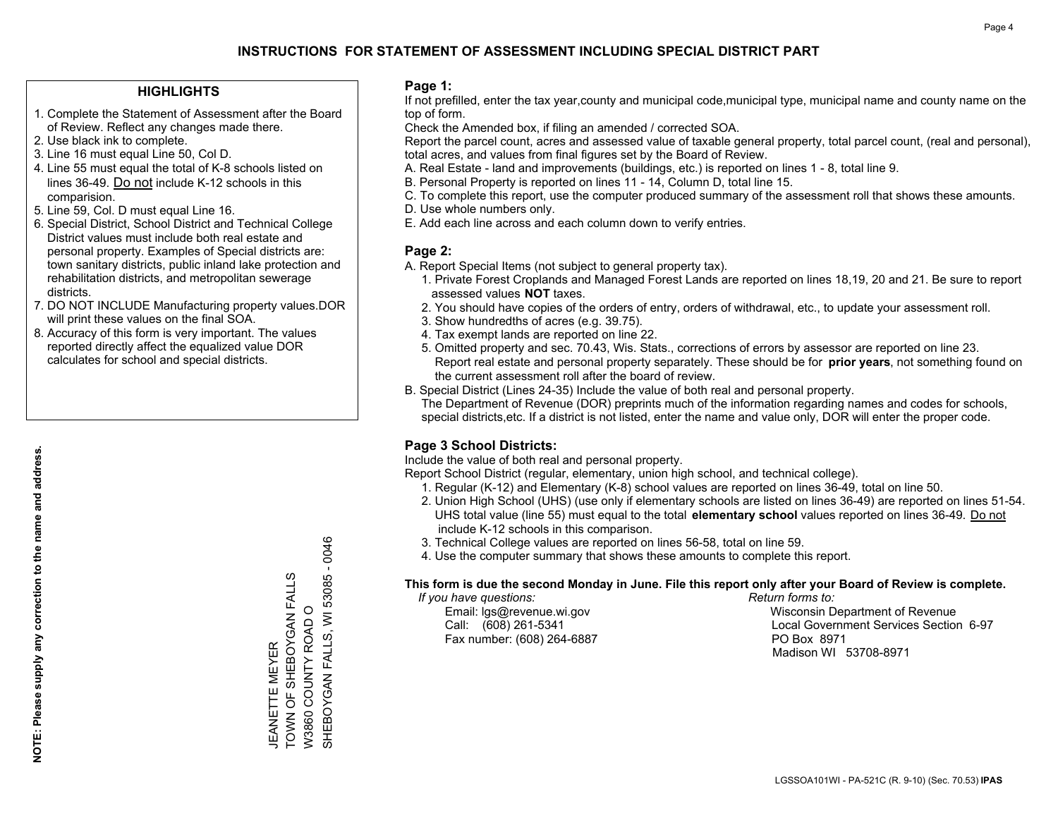# INSTRUCTIONS FOR STATEMENT OF ASSESSMENT INCLUDING SPECIAL DISTRICT PART

## HIGHLIGHTS

1. Complete the Statement of Assessment after the Board of Review. Reflect any changes made there.
2. Use black ink to complete.
3. Line 16 must equal Line 50, Col D.
4. Line 55 must equal the total of K-8 schools listed on lines 36-49. Do not include K-12 schools in this comparision.
5. Line 59, Col. D must equal Line 16.
6. Special District, School District and Technical College District values must include both real estate and personal property. Examples of Special districts are: town sanitary districts, public inland lake protection and rehabilitation districts, and metropolitan sewerage districts.
7. DO NOT INCLUDE Manufacturing property values.DOR will print these values on the final SOA.
8. Accuracy of this form is very important. The values reported directly affect the equalized value DOR calculates for school and special districts.

**NOTE: Please supply any correction to the name and address.**

JEANETTE MEYER
TOWN OF SHEBOYGAN FALLS
W3860 COUNTY ROAD O
SHEBOYGAN FALLS, WI 53085 - 0046

## Page 1:

If not prefilled, enter the tax year,county and municipal code,municipal type, municipal name and county name on the top of form.

Check the Amended box, if filing an amended / corrected SOA.

Report the parcel count, acres and assessed value of taxable general property, total parcel count, (real and personal), total acres, and values from final figures set by the Board of Review.

A. Real Estate - land and improvements (buildings, etc.) is reported on lines 1 - 8, total line 9.
B. Personal Property is reported on lines 11 - 14, Column D, total line 15.
C. To complete this report, use the computer produced summary of the assessment roll that shows these amounts.
D. Use whole numbers only.
E. Add each line across and each column down to verify entries.

## Page 2:

A. Report Special Items (not subject to general property tax).
   1. Private Forest Croplands and Managed Forest Lands are reported on lines 18,19, 20 and 21. Be sure to report assessed values **NOT** taxes.
   2. You should have copies of the orders of entry, orders of withdrawal, etc., to update your assessment roll.
   3. Show hundredths of acres (e.g. 39.75).
   4. Tax exempt lands are reported on line 22.
   5. Omitted property and sec. 70.43, Wis. Stats., corrections of errors by assessor are reported on line 23. Report real estate and personal property separately. These should be for **prior years**, not something found on the current assessment roll after the board of review.
B. Special District (Lines 24-35) Include the value of both real and personal property.
   The Department of Revenue (DOR) preprints much of the information regarding names and codes for schools, special districts,etc. If a district is not listed, enter the name and value only, DOR will enter the proper code.

## Page 3 School Districts:

Include the value of both real and personal property.

Report School District (regular, elementary, union high school, and technical college).

1. Regular (K-12) and Elementary (K-8) school values are reported on lines 36-49, total on line 50.
2. Union High School (UHS) (use only if elementary schools are listed on lines 36-49) are reported on lines 51-54. UHS total value (line 55) must equal to the total **elementary school** values reported on lines 36-49. Do not include K-12 schools in this comparison.
3. Technical College values are reported on lines 56-58, total on line 59.
4. Use the computer summary that shows these amounts to complete this report.

**This form is due the second Monday in June. File this report only after your Board of Review is complete.**

*If you have questions:*
Email: lgs@revenue.wi.gov
Call: (608) 261-5341
Fax number: (608) 264-6887

*Return forms to:*
Wisconsin Department of Revenue
Local Government Services Section 6-97
PO Box 8971
Madison WI 53708-8971

LGSSOA101WI - PA-521C (R. 9-10) (Sec. 70.53) **IPAS**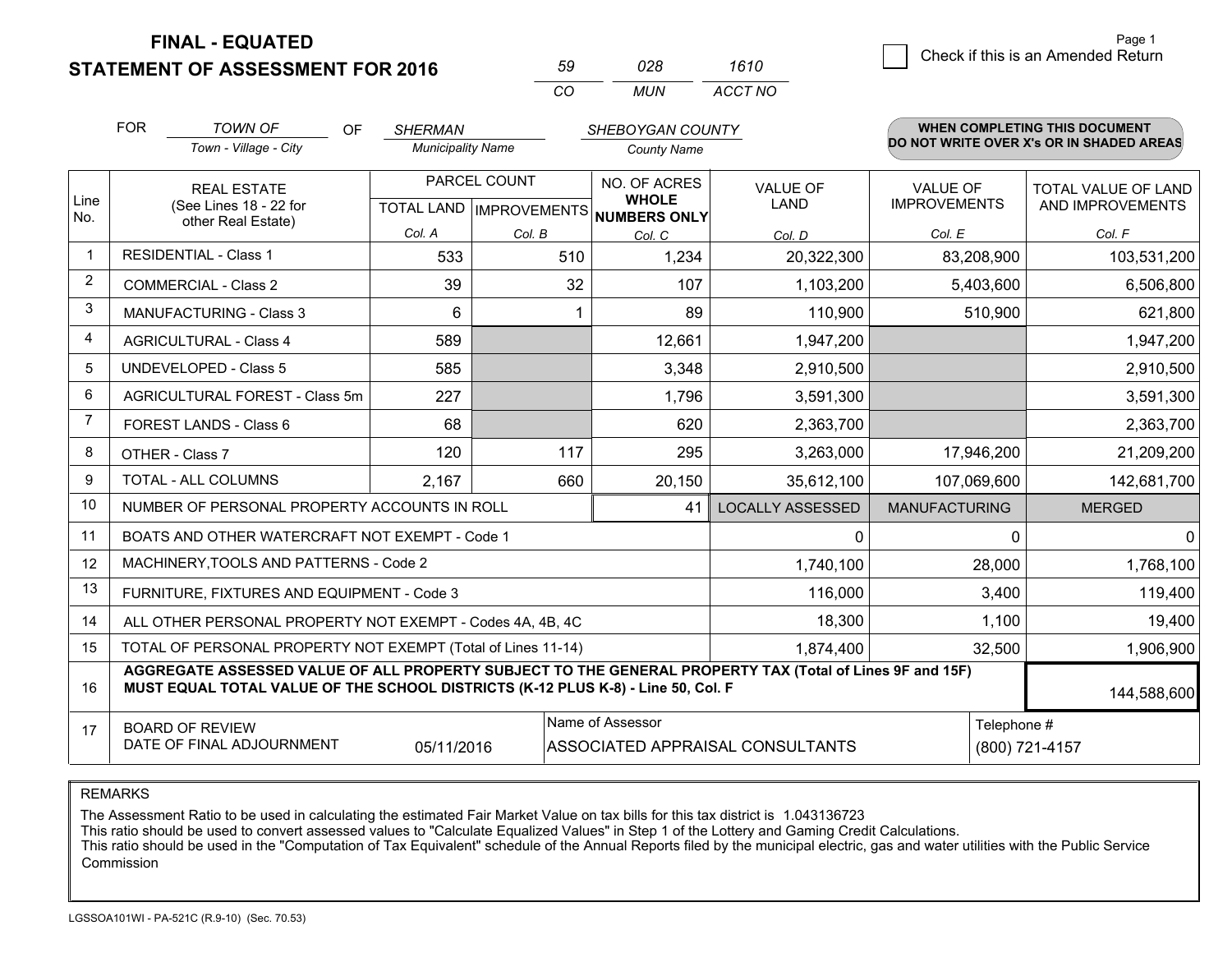# FINAL - EQUATED
# STATEMENT OF ASSESSMENT FOR 2016

| 59 | 028 | 1610 |
|---|---|---|
| CO | MUN | ACCT NO |

Page 1

☐ Check if this is an Amended Return

FOR *TOWN OF* (Town - Village - City) OF *SHERMAN* (Municipality Name) *SHEBOYGAN COUNTY* (County Name)

**WHEN COMPLETING THIS DOCUMENT DO NOT WRITE OVER X's OR IN SHADED AREAS**

| Line No. | REAL ESTATE (See Lines 18 - 22 for other Real Estate) | PARCEL COUNT | | NO. OF ACRES WHOLE NUMBERS ONLY | VALUE OF LAND | VALUE OF IMPROVEMENTS | TOTAL VALUE OF LAND AND IMPROVEMENTS |
|---|---|---|---|---|---|---|---|
| | | TOTAL LAND | IMPROVEMENTS | | | | |
| | | Col. A | Col. B | Col. C | Col. D | Col. E | Col. F |
| 1 | RESIDENTIAL - Class 1 | 533 | 510 | 1,234 | 20,322,300 | 83,208,900 | 103,531,200 |
| 2 | COMMERCIAL - Class 2 | 39 | 32 | 107 | 1,103,200 | 5,403,600 | 6,506,800 |
| 3 | MANUFACTURING - Class 3 | 6 | 1 | 89 | 110,900 | 510,900 | 621,800 |
| 4 | AGRICULTURAL - Class 4 | 589 | | 12,661 | 1,947,200 | | 1,947,200 |
| 5 | UNDEVELOPED - Class 5 | 585 | | 3,348 | 2,910,500 | | 2,910,500 |
| 6 | AGRICULTURAL FOREST - Class 5m | 227 | | 1,796 | 3,591,300 | | 3,591,300 |
| 7 | FOREST LANDS - Class 6 | 68 | | 620 | 2,363,700 | | 2,363,700 |
| 8 | OTHER - Class 7 | 120 | 117 | 295 | 3,263,000 | 17,946,200 | 21,209,200 |
| 9 | TOTAL - ALL COLUMNS | 2,167 | 660 | 20,150 | 35,612,100 | 107,069,600 | 142,681,700 |
| 10 | NUMBER OF PERSONAL PROPERTY ACCOUNTS IN ROLL | | | 41 | LOCALLY ASSESSED | MANUFACTURING | MERGED |
| 11 | BOATS AND OTHER WATERCRAFT NOT EXEMPT - Code 1 | | | | 0 | 0 | 0 |
| 12 | MACHINERY,TOOLS AND PATTERNS - Code 2 | | | | 1,740,100 | 28,000 | 1,768,100 |
| 13 | FURNITURE, FIXTURES AND EQUIPMENT - Code 3 | | | | 116,000 | 3,400 | 119,400 |
| 14 | ALL OTHER PERSONAL PROPERTY NOT EXEMPT - Codes 4A, 4B, 4C | | | | 18,300 | 1,100 | 19,400 |
| 15 | TOTAL OF PERSONAL PROPERTY NOT EXEMPT (Total of Lines 11-14) | | | | 1,874,400 | 32,500 | 1,906,900 |
| 16 | **AGGREGATE ASSESSED VALUE OF ALL PROPERTY SUBJECT TO THE GENERAL PROPERTY TAX (Total of Lines 9F and 15F) MUST EQUAL TOTAL VALUE OF THE SCHOOL DISTRICTS (K-12 PLUS K-8) - Line 50, Col. F** | | | | | | 144,588,600 |
| 17 | BOARD OF REVIEW DATE OF FINAL ADJOURNMENT | 05/11/2016 | | Name of Assessor: ASSOCIATED APPRAISAL CONSULTANTS | | | Telephone #: (800) 721-4157 |

REMARKS

The Assessment Ratio to be used in calculating the estimated Fair Market Value on tax bills for this tax district is 1.043136723
This ratio should be used to convert assessed values to "Calculate Equalized Values" in Step 1 of the Lottery and Gaming Credit Calculations.
This ratio should be used in the "Computation of Tax Equivalent" schedule of the Annual Reports filed by the municipal electric, gas and water utilities with the Public Service Commission

LGSSOA101WI - PA-521C (R.9-10) (Sec. 70.53)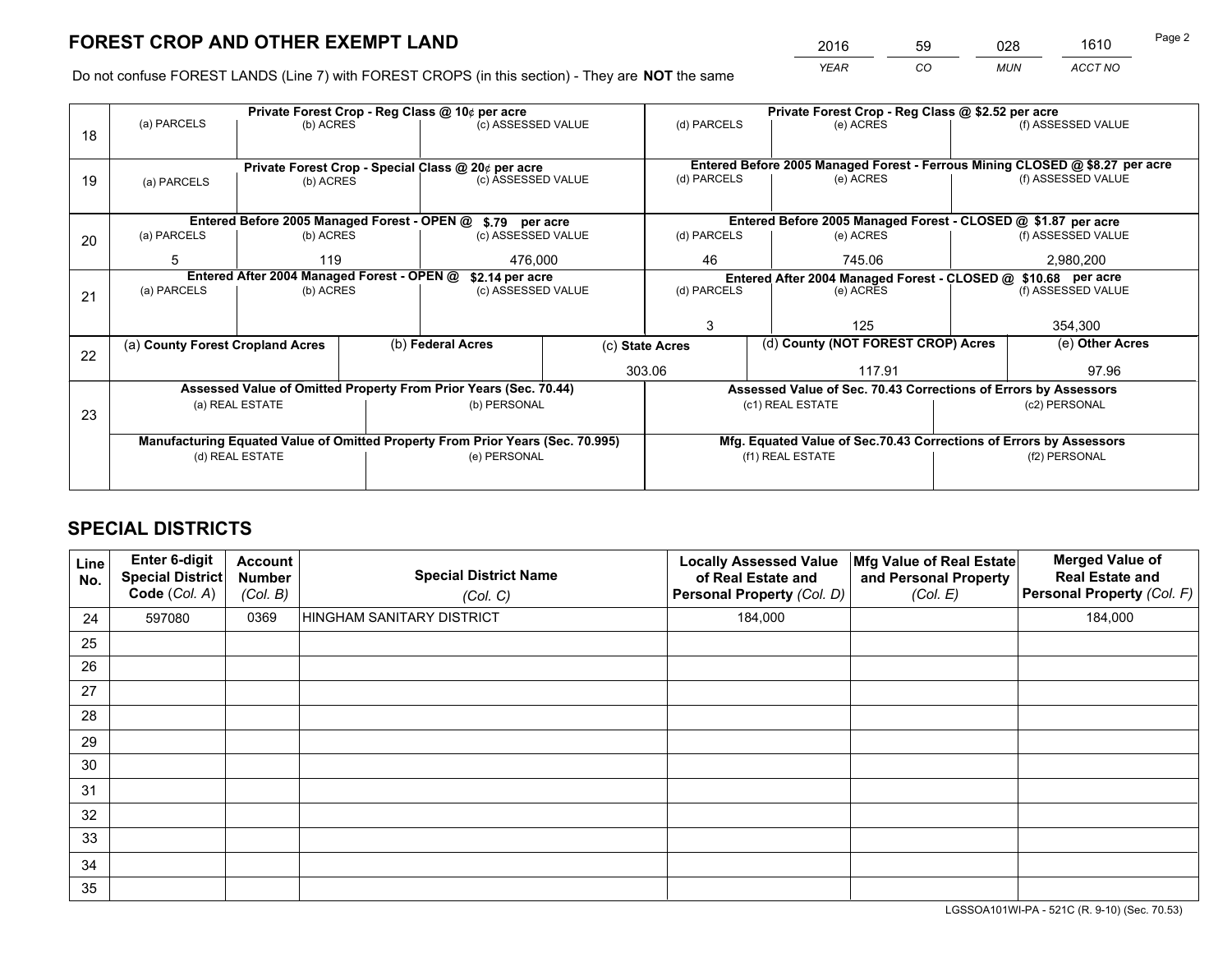# FOREST CROP AND OTHER EXEMPT LAND

| 2016 | 59 | 028 | 1610 |
|---|---|---|---|
| YEAR | CO | MUN | ACCT NO |

Do not confuse FOREST LANDS (Line 7) with FOREST CROPS (in this section) - They are **NOT** the same

| | Private Forest Crop - Reg Class @ 10¢ per acre | | | Private Forest Crop - Reg Class @ $2.52 per acre | | |
|---|---|---|---|---|---|---|
| 18 | (a) PARCELS | (b) ACRES | (c) ASSESSED VALUE | (d) PARCELS | (e) ACRES | (f) ASSESSED VALUE |
| | | | | | | |
| | **Private Forest Crop - Special Class @ 20¢ per acre** | | | **Entered Before 2005 Managed Forest - Ferrous Mining CLOSED @ $8.27 per acre** | | |
| 19 | (a) PARCELS | (b) ACRES | (c) ASSESSED VALUE | (d) PARCELS | (e) ACRES | (f) ASSESSED VALUE |
| | | | | | | |
| | **Entered Before 2005 Managed Forest - OPEN @ $.79 per acre** | | | **Entered Before 2005 Managed Forest - CLOSED @ $1.87 per acre** | | |
| 20 | (a) PARCELS | (b) ACRES | (c) ASSESSED VALUE | (d) PARCELS | (e) ACRES | (f) ASSESSED VALUE |
| | 5 | 119 | 476,000 | 46 | 745.06 | 2,980,200 |
| | **Entered After 2004 Managed Forest - OPEN @ $2.14 per acre** | | | **Entered After 2004 Managed Forest - CLOSED @ $10.68 per acre** | | |
| 21 | (a) PARCELS | (b) ACRES | (c) ASSESSED VALUE | (d) PARCELS | (e) ACRES | (f) ASSESSED VALUE |
| | | | | 3 | 125 | 354,300 |

| | (a) County Forest Cropland Acres | (b) Federal Acres | (c) State Acres | (d) County (NOT FOREST CROP) Acres | (e) Other Acres |
|---|---|---|---|---|---|
| 22 | | | 303.06 | 117.91 | 97.96 |

| | Assessed Value of Omitted Property From Prior Years (Sec. 70.44) | | Assessed Value of Sec. 70.43 Corrections of Errors by Assessors | |
|---|---|---|---|---|
| 23 | (a) REAL ESTATE | (b) PERSONAL | (c1) REAL ESTATE | (c2) PERSONAL |
| | | | | |
| | **Manufacturing Equated Value of Omitted Property From Prior Years (Sec. 70.995)** | | **Mfg. Equated Value of Sec.70.43 Corrections of Errors by Assessors** | |
| | (d) REAL ESTATE | (e) PERSONAL | (f1) REAL ESTATE | (f2) PERSONAL |
| | | | | |

# SPECIAL DISTRICTS

| Line No. | Enter 6-digit Special District Code (Col. A) | Account Number (Col. B) | Special District Name (Col. C) | Locally Assessed Value of Real Estate and Personal Property (Col. D) | Mfg Value of Real Estate and Personal Property (Col. E) | Merged Value of Real Estate and Personal Property (Col. F) |
|---|---|---|---|---|---|---|
| 24 | 597080 | 0369 | HINGHAM SANITARY DISTRICT | 184,000 | | 184,000 |
| 25 | | | | | | |
| 26 | | | | | | |
| 27 | | | | | | |
| 28 | | | | | | |
| 29 | | | | | | |
| 30 | | | | | | |
| 31 | | | | | | |
| 32 | | | | | | |
| 33 | | | | | | |
| 34 | | | | | | |
| 35 | | | | | | |

LGSSOA101WI-PA - 521C (R. 9-10) (Sec. 70.53)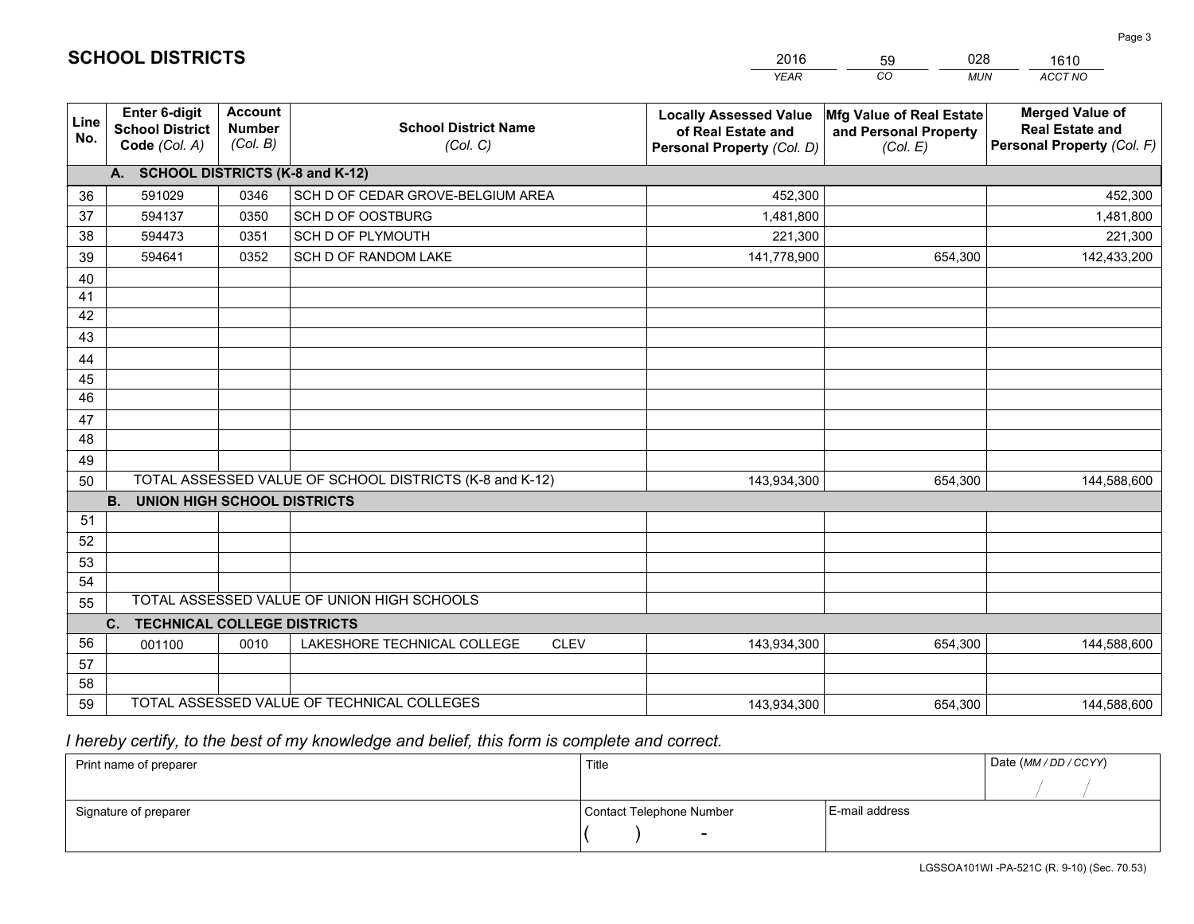# SCHOOL DISTRICTS

| 2016 | 59 | 028 | 1610 |
|---|---|---|---|
| *YEAR* | *CO* | *MUN* | *ACCT NO* |

| Line No. | Enter 6-digit School District Code *(Col. A)* | Account Number *(Col. B)* | School District Name *(Col. C)* | Locally Assessed Value of Real Estate and Personal Property *(Col. D)* | Mfg Value of Real Estate and Personal Property *(Col. E)* | Merged Value of Real Estate and Personal Property *(Col. F)* |
|---|---|---|---|---|---|---|
| **A. SCHOOL DISTRICTS (K-8 and K-12)** | | | | | | |
| 36 | 591029 | 0346 | SCH D OF CEDAR GROVE-BELGIUM AREA | 452,300 | | 452,300 |
| 37 | 594137 | 0350 | SCH D OF OOSTBURG | 1,481,800 | | 1,481,800 |
| 38 | 594473 | 0351 | SCH D OF PLYMOUTH | 221,300 | | 221,300 |
| 39 | 594641 | 0352 | SCH D OF RANDOM LAKE | 141,778,900 | 654,300 | 142,433,200 |
| 40 | | | | | | |
| 41 | | | | | | |
| 42 | | | | | | |
| 43 | | | | | | |
| 44 | | | | | | |
| 45 | | | | | | |
| 46 | | | | | | |
| 47 | | | | | | |
| 48 | | | | | | |
| 49 | | | | | | |
| 50 | TOTAL ASSESSED VALUE OF SCHOOL DISTRICTS (K-8 and K-12) | | | 143,934,300 | 654,300 | 144,588,600 |
| **B. UNION HIGH SCHOOL DISTRICTS** | | | | | | |
| 51 | | | | | | |
| 52 | | | | | | |
| 53 | | | | | | |
| 54 | | | | | | |
| 55 | TOTAL ASSESSED VALUE OF UNION HIGH SCHOOLS | | | | | |
| **C. TECHNICAL COLLEGE DISTRICTS** | | | | | | |
| 56 | 001100 | 0010 | LAKESHORE TECHNICAL COLLEGE CLEV | 143,934,300 | 654,300 | 144,588,600 |
| 57 | | | | | | |
| 58 | | | | | | |
| 59 | TOTAL ASSESSED VALUE OF TECHNICAL COLLEGES | | | 143,934,300 | 654,300 | 144,588,600 |

*I hereby certify, to the best of my knowledge and belief, this form is complete and correct.*

| Print name of preparer | Title | | Date *(MM / DD / CCYY)* |
|---|---|---|---|
| | | | / / |
| Signature of preparer | Contact Telephone Number | E-mail address | |
| | ( ) - | | |

LGSSOA101WI -PA-521C (R. 9-10) (Sec. 70.53)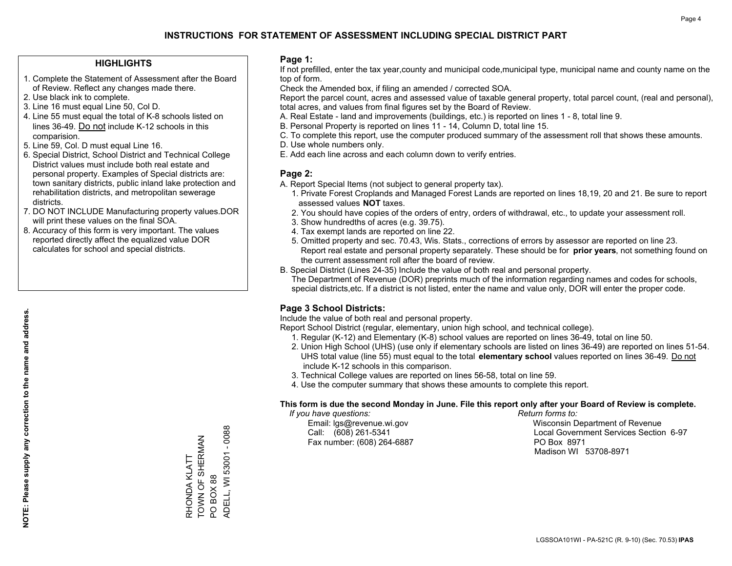# INSTRUCTIONS FOR STATEMENT OF ASSESSMENT INCLUDING SPECIAL DISTRICT PART

## HIGHLIGHTS

1. Complete the Statement of Assessment after the Board of Review. Reflect any changes made there.
2. Use black ink to complete.
3. Line 16 must equal Line 50, Col D.
4. Line 55 must equal the total of K-8 schools listed on lines 36-49. Do not include K-12 schools in this comparision.
5. Line 59, Col. D must equal Line 16.
6. Special District, School District and Technical College District values must include both real estate and personal property. Examples of Special districts are: town sanitary districts, public inland lake protection and rehabilitation districts, and metropolitan sewerage districts.
7. DO NOT INCLUDE Manufacturing property values.DOR will print these values on the final SOA.
8. Accuracy of this form is very important. The values reported directly affect the equalized value DOR calculates for school and special districts.

**NOTE: Please supply any correction to the name and address.**

RHONDA KLATT
TOWN OF SHERMAN
PO BOX 88
ADELL, WI 53001 - 0088

## Page 1:

If not prefilled, enter the tax year,county and municipal code,municipal type, municipal name and county name on the top of form.

Check the Amended box, if filing an amended / corrected SOA.

Report the parcel count, acres and assessed value of taxable general property, total parcel count, (real and personal), total acres, and values from final figures set by the Board of Review.

A. Real Estate - land and improvements (buildings, etc.) is reported on lines 1 - 8, total line 9.
B. Personal Property is reported on lines 11 - 14, Column D, total line 15.
C. To complete this report, use the computer produced summary of the assessment roll that shows these amounts.
D. Use whole numbers only.
E. Add each line across and each column down to verify entries.

## Page 2:

A. Report Special Items (not subject to general property tax).
   1. Private Forest Croplands and Managed Forest Lands are reported on lines 18,19, 20 and 21. Be sure to report assessed values **NOT** taxes.
   2. You should have copies of the orders of entry, orders of withdrawal, etc., to update your assessment roll.
   3. Show hundredths of acres (e.g. 39.75).
   4. Tax exempt lands are reported on line 22.
   5. Omitted property and sec. 70.43, Wis. Stats., corrections of errors by assessor are reported on line 23. Report real estate and personal property separately. These should be for **prior years**, not something found on the current assessment roll after the board of review.

B. Special District (Lines 24-35) Include the value of both real and personal property.
   The Department of Revenue (DOR) preprints much of the information regarding names and codes for schools, special districts,etc. If a district is not listed, enter the name and value only, DOR will enter the proper code.

## Page 3 School Districts:

Include the value of both real and personal property.

Report School District (regular, elementary, union high school, and technical college).

1. Regular (K-12) and Elementary (K-8) school values are reported on lines 36-49, total on line 50.
2. Union High School (UHS) (use only if elementary schools are listed on lines 36-49) are reported on lines 51-54. UHS total value (line 55) must equal to the total **elementary school** values reported on lines 36-49. Do not include K-12 schools in this comparison.
3. Technical College values are reported on lines 56-58, total on line 59.
4. Use the computer summary that shows these amounts to complete this report.

**This form is due the second Monday in June. File this report only after your Board of Review is complete.**

*If you have questions:*
Email: lgs@revenue.wi.gov
Call: (608) 261-5341
Fax number: (608) 264-6887

*Return forms to:*
Wisconsin Department of Revenue
Local Government Services Section 6-97
PO Box 8971
Madison WI 53708-8971

LGSSOA101WI - PA-521C (R. 9-10) (Sec. 70.53) **IPAS**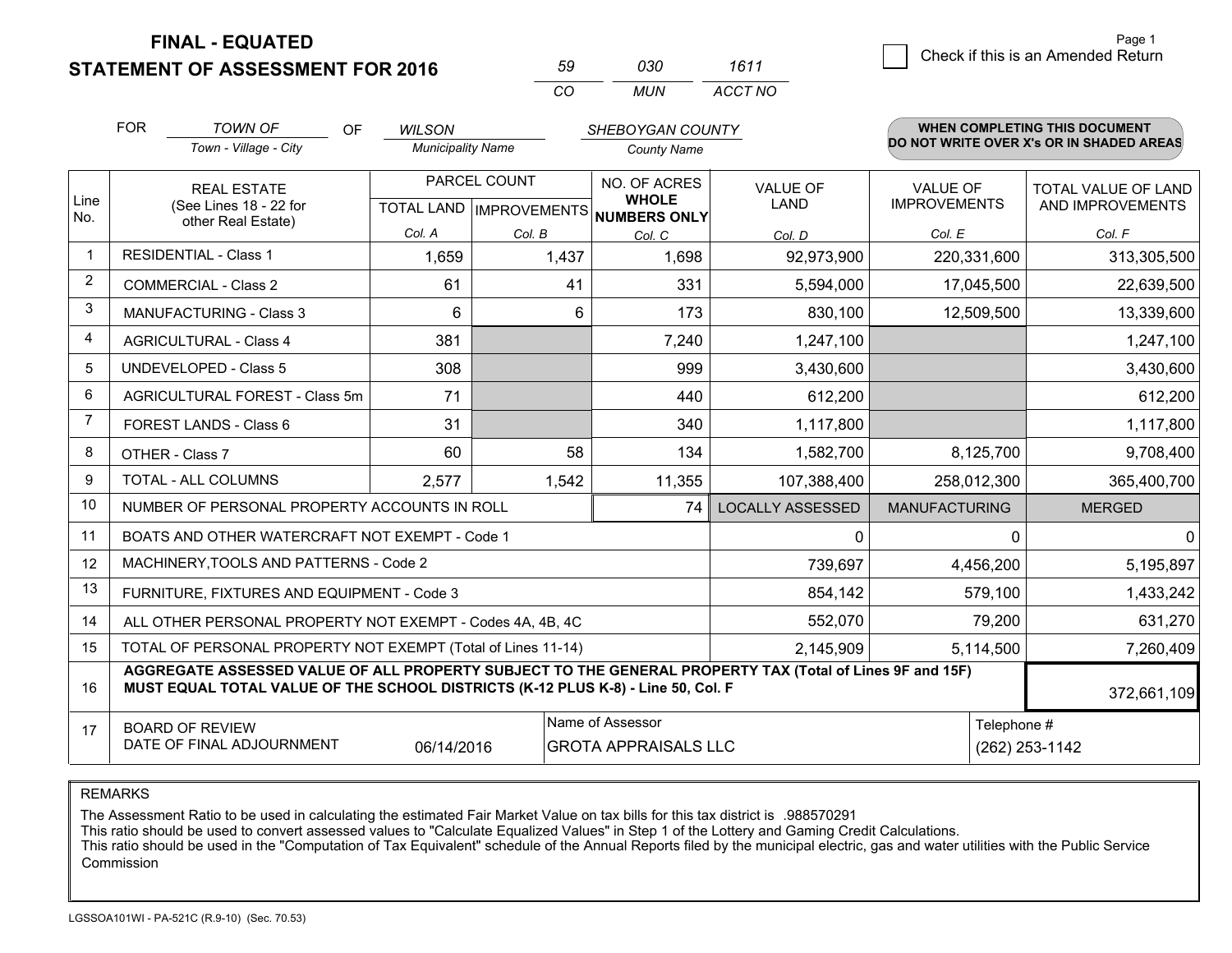# FINAL - EQUATED
## STATEMENT OF ASSESSMENT FOR 2016

| 59 | 030 | 1611 |
|---|---|---|
| CO | MUN | ACCT NO |

Page 1

☐ Check if this is an Amended Return

FOR *TOWN OF* (Town - Village - City) OF *WILSON* (Municipality Name) *SHEBOYGAN COUNTY* (County Name)

**WHEN COMPLETING THIS DOCUMENT DO NOT WRITE OVER X's OR IN SHADED AREAS**

| Line No. | REAL ESTATE (See Lines 18 - 22 for other Real Estate) | PARCEL COUNT TOTAL LAND Col. A | PARCEL COUNT IMPROVEMENTS Col. B | NO. OF ACRES WHOLE NUMBERS ONLY Col. C | VALUE OF LAND Col. D | VALUE OF IMPROVEMENTS Col. E | TOTAL VALUE OF LAND AND IMPROVEMENTS Col. F |
|---|---|---|---|---|---|---|---|
| 1 | RESIDENTIAL - Class 1 | 1,659 | 1,437 | 1,698 | 92,973,900 | 220,331,600 | 313,305,500 |
| 2 | COMMERCIAL - Class 2 | 61 | 41 | 331 | 5,594,000 | 17,045,500 | 22,639,500 |
| 3 | MANUFACTURING - Class 3 | 6 | 6 | 173 | 830,100 | 12,509,500 | 13,339,600 |
| 4 | AGRICULTURAL - Class 4 | 381 | | 7,240 | 1,247,100 | | 1,247,100 |
| 5 | UNDEVELOPED - Class 5 | 308 | | 999 | 3,430,600 | | 3,430,600 |
| 6 | AGRICULTURAL FOREST - Class 5m | 71 | | 440 | 612,200 | | 612,200 |
| 7 | FOREST LANDS - Class 6 | 31 | | 340 | 1,117,800 | | 1,117,800 |
| 8 | OTHER - Class 7 | 60 | 58 | 134 | 1,582,700 | 8,125,700 | 9,708,400 |
| 9 | TOTAL - ALL COLUMNS | 2,577 | 1,542 | 11,355 | 107,388,400 | 258,012,300 | 365,400,700 |
| 10 | NUMBER OF PERSONAL PROPERTY ACCOUNTS IN ROLL | | | 74 | LOCALLY ASSESSED | MANUFACTURING | MERGED |
| 11 | BOATS AND OTHER WATERCRAFT NOT EXEMPT - Code 1 | | | | 0 | 0 | 0 |
| 12 | MACHINERY,TOOLS AND PATTERNS - Code 2 | | | | 739,697 | 4,456,200 | 5,195,897 |
| 13 | FURNITURE, FIXTURES AND EQUIPMENT - Code 3 | | | | 854,142 | 579,100 | 1,433,242 |
| 14 | ALL OTHER PERSONAL PROPERTY NOT EXEMPT - Codes 4A, 4B, 4C | | | | 552,070 | 79,200 | 631,270 |
| 15 | TOTAL OF PERSONAL PROPERTY NOT EXEMPT (Total of Lines 11-14) | | | | 2,145,909 | 5,114,500 | 7,260,409 |
| 16 | **AGGREGATE ASSESSED VALUE OF ALL PROPERTY SUBJECT TO THE GENERAL PROPERTY TAX (Total of Lines 9F and 15F) MUST EQUAL TOTAL VALUE OF THE SCHOOL DISTRICTS (K-12 PLUS K-8) - Line 50, Col. F** | | | | | | 372,661,109 |
| 17 | BOARD OF REVIEW DATE OF FINAL ADJOURNMENT | 06/14/2016 | | Name of Assessor: GROTA APPRAISALS LLC | | Telephone #: (262) 253-1142 | |

REMARKS

The Assessment Ratio to be used in calculating the estimated Fair Market Value on tax bills for this tax district is .988570291
This ratio should be used to convert assessed values to "Calculate Equalized Values" in Step 1 of the Lottery and Gaming Credit Calculations.
This ratio should be used in the "Computation of Tax Equivalent" schedule of the Annual Reports filed by the municipal electric, gas and water utilities with the Public Service Commission

LGSSOA101WI - PA-521C (R.9-10) (Sec. 70.53)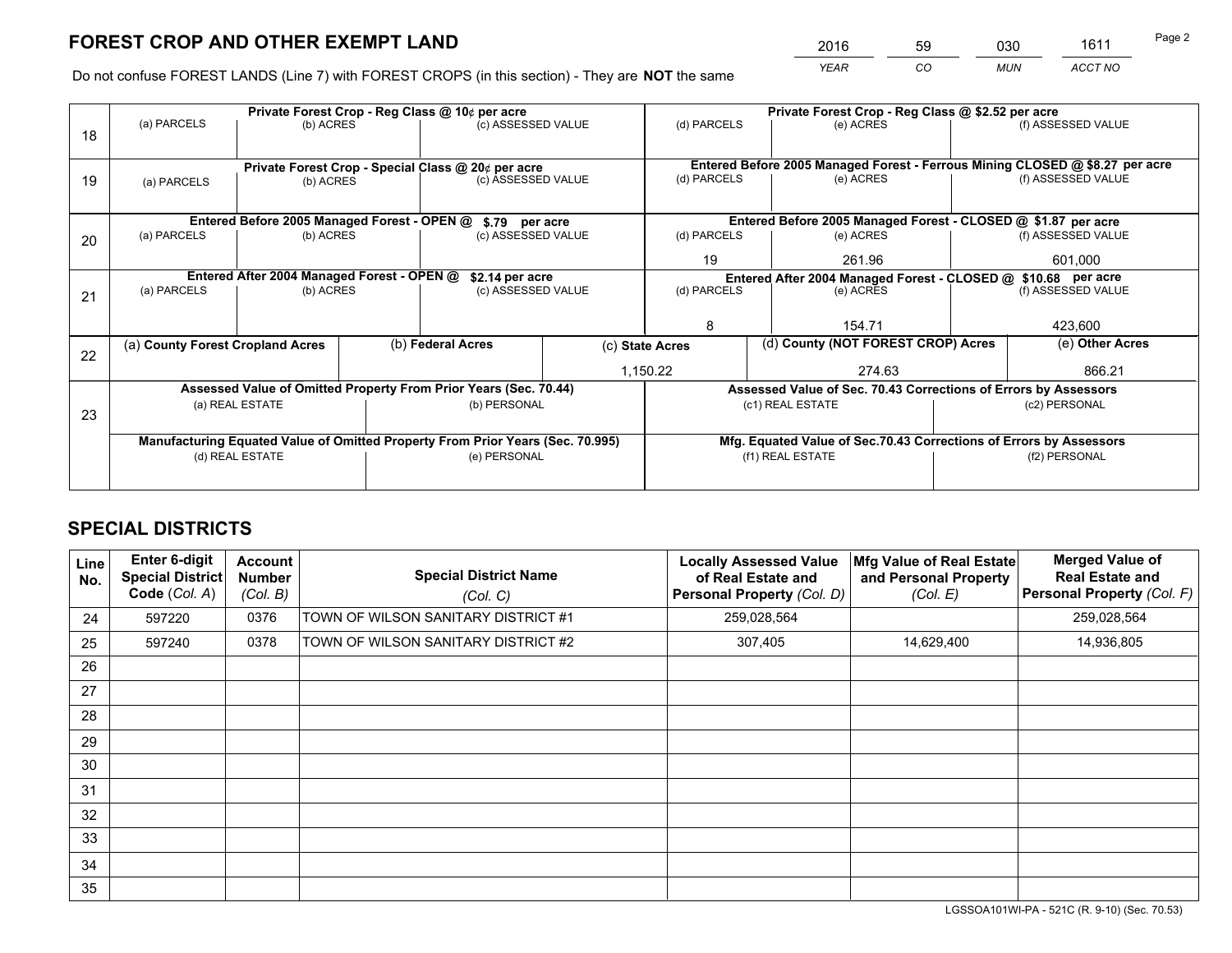# FOREST CROP AND OTHER EXEMPT LAND

| YEAR | CO | MUN | ACCT NO |
|---|---|---|---|
| 2016 | 59 | 030 | 1611 |

Do not confuse FOREST LANDS (Line 7) with FOREST CROPS (in this section) - They are **NOT** the same

| Line | (a) PARCELS | (b) ACRES | (c) ASSESSED VALUE | (d) PARCELS | (e) ACRES | (f) ASSESSED VALUE |
|---|---|---|---|---|---|---|
| 18 | Private Forest Crop - Reg Class @ 10¢ per acre | | | Private Forest Crop - Reg Class @ $2.52 per acre | | |
| | | | | | | |
| 19 | Private Forest Crop - Special Class @ 20¢ per acre | | | Entered Before 2005 Managed Forest - Ferrous Mining CLOSED @ $8.27 per acre | | |
| | | | | | | |
| 20 | Entered Before 2005 Managed Forest - OPEN @ $.79 per acre | | | Entered Before 2005 Managed Forest - CLOSED @ $1.87 per acre | | |
| | | | | 19 | 261.96 | 601,000 |
| 21 | Entered After 2004 Managed Forest - OPEN @ $2.14 per acre | | | Entered After 2004 Managed Forest - CLOSED @ $10.68 per acre | | |
| | | | | 8 | 154.71 | 423,600 |

| Line | (a) County Forest Cropland Acres | (b) Federal Acres | (c) State Acres | (d) County (NOT FOREST CROP) Acres | (e) Other Acres |
|---|---|---|---|---|---|
| 22 | | | 1,150.22 | 274.63 | 866.21 |

| Line | Assessed Value of Omitted Property From Prior Years (Sec. 70.44) | | Assessed Value of Sec. 70.43 Corrections of Errors by Assessors | |
|---|---|---|---|---|
| 23 | (a) REAL ESTATE | (b) PERSONAL | (c1) REAL ESTATE | (c2) PERSONAL |
| | | | | |
| | **Manufacturing Equated Value of Omitted Property From Prior Years (Sec. 70.995)** | | **Mfg. Equated Value of Sec.70.43 Corrections of Errors by Assessors** | |
| | (d) REAL ESTATE | (e) PERSONAL | (f1) REAL ESTATE | (f2) PERSONAL |
| | | | | |

# SPECIAL DISTRICTS

| Line No. | Enter 6-digit Special District Code (Col. A) | Account Number (Col. B) | Special District Name (Col. C) | Locally Assessed Value of Real Estate and Personal Property (Col. D) | Mfg Value of Real Estate and Personal Property (Col. E) | Merged Value of Real Estate and Personal Property (Col. F) |
|---|---|---|---|---|---|---|
| 24 | 597220 | 0376 | TOWN OF WILSON SANITARY DISTRICT #1 | 259,028,564 | | 259,028,564 |
| 25 | 597240 | 0378 | TOWN OF WILSON SANITARY DISTRICT #2 | 307,405 | 14,629,400 | 14,936,805 |
| 26 | | | | | | |
| 27 | | | | | | |
| 28 | | | | | | |
| 29 | | | | | | |
| 30 | | | | | | |
| 31 | | | | | | |
| 32 | | | | | | |
| 33 | | | | | | |
| 34 | | | | | | |
| 35 | | | | | | |

LGSSOA101WI-PA - 521C (R. 9-10) (Sec. 70.53)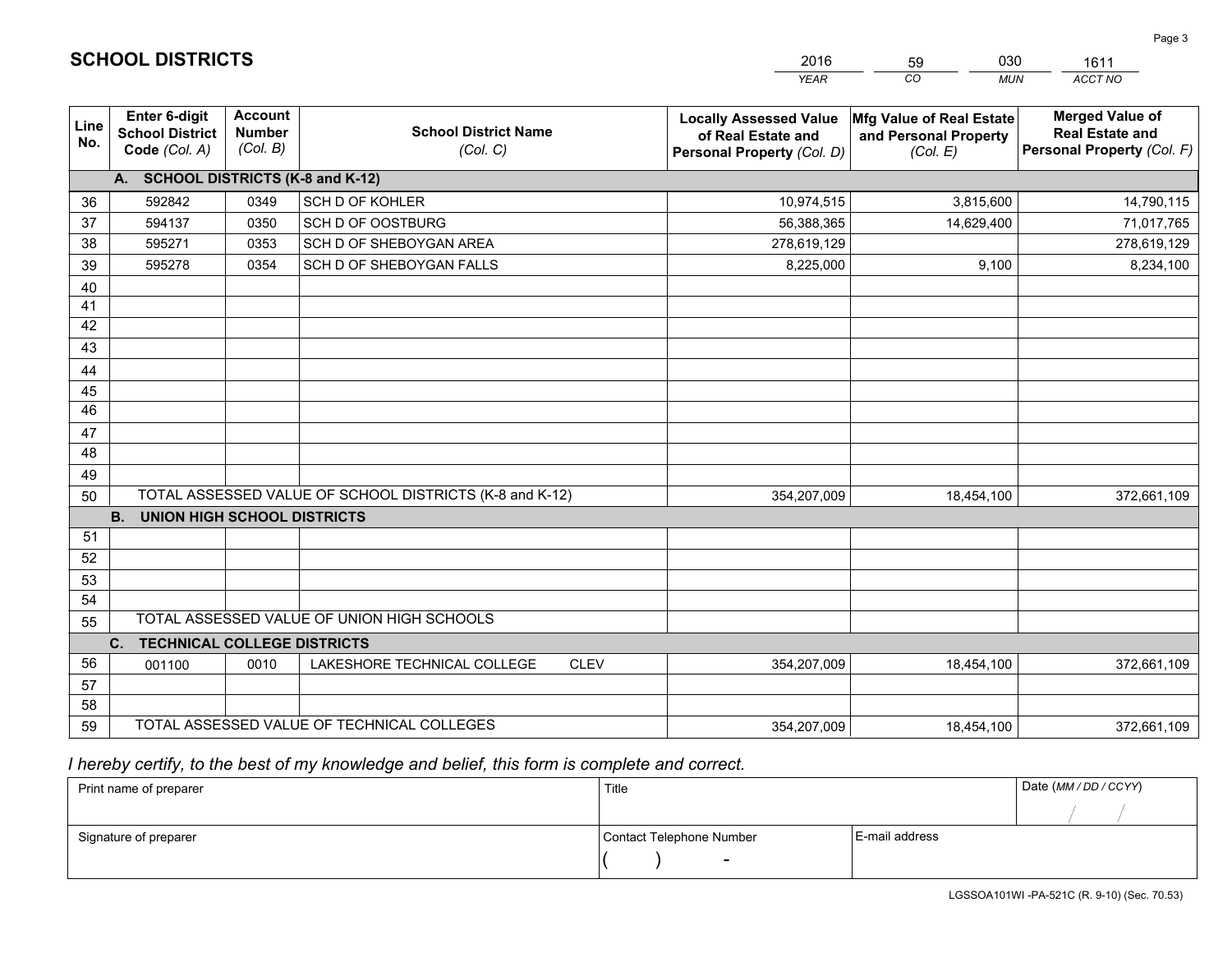## SCHOOL DISTRICTS

| 2016 | 59 | 030 | 1611 |
|---|---|---|---|
| *YEAR* | *CO* | *MUN* | *ACCT NO* |

| Line No. | Enter 6-digit School District Code *(Col. A)* | Account Number *(Col. B)* | School District Name *(Col. C)* | Locally Assessed Value of Real Estate and Personal Property *(Col. D)* | Mfg Value of Real Estate and Personal Property *(Col. E)* | Merged Value of Real Estate and Personal Property *(Col. F)* |
|---|---|---|---|---|---|---|
| | **A. SCHOOL DISTRICTS (K-8 and K-12)** | | | | | |
| 36 | 592842 | 0349 | SCH D OF KOHLER | 10,974,515 | 3,815,600 | 14,790,115 |
| 37 | 594137 | 0350 | SCH D OF OOSTBURG | 56,388,365 | 14,629,400 | 71,017,765 |
| 38 | 595271 | 0353 | SCH D OF SHEBOYGAN AREA | 278,619,129 | | 278,619,129 |
| 39 | 595278 | 0354 | SCH D OF SHEBOYGAN FALLS | 8,225,000 | 9,100 | 8,234,100 |
| 40 | | | | | | |
| 41 | | | | | | |
| 42 | | | | | | |
| 43 | | | | | | |
| 44 | | | | | | |
| 45 | | | | | | |
| 46 | | | | | | |
| 47 | | | | | | |
| 48 | | | | | | |
| 49 | | | | | | |
| 50 | TOTAL ASSESSED VALUE OF SCHOOL DISTRICTS (K-8 and K-12) | | | 354,207,009 | 18,454,100 | 372,661,109 |
| | **B. UNION HIGH SCHOOL DISTRICTS** | | | | | |
| 51 | | | | | | |
| 52 | | | | | | |
| 53 | | | | | | |
| 54 | | | | | | |
| 55 | TOTAL ASSESSED VALUE OF UNION HIGH SCHOOLS | | | | | |
| | **C. TECHNICAL COLLEGE DISTRICTS** | | | | | |
| 56 | 001100 | 0010 | LAKESHORE TECHNICAL COLLEGE CLEV | 354,207,009 | 18,454,100 | 372,661,109 |
| 57 | | | | | | |
| 58 | | | | | | |
| 59 | TOTAL ASSESSED VALUE OF TECHNICAL COLLEGES | | | 354,207,009 | 18,454,100 | 372,661,109 |

*I hereby certify, to the best of my knowledge and belief, this form is complete and correct.*

| Print name of preparer | Title | | Date *(MM / DD / CCYY)* |
|---|---|---|---|
| | | | / / |
| Signature of preparer | Contact Telephone Number | E-mail address | |
| | ( ) - | | |

LGSSOA101WI -PA-521C (R. 9-10) (Sec. 70.53)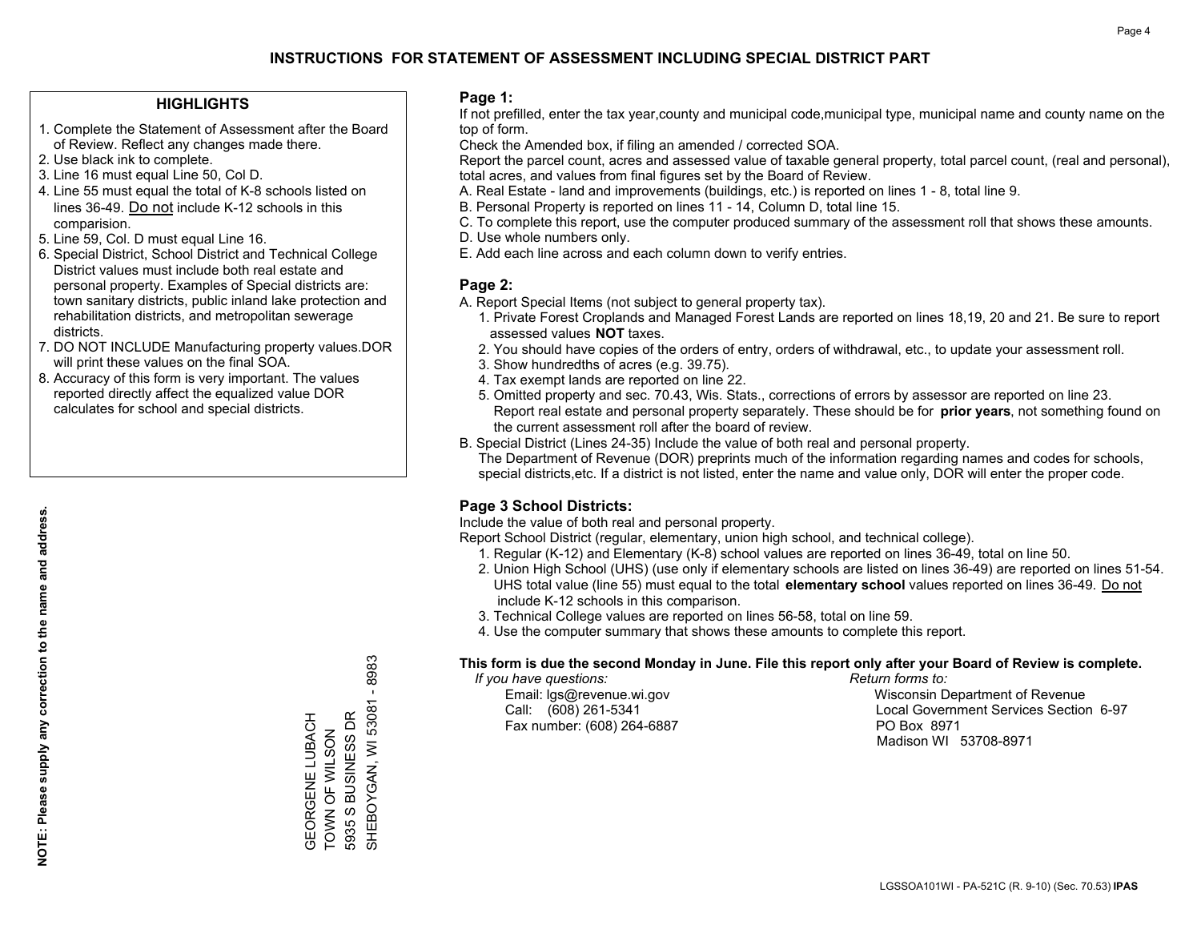# INSTRUCTIONS FOR STATEMENT OF ASSESSMENT INCLUDING SPECIAL DISTRICT PART

## HIGHLIGHTS

1. Complete the Statement of Assessment after the Board of Review. Reflect any changes made there.
2. Use black ink to complete.
3. Line 16 must equal Line 50, Col D.
4. Line 55 must equal the total of K-8 schools listed on lines 36-49. Do not include K-12 schools in this comparision.
5. Line 59, Col. D must equal Line 16.
6. Special District, School District and Technical College District values must include both real estate and personal property. Examples of Special districts are: town sanitary districts, public inland lake protection and rehabilitation districts, and metropolitan sewerage districts.
7. DO NOT INCLUDE Manufacturing property values.DOR will print these values on the final SOA.
8. Accuracy of this form is very important. The values reported directly affect the equalized value DOR calculates for school and special districts.

**NOTE: Please supply any correction to the name and address.**

GEORGENE LUBACH
TOWN OF WILSON
5935 S BUSINESS DR
SHEBOYGAN, WI 53081 - 8983

## Page 1:

If not prefilled, enter the tax year,county and municipal code,municipal type, municipal name and county name on the top of form.

Check the Amended box, if filing an amended / corrected SOA.

Report the parcel count, acres and assessed value of taxable general property, total parcel count, (real and personal), total acres, and values from final figures set by the Board of Review.

A. Real Estate - land and improvements (buildings, etc.) is reported on lines 1 - 8, total line 9.
B. Personal Property is reported on lines 11 - 14, Column D, total line 15.
C. To complete this report, use the computer produced summary of the assessment roll that shows these amounts.
D. Use whole numbers only.
E. Add each line across and each column down to verify entries.

## Page 2:

A. Report Special Items (not subject to general property tax).
   1. Private Forest Croplands and Managed Forest Lands are reported on lines 18,19, 20 and 21. Be sure to report assessed values **NOT** taxes.
   2. You should have copies of the orders of entry, orders of withdrawal, etc., to update your assessment roll.
   3. Show hundredths of acres (e.g. 39.75).
   4. Tax exempt lands are reported on line 22.
   5. Omitted property and sec. 70.43, Wis. Stats., corrections of errors by assessor are reported on line 23. Report real estate and personal property separately. These should be for **prior years**, not something found on the current assessment roll after the board of review.
B. Special District (Lines 24-35) Include the value of both real and personal property.
   The Department of Revenue (DOR) preprints much of the information regarding names and codes for schools, special districts,etc. If a district is not listed, enter the name and value only, DOR will enter the proper code.

## Page 3 School Districts:

Include the value of both real and personal property.

Report School District (regular, elementary, union high school, and technical college).

1. Regular (K-12) and Elementary (K-8) school values are reported on lines 36-49, total on line 50.
2. Union High School (UHS) (use only if elementary schools are listed on lines 36-49) are reported on lines 51-54. UHS total value (line 55) must equal to the total **elementary school** values reported on lines 36-49. Do not include K-12 schools in this comparison.
3. Technical College values are reported on lines 56-58, total on line 59.
4. Use the computer summary that shows these amounts to complete this report.

**This form is due the second Monday in June. File this report only after your Board of Review is complete.**

*If you have questions:*
Email: lgs@revenue.wi.gov
Call: (608) 261-5341
Fax number: (608) 264-6887

*Return forms to:*
Wisconsin Department of Revenue
Local Government Services Section 6-97
PO Box 8971
Madison WI 53708-8971

LGSSOA101WI - PA-521C (R. 9-10) (Sec. 70.53) **IPAS**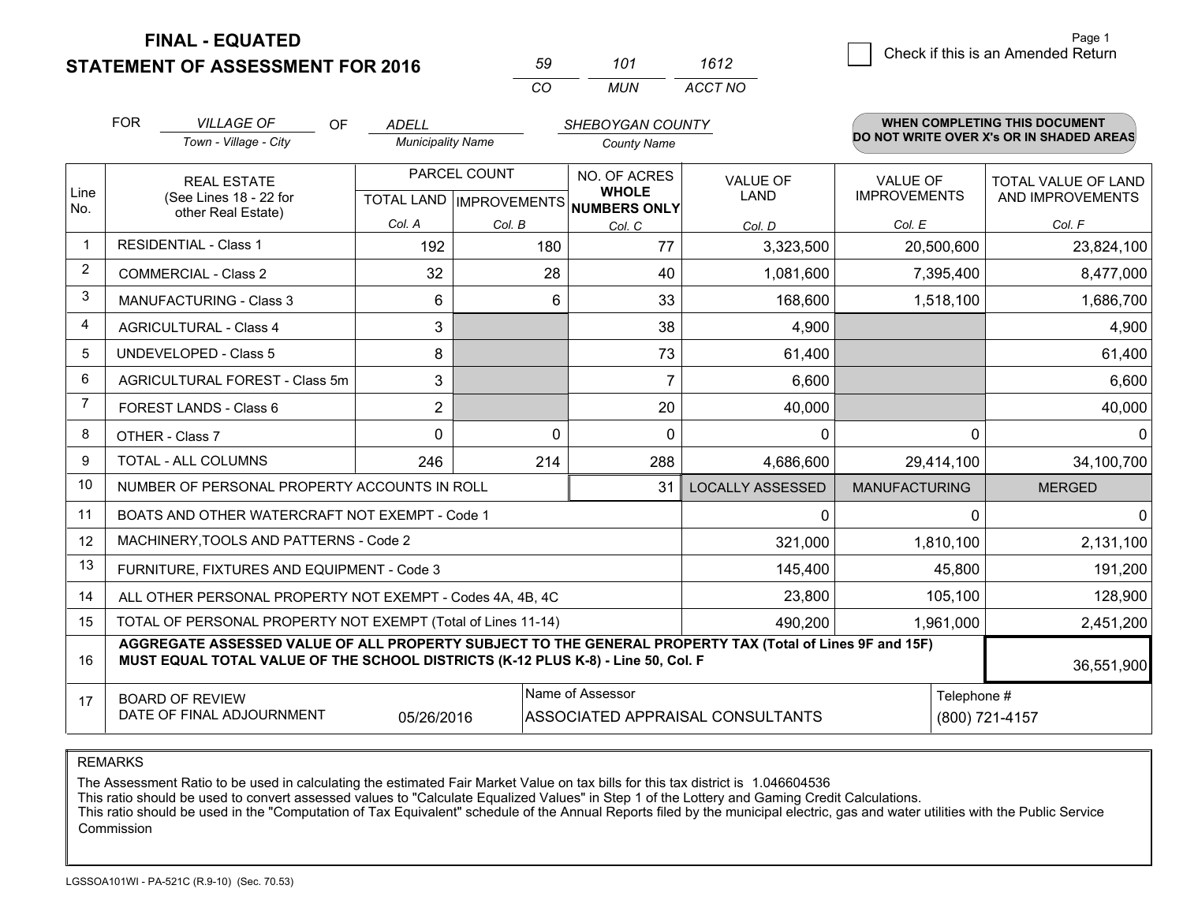**FINAL - EQUATED**
**STATEMENT OF ASSESSMENT FOR 2016**

| 59 | 101 | 1612 |
|---|---|---|
| CO | MUN | ACCT NO |

Page 1

☐ Check if this is an Amended Return

FOR *VILLAGE OF* (Town - Village - City) OF *ADELL* (Municipality Name) *SHEBOYGAN COUNTY* (County Name)

**WHEN COMPLETING THIS DOCUMENT DO NOT WRITE OVER X's OR IN SHADED AREAS**

| Line No. | REAL ESTATE (See Lines 18 - 22 for other Real Estate) | PARCEL COUNT TOTAL LAND Col. A | PARCEL COUNT IMPROVEMENTS Col. B | NO. OF ACRES WHOLE NUMBERS ONLY Col. C | VALUE OF LAND Col. D | VALUE OF IMPROVEMENTS Col. E | TOTAL VALUE OF LAND AND IMPROVEMENTS Col. F |
|---|---|---|---|---|---|---|---|
| 1 | RESIDENTIAL - Class 1 | 192 | 180 | 77 | 3,323,500 | 20,500,600 | 23,824,100 |
| 2 | COMMERCIAL - Class 2 | 32 | 28 | 40 | 1,081,600 | 7,395,400 | 8,477,000 |
| 3 | MANUFACTURING - Class 3 | 6 | 6 | 33 | 168,600 | 1,518,100 | 1,686,700 |
| 4 | AGRICULTURAL - Class 4 | 3 | | 38 | 4,900 | | 4,900 |
| 5 | UNDEVELOPED - Class 5 | 8 | | 73 | 61,400 | | 61,400 |
| 6 | AGRICULTURAL FOREST - Class 5m | 3 | | 7 | 6,600 | | 6,600 |
| 7 | FOREST LANDS - Class 6 | 2 | | 20 | 40,000 | | 40,000 |
| 8 | OTHER - Class 7 | 0 | 0 | 0 | 0 | 0 | 0 |
| 9 | TOTAL - ALL COLUMNS | 246 | 214 | 288 | 4,686,600 | 29,414,100 | 34,100,700 |
| 10 | NUMBER OF PERSONAL PROPERTY ACCOUNTS IN ROLL | | | 31 | LOCALLY ASSESSED | MANUFACTURING | MERGED |
| 11 | BOATS AND OTHER WATERCRAFT NOT EXEMPT - Code 1 | | | | 0 | 0 | 0 |
| 12 | MACHINERY,TOOLS AND PATTERNS - Code 2 | | | | 321,000 | 1,810,100 | 2,131,100 |
| 13 | FURNITURE, FIXTURES AND EQUIPMENT - Code 3 | | | | 145,400 | 45,800 | 191,200 |
| 14 | ALL OTHER PERSONAL PROPERTY NOT EXEMPT - Codes 4A, 4B, 4C | | | | 23,800 | 105,100 | 128,900 |
| 15 | TOTAL OF PERSONAL PROPERTY NOT EXEMPT (Total of Lines 11-14) | | | | 490,200 | 1,961,000 | 2,451,200 |
| 16 | **AGGREGATE ASSESSED VALUE OF ALL PROPERTY SUBJECT TO THE GENERAL PROPERTY TAX (Total of Lines 9F and 15F) MUST EQUAL TOTAL VALUE OF THE SCHOOL DISTRICTS (K-12 PLUS K-8) - Line 50, Col. F** | | | | | | 36,551,900 |
| 17 | BOARD OF REVIEW DATE OF FINAL ADJOURNMENT | 05/26/2016 | Name of Assessor | ASSOCIATED APPRAISAL CONSULTANTS | | Telephone # | (800) 721-4157 |

REMARKS

The Assessment Ratio to be used in calculating the estimated Fair Market Value on tax bills for this tax district is 1.046604536
This ratio should be used to convert assessed values to "Calculate Equalized Values" in Step 1 of the Lottery and Gaming Credit Calculations.
This ratio should be used in the "Computation of Tax Equivalent" schedule of the Annual Reports filed by the municipal electric, gas and water utilities with the Public Service Commission

LGSSOA101WI - PA-521C (R.9-10) (Sec. 70.53)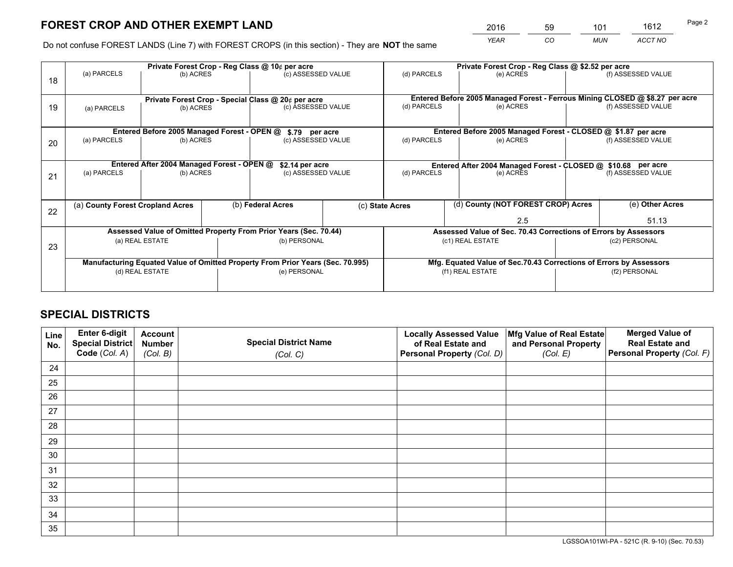# FOREST CROP AND OTHER EXEMPT LAND

| YEAR | CO | MUN | ACCT NO |
|---|---|---|---|
| 2016 | 59 | 101 | 1612 |

Do not confuse FOREST LANDS (Line 7) with FOREST CROPS (in this section) - They are **NOT** the same

| Line | Private Forest Crop - Reg Class @ 10¢ per acre | | | Private Forest Crop - Reg Class @ $2.52 per acre | | |
|---|---|---|---|---|---|---|
| 18 | (a) PARCELS | (b) ACRES | (c) ASSESSED VALUE | (d) PARCELS | (e) ACRES | (f) ASSESSED VALUE |
| | | | | | | |

| Line | Private Forest Crop - Special Class @ 20¢ per acre | | | Entered Before 2005 Managed Forest - Ferrous Mining CLOSED @ $8.27 per acre | | |
|---|---|---|---|---|---|---|
| 19 | (a) PARCELS | (b) ACRES | (c) ASSESSED VALUE | (d) PARCELS | (e) ACRES | (f) ASSESSED VALUE |
| | | | | | | |

| Line | Entered Before 2005 Managed Forest - OPEN @ $.79 per acre | | | Entered Before 2005 Managed Forest - CLOSED @ $1.87 per acre | | |
|---|---|---|---|---|---|---|
| 20 | (a) PARCELS | (b) ACRES | (c) ASSESSED VALUE | (d) PARCELS | (e) ACRES | (f) ASSESSED VALUE |
| | | | | | | |

| Line | Entered After 2004 Managed Forest - OPEN @ $2.14 per acre | | | Entered After 2004 Managed Forest - CLOSED @ $10.68 per acre | | |
|---|---|---|---|---|---|---|
| 21 | (a) PARCELS | (b) ACRES | (c) ASSESSED VALUE | (d) PARCELS | (e) ACRES | (f) ASSESSED VALUE |
| | | | | | | |

| Line | (a) **County Forest Cropland Acres** | (b) **Federal Acres** | (c) **State Acres** | (d) **County (NOT FOREST CROP) Acres** | (e) **Other Acres** |
|---|---|---|---|---|---|
| 22 | | | | 2.5 | 51.13 |

| Line | Assessed Value of Omitted Property From Prior Years (Sec. 70.44) | | Assessed Value of Sec. 70.43 Corrections of Errors by Assessors | |
|---|---|---|---|---|
| 23 | (a) REAL ESTATE | (b) PERSONAL | (c1) REAL ESTATE | (c2) PERSONAL |
| | | | | |
| | **Manufacturing Equated Value of Omitted Property From Prior Years (Sec. 70.995)** | | **Mfg. Equated Value of Sec.70.43 Corrections of Errors by Assessors** | |
| | (d) REAL ESTATE | (e) PERSONAL | (f1) REAL ESTATE | (f2) PERSONAL |
| | | | | |

# SPECIAL DISTRICTS

| Line No. | Enter 6-digit Special District Code (Col. A) | Account Number (Col. B) | Special District Name (Col. C) | Locally Assessed Value of Real Estate and Personal Property (Col. D) | Mfg Value of Real Estate and Personal Property (Col. E) | Merged Value of Real Estate and Personal Property (Col. F) |
|---|---|---|---|---|---|---|
| 24 | | | | | | |
| 25 | | | | | | |
| 26 | | | | | | |
| 27 | | | | | | |
| 28 | | | | | | |
| 29 | | | | | | |
| 30 | | | | | | |
| 31 | | | | | | |
| 32 | | | | | | |
| 33 | | | | | | |
| 34 | | | | | | |
| 35 | | | | | | |

LGSSOA101WI-PA - 521C (R. 9-10) (Sec. 70.53)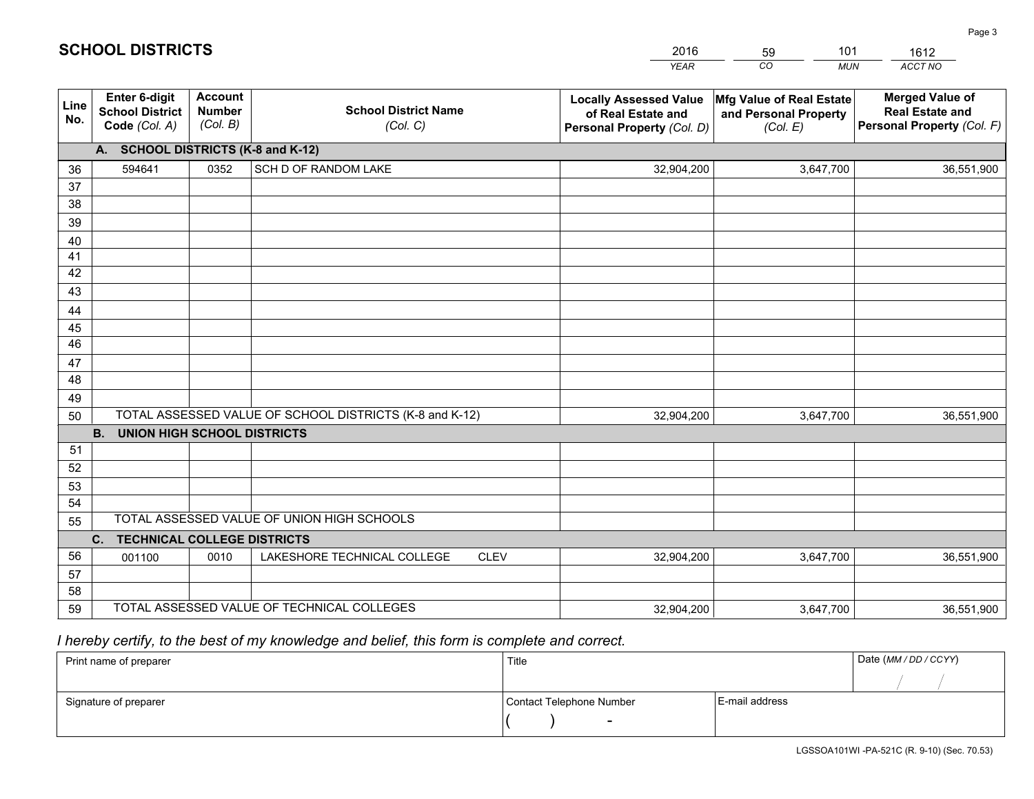# SCHOOL DISTRICTS

| 2016 | 59 | 101 | 1612 |
|---|---|---|---|
| *YEAR* | *CO* | *MUN* | *ACCT NO* |

| Line No. | Enter 6-digit School District Code (Col. A) | Account Number (Col. B) | School District Name (Col. C) | Locally Assessed Value of Real Estate and Personal Property (Col. D) | Mfg Value of Real Estate and Personal Property (Col. E) | Merged Value of Real Estate and Personal Property (Col. F) |
|---|---|---|---|---|---|---|
| | **A. SCHOOL DISTRICTS (K-8 and K-12)** | | | | | |
| 36 | 594641 | 0352 | SCH D OF RANDOM LAKE | 32,904,200 | 3,647,700 | 36,551,900 |
| 37 | | | | | | |
| 38 | | | | | | |
| 39 | | | | | | |
| 40 | | | | | | |
| 41 | | | | | | |
| 42 | | | | | | |
| 43 | | | | | | |
| 44 | | | | | | |
| 45 | | | | | | |
| 46 | | | | | | |
| 47 | | | | | | |
| 48 | | | | | | |
| 49 | | | | | | |
| 50 | TOTAL ASSESSED VALUE OF SCHOOL DISTRICTS (K-8 and K-12) | | | 32,904,200 | 3,647,700 | 36,551,900 |
| | **B. UNION HIGH SCHOOL DISTRICTS** | | | | | |
| 51 | | | | | | |
| 52 | | | | | | |
| 53 | | | | | | |
| 54 | | | | | | |
| 55 | TOTAL ASSESSED VALUE OF UNION HIGH SCHOOLS | | | | | |
| | **C. TECHNICAL COLLEGE DISTRICTS** | | | | | |
| 56 | 001100 | 0010 | LAKESHORE TECHNICAL COLLEGE CLEV | 32,904,200 | 3,647,700 | 36,551,900 |
| 57 | | | | | | |
| 58 | | | | | | |
| 59 | TOTAL ASSESSED VALUE OF TECHNICAL COLLEGES | | | 32,904,200 | 3,647,700 | 36,551,900 |

*I hereby certify, to the best of my knowledge and belief, this form is complete and correct.*

| Print name of preparer | Title | | Date (MM / DD / CCYY) |
|---|---|---|---|
| | | | / / |
| Signature of preparer | Contact Telephone Number | E-mail address | |
| | ( ) - | | |

LGSSOA101WI -PA-521C (R. 9-10) (Sec. 70.53)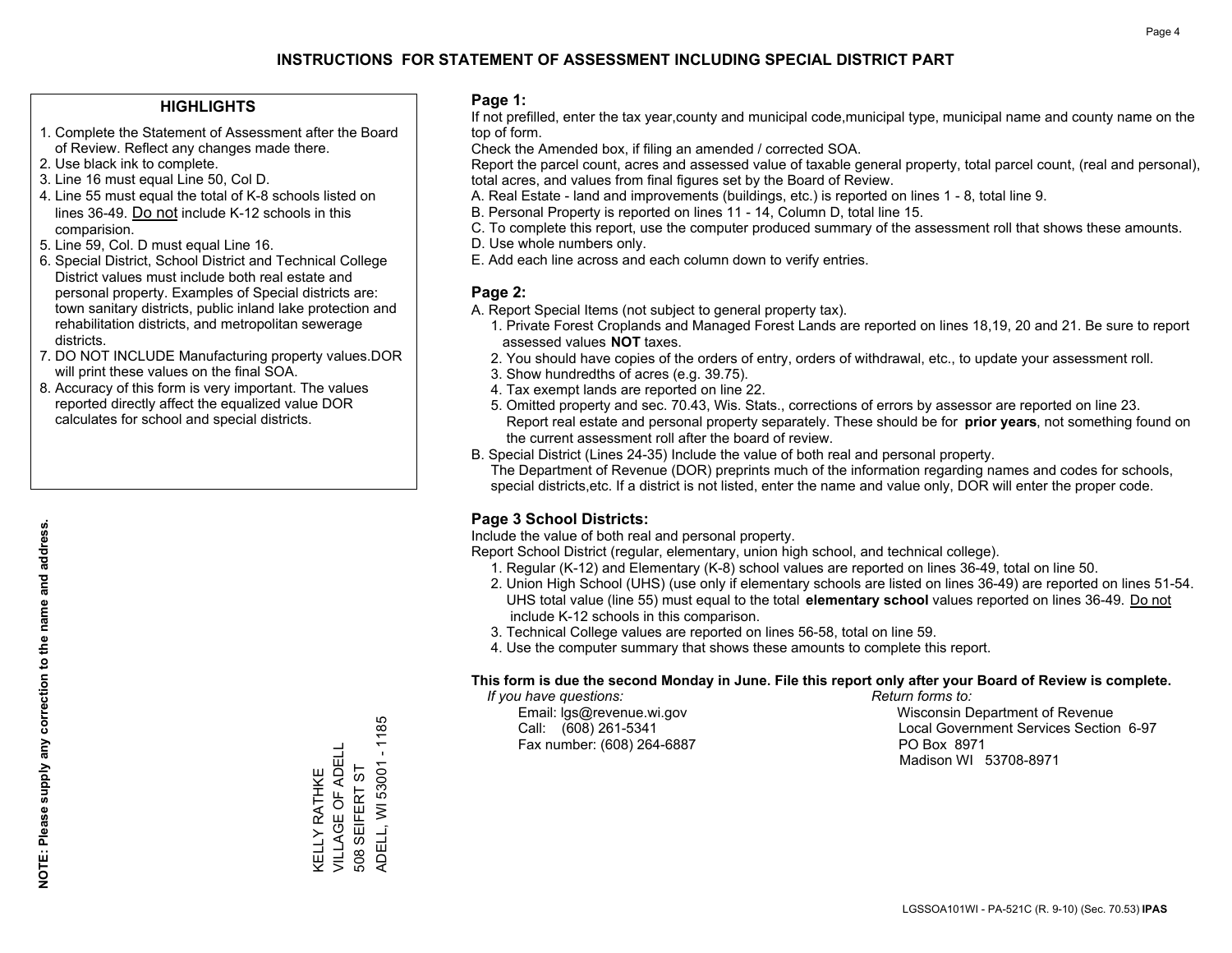# INSTRUCTIONS FOR STATEMENT OF ASSESSMENT INCLUDING SPECIAL DISTRICT PART

## HIGHLIGHTS

1. Complete the Statement of Assessment after the Board of Review. Reflect any changes made there.
2. Use black ink to complete.
3. Line 16 must equal Line 50, Col D.
4. Line 55 must equal the total of K-8 schools listed on lines 36-49. Do not include K-12 schools in this comparision.
5. Line 59, Col. D must equal Line 16.
6. Special District, School District and Technical College District values must include both real estate and personal property. Examples of Special districts are: town sanitary districts, public inland lake protection and rehabilitation districts, and metropolitan sewerage districts.
7. DO NOT INCLUDE Manufacturing property values.DOR will print these values on the final SOA.
8. Accuracy of this form is very important. The values reported directly affect the equalized value DOR calculates for school and special districts.

**NOTE: Please supply any correction to the name and address.**

KELLY RATHKE
VILLAGE OF ADELL
508 SEIFERT ST
ADELL, WI 53001 - 1185

## Page 1:

If not prefilled, enter the tax year,county and municipal code,municipal type, municipal name and county name on the top of form.

Check the Amended box, if filing an amended / corrected SOA.

Report the parcel count, acres and assessed value of taxable general property, total parcel count, (real and personal), total acres, and values from final figures set by the Board of Review.

A. Real Estate - land and improvements (buildings, etc.) is reported on lines 1 - 8, total line 9.
B. Personal Property is reported on lines 11 - 14, Column D, total line 15.
C. To complete this report, use the computer produced summary of the assessment roll that shows these amounts.
D. Use whole numbers only.
E. Add each line across and each column down to verify entries.

## Page 2:

A. Report Special Items (not subject to general property tax).
   1. Private Forest Croplands and Managed Forest Lands are reported on lines 18,19, 20 and 21. Be sure to report assessed values **NOT** taxes.
   2. You should have copies of the orders of entry, orders of withdrawal, etc., to update your assessment roll.
   3. Show hundredths of acres (e.g. 39.75).
   4. Tax exempt lands are reported on line 22.
   5. Omitted property and sec. 70.43, Wis. Stats., corrections of errors by assessor are reported on line 23. Report real estate and personal property separately. These should be for **prior years**, not something found on the current assessment roll after the board of review.
B. Special District (Lines 24-35) Include the value of both real and personal property.
   The Department of Revenue (DOR) preprints much of the information regarding names and codes for schools, special districts,etc. If a district is not listed, enter the name and value only, DOR will enter the proper code.

## Page 3 School Districts:

Include the value of both real and personal property.

Report School District (regular, elementary, union high school, and technical college).

1. Regular (K-12) and Elementary (K-8) school values are reported on lines 36-49, total on line 50.
2. Union High School (UHS) (use only if elementary schools are listed on lines 36-49) are reported on lines 51-54. UHS total value (line 55) must equal to the total **elementary school** values reported on lines 36-49. Do not include K-12 schools in this comparison.
3. Technical College values are reported on lines 56-58, total on line 59.
4. Use the computer summary that shows these amounts to complete this report.

**This form is due the second Monday in June. File this report only after your Board of Review is complete.**

*If you have questions:*
Email: lgs@revenue.wi.gov
Call: (608) 261-5341
Fax number: (608) 264-6887

*Return forms to:*
Wisconsin Department of Revenue
Local Government Services Section 6-97
PO Box 8971
Madison WI 53708-8971

LGSSOA101WI - PA-521C (R. 9-10) (Sec. 70.53) **IPAS**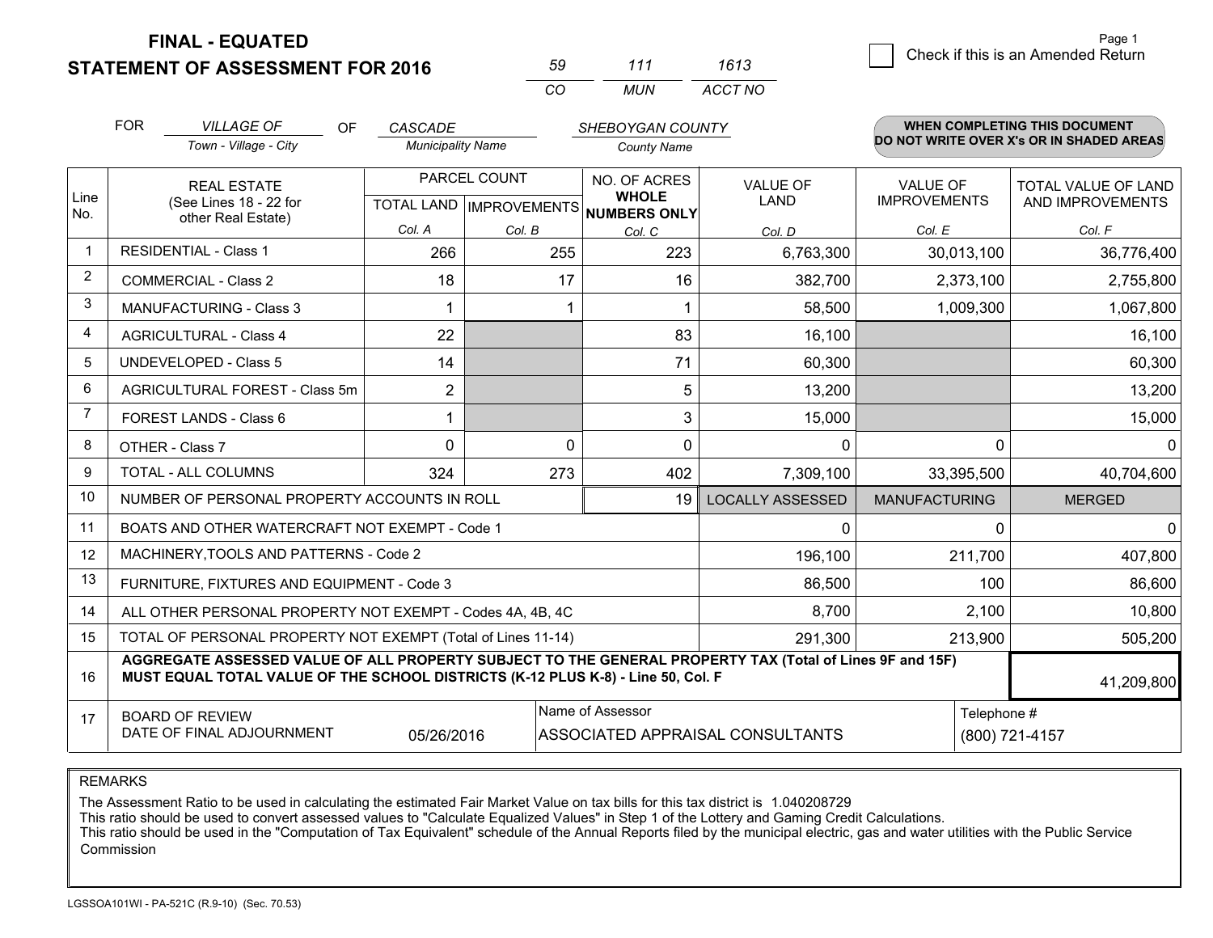# FINAL - EQUATED
## STATEMENT OF ASSESSMENT FOR 2016

| 59 | 111 | 1613 |
|---|---|---|
| CO | MUN | ACCT NO |

Page 1

☐ Check if this is an Amended Return

FOR *VILLAGE OF* (Town - Village - City) OF *CASCADE* (Municipality Name) *SHEBOYGAN COUNTY* (County Name)

**WHEN COMPLETING THIS DOCUMENT DO NOT WRITE OVER X's OR IN SHADED AREAS**

| Line No. | REAL ESTATE (See Lines 18 - 22 for other Real Estate) | PARCEL COUNT TOTAL LAND Col. A | PARCEL COUNT IMPROVEMENTS Col. B | NO. OF ACRES WHOLE NUMBERS ONLY Col. C | VALUE OF LAND Col. D | VALUE OF IMPROVEMENTS Col. E | TOTAL VALUE OF LAND AND IMPROVEMENTS Col. F |
|---|---|---|---|---|---|---|---|
| 1 | RESIDENTIAL - Class 1 | 266 | 255 | 223 | 6,763,300 | 30,013,100 | 36,776,400 |
| 2 | COMMERCIAL - Class 2 | 18 | 17 | 16 | 382,700 | 2,373,100 | 2,755,800 |
| 3 | MANUFACTURING - Class 3 | 1 | 1 | 1 | 58,500 | 1,009,300 | 1,067,800 |
| 4 | AGRICULTURAL - Class 4 | 22 | | 83 | 16,100 | | 16,100 |
| 5 | UNDEVELOPED - Class 5 | 14 | | 71 | 60,300 | | 60,300 |
| 6 | AGRICULTURAL FOREST - Class 5m | 2 | | 5 | 13,200 | | 13,200 |
| 7 | FOREST LANDS - Class 6 | 1 | | 3 | 15,000 | | 15,000 |
| 8 | OTHER - Class 7 | 0 | 0 | 0 | 0 | 0 | 0 |
| 9 | TOTAL - ALL COLUMNS | 324 | 273 | 402 | 7,309,100 | 33,395,500 | 40,704,600 |
| 10 | NUMBER OF PERSONAL PROPERTY ACCOUNTS IN ROLL | | | 19 | LOCALLY ASSESSED | MANUFACTURING | MERGED |
| 11 | BOATS AND OTHER WATERCRAFT NOT EXEMPT - Code 1 | | | | 0 | 0 | 0 |
| 12 | MACHINERY,TOOLS AND PATTERNS - Code 2 | | | | 196,100 | 211,700 | 407,800 |
| 13 | FURNITURE, FIXTURES AND EQUIPMENT - Code 3 | | | | 86,500 | 100 | 86,600 |
| 14 | ALL OTHER PERSONAL PROPERTY NOT EXEMPT - Codes 4A, 4B, 4C | | | | 8,700 | 2,100 | 10,800 |
| 15 | TOTAL OF PERSONAL PROPERTY NOT EXEMPT (Total of Lines 11-14) | | | | 291,300 | 213,900 | 505,200 |
| 16 | **AGGREGATE ASSESSED VALUE OF ALL PROPERTY SUBJECT TO THE GENERAL PROPERTY TAX (Total of Lines 9F and 15F) MUST EQUAL TOTAL VALUE OF THE SCHOOL DISTRICTS (K-12 PLUS K-8) - Line 50, Col. F** | | | | | | 41,209,800 |
| 17 | BOARD OF REVIEW DATE OF FINAL ADJOURNMENT | 05/26/2016 | | Name of Assessor: ASSOCIATED APPRAISAL CONSULTANTS | | | Telephone #: (800) 721-4157 |

REMARKS

The Assessment Ratio to be used in calculating the estimated Fair Market Value on tax bills for this tax district is 1.040208729
This ratio should be used to convert assessed values to "Calculate Equalized Values" in Step 1 of the Lottery and Gaming Credit Calculations.
This ratio should be used in the "Computation of Tax Equivalent" schedule of the Annual Reports filed by the municipal electric, gas and water utilities with the Public Service Commission

LGSSOA101WI - PA-521C (R.9-10) (Sec. 70.53)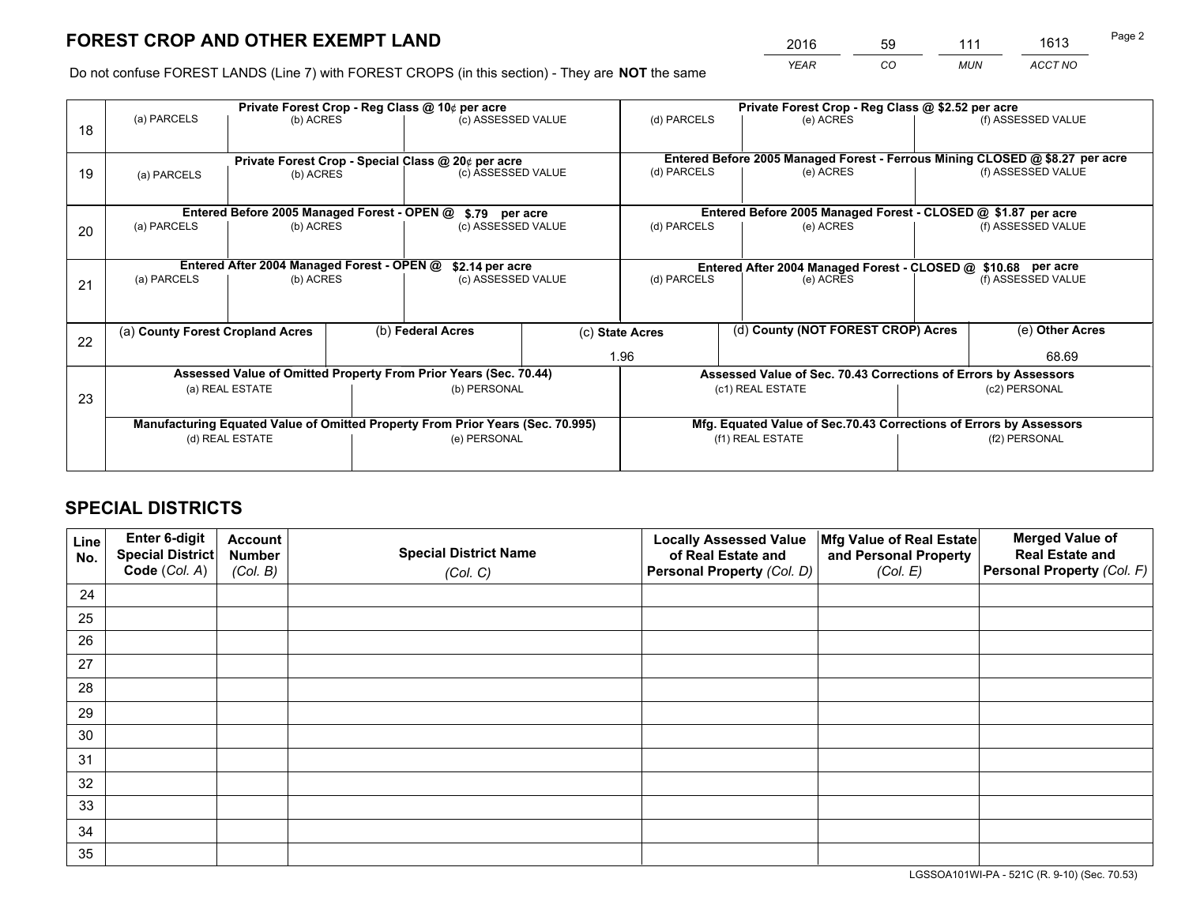# FOREST CROP AND OTHER EXEMPT LAND

| 2016 | 59 | 111 | 1613 |
|---|---|---|---|
| *YEAR* | *CO* | *MUN* | *ACCT NO* |

Do not confuse FOREST LANDS (Line 7) with FOREST CROPS (in this section) - They are **NOT** the same

| | Private Forest Crop - Reg Class @ 10¢ per acre | | | Private Forest Crop - Reg Class @ $2.52 per acre | | |
|---|---|---|---|---|---|---|
| 18 | (a) PARCELS | (b) ACRES | (c) ASSESSED VALUE | (d) PARCELS | (e) ACRES | (f) ASSESSED VALUE |
| | | | | | | |
| | **Private Forest Crop - Special Class @ 20¢ per acre** | | | **Entered Before 2005 Managed Forest - Ferrous Mining CLOSED @ $8.27 per acre** | | |
| 19 | (a) PARCELS | (b) ACRES | (c) ASSESSED VALUE | (d) PARCELS | (e) ACRES | (f) ASSESSED VALUE |
| | | | | | | |
| | **Entered Before 2005 Managed Forest - OPEN @ $.79 per acre** | | | **Entered Before 2005 Managed Forest - CLOSED @ $1.87 per acre** | | |
| 20 | (a) PARCELS | (b) ACRES | (c) ASSESSED VALUE | (d) PARCELS | (e) ACRES | (f) ASSESSED VALUE |
| | | | | | | |
| | **Entered After 2004 Managed Forest - OPEN @ $2.14 per acre** | | | **Entered After 2004 Managed Forest - CLOSED @ $10.68 per acre** | | |
| 21 | (a) PARCELS | (b) ACRES | (c) ASSESSED VALUE | (d) PARCELS | (e) ACRES | (f) ASSESSED VALUE |
| | | | | | | |

| 22 | (a) County Forest Cropland Acres | (b) Federal Acres | (c) State Acres | (d) County (NOT FOREST CROP) Acres | (e) Other Acres |
|---|---|---|---|---|---|
| | | | 1.96 | | 68.69 |

| 23 | Assessed Value of Omitted Property From Prior Years (Sec. 70.44) | | Assessed Value of Sec. 70.43 Corrections of Errors by Assessors | |
|---|---|---|---|---|
| | (a) REAL ESTATE | (b) PERSONAL | (c1) REAL ESTATE | (c2) PERSONAL |
| | | | | |
| | **Manufacturing Equated Value of Omitted Property From Prior Years (Sec. 70.995)** | | **Mfg. Equated Value of Sec.70.43 Corrections of Errors by Assessors** | |
| | (d) REAL ESTATE | (e) PERSONAL | (f1) REAL ESTATE | (f2) PERSONAL |
| | | | | |

## SPECIAL DISTRICTS

| Line No. | Enter 6-digit Special District Code (*Col. A*) | Account Number (*Col. B*) | Special District Name (*Col. C*) | Locally Assessed Value of Real Estate and Personal Property (*Col. D*) | Mfg Value of Real Estate and Personal Property (*Col. E*) | Merged Value of Real Estate and Personal Property (*Col. F*) |
|---|---|---|---|---|---|---|
| 24 | | | | | | |
| 25 | | | | | | |
| 26 | | | | | | |
| 27 | | | | | | |
| 28 | | | | | | |
| 29 | | | | | | |
| 30 | | | | | | |
| 31 | | | | | | |
| 32 | | | | | | |
| 33 | | | | | | |
| 34 | | | | | | |
| 35 | | | | | | |

LGSSOA101WI-PA - 521C (R. 9-10) (Sec. 70.53)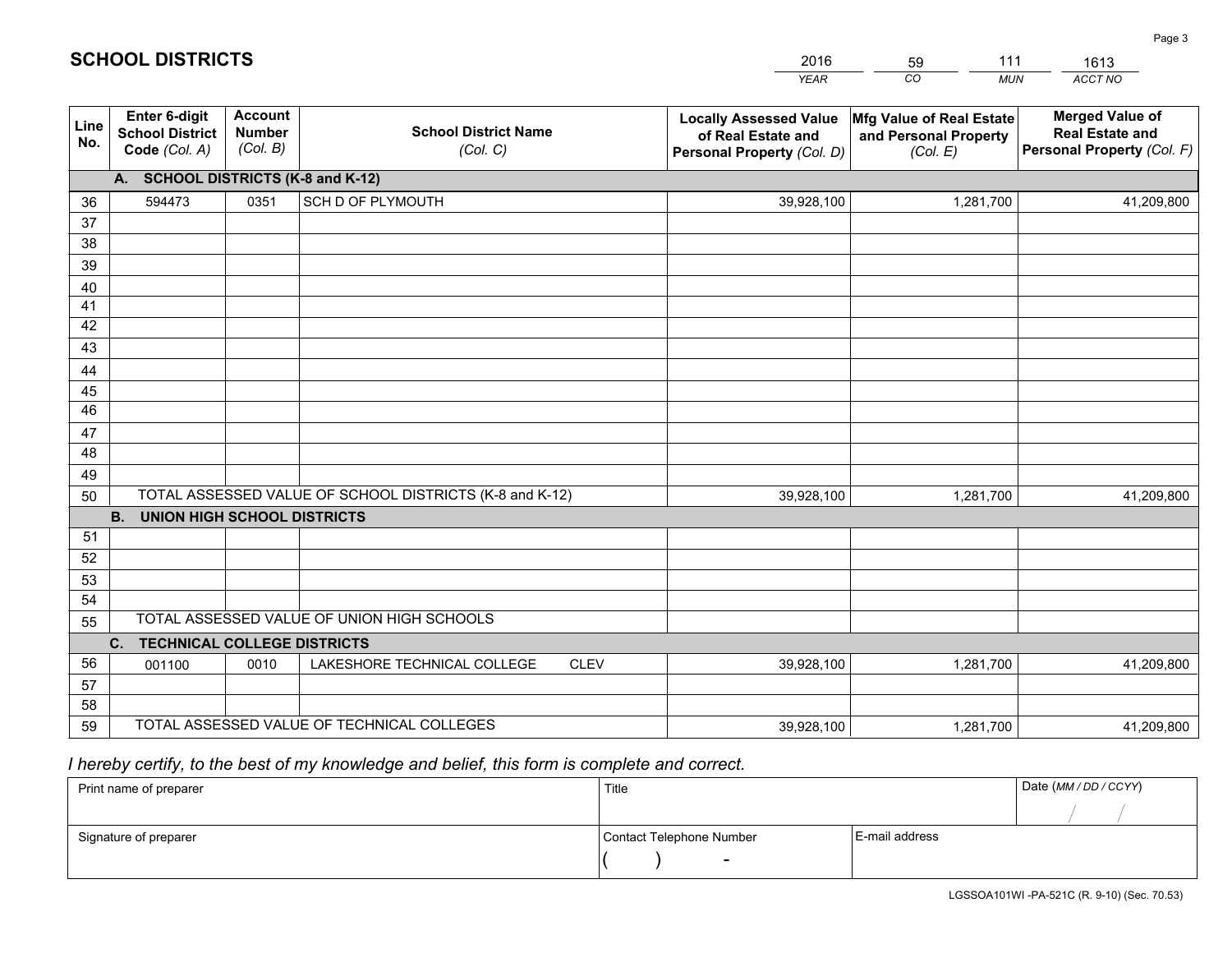# SCHOOL DISTRICTS

| 2016 | 59 | 111 | 1613 |
|---|---|---|---|
| *YEAR* | *CO* | *MUN* | *ACCT NO* |

| Line No. | Enter 6-digit School District Code *(Col. A)* | Account Number *(Col. B)* | School District Name *(Col. C)* | Locally Assessed Value of Real Estate and Personal Property *(Col. D)* | Mfg Value of Real Estate and Personal Property *(Col. E)* | Merged Value of Real Estate and Personal Property *(Col. F)* |
|---|---|---|---|---|---|---|
| | **A. SCHOOL DISTRICTS (K-8 and K-12)** | | | | | |
| 36 | 594473 | 0351 | SCH D OF PLYMOUTH | 39,928,100 | 1,281,700 | 41,209,800 |
| 37 | | | | | | |
| 38 | | | | | | |
| 39 | | | | | | |
| 40 | | | | | | |
| 41 | | | | | | |
| 42 | | | | | | |
| 43 | | | | | | |
| 44 | | | | | | |
| 45 | | | | | | |
| 46 | | | | | | |
| 47 | | | | | | |
| 48 | | | | | | |
| 49 | | | | | | |
| 50 | TOTAL ASSESSED VALUE OF SCHOOL DISTRICTS (K-8 and K-12) | | | 39,928,100 | 1,281,700 | 41,209,800 |
| | **B. UNION HIGH SCHOOL DISTRICTS** | | | | | |
| 51 | | | | | | |
| 52 | | | | | | |
| 53 | | | | | | |
| 54 | | | | | | |
| 55 | TOTAL ASSESSED VALUE OF UNION HIGH SCHOOLS | | | | | |
| | **C. TECHNICAL COLLEGE DISTRICTS** | | | | | |
| 56 | 001100 | 0010 | LAKESHORE TECHNICAL COLLEGE CLEV | 39,928,100 | 1,281,700 | 41,209,800 |
| 57 | | | | | | |
| 58 | | | | | | |
| 59 | TOTAL ASSESSED VALUE OF TECHNICAL COLLEGES | | | 39,928,100 | 1,281,700 | 41,209,800 |

*I hereby certify, to the best of my knowledge and belief, this form is complete and correct.*

| Print name of preparer | Title | | Date *(MM / DD / CCYY)* |
|---|---|---|---|
| | | | / / |
| Signature of preparer | Contact Telephone Number | E-mail address | |
| | ( ) - | | |

LGSSOA101WI -PA-521C (R. 9-10) (Sec. 70.53)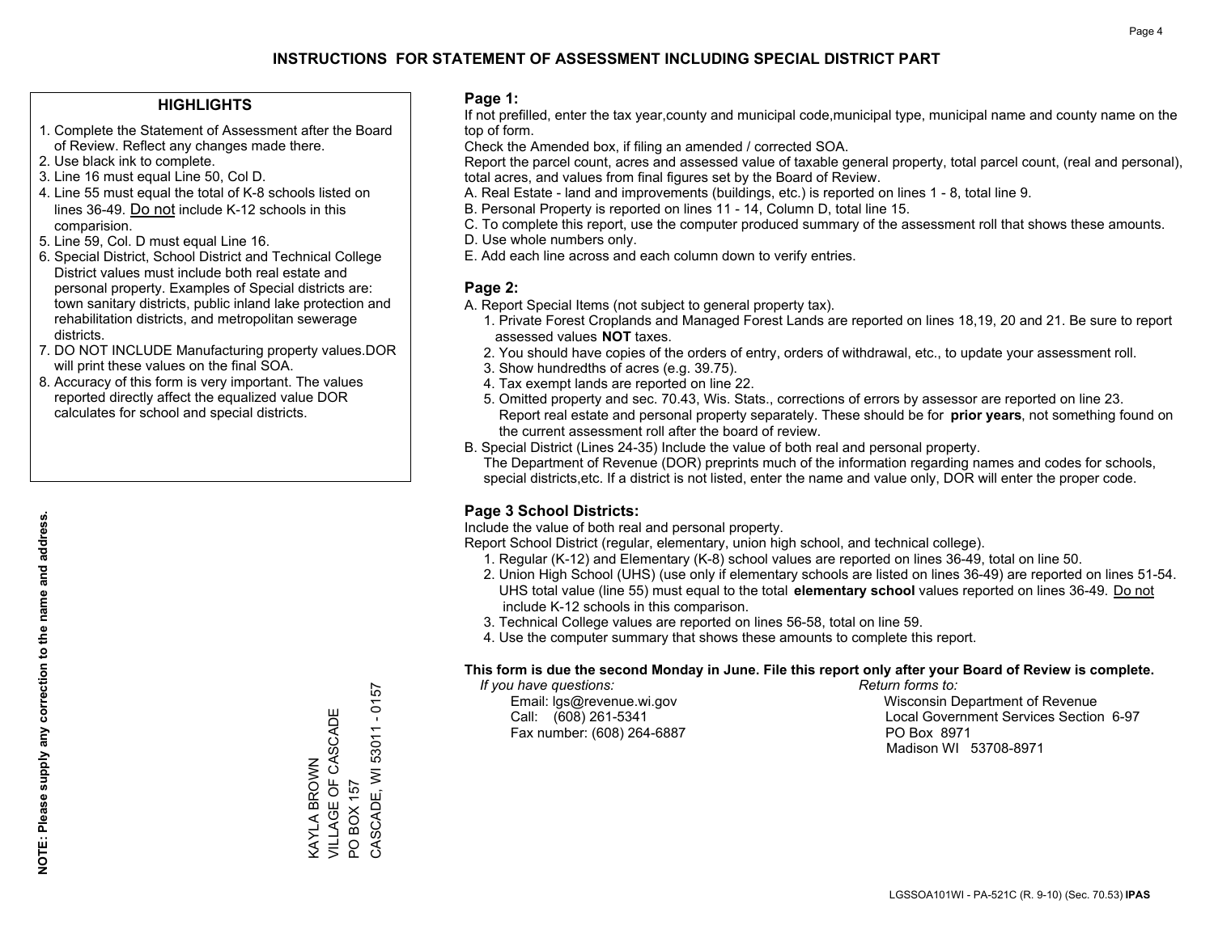# INSTRUCTIONS FOR STATEMENT OF ASSESSMENT INCLUDING SPECIAL DISTRICT PART

## HIGHLIGHTS

1. Complete the Statement of Assessment after the Board of Review. Reflect any changes made there.
2. Use black ink to complete.
3. Line 16 must equal Line 50, Col D.
4. Line 55 must equal the total of K-8 schools listed on lines 36-49. Do not include K-12 schools in this comparision.
5. Line 59, Col. D must equal Line 16.
6. Special District, School District and Technical College District values must include both real estate and personal property. Examples of Special districts are: town sanitary districts, public inland lake protection and rehabilitation districts, and metropolitan sewerage districts.
7. DO NOT INCLUDE Manufacturing property values.DOR will print these values on the final SOA.
8. Accuracy of this form is very important. The values reported directly affect the equalized value DOR calculates for school and special districts.

**NOTE: Please supply any correction to the name and address.**

KAYLA BROWN
VILLAGE OF CASCADE
PO BOX 157
CASCADE, WI 53011 - 0157

## Page 1:

If not prefilled, enter the tax year,county and municipal code,municipal type, municipal name and county name on the top of form.

Check the Amended box, if filing an amended / corrected SOA.

Report the parcel count, acres and assessed value of taxable general property, total parcel count, (real and personal), total acres, and values from final figures set by the Board of Review.

A. Real Estate - land and improvements (buildings, etc.) is reported on lines 1 - 8, total line 9.
B. Personal Property is reported on lines 11 - 14, Column D, total line 15.
C. To complete this report, use the computer produced summary of the assessment roll that shows these amounts.
D. Use whole numbers only.
E. Add each line across and each column down to verify entries.

## Page 2:

A. Report Special Items (not subject to general property tax).
   1. Private Forest Croplands and Managed Forest Lands are reported on lines 18,19, 20 and 21. Be sure to report assessed values **NOT** taxes.
   2. You should have copies of the orders of entry, orders of withdrawal, etc., to update your assessment roll.
   3. Show hundredths of acres (e.g. 39.75).
   4. Tax exempt lands are reported on line 22.
   5. Omitted property and sec. 70.43, Wis. Stats., corrections of errors by assessor are reported on line 23. Report real estate and personal property separately. These should be for **prior years**, not something found on the current assessment roll after the board of review.
B. Special District (Lines 24-35) Include the value of both real and personal property.
   The Department of Revenue (DOR) preprints much of the information regarding names and codes for schools, special districts,etc. If a district is not listed, enter the name and value only, DOR will enter the proper code.

## Page 3 School Districts:

Include the value of both real and personal property.

Report School District (regular, elementary, union high school, and technical college).

1. Regular (K-12) and Elementary (K-8) school values are reported on lines 36-49, total on line 50.
2. Union High School (UHS) (use only if elementary schools are listed on lines 36-49) are reported on lines 51-54. UHS total value (line 55) must equal to the total **elementary school** values reported on lines 36-49. Do not include K-12 schools in this comparison.
3. Technical College values are reported on lines 56-58, total on line 59.
4. Use the computer summary that shows these amounts to complete this report.

**This form is due the second Monday in June. File this report only after your Board of Review is complete.**

*If you have questions:*
Email: lgs@revenue.wi.gov
Call: (608) 261-5341
Fax number: (608) 264-6887

*Return forms to:*
Wisconsin Department of Revenue
Local Government Services Section 6-97
PO Box 8971
Madison WI 53708-8971

LGSSOA101WI - PA-521C (R. 9-10) (Sec. 70.53) **IPAS**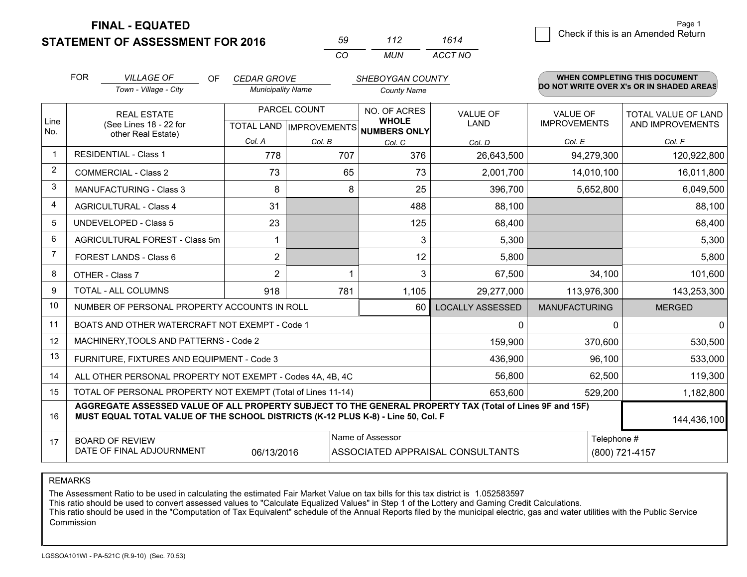**FINAL - EQUATED**
**STATEMENT OF ASSESSMENT FOR 2016**

| 59 | 112 | 1614 |
|---|---|---|
| CO | MUN | ACCT NO |

☐ Check if this is an Amended Return

FOR *VILLAGE OF* (Town - Village - City) OF *CEDAR GROVE* (Municipality Name) *SHEBOYGAN COUNTY* (County Name)

**WHEN COMPLETING THIS DOCUMENT DO NOT WRITE OVER X's OR IN SHADED AREAS**

| Line No. | REAL ESTATE (See Lines 18 - 22 for other Real Estate) | PARCEL COUNT TOTAL LAND Col. A | PARCEL COUNT IMPROVEMENTS Col. B | NO. OF ACRES WHOLE NUMBERS ONLY Col. C | VALUE OF LAND Col. D | VALUE OF IMPROVEMENTS Col. E | TOTAL VALUE OF LAND AND IMPROVEMENTS Col. F |
|---|---|---|---|---|---|---|---|
| 1 | RESIDENTIAL - Class 1 | 778 | 707 | 376 | 26,643,500 | 94,279,300 | 120,922,800 |
| 2 | COMMERCIAL - Class 2 | 73 | 65 | 73 | 2,001,700 | 14,010,100 | 16,011,800 |
| 3 | MANUFACTURING - Class 3 | 8 | 8 | 25 | 396,700 | 5,652,800 | 6,049,500 |
| 4 | AGRICULTURAL - Class 4 | 31 | | 488 | 88,100 | | 88,100 |
| 5 | UNDEVELOPED - Class 5 | 23 | | 125 | 68,400 | | 68,400 |
| 6 | AGRICULTURAL FOREST - Class 5m | 1 | | 3 | 5,300 | | 5,300 |
| 7 | FOREST LANDS - Class 6 | 2 | | 12 | 5,800 | | 5,800 |
| 8 | OTHER - Class 7 | 2 | 1 | 3 | 67,500 | 34,100 | 101,600 |
| 9 | TOTAL - ALL COLUMNS | 918 | 781 | 1,105 | 29,277,000 | 113,976,300 | 143,253,300 |
| 10 | NUMBER OF PERSONAL PROPERTY ACCOUNTS IN ROLL | | | 60 | LOCALLY ASSESSED | MANUFACTURING | MERGED |
| 11 | BOATS AND OTHER WATERCRAFT NOT EXEMPT - Code 1 | | | | 0 | 0 | 0 |
| 12 | MACHINERY,TOOLS AND PATTERNS - Code 2 | | | | 159,900 | 370,600 | 530,500 |
| 13 | FURNITURE, FIXTURES AND EQUIPMENT - Code 3 | | | | 436,900 | 96,100 | 533,000 |
| 14 | ALL OTHER PERSONAL PROPERTY NOT EXEMPT - Codes 4A, 4B, 4C | | | | 56,800 | 62,500 | 119,300 |
| 15 | TOTAL OF PERSONAL PROPERTY NOT EXEMPT (Total of Lines 11-14) | | | | 653,600 | 529,200 | 1,182,800 |
| 16 | **AGGREGATE ASSESSED VALUE OF ALL PROPERTY SUBJECT TO THE GENERAL PROPERTY TAX (Total of Lines 9F and 15F) MUST EQUAL TOTAL VALUE OF THE SCHOOL DISTRICTS (K-12 PLUS K-8) - Line 50, Col. F** | | | | | | 144,436,100 |
| 17 | BOARD OF REVIEW DATE OF FINAL ADJOURNMENT | 06/13/2016 | | Name of Assessor: ASSOCIATED APPRAISAL CONSULTANTS | | Telephone #: (800) 721-4157 | |

REMARKS

The Assessment Ratio to be used in calculating the estimated Fair Market Value on tax bills for this tax district is 1.052583597
This ratio should be used to convert assessed values to "Calculate Equalized Values" in Step 1 of the Lottery and Gaming Credit Calculations.
This ratio should be used in the "Computation of Tax Equivalent" schedule of the Annual Reports filed by the municipal electric, gas and water utilities with the Public Service Commission

LGSSOA101WI - PA-521C (R.9-10) (Sec. 70.53)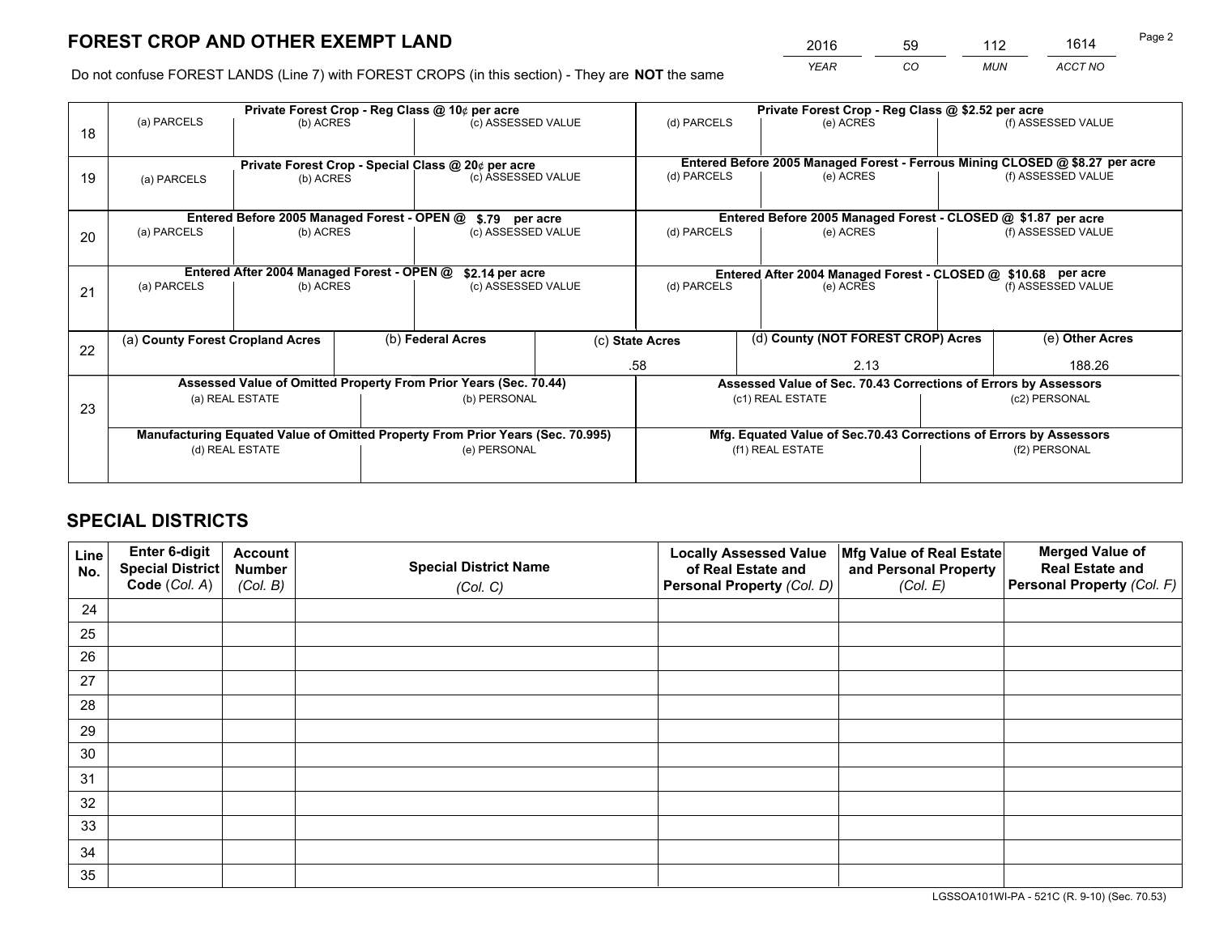# FOREST CROP AND OTHER EXEMPT LAND

| YEAR | CO | MUN | ACCT NO |
|---|---|---|---|
| 2016 | 59 | 112 | 1614 |

Do not confuse FOREST LANDS (Line 7) with FOREST CROPS (in this section) - They are **NOT** the same

| Line | Private Forest Crop - Reg Class @ 10¢ per acre | | | Private Forest Crop - Reg Class @ $2.52 per acre | | |
|---|---|---|---|---|---|---|
| 18 | (a) PARCELS | (b) ACRES | (c) ASSESSED VALUE | (d) PARCELS | (e) ACRES | (f) ASSESSED VALUE |
| | | | | | | |
| | **Private Forest Crop - Special Class @ 20¢ per acre** | | | **Entered Before 2005 Managed Forest - Ferrous Mining CLOSED @ $8.27 per acre** | | |
| 19 | (a) PARCELS | (b) ACRES | (c) ASSESSED VALUE | (d) PARCELS | (e) ACRES | (f) ASSESSED VALUE |
| | | | | | | |
| | **Entered Before 2005 Managed Forest - OPEN @ $.79 per acre** | | | **Entered Before 2005 Managed Forest - CLOSED @ $1.87 per acre** | | |
| 20 | (a) PARCELS | (b) ACRES | (c) ASSESSED VALUE | (d) PARCELS | (e) ACRES | (f) ASSESSED VALUE |
| | | | | | | |
| | **Entered After 2004 Managed Forest - OPEN @ $2.14 per acre** | | | **Entered After 2004 Managed Forest - CLOSED @ $10.68 per acre** | | |
| 21 | (a) PARCELS | (b) ACRES | (c) ASSESSED VALUE | (d) PARCELS | (e) ACRES | (f) ASSESSED VALUE |
| | | | | | | |

| Line | (a) County Forest Cropland Acres | (b) Federal Acres | (c) State Acres | (d) County (NOT FOREST CROP) Acres | (e) Other Acres |
|---|---|---|---|---|---|
| 22 | | | .58 | 2.13 | 188.26 |

| Line | Assessed Value of Omitted Property From Prior Years (Sec. 70.44) | | Assessed Value of Sec. 70.43 Corrections of Errors by Assessors | |
|---|---|---|---|---|
| 23 | (a) REAL ESTATE | (b) PERSONAL | (c1) REAL ESTATE | (c2) PERSONAL |
| | | | | |
| | **Manufacturing Equated Value of Omitted Property From Prior Years (Sec. 70.995)** | | **Mfg. Equated Value of Sec.70.43 Corrections of Errors by Assessors** | |
| | (d) REAL ESTATE | (e) PERSONAL | (f1) REAL ESTATE | (f2) PERSONAL |
| | | | | |

# SPECIAL DISTRICTS

| Line No. | Enter 6-digit Special District Code (Col. A) | Account Number (Col. B) | Special District Name (Col. C) | Locally Assessed Value of Real Estate and Personal Property (Col. D) | Mfg Value of Real Estate and Personal Property (Col. E) | Merged Value of Real Estate and Personal Property (Col. F) |
|---|---|---|---|---|---|---|
| 24 | | | | | | |
| 25 | | | | | | |
| 26 | | | | | | |
| 27 | | | | | | |
| 28 | | | | | | |
| 29 | | | | | | |
| 30 | | | | | | |
| 31 | | | | | | |
| 32 | | | | | | |
| 33 | | | | | | |
| 34 | | | | | | |
| 35 | | | | | | |

LGSSOA101WI-PA - 521C (R. 9-10) (Sec. 70.53)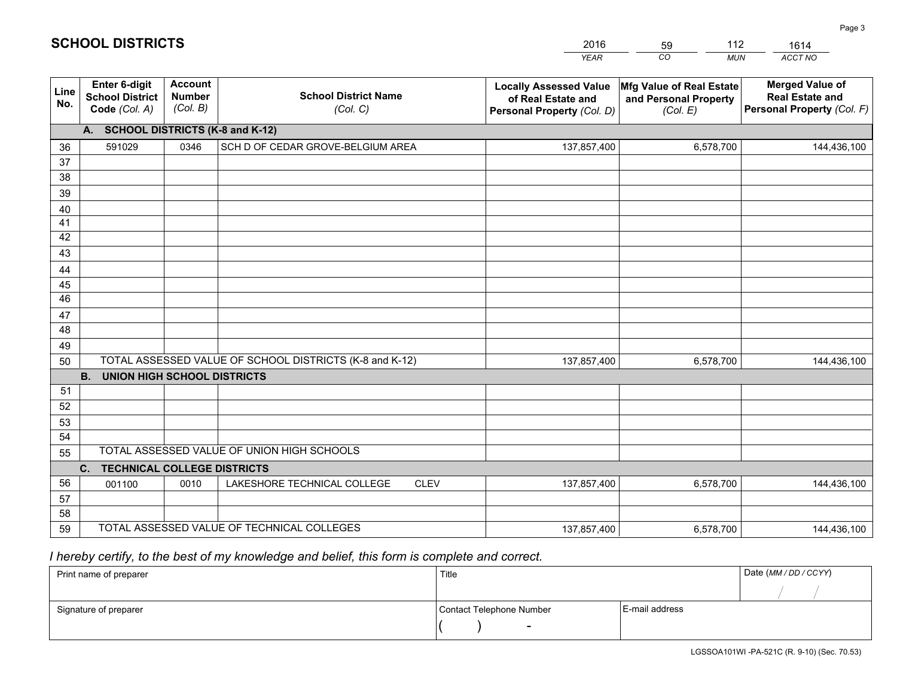# SCHOOL DISTRICTS

| 2016 | 59 | 112 | 1614 |
|---|---|---|---|
| *YEAR* | *CO* | *MUN* | *ACCT NO* |

| Line No. | Enter 6-digit School District Code *(Col. A)* | Account Number *(Col. B)* | School District Name *(Col. C)* | Locally Assessed Value of Real Estate and Personal Property *(Col. D)* | Mfg Value of Real Estate and Personal Property *(Col. E)* | Merged Value of Real Estate and Personal Property *(Col. F)* |
|---|---|---|---|---|---|---|
| | **A. SCHOOL DISTRICTS (K-8 and K-12)** | | | | | |
| 36 | 591029 | 0346 | SCH D OF CEDAR GROVE-BELGIUM AREA | 137,857,400 | 6,578,700 | 144,436,100 |
| 37 | | | | | | |
| 38 | | | | | | |
| 39 | | | | | | |
| 40 | | | | | | |
| 41 | | | | | | |
| 42 | | | | | | |
| 43 | | | | | | |
| 44 | | | | | | |
| 45 | | | | | | |
| 46 | | | | | | |
| 47 | | | | | | |
| 48 | | | | | | |
| 49 | | | | | | |
| 50 | TOTAL ASSESSED VALUE OF SCHOOL DISTRICTS (K-8 and K-12) | | | 137,857,400 | 6,578,700 | 144,436,100 |
| | **B. UNION HIGH SCHOOL DISTRICTS** | | | | | |
| 51 | | | | | | |
| 52 | | | | | | |
| 53 | | | | | | |
| 54 | | | | | | |
| 55 | TOTAL ASSESSED VALUE OF UNION HIGH SCHOOLS | | | | | |
| | **C. TECHNICAL COLLEGE DISTRICTS** | | | | | |
| 56 | 001100 | 0010 | LAKESHORE TECHNICAL COLLEGE CLEV | 137,857,400 | 6,578,700 | 144,436,100 |
| 57 | | | | | | |
| 58 | | | | | | |
| 59 | TOTAL ASSESSED VALUE OF TECHNICAL COLLEGES | | | 137,857,400 | 6,578,700 | 144,436,100 |

*I hereby certify, to the best of my knowledge and belief, this form is complete and correct.*

| Print name of preparer | Title | | Date *(MM / DD / CCYY)* |
|---|---|---|---|
| | | | / / |
| Signature of preparer | Contact Telephone Number | E-mail address | |
| | ( ) - | | |

LGSSOA101WI -PA-521C (R. 9-10) (Sec. 70.53)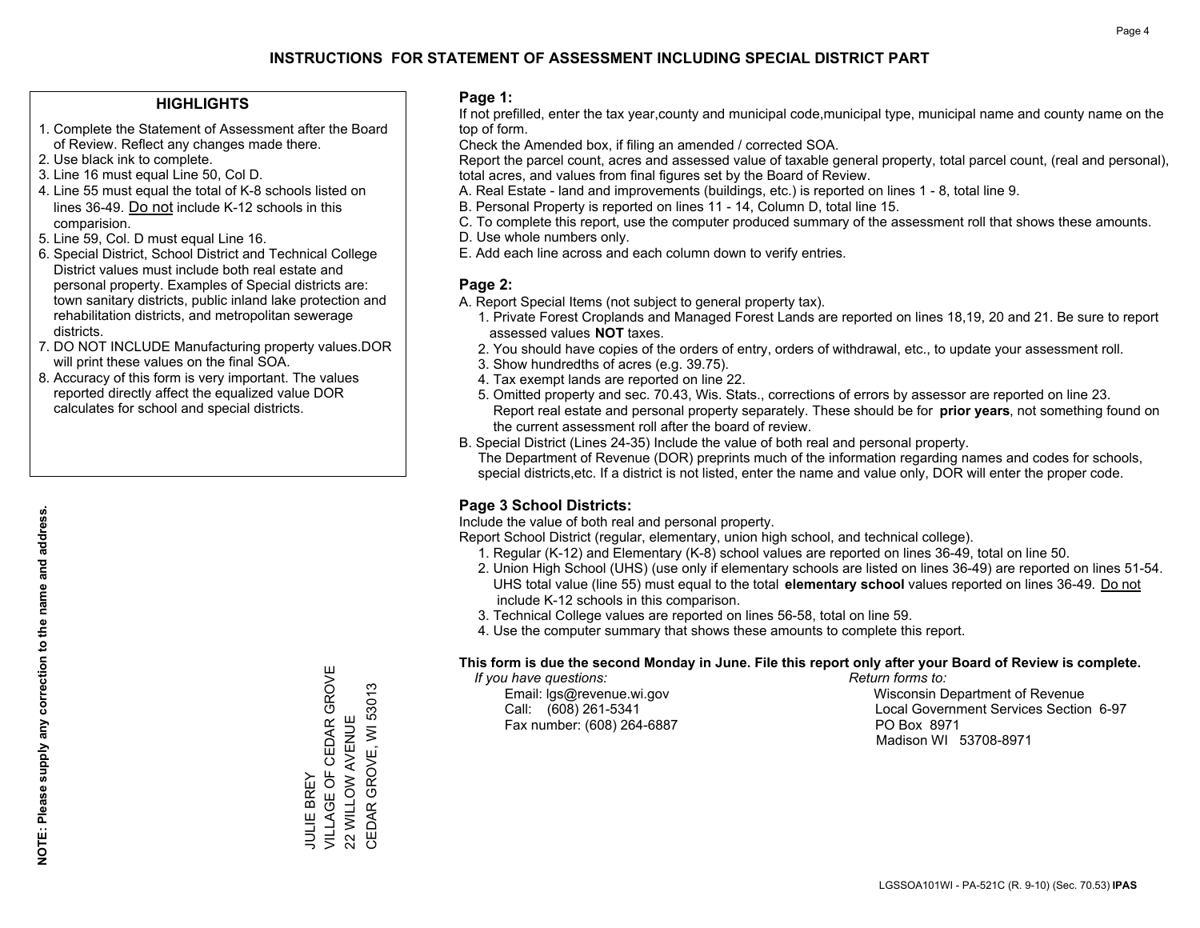# INSTRUCTIONS FOR STATEMENT OF ASSESSMENT INCLUDING SPECIAL DISTRICT PART

## HIGHLIGHTS

1. Complete the Statement of Assessment after the Board of Review. Reflect any changes made there.
2. Use black ink to complete.
3. Line 16 must equal Line 50, Col D.
4. Line 55 must equal the total of K-8 schools listed on lines 36-49. Do not include K-12 schools in this comparision.
5. Line 59, Col. D must equal Line 16.
6. Special District, School District and Technical College District values must include both real estate and personal property. Examples of Special districts are: town sanitary districts, public inland lake protection and rehabilitation districts, and metropolitan sewerage districts.
7. DO NOT INCLUDE Manufacturing property values.DOR will print these values on the final SOA.
8. Accuracy of this form is very important. The values reported directly affect the equalized value DOR calculates for school and special districts.

**NOTE: Please supply any correction to the name and address.**

JULIE BREY
VILLAGE OF CEDAR GROVE
22 WILLOW AVENUE
CEDAR GROVE, WI 53013

## Page 1:

If not prefilled, enter the tax year,county and municipal code,municipal type, municipal name and county name on the top of form.

Check the Amended box, if filing an amended / corrected SOA.

Report the parcel count, acres and assessed value of taxable general property, total parcel count, (real and personal), total acres, and values from final figures set by the Board of Review.

A. Real Estate - land and improvements (buildings, etc.) is reported on lines 1 - 8, total line 9.
B. Personal Property is reported on lines 11 - 14, Column D, total line 15.
C. To complete this report, use the computer produced summary of the assessment roll that shows these amounts.
D. Use whole numbers only.
E. Add each line across and each column down to verify entries.

## Page 2:

A. Report Special Items (not subject to general property tax).
   1. Private Forest Croplands and Managed Forest Lands are reported on lines 18,19, 20 and 21. Be sure to report assessed values **NOT** taxes.
   2. You should have copies of the orders of entry, orders of withdrawal, etc., to update your assessment roll.
   3. Show hundredths of acres (e.g. 39.75).
   4. Tax exempt lands are reported on line 22.
   5. Omitted property and sec. 70.43, Wis. Stats., corrections of errors by assessor are reported on line 23. Report real estate and personal property separately. These should be for **prior years**, not something found on the current assessment roll after the board of review.

B. Special District (Lines 24-35) Include the value of both real and personal property.
   The Department of Revenue (DOR) preprints much of the information regarding names and codes for schools, special districts,etc. If a district is not listed, enter the name and value only, DOR will enter the proper code.

## Page 3 School Districts:

Include the value of both real and personal property.

Report School District (regular, elementary, union high school, and technical college).

1. Regular (K-12) and Elementary (K-8) school values are reported on lines 36-49, total on line 50.
2. Union High School (UHS) (use only if elementary schools are listed on lines 36-49) are reported on lines 51-54. UHS total value (line 55) must equal to the total **elementary school** values reported on lines 36-49. Do not include K-12 schools in this comparison.
3. Technical College values are reported on lines 56-58, total on line 59.
4. Use the computer summary that shows these amounts to complete this report.

**This form is due the second Monday in June. File this report only after your Board of Review is complete.**

*If you have questions:*
Email: lgs@revenue.wi.gov
Call: (608) 261-5341
Fax number: (608) 264-6887

*Return forms to:*
Wisconsin Department of Revenue
Local Government Services Section 6-97
PO Box 8971
Madison WI 53708-8971

LGSSOA101WI - PA-521C (R. 9-10) (Sec. 70.53) **IPAS**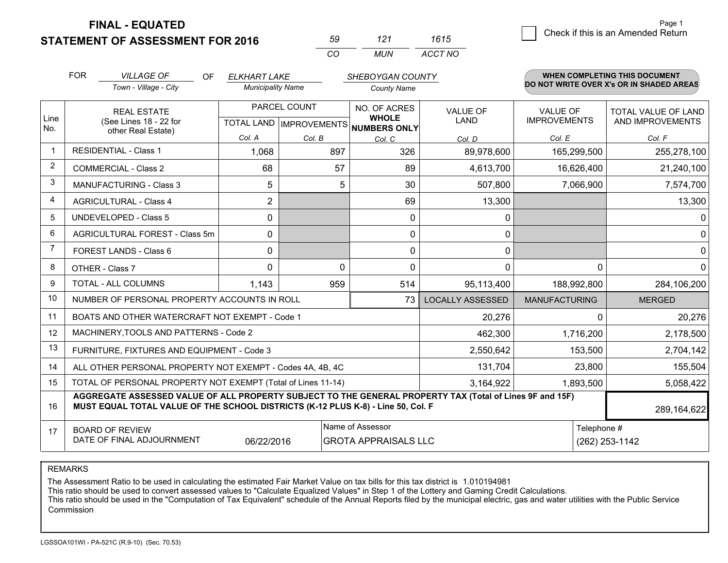**FINAL - EQUATED**

**STATEMENT OF ASSESSMENT FOR 2016**

| 59 | 121 | 1615 |
|---|---|---|
| CO | MUN | ACCT NO |

☐ Check if this is an Amended Return

Page 1

FOR *VILLAGE OF* (Town - Village - City) OF *ELKHART LAKE* (Municipality Name) *SHEBOYGAN COUNTY* (County Name)

**WHEN COMPLETING THIS DOCUMENT DO NOT WRITE OVER X's OR IN SHADED AREAS**

| Line No. | REAL ESTATE (See Lines 18 - 22 for other Real Estate) | PARCEL COUNT | | NO. OF ACRES WHOLE NUMBERS ONLY | VALUE OF LAND | VALUE OF IMPROVEMENTS | TOTAL VALUE OF LAND AND IMPROVEMENTS |
|---|---|---|---|---|---|---|---|
| | | TOTAL LAND | IMPROVEMENTS | | | | |
| | | Col. A | Col. B | Col. C | Col. D | Col. E | Col. F |
| 1 | RESIDENTIAL - Class 1 | 1,068 | 897 | 326 | 89,978,600 | 165,299,500 | 255,278,100 |
| 2 | COMMERCIAL - Class 2 | 68 | 57 | 89 | 4,613,700 | 16,626,400 | 21,240,100 |
| 3 | MANUFACTURING - Class 3 | 5 | 5 | 30 | 507,800 | 7,066,900 | 7,574,700 |
| 4 | AGRICULTURAL - Class 4 | 2 | | 69 | 13,300 | | 13,300 |
| 5 | UNDEVELOPED - Class 5 | 0 | | 0 | 0 | | 0 |
| 6 | AGRICULTURAL FOREST - Class 5m | 0 | | 0 | 0 | | 0 |
| 7 | FOREST LANDS - Class 6 | 0 | | 0 | 0 | | 0 |
| 8 | OTHER - Class 7 | 0 | 0 | 0 | 0 | 0 | 0 |
| 9 | TOTAL - ALL COLUMNS | 1,143 | 959 | 514 | 95,113,400 | 188,992,800 | 284,106,200 |
| 10 | NUMBER OF PERSONAL PROPERTY ACCOUNTS IN ROLL | | | 73 | LOCALLY ASSESSED | MANUFACTURING | MERGED |
| 11 | BOATS AND OTHER WATERCRAFT NOT EXEMPT - Code 1 | | | | 20,276 | 0 | 20,276 |
| 12 | MACHINERY,TOOLS AND PATTERNS - Code 2 | | | | 462,300 | 1,716,200 | 2,178,500 |
| 13 | FURNITURE, FIXTURES AND EQUIPMENT - Code 3 | | | | 2,550,642 | 153,500 | 2,704,142 |
| 14 | ALL OTHER PERSONAL PROPERTY NOT EXEMPT - Codes 4A, 4B, 4C | | | | 131,704 | 23,800 | 155,504 |
| 15 | TOTAL OF PERSONAL PROPERTY NOT EXEMPT (Total of Lines 11-14) | | | | 3,164,922 | 1,893,500 | 5,058,422 |
| 16 | **AGGREGATE ASSESSED VALUE OF ALL PROPERTY SUBJECT TO THE GENERAL PROPERTY TAX (Total of Lines 9F and 15F) MUST EQUAL TOTAL VALUE OF THE SCHOOL DISTRICTS (K-12 PLUS K-8) - Line 50, Col. F** | | | | | | 289,164,622 |
| 17 | BOARD OF REVIEW DATE OF FINAL ADJOURNMENT | 06/22/2016 | | Name of Assessor: GROTA APPRAISALS LLC | | | Telephone #: (262) 253-1142 |

REMARKS

The Assessment Ratio to be used in calculating the estimated Fair Market Value on tax bills for this tax district is 1.010194981
This ratio should be used to convert assessed values to "Calculate Equalized Values" in Step 1 of the Lottery and Gaming Credit Calculations.
This ratio should be used in the "Computation of Tax Equivalent" schedule of the Annual Reports filed by the municipal electric, gas and water utilities with the Public Service Commission

LGSSOA101WI - PA-521C (R.9-10) (Sec. 70.53)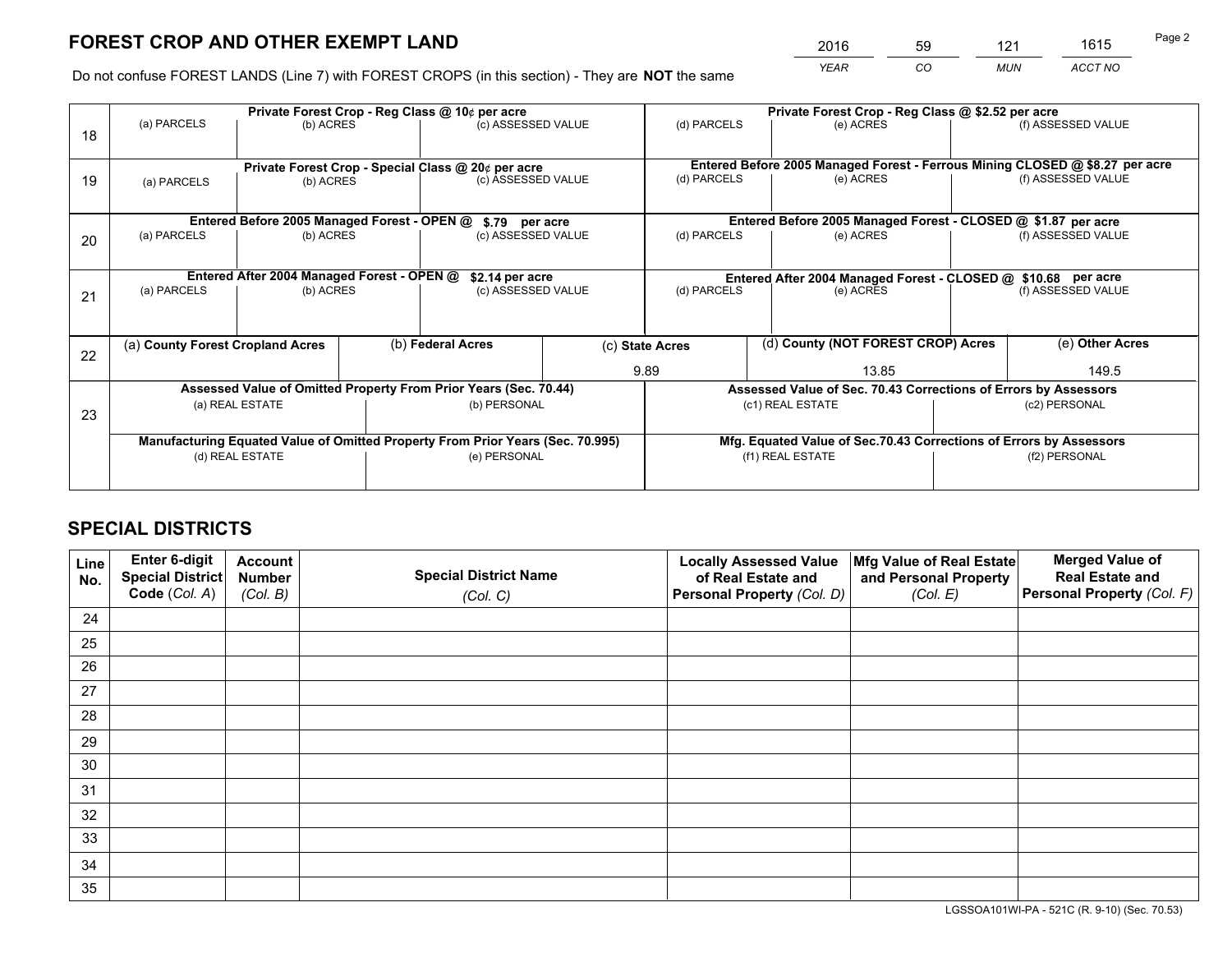# FOREST CROP AND OTHER EXEMPT LAND

| 2016 | 59 | 121 | 1615 |
|---|---|---|---|
| *YEAR* | *CO* | *MUN* | *ACCT NO* |

Do not confuse FOREST LANDS (Line 7) with FOREST CROPS (in this section) - They are **NOT** the same

| Line | Private Forest Crop - Reg Class @ 10¢ per acre | | | Private Forest Crop - Reg Class @ $2.52 per acre | | |
|---|---|---|---|---|---|---|
| 18 | (a) PARCELS | (b) ACRES | (c) ASSESSED VALUE | (d) PARCELS | (e) ACRES | (f) ASSESSED VALUE |
| | | | | | | |
| | **Private Forest Crop - Special Class @ 20¢ per acre** | | | **Entered Before 2005 Managed Forest - Ferrous Mining CLOSED @ $8.27 per acre** | | |
| 19 | (a) PARCELS | (b) ACRES | (c) ASSESSED VALUE | (d) PARCELS | (e) ACRES | (f) ASSESSED VALUE |
| | | | | | | |
| | **Entered Before 2005 Managed Forest - OPEN @ $.79 per acre** | | | **Entered Before 2005 Managed Forest - CLOSED @ $1.87 per acre** | | |
| 20 | (a) PARCELS | (b) ACRES | (c) ASSESSED VALUE | (d) PARCELS | (e) ACRES | (f) ASSESSED VALUE |
| | | | | | | |
| | **Entered After 2004 Managed Forest - OPEN @ $2.14 per acre** | | | **Entered After 2004 Managed Forest - CLOSED @ $10.68 per acre** | | |
| 21 | (a) PARCELS | (b) ACRES | (c) ASSESSED VALUE | (d) PARCELS | (e) ACRES | (f) ASSESSED VALUE |
| | | | | | | |

| Line | (a) County Forest Cropland Acres | (b) Federal Acres | (c) State Acres | (d) County (NOT FOREST CROP) Acres | (e) Other Acres |
|---|---|---|---|---|---|
| 22 | | | 9.89 | 13.85 | 149.5 |

| Line | Assessed Value of Omitted Property From Prior Years (Sec. 70.44) | | Assessed Value of Sec. 70.43 Corrections of Errors by Assessors | |
|---|---|---|---|---|
| 23 | (a) REAL ESTATE | (b) PERSONAL | (c1) REAL ESTATE | (c2) PERSONAL |
| | | | | |
| | **Manufacturing Equated Value of Omitted Property From Prior Years (Sec. 70.995)** | | **Mfg. Equated Value of Sec.70.43 Corrections of Errors by Assessors** | |
| | (d) REAL ESTATE | (e) PERSONAL | (f1) REAL ESTATE | (f2) PERSONAL |
| | | | | |

# SPECIAL DISTRICTS

| Line No. | Enter 6-digit Special District Code (*Col. A*) | Account Number (*Col. B*) | Special District Name (*Col. C*) | Locally Assessed Value of Real Estate and Personal Property (*Col. D*) | Mfg Value of Real Estate and Personal Property (*Col. E*) | Merged Value of Real Estate and Personal Property (*Col. F*) |
|---|---|---|---|---|---|---|
| 24 | | | | | | |
| 25 | | | | | | |
| 26 | | | | | | |
| 27 | | | | | | |
| 28 | | | | | | |
| 29 | | | | | | |
| 30 | | | | | | |
| 31 | | | | | | |
| 32 | | | | | | |
| 33 | | | | | | |
| 34 | | | | | | |
| 35 | | | | | | |

LGSSOA101WI-PA - 521C (R. 9-10) (Sec. 70.53)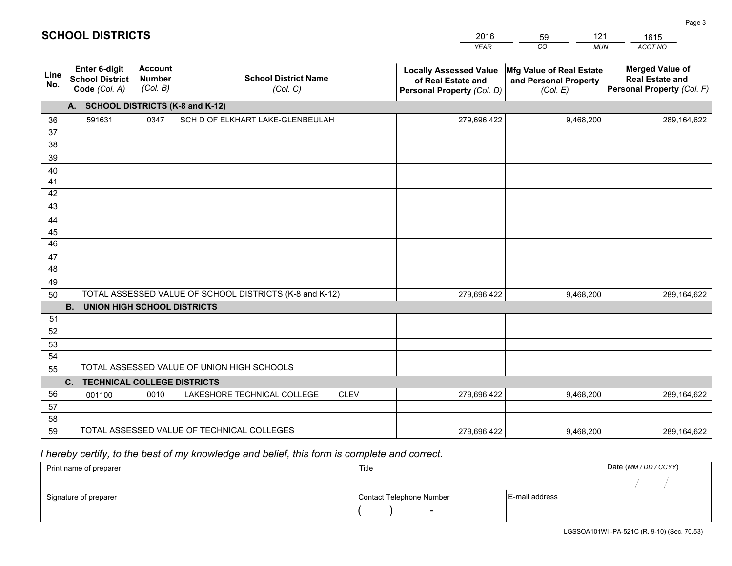# SCHOOL DISTRICTS

| 2016 | 59 | 121 | 1615 |
|---|---|---|---|
| *YEAR* | *CO* | *MUN* | *ACCT NO* |

| Line No. | Enter 6-digit School District Code *(Col. A)* | Account Number *(Col. B)* | School District Name *(Col. C)* | Locally Assessed Value of Real Estate and Personal Property *(Col. D)* | Mfg Value of Real Estate and Personal Property *(Col. E)* | Merged Value of Real Estate and Personal Property *(Col. F)* |
|---|---|---|---|---|---|---|
| **A. SCHOOL DISTRICTS (K-8 and K-12)** | | | | | | |
| 36 | 591631 | 0347 | SCH D OF ELKHART LAKE-GLENBEULAH | 279,696,422 | 9,468,200 | 289,164,622 |
| 37 | | | | | | |
| 38 | | | | | | |
| 39 | | | | | | |
| 40 | | | | | | |
| 41 | | | | | | |
| 42 | | | | | | |
| 43 | | | | | | |
| 44 | | | | | | |
| 45 | | | | | | |
| 46 | | | | | | |
| 47 | | | | | | |
| 48 | | | | | | |
| 49 | | | | | | |
| 50 | TOTAL ASSESSED VALUE OF SCHOOL DISTRICTS (K-8 and K-12) | | | 279,696,422 | 9,468,200 | 289,164,622 |
| **B. UNION HIGH SCHOOL DISTRICTS** | | | | | | |
| 51 | | | | | | |
| 52 | | | | | | |
| 53 | | | | | | |
| 54 | | | | | | |
| 55 | TOTAL ASSESSED VALUE OF UNION HIGH SCHOOLS | | | | | |
| **C. TECHNICAL COLLEGE DISTRICTS** | | | | | | |
| 56 | 001100 | 0010 | LAKESHORE TECHNICAL COLLEGE CLEV | 279,696,422 | 9,468,200 | 289,164,622 |
| 57 | | | | | | |
| 58 | | | | | | |
| 59 | TOTAL ASSESSED VALUE OF TECHNICAL COLLEGES | | | 279,696,422 | 9,468,200 | 289,164,622 |

*I hereby certify, to the best of my knowledge and belief, this form is complete and correct.*

| Print name of preparer | Title | | Date *(MM / DD / CCYY)* |
|---|---|---|---|
| | | | / / |
| Signature of preparer | Contact Telephone Number | E-mail address | |
| | ( ) - | | |

LGSSOA101WI -PA-521C (R. 9-10) (Sec. 70.53)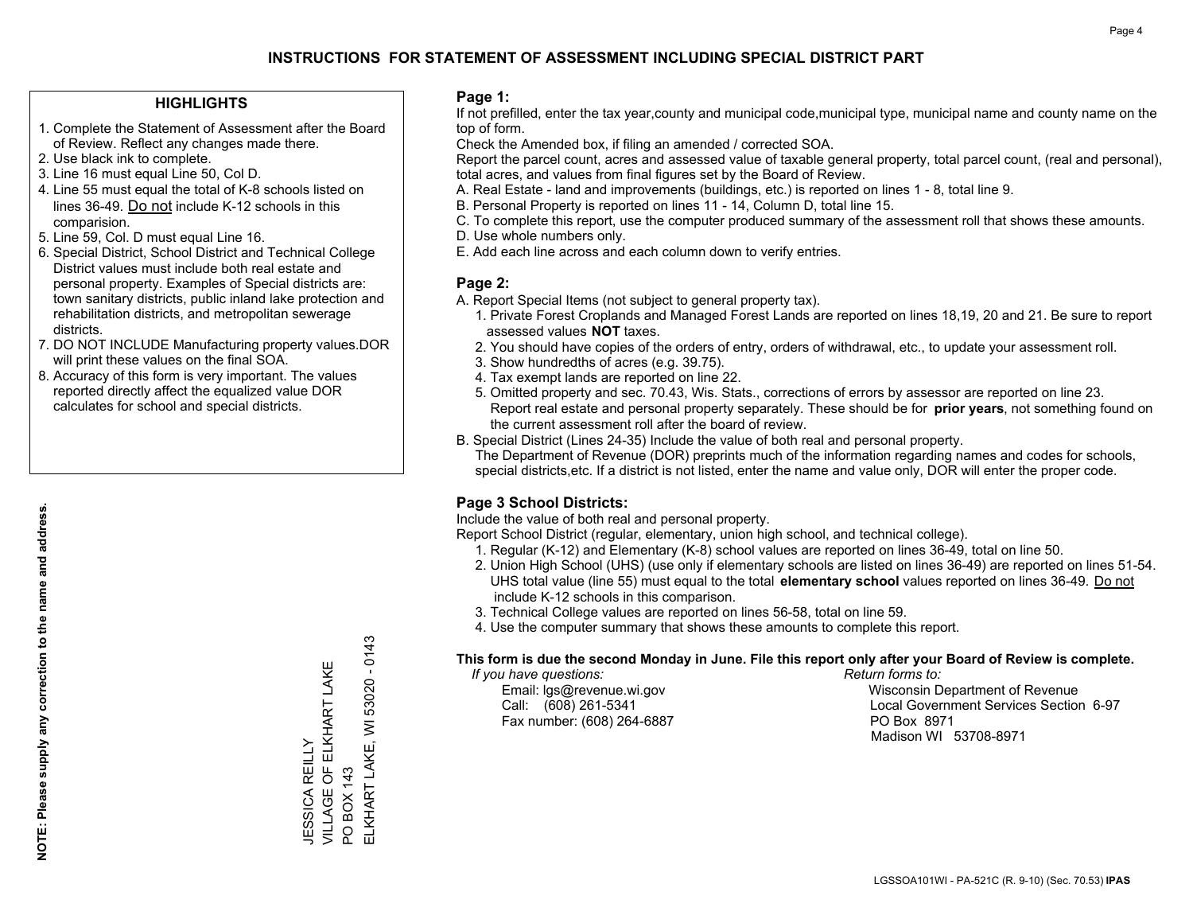# INSTRUCTIONS FOR STATEMENT OF ASSESSMENT INCLUDING SPECIAL DISTRICT PART

## HIGHLIGHTS

1. Complete the Statement of Assessment after the Board of Review. Reflect any changes made there.
2. Use black ink to complete.
3. Line 16 must equal Line 50, Col D.
4. Line 55 must equal the total of K-8 schools listed on lines 36-49. Do not include K-12 schools in this comparision.
5. Line 59, Col. D must equal Line 16.
6. Special District, School District and Technical College District values must include both real estate and personal property. Examples of Special districts are: town sanitary districts, public inland lake protection and rehabilitation districts, and metropolitan sewerage districts.
7. DO NOT INCLUDE Manufacturing property values.DOR will print these values on the final SOA.
8. Accuracy of this form is very important. The values reported directly affect the equalized value DOR calculates for school and special districts.

**NOTE: Please supply any correction to the name and address.**

JESSICA REILLY
VILLAGE OF ELKHART LAKE
PO BOX 143
ELKHART LAKE, WI 53020 - 0143

## Page 1:

If not prefilled, enter the tax year,county and municipal code,municipal type, municipal name and county name on the top of form.

Check the Amended box, if filing an amended / corrected SOA.

Report the parcel count, acres and assessed value of taxable general property, total parcel count, (real and personal), total acres, and values from final figures set by the Board of Review.

A. Real Estate - land and improvements (buildings, etc.) is reported on lines 1 - 8, total line 9.
B. Personal Property is reported on lines 11 - 14, Column D, total line 15.
C. To complete this report, use the computer produced summary of the assessment roll that shows these amounts.
D. Use whole numbers only.
E. Add each line across and each column down to verify entries.

## Page 2:

A. Report Special Items (not subject to general property tax).
   1. Private Forest Croplands and Managed Forest Lands are reported on lines 18,19, 20 and 21. Be sure to report assessed values **NOT** taxes.
   2. You should have copies of the orders of entry, orders of withdrawal, etc., to update your assessment roll.
   3. Show hundredths of acres (e.g. 39.75).
   4. Tax exempt lands are reported on line 22.
   5. Omitted property and sec. 70.43, Wis. Stats., corrections of errors by assessor are reported on line 23. Report real estate and personal property separately. These should be for **prior years**, not something found on the current assessment roll after the board of review.
B. Special District (Lines 24-35) Include the value of both real and personal property.
   The Department of Revenue (DOR) preprints much of the information regarding names and codes for schools, special districts,etc. If a district is not listed, enter the name and value only, DOR will enter the proper code.

## Page 3 School Districts:

Include the value of both real and personal property.

Report School District (regular, elementary, union high school, and technical college).

1. Regular (K-12) and Elementary (K-8) school values are reported on lines 36-49, total on line 50.
2. Union High School (UHS) (use only if elementary schools are listed on lines 36-49) are reported on lines 51-54. UHS total value (line 55) must equal to the total **elementary school** values reported on lines 36-49. Do not include K-12 schools in this comparison.
3. Technical College values are reported on lines 56-58, total on line 59.
4. Use the computer summary that shows these amounts to complete this report.

**This form is due the second Monday in June. File this report only after your Board of Review is complete.**

*If you have questions:*
Email: lgs@revenue.wi.gov
Call: (608) 261-5341
Fax number: (608) 264-6887

*Return forms to:*
Wisconsin Department of Revenue
Local Government Services Section 6-97
PO Box 8971
Madison WI 53708-8971

LGSSOA101WI - PA-521C (R. 9-10) (Sec. 70.53) **IPAS**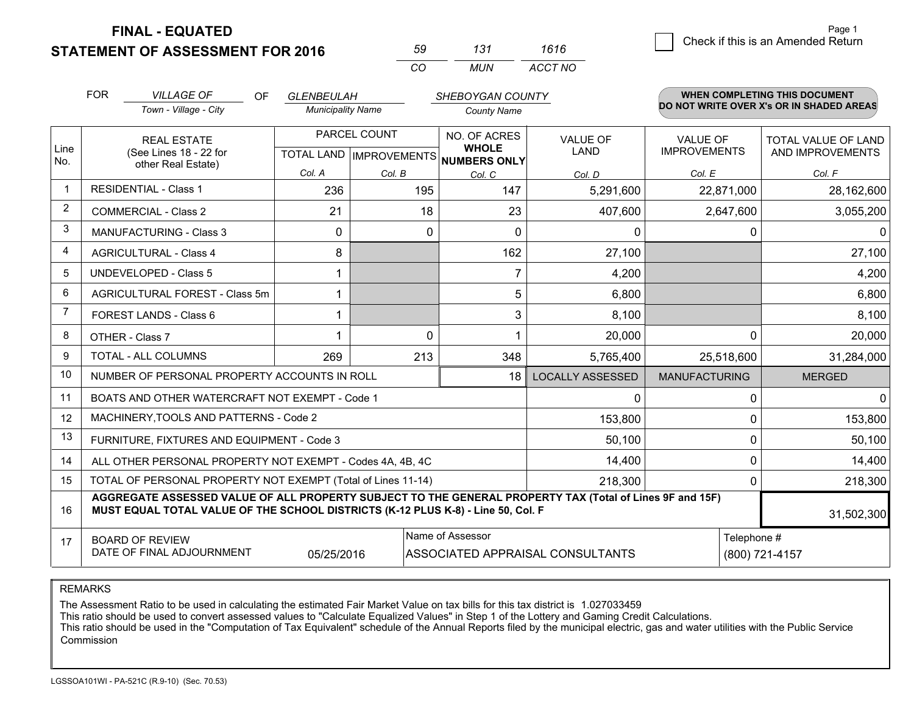# FINAL - EQUATED
## STATEMENT OF ASSESSMENT FOR 2016

| 59 | 131 | 1616 |
|---|---|---|
| CO | MUN | ACCT NO |

☐ Check if this is an Amended Return

FOR *VILLAGE OF* (Town - Village - City) OF *GLENBEULAH* (Municipality Name) *SHEBOYGAN COUNTY* (County Name)

**WHEN COMPLETING THIS DOCUMENT DO NOT WRITE OVER X's OR IN SHADED AREAS**

| Line No. | REAL ESTATE (See Lines 18 - 22 for other Real Estate) | PARCEL COUNT TOTAL LAND Col. A | PARCEL COUNT IMPROVEMENTS Col. B | NO. OF ACRES WHOLE NUMBERS ONLY Col. C | VALUE OF LAND Col. D | VALUE OF IMPROVEMENTS Col. E | TOTAL VALUE OF LAND AND IMPROVEMENTS Col. F |
|---|---|---|---|---|---|---|---|
| 1 | RESIDENTIAL - Class 1 | 236 | 195 | 147 | 5,291,600 | 22,871,000 | 28,162,600 |
| 2 | COMMERCIAL - Class 2 | 21 | 18 | 23 | 407,600 | 2,647,600 | 3,055,200 |
| 3 | MANUFACTURING - Class 3 | 0 | 0 | 0 | 0 | 0 | 0 |
| 4 | AGRICULTURAL - Class 4 | 8 | | 162 | 27,100 | | 27,100 |
| 5 | UNDEVELOPED - Class 5 | 1 | | 7 | 4,200 | | 4,200 |
| 6 | AGRICULTURAL FOREST - Class 5m | 1 | | 5 | 6,800 | | 6,800 |
| 7 | FOREST LANDS - Class 6 | 1 | | 3 | 8,100 | | 8,100 |
| 8 | OTHER - Class 7 | 1 | 0 | 1 | 20,000 | 0 | 20,000 |
| 9 | TOTAL - ALL COLUMNS | 269 | 213 | 348 | 5,765,400 | 25,518,600 | 31,284,000 |
| 10 | NUMBER OF PERSONAL PROPERTY ACCOUNTS IN ROLL | | | 18 | LOCALLY ASSESSED | MANUFACTURING | MERGED |
| 11 | BOATS AND OTHER WATERCRAFT NOT EXEMPT - Code 1 | | | | 0 | 0 | 0 |
| 12 | MACHINERY,TOOLS AND PATTERNS - Code 2 | | | | 153,800 | 0 | 153,800 |
| 13 | FURNITURE, FIXTURES AND EQUIPMENT - Code 3 | | | | 50,100 | 0 | 50,100 |
| 14 | ALL OTHER PERSONAL PROPERTY NOT EXEMPT - Codes 4A, 4B, 4C | | | | 14,400 | 0 | 14,400 |
| 15 | TOTAL OF PERSONAL PROPERTY NOT EXEMPT (Total of Lines 11-14) | | | | 218,300 | 0 | 218,300 |
| 16 | **AGGREGATE ASSESSED VALUE OF ALL PROPERTY SUBJECT TO THE GENERAL PROPERTY TAX (Total of Lines 9F and 15F) MUST EQUAL TOTAL VALUE OF THE SCHOOL DISTRICTS (K-12 PLUS K-8) - Line 50, Col. F** | | | | | | 31,502,300 |
| 17 | BOARD OF REVIEW DATE OF FINAL ADJOURNMENT | 05/25/2016 | Name of Assessor | ASSOCIATED APPRAISAL CONSULTANTS | | Telephone # | (800) 721-4157 |

REMARKS

The Assessment Ratio to be used in calculating the estimated Fair Market Value on tax bills for this tax district is 1.027033459
This ratio should be used to convert assessed values to "Calculate Equalized Values" in Step 1 of the Lottery and Gaming Credit Calculations.
This ratio should be used in the "Computation of Tax Equivalent" schedule of the Annual Reports filed by the municipal electric, gas and water utilities with the Public Service Commission

LGSSOA101WI - PA-521C (R.9-10) (Sec. 70.53)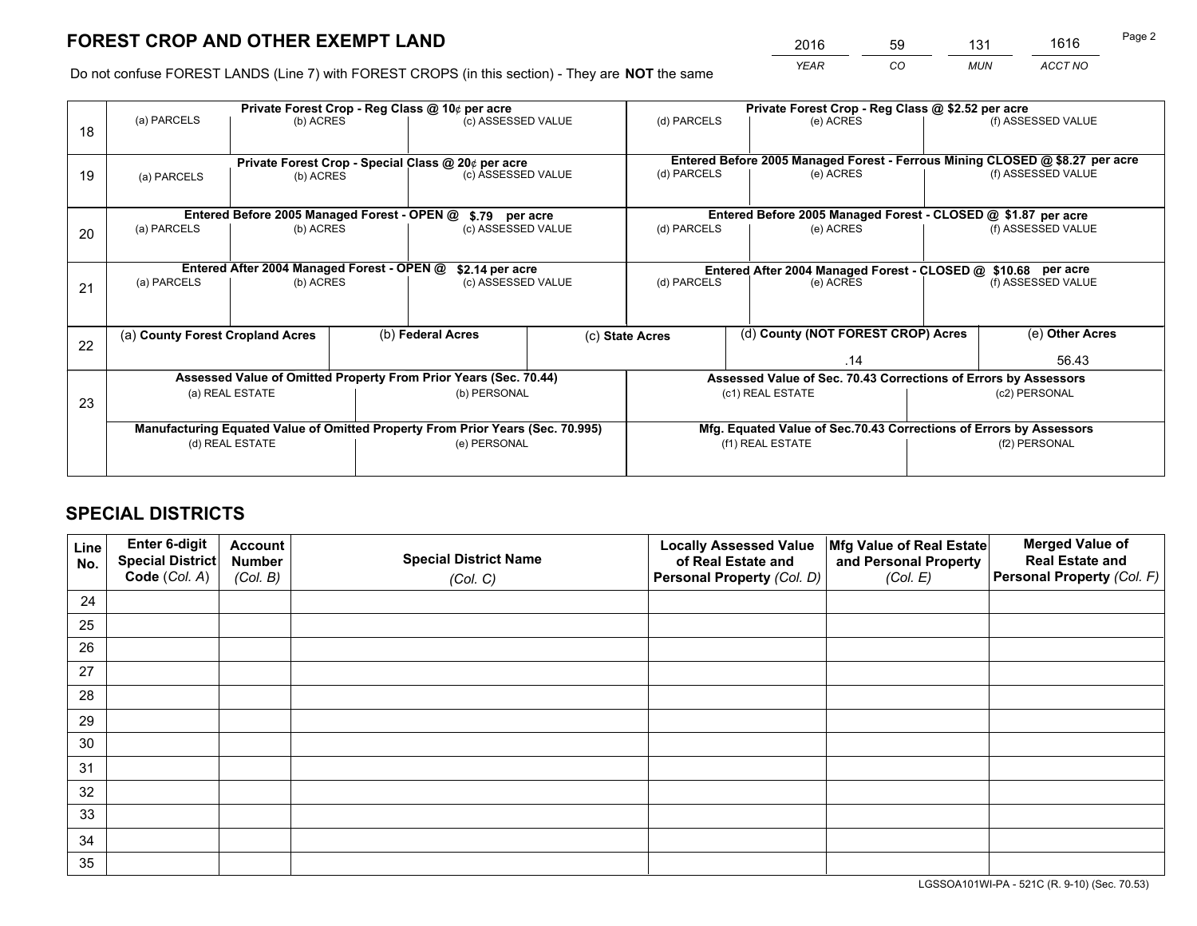# FOREST CROP AND OTHER EXEMPT LAND

| 2016 | 59 | 131 | 1616 |
|---|---|---|---|
| *YEAR* | *CO* | *MUN* | *ACCT NO* |

Do not confuse FOREST LANDS (Line 7) with FOREST CROPS (in this section) - They are **NOT** the same

| Line | Private Forest Crop - Reg Class @ 10¢ per acre | | | Private Forest Crop - Reg Class @ $2.52 per acre | | |
|---|---|---|---|---|---|---|
| | (a) PARCELS | (b) ACRES | (c) ASSESSED VALUE | (d) PARCELS | (e) ACRES | (f) ASSESSED VALUE |
| 18 | | | | | | |
| | **Private Forest Crop - Special Class @ 20¢ per acre** | | | **Entered Before 2005 Managed Forest - Ferrous Mining CLOSED @ $8.27 per acre** | | |
| | (a) PARCELS | (b) ACRES | (c) ASSESSED VALUE | (d) PARCELS | (e) ACRES | (f) ASSESSED VALUE |
| 19 | | | | | | |
| | **Entered Before 2005 Managed Forest - OPEN @ $.79 per acre** | | | **Entered Before 2005 Managed Forest - CLOSED @ $1.87 per acre** | | |
| | (a) PARCELS | (b) ACRES | (c) ASSESSED VALUE | (d) PARCELS | (e) ACRES | (f) ASSESSED VALUE |
| 20 | | | | | | |
| | **Entered After 2004 Managed Forest - OPEN @ $2.14 per acre** | | | **Entered After 2004 Managed Forest - CLOSED @ $10.68 per acre** | | |
| | (a) PARCELS | (b) ACRES | (c) ASSESSED VALUE | (d) PARCELS | (e) ACRES | (f) ASSESSED VALUE |
| 21 | | | | | | |

| Line | (a) County Forest Cropland Acres | (b) Federal Acres | (c) State Acres | (d) County (NOT FOREST CROP) Acres | (e) Other Acres |
|---|---|---|---|---|---|
| 22 | | | | .14 | 56.43 |

| Line | Assessed Value of Omitted Property From Prior Years (Sec. 70.44) | | Assessed Value of Sec. 70.43 Corrections of Errors by Assessors | |
|---|---|---|---|---|
| | (a) REAL ESTATE | (b) PERSONAL | (c1) REAL ESTATE | (c2) PERSONAL |
| 23 | | | | |
| | **Manufacturing Equated Value of Omitted Property From Prior Years (Sec. 70.995)** | | **Mfg. Equated Value of Sec.70.43 Corrections of Errors by Assessors** | |
| | (d) REAL ESTATE | (e) PERSONAL | (f1) REAL ESTATE | (f2) PERSONAL |
| | | | | |

# SPECIAL DISTRICTS

| Line No. | Enter 6-digit Special District Code (*Col. A*) | Account Number (*Col. B*) | Special District Name (*Col. C*) | Locally Assessed Value of Real Estate and Personal Property (*Col. D*) | Mfg Value of Real Estate and Personal Property (*Col. E*) | Merged Value of Real Estate and Personal Property (*Col. F*) |
|---|---|---|---|---|---|---|
| 24 | | | | | | |
| 25 | | | | | | |
| 26 | | | | | | |
| 27 | | | | | | |
| 28 | | | | | | |
| 29 | | | | | | |
| 30 | | | | | | |
| 31 | | | | | | |
| 32 | | | | | | |
| 33 | | | | | | |
| 34 | | | | | | |
| 35 | | | | | | |

LGSSOA101WI-PA - 521C (R. 9-10) (Sec. 70.53)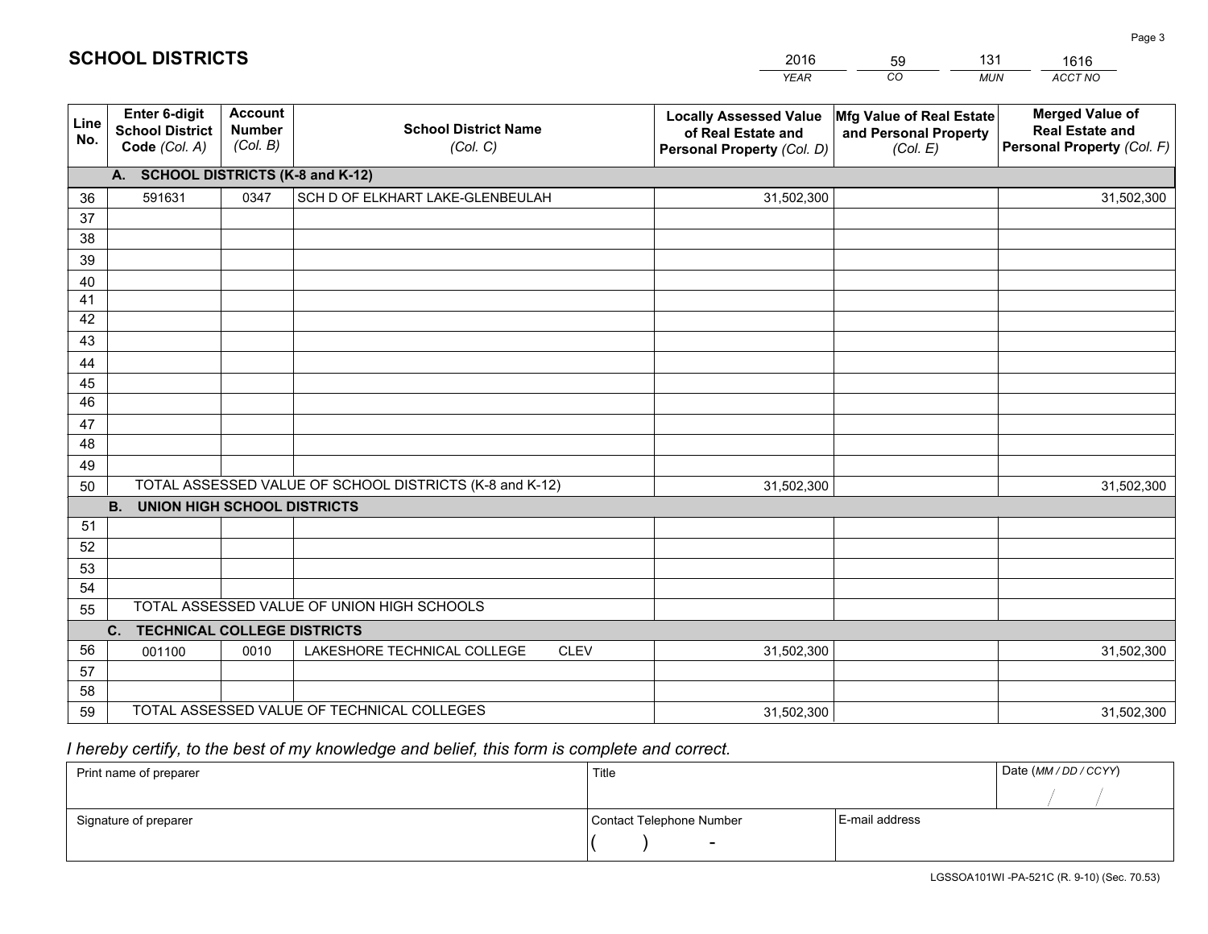# SCHOOL DISTRICTS

| YEAR | CO | MUN | ACCT NO |
|---|---|---|---|
| 2016 | 59 | 131 | 1616 |

| Line No. | Enter 6-digit School District Code (Col. A) | Account Number (Col. B) | School District Name (Col. C) | Locally Assessed Value of Real Estate and Personal Property (Col. D) | Mfg Value of Real Estate and Personal Property (Col. E) | Merged Value of Real Estate and Personal Property (Col. F) |
|---|---|---|---|---|---|---|
| | **A. SCHOOL DISTRICTS (K-8 and K-12)** | | | | | |
| 36 | 591631 | 0347 | SCH D OF ELKHART LAKE-GLENBEULAH | 31,502,300 | | 31,502,300 |
| 37 | | | | | | |
| 38 | | | | | | |
| 39 | | | | | | |
| 40 | | | | | | |
| 41 | | | | | | |
| 42 | | | | | | |
| 43 | | | | | | |
| 44 | | | | | | |
| 45 | | | | | | |
| 46 | | | | | | |
| 47 | | | | | | |
| 48 | | | | | | |
| 49 | | | | | | |
| 50 | TOTAL ASSESSED VALUE OF SCHOOL DISTRICTS (K-8 and K-12) | | | 31,502,300 | | 31,502,300 |
| | **B. UNION HIGH SCHOOL DISTRICTS** | | | | | |
| 51 | | | | | | |
| 52 | | | | | | |
| 53 | | | | | | |
| 54 | | | | | | |
| 55 | TOTAL ASSESSED VALUE OF UNION HIGH SCHOOLS | | | | | |
| | **C. TECHNICAL COLLEGE DISTRICTS** | | | | | |
| 56 | 001100 | 0010 | LAKESHORE TECHNICAL COLLEGE CLEV | 31,502,300 | | 31,502,300 |
| 57 | | | | | | |
| 58 | | | | | | |
| 59 | TOTAL ASSESSED VALUE OF TECHNICAL COLLEGES | | | 31,502,300 | | 31,502,300 |

*I hereby certify, to the best of my knowledge and belief, this form is complete and correct.*

| Print name of preparer | Title | | Date (MM / DD / CCYY) |
|---|---|---|---|
| | | | / / |
| Signature of preparer | Contact Telephone Number | E-mail address | |
| | ( ) - | | |

LGSSOA101WI -PA-521C (R. 9-10) (Sec. 70.53)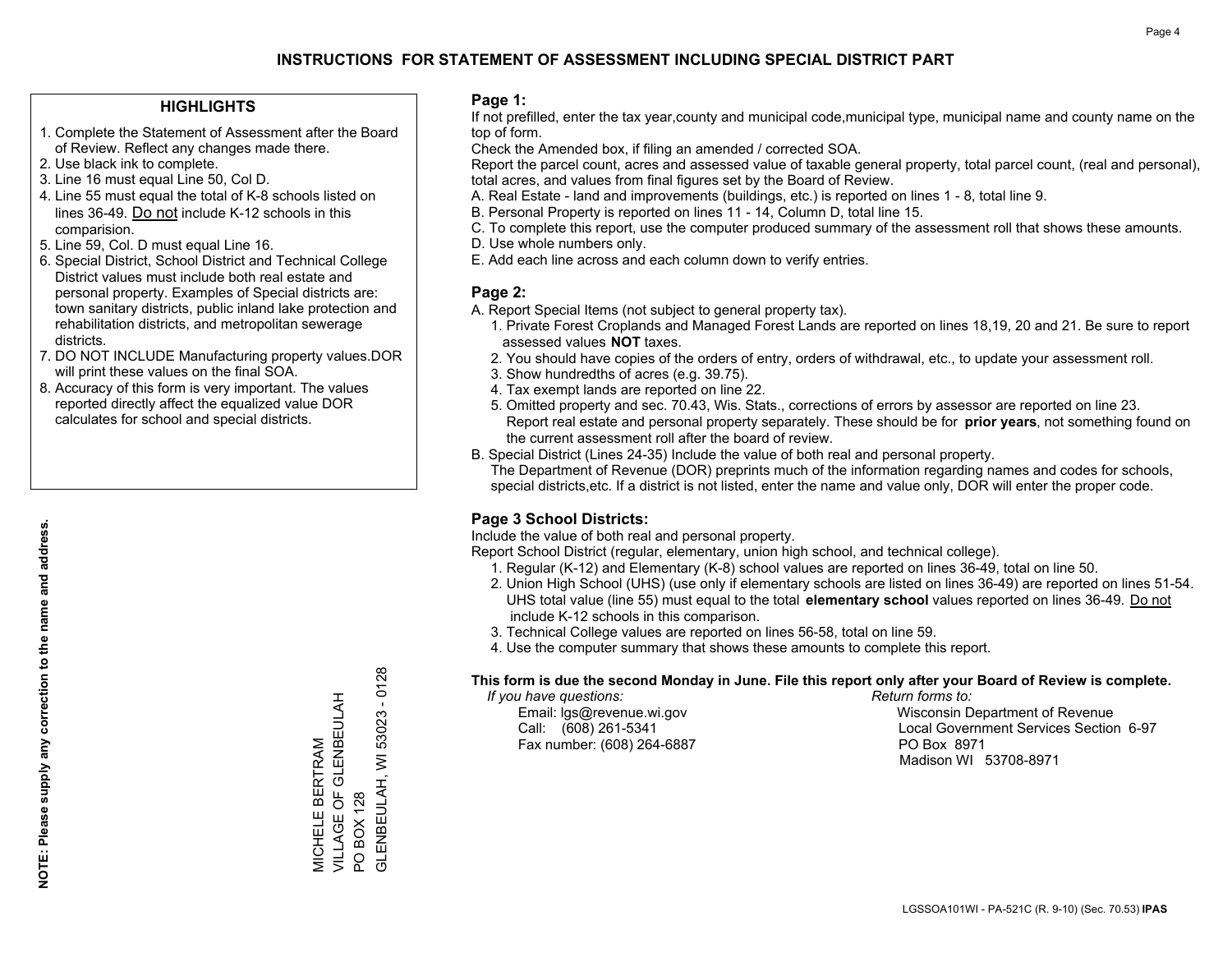# INSTRUCTIONS FOR STATEMENT OF ASSESSMENT INCLUDING SPECIAL DISTRICT PART

## HIGHLIGHTS

1. Complete the Statement of Assessment after the Board of Review. Reflect any changes made there.
2. Use black ink to complete.
3. Line 16 must equal Line 50, Col D.
4. Line 55 must equal the total of K-8 schools listed on lines 36-49. Do not include K-12 schools in this comparision.
5. Line 59, Col. D must equal Line 16.
6. Special District, School District and Technical College District values must include both real estate and personal property. Examples of Special districts are: town sanitary districts, public inland lake protection and rehabilitation districts, and metropolitan sewerage districts.
7. DO NOT INCLUDE Manufacturing property values.DOR will print these values on the final SOA.
8. Accuracy of this form is very important. The values reported directly affect the equalized value DOR calculates for school and special districts.

**NOTE: Please supply any correction to the name and address.**

MICHELE BERTRAM
VILLAGE OF GLENBEULAH
PO BOX 128
GLENBEULAH, WI 53023 - 0128

## Page 1:

If not prefilled, enter the tax year,county and municipal code,municipal type, municipal name and county name on the top of form.

Check the Amended box, if filing an amended / corrected SOA.

Report the parcel count, acres and assessed value of taxable general property, total parcel count, (real and personal), total acres, and values from final figures set by the Board of Review.

A. Real Estate - land and improvements (buildings, etc.) is reported on lines 1 - 8, total line 9.
B. Personal Property is reported on lines 11 - 14, Column D, total line 15.
C. To complete this report, use the computer produced summary of the assessment roll that shows these amounts.
D. Use whole numbers only.
E. Add each line across and each column down to verify entries.

## Page 2:

A. Report Special Items (not subject to general property tax).
   1. Private Forest Croplands and Managed Forest Lands are reported on lines 18,19, 20 and 21. Be sure to report assessed values **NOT** taxes.
   2. You should have copies of the orders of entry, orders of withdrawal, etc., to update your assessment roll.
   3. Show hundredths of acres (e.g. 39.75).
   4. Tax exempt lands are reported on line 22.
   5. Omitted property and sec. 70.43, Wis. Stats., corrections of errors by assessor are reported on line 23. Report real estate and personal property separately. These should be for **prior years**, not something found on the current assessment roll after the board of review.

B. Special District (Lines 24-35) Include the value of both real and personal property.
   The Department of Revenue (DOR) preprints much of the information regarding names and codes for schools, special districts,etc. If a district is not listed, enter the name and value only, DOR will enter the proper code.

## Page 3 School Districts:

Include the value of both real and personal property.

Report School District (regular, elementary, union high school, and technical college).

1. Regular (K-12) and Elementary (K-8) school values are reported on lines 36-49, total on line 50.
2. Union High School (UHS) (use only if elementary schools are listed on lines 36-49) are reported on lines 51-54. UHS total value (line 55) must equal to the total **elementary school** values reported on lines 36-49. Do not include K-12 schools in this comparison.
3. Technical College values are reported on lines 56-58, total on line 59.
4. Use the computer summary that shows these amounts to complete this report.

**This form is due the second Monday in June. File this report only after your Board of Review is complete.**

*If you have questions:*
Email: lgs@revenue.wi.gov
Call: (608) 261-5341
Fax number: (608) 264-6887

*Return forms to:*
Wisconsin Department of Revenue
Local Government Services Section 6-97
PO Box 8971
Madison WI 53708-8971

LGSSOA101WI - PA-521C (R. 9-10) (Sec. 70.53) **IPAS**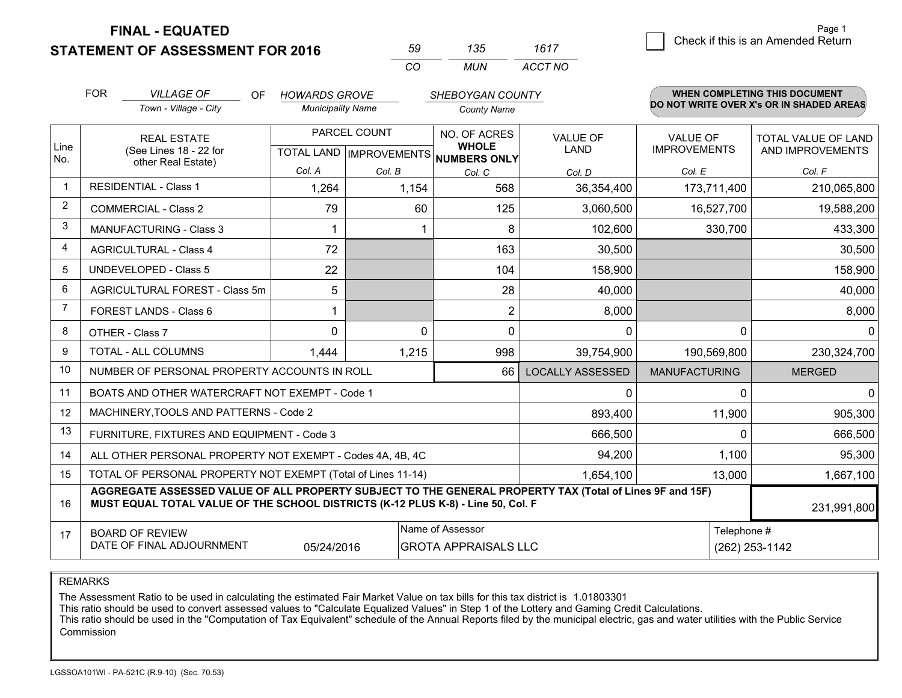**FINAL - EQUATED**
**STATEMENT OF ASSESSMENT FOR 2016**

| 59 | 135 | 1617 |
|---|---|---|
| CO | MUN | ACCT NO |

Page 1

☐ Check if this is an Amended Return

FOR *VILLAGE OF* (Town - Village - City) OF *HOWARDS GROVE* (Municipality Name) *SHEBOYGAN COUNTY* (County Name)

**WHEN COMPLETING THIS DOCUMENT DO NOT WRITE OVER X's OR IN SHADED AREAS**

| Line No. | REAL ESTATE (See Lines 18 - 22 for other Real Estate) | PARCEL COUNT TOTAL LAND Col. A | PARCEL COUNT IMPROVEMENTS Col. B | NO. OF ACRES WHOLE NUMBERS ONLY Col. C | VALUE OF LAND Col. D | VALUE OF IMPROVEMENTS Col. E | TOTAL VALUE OF LAND AND IMPROVEMENTS Col. F |
|---|---|---|---|---|---|---|---|
| 1 | RESIDENTIAL - Class 1 | 1,264 | 1,154 | 568 | 36,354,400 | 173,711,400 | 210,065,800 |
| 2 | COMMERCIAL - Class 2 | 79 | 60 | 125 | 3,060,500 | 16,527,700 | 19,588,200 |
| 3 | MANUFACTURING - Class 3 | 1 | 1 | 8 | 102,600 | 330,700 | 433,300 |
| 4 | AGRICULTURAL - Class 4 | 72 | | 163 | 30,500 | | 30,500 |
| 5 | UNDEVELOPED - Class 5 | 22 | | 104 | 158,900 | | 158,900 |
| 6 | AGRICULTURAL FOREST - Class 5m | 5 | | 28 | 40,000 | | 40,000 |
| 7 | FOREST LANDS - Class 6 | 1 | | 2 | 8,000 | | 8,000 |
| 8 | OTHER - Class 7 | 0 | 0 | 0 | 0 | 0 | 0 |
| 9 | TOTAL - ALL COLUMNS | 1,444 | 1,215 | 998 | 39,754,900 | 190,569,800 | 230,324,700 |
| 10 | NUMBER OF PERSONAL PROPERTY ACCOUNTS IN ROLL | | | 66 | LOCALLY ASSESSED | MANUFACTURING | MERGED |
| 11 | BOATS AND OTHER WATERCRAFT NOT EXEMPT - Code 1 | | | | 0 | 0 | 0 |
| 12 | MACHINERY,TOOLS AND PATTERNS - Code 2 | | | | 893,400 | 11,900 | 905,300 |
| 13 | FURNITURE, FIXTURES AND EQUIPMENT - Code 3 | | | | 666,500 | 0 | 666,500 |
| 14 | ALL OTHER PERSONAL PROPERTY NOT EXEMPT - Codes 4A, 4B, 4C | | | | 94,200 | 1,100 | 95,300 |
| 15 | TOTAL OF PERSONAL PROPERTY NOT EXEMPT (Total of Lines 11-14) | | | | 1,654,100 | 13,000 | 1,667,100 |
| 16 | **AGGREGATE ASSESSED VALUE OF ALL PROPERTY SUBJECT TO THE GENERAL PROPERTY TAX (Total of Lines 9F and 15F) MUST EQUAL TOTAL VALUE OF THE SCHOOL DISTRICTS (K-12 PLUS K-8) - Line 50, Col. F** | | | | | | 231,991,800 |
| 17 | BOARD OF REVIEW DATE OF FINAL ADJOURNMENT | 05/24/2016 | | Name of Assessor: GROTA APPRAISALS LLC | | Telephone #: (262) 253-1142 | |

REMARKS

The Assessment Ratio to be used in calculating the estimated Fair Market Value on tax bills for this tax district is 1.01803301
This ratio should be used to convert assessed values to "Calculate Equalized Values" in Step 1 of the Lottery and Gaming Credit Calculations.
This ratio should be used in the "Computation of Tax Equivalent" schedule of the Annual Reports filed by the municipal electric, gas and water utilities with the Public Service Commission

LGSSOA101WI - PA-521C (R.9-10) (Sec. 70.53)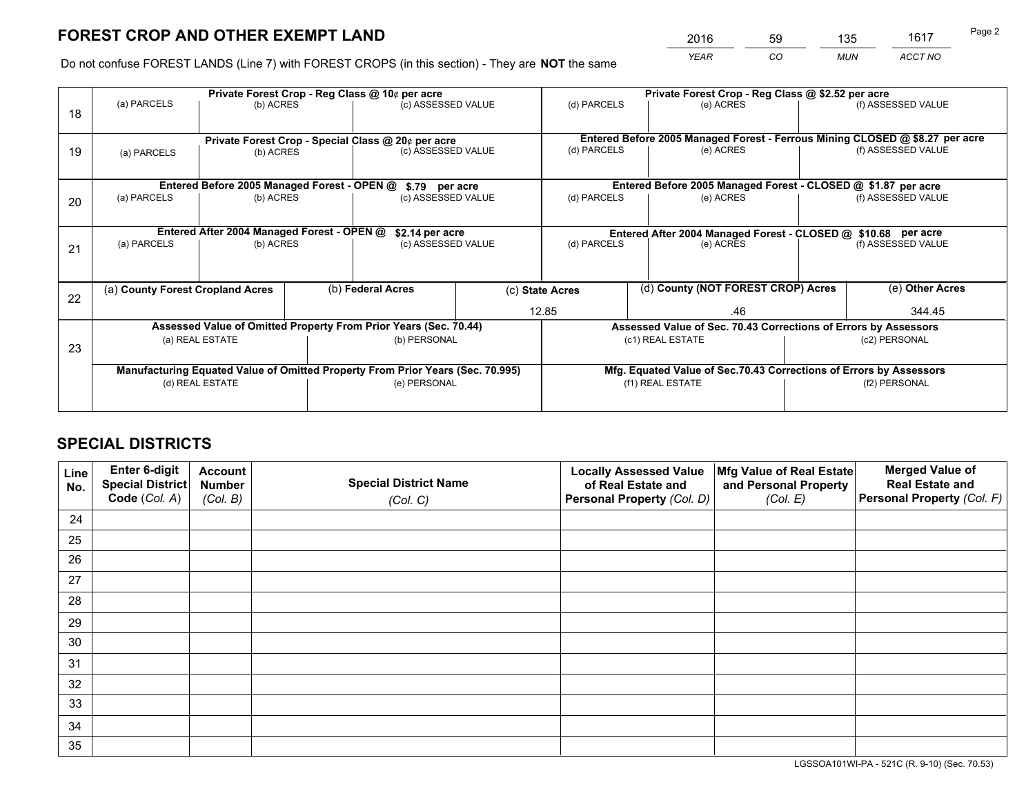# FOREST CROP AND OTHER EXEMPT LAND

| 2016 | 59 | 135 | 1617 |
|---|---|---|---|
| *YEAR* | *CO* | *MUN* | *ACCT NO* |

Do not confuse FOREST LANDS (Line 7) with FOREST CROPS (in this section) - They are **NOT** the same

| Line | Private Forest Crop - Reg Class @ 10¢ per acre | | | Private Forest Crop - Reg Class @ $2.52 per acre | | |
|---|---|---|---|---|---|---|
| | (a) PARCELS | (b) ACRES | (c) ASSESSED VALUE | (d) PARCELS | (e) ACRES | (f) ASSESSED VALUE |
| 18 | | | | | | |
| | **Private Forest Crop - Special Class @ 20¢ per acre** | | | **Entered Before 2005 Managed Forest - Ferrous Mining CLOSED @ $8.27 per acre** | | |
| | (a) PARCELS | (b) ACRES | (c) ASSESSED VALUE | (d) PARCELS | (e) ACRES | (f) ASSESSED VALUE |
| 19 | | | | | | |
| | **Entered Before 2005 Managed Forest - OPEN @ $.79 per acre** | | | **Entered Before 2005 Managed Forest - CLOSED @ $1.87 per acre** | | |
| | (a) PARCELS | (b) ACRES | (c) ASSESSED VALUE | (d) PARCELS | (e) ACRES | (f) ASSESSED VALUE |
| 20 | | | | | | |
| | **Entered After 2004 Managed Forest - OPEN @ $2.14 per acre** | | | **Entered After 2004 Managed Forest - CLOSED @ $10.68 per acre** | | |
| | (a) PARCELS | (b) ACRES | (c) ASSESSED VALUE | (d) PARCELS | (e) ACRES | (f) ASSESSED VALUE |
| 21 | | | | | | |

| Line | (a) County Forest Cropland Acres | (b) Federal Acres | (c) State Acres | (d) County (NOT FOREST CROP) Acres | (e) Other Acres |
|---|---|---|---|---|---|
| 22 | | | 12.85 | .46 | 344.45 |

| Line | Assessed Value of Omitted Property From Prior Years (Sec. 70.44) | | Assessed Value of Sec. 70.43 Corrections of Errors by Assessors | |
|---|---|---|---|---|
| 23 | (a) REAL ESTATE | (b) PERSONAL | (c1) REAL ESTATE | (c2) PERSONAL |
| | | | | |
| | **Manufacturing Equated Value of Omitted Property From Prior Years (Sec. 70.995)** | | **Mfg. Equated Value of Sec.70.43 Corrections of Errors by Assessors** | |
| | (d) REAL ESTATE | (e) PERSONAL | (f1) REAL ESTATE | (f2) PERSONAL |
| | | | | |

# SPECIAL DISTRICTS

| Line No. | Enter 6-digit Special District Code (*Col. A*) | Account Number (*Col. B*) | Special District Name (*Col. C*) | Locally Assessed Value of Real Estate and Personal Property (*Col. D*) | Mfg Value of Real Estate and Personal Property (*Col. E*) | Merged Value of Real Estate and Personal Property (*Col. F*) |
|---|---|---|---|---|---|---|
| 24 | | | | | | |
| 25 | | | | | | |
| 26 | | | | | | |
| 27 | | | | | | |
| 28 | | | | | | |
| 29 | | | | | | |
| 30 | | | | | | |
| 31 | | | | | | |
| 32 | | | | | | |
| 33 | | | | | | |
| 34 | | | | | | |
| 35 | | | | | | |

LGSSOA101WI-PA - 521C (R. 9-10) (Sec. 70.53)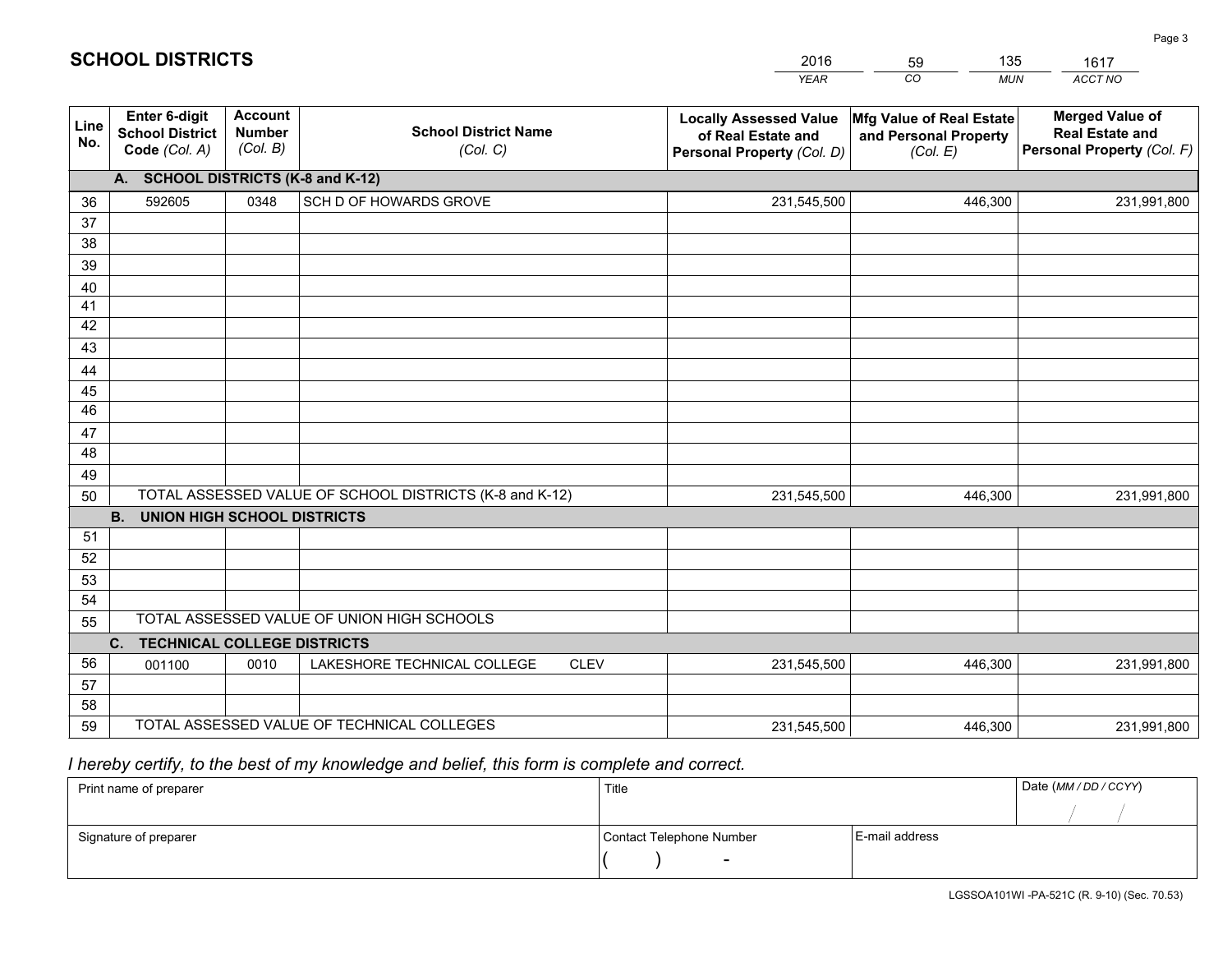# SCHOOL DISTRICTS

| 2016 | 59 | 135 | 1617 |
|---|---|---|---|
| *YEAR* | *CO* | *MUN* | *ACCT NO* |

| Line No. | Enter 6-digit School District Code *(Col. A)* | Account Number *(Col. B)* | School District Name *(Col. C)* | Locally Assessed Value of Real Estate and Personal Property *(Col. D)* | Mfg Value of Real Estate and Personal Property *(Col. E)* | Merged Value of Real Estate and Personal Property *(Col. F)* |
|---|---|---|---|---|---|---|
| | **A. SCHOOL DISTRICTS (K-8 and K-12)** | | | | | |
| 36 | 592605 | 0348 | SCH D OF HOWARDS GROVE | 231,545,500 | 446,300 | 231,991,800 |
| 37 | | | | | | |
| 38 | | | | | | |
| 39 | | | | | | |
| 40 | | | | | | |
| 41 | | | | | | |
| 42 | | | | | | |
| 43 | | | | | | |
| 44 | | | | | | |
| 45 | | | | | | |
| 46 | | | | | | |
| 47 | | | | | | |
| 48 | | | | | | |
| 49 | | | | | | |
| 50 | TOTAL ASSESSED VALUE OF SCHOOL DISTRICTS (K-8 and K-12) | | | 231,545,500 | 446,300 | 231,991,800 |
| | **B. UNION HIGH SCHOOL DISTRICTS** | | | | | |
| 51 | | | | | | |
| 52 | | | | | | |
| 53 | | | | | | |
| 54 | | | | | | |
| 55 | TOTAL ASSESSED VALUE OF UNION HIGH SCHOOLS | | | | | |
| | **C. TECHNICAL COLLEGE DISTRICTS** | | | | | |
| 56 | 001100 | 0010 | LAKESHORE TECHNICAL COLLEGE CLEV | 231,545,500 | 446,300 | 231,991,800 |
| 57 | | | | | | |
| 58 | | | | | | |
| 59 | TOTAL ASSESSED VALUE OF TECHNICAL COLLEGES | | | 231,545,500 | 446,300 | 231,991,800 |

*I hereby certify, to the best of my knowledge and belief, this form is complete and correct.*

| Print name of preparer | Title | | Date *(MM / DD / CCYY)* |
|---|---|---|---|
| | | | / / |
| Signature of preparer | Contact Telephone Number | E-mail address | |
| | ( ) - | | |

LGSSOA101WI -PA-521C (R. 9-10) (Sec. 70.53)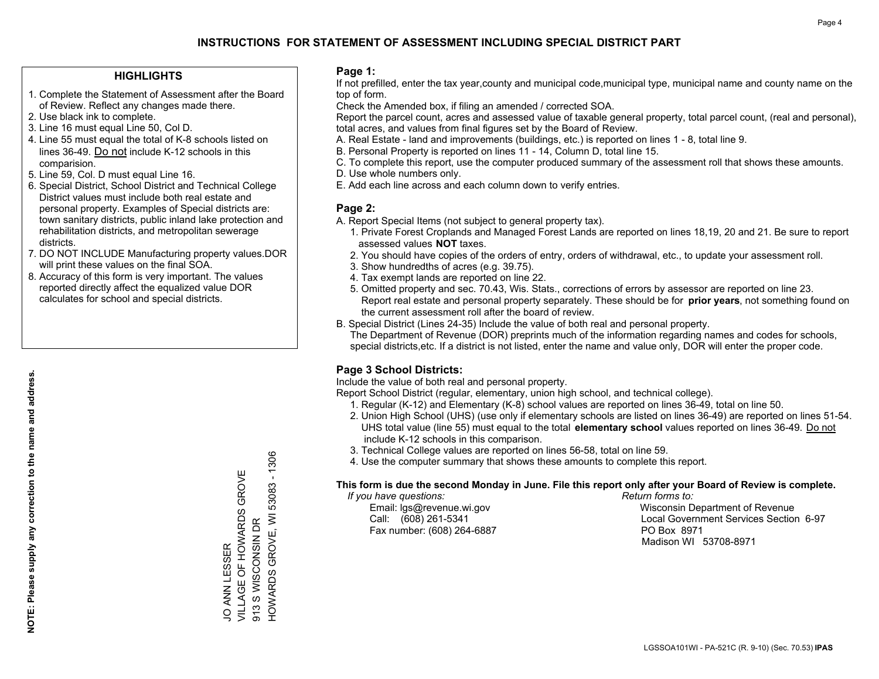# INSTRUCTIONS FOR STATEMENT OF ASSESSMENT INCLUDING SPECIAL DISTRICT PART

## HIGHLIGHTS

1. Complete the Statement of Assessment after the Board of Review. Reflect any changes made there.
2. Use black ink to complete.
3. Line 16 must equal Line 50, Col D.
4. Line 55 must equal the total of K-8 schools listed on lines 36-49. Do not include K-12 schools in this comparision.
5. Line 59, Col. D must equal Line 16.
6. Special District, School District and Technical College District values must include both real estate and personal property. Examples of Special districts are: town sanitary districts, public inland lake protection and rehabilitation districts, and metropolitan sewerage districts.
7. DO NOT INCLUDE Manufacturing property values.DOR will print these values on the final SOA.
8. Accuracy of this form is very important. The values reported directly affect the equalized value DOR calculates for school and special districts.

**NOTE: Please supply any correction to the name and address.**

JO ANN LESSER
VILLAGE OF HOWARDS GROVE
913 S WISCONSIN DR
HOWARDS GROVE, WI 53083 - 1306

## Page 1:

If not prefilled, enter the tax year,county and municipal code,municipal type, municipal name and county name on the top of form.

Check the Amended box, if filing an amended / corrected SOA.

Report the parcel count, acres and assessed value of taxable general property, total parcel count, (real and personal), total acres, and values from final figures set by the Board of Review.

A. Real Estate - land and improvements (buildings, etc.) is reported on lines 1 - 8, total line 9.
B. Personal Property is reported on lines 11 - 14, Column D, total line 15.
C. To complete this report, use the computer produced summary of the assessment roll that shows these amounts.
D. Use whole numbers only.
E. Add each line across and each column down to verify entries.

## Page 2:

A. Report Special Items (not subject to general property tax).
   1. Private Forest Croplands and Managed Forest Lands are reported on lines 18,19, 20 and 21. Be sure to report assessed values **NOT** taxes.
   2. You should have copies of the orders of entry, orders of withdrawal, etc., to update your assessment roll.
   3. Show hundredths of acres (e.g. 39.75).
   4. Tax exempt lands are reported on line 22.
   5. Omitted property and sec. 70.43, Wis. Stats., corrections of errors by assessor are reported on line 23. Report real estate and personal property separately. These should be for **prior years**, not something found on the current assessment roll after the board of review.
B. Special District (Lines 24-35) Include the value of both real and personal property.
   The Department of Revenue (DOR) preprints much of the information regarding names and codes for schools, special districts,etc. If a district is not listed, enter the name and value only, DOR will enter the proper code.

## Page 3 School Districts:

Include the value of both real and personal property.

Report School District (regular, elementary, union high school, and technical college).

1. Regular (K-12) and Elementary (K-8) school values are reported on lines 36-49, total on line 50.
2. Union High School (UHS) (use only if elementary schools are listed on lines 36-49) are reported on lines 51-54. UHS total value (line 55) must equal to the total **elementary school** values reported on lines 36-49. Do not include K-12 schools in this comparison.
3. Technical College values are reported on lines 56-58, total on line 59.
4. Use the computer summary that shows these amounts to complete this report.

**This form is due the second Monday in June. File this report only after your Board of Review is complete.**

*If you have questions:*
Email: lgs@revenue.wi.gov
Call: (608) 261-5341
Fax number: (608) 264-6887

*Return forms to:*
Wisconsin Department of Revenue
Local Government Services Section 6-97
PO Box 8971
Madison WI 53708-8971

LGSSOA101WI - PA-521C (R. 9-10) (Sec. 70.53) **IPAS**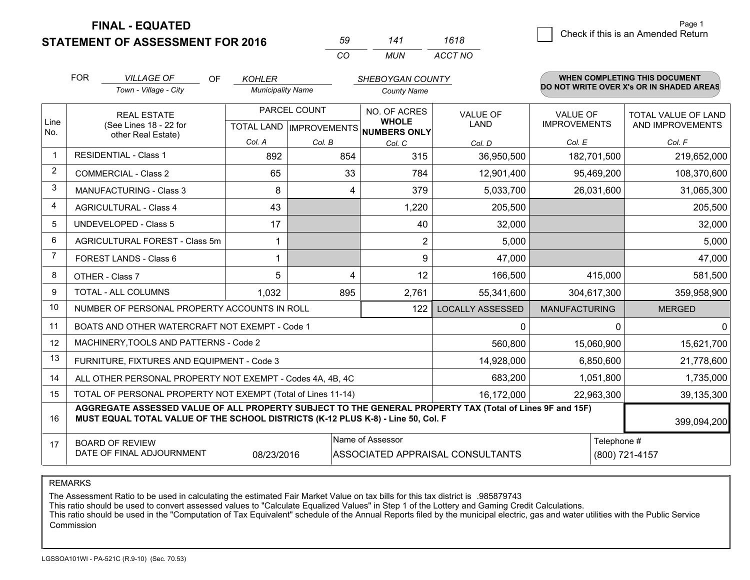**FINAL - EQUATED**
**STATEMENT OF ASSESSMENT FOR 2016**

| 59 | 141 | 1618 |
|---|---|---|
| CO | MUN | ACCT NO |

Page 1

☐ Check if this is an Amended Return

FOR *VILLAGE OF* (Town - Village - City) OF *KOHLER* (Municipality Name) *SHEBOYGAN COUNTY* (County Name)

**WHEN COMPLETING THIS DOCUMENT DO NOT WRITE OVER X's OR IN SHADED AREAS**

| Line No. | REAL ESTATE (See Lines 18 - 22 for other Real Estate) | PARCEL COUNT TOTAL LAND Col. A | PARCEL COUNT IMPROVEMENTS Col. B | NO. OF ACRES WHOLE NUMBERS ONLY Col. C | VALUE OF LAND Col. D | VALUE OF IMPROVEMENTS Col. E | TOTAL VALUE OF LAND AND IMPROVEMENTS Col. F |
|---|---|---|---|---|---|---|---|
| 1 | RESIDENTIAL - Class 1 | 892 | 854 | 315 | 36,950,500 | 182,701,500 | 219,652,000 |
| 2 | COMMERCIAL - Class 2 | 65 | 33 | 784 | 12,901,400 | 95,469,200 | 108,370,600 |
| 3 | MANUFACTURING - Class 3 | 8 | 4 | 379 | 5,033,700 | 26,031,600 | 31,065,300 |
| 4 | AGRICULTURAL - Class 4 | 43 | | 1,220 | 205,500 | | 205,500 |
| 5 | UNDEVELOPED - Class 5 | 17 | | 40 | 32,000 | | 32,000 |
| 6 | AGRICULTURAL FOREST - Class 5m | 1 | | 2 | 5,000 | | 5,000 |
| 7 | FOREST LANDS - Class 6 | 1 | | 9 | 47,000 | | 47,000 |
| 8 | OTHER - Class 7 | 5 | 4 | 12 | 166,500 | 415,000 | 581,500 |
| 9 | TOTAL - ALL COLUMNS | 1,032 | 895 | 2,761 | 55,341,600 | 304,617,300 | 359,958,900 |
| 10 | NUMBER OF PERSONAL PROPERTY ACCOUNTS IN ROLL | | | 122 | LOCALLY ASSESSED | MANUFACTURING | MERGED |
| 11 | BOATS AND OTHER WATERCRAFT NOT EXEMPT - Code 1 | | | | 0 | 0 | 0 |
| 12 | MACHINERY,TOOLS AND PATTERNS - Code 2 | | | | 560,800 | 15,060,900 | 15,621,700 |
| 13 | FURNITURE, FIXTURES AND EQUIPMENT - Code 3 | | | | 14,928,000 | 6,850,600 | 21,778,600 |
| 14 | ALL OTHER PERSONAL PROPERTY NOT EXEMPT - Codes 4A, 4B, 4C | | | | 683,200 | 1,051,800 | 1,735,000 |
| 15 | TOTAL OF PERSONAL PROPERTY NOT EXEMPT (Total of Lines 11-14) | | | | 16,172,000 | 22,963,300 | 39,135,300 |
| 16 | **AGGREGATE ASSESSED VALUE OF ALL PROPERTY SUBJECT TO THE GENERAL PROPERTY TAX (Total of Lines 9F and 15F) MUST EQUAL TOTAL VALUE OF THE SCHOOL DISTRICTS (K-12 PLUS K-8) - Line 50, Col. F** | | | | | | 399,094,200 |
| 17 | BOARD OF REVIEW DATE OF FINAL ADJOURNMENT | 08/23/2016 | | Name of Assessor: ASSOCIATED APPRAISAL CONSULTANTS | | | Telephone #: (800) 721-4157 |

REMARKS

The Assessment Ratio to be used in calculating the estimated Fair Market Value on tax bills for this tax district is .985879743
This ratio should be used to convert assessed values to "Calculate Equalized Values" in Step 1 of the Lottery and Gaming Credit Calculations.
This ratio should be used in the "Computation of Tax Equivalent" schedule of the Annual Reports filed by the municipal electric, gas and water utilities with the Public Service Commission

LGSSOA101WI - PA-521C (R.9-10) (Sec. 70.53)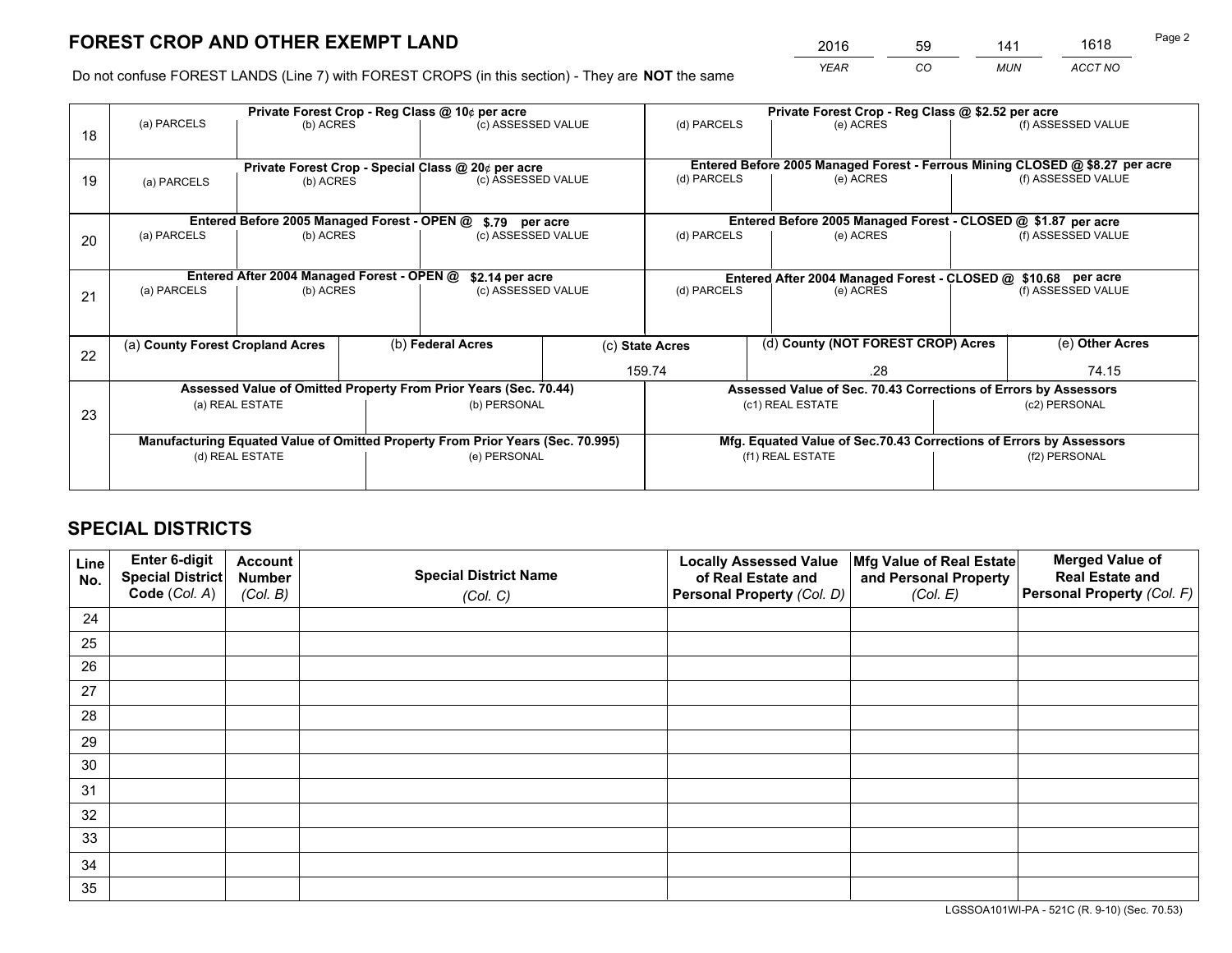# FOREST CROP AND OTHER EXEMPT LAND

| 2016 | 59 | 141 | 1618 |
|---|---|---|---|
| *YEAR* | *CO* | *MUN* | *ACCT NO* |

Do not confuse FOREST LANDS (Line 7) with FOREST CROPS (in this section) - They are **NOT** the same

| Line | | | | | | |
|---|---|---|---|---|---|---|
| 18 | **Private Forest Crop - Reg Class @ 10¢ per acre** | | | **Private Forest Crop - Reg Class @ $2.52 per acre** | | |
| | (a) PARCELS | (b) ACRES | (c) ASSESSED VALUE | (d) PARCELS | (e) ACRES | (f) ASSESSED VALUE |
| | | | | | | |
| 19 | **Private Forest Crop - Special Class @ 20¢ per acre** | | | **Entered Before 2005 Managed Forest - Ferrous Mining CLOSED @ $8.27 per acre** | | |
| | (a) PARCELS | (b) ACRES | (c) ASSESSED VALUE | (d) PARCELS | (e) ACRES | (f) ASSESSED VALUE |
| | | | | | | |
| 20 | **Entered Before 2005 Managed Forest - OPEN @ $.79 per acre** | | | **Entered Before 2005 Managed Forest - CLOSED @ $1.87 per acre** | | |
| | (a) PARCELS | (b) ACRES | (c) ASSESSED VALUE | (d) PARCELS | (e) ACRES | (f) ASSESSED VALUE |
| | | | | | | |
| 21 | **Entered After 2004 Managed Forest - OPEN @ $2.14 per acre** | | | **Entered After 2004 Managed Forest - CLOSED @ $10.68 per acre** | | |
| | (a) PARCELS | (b) ACRES | (c) ASSESSED VALUE | (d) PARCELS | (e) ACRES | (f) ASSESSED VALUE |
| | | | | | | |

| Line | (a) County Forest Cropland Acres | (b) Federal Acres | (c) State Acres | (d) County (NOT FOREST CROP) Acres | (e) Other Acres |
|---|---|---|---|---|---|
| 22 | | | 159.74 | .28 | 74.15 |

| Line | | | | |
|---|---|---|---|---|
| 23 | **Assessed Value of Omitted Property From Prior Years (Sec. 70.44)** | | **Assessed Value of Sec. 70.43 Corrections of Errors by Assessors** | |
| | (a) REAL ESTATE | (b) PERSONAL | (c1) REAL ESTATE | (c2) PERSONAL |
| | | | | |
| | **Manufacturing Equated Value of Omitted Property From Prior Years (Sec. 70.995)** | | **Mfg. Equated Value of Sec.70.43 Corrections of Errors by Assessors** | |
| | (d) REAL ESTATE | (e) PERSONAL | (f1) REAL ESTATE | (f2) PERSONAL |
| | | | | |

# SPECIAL DISTRICTS

| Line No. | Enter 6-digit Special District Code (*Col. A*) | Account Number (*Col. B*) | Special District Name (*Col. C*) | Locally Assessed Value of Real Estate and Personal Property (*Col. D*) | Mfg Value of Real Estate and Personal Property (*Col. E*) | Merged Value of Real Estate and Personal Property (*Col. F*) |
|---|---|---|---|---|---|---|
| 24 | | | | | | |
| 25 | | | | | | |
| 26 | | | | | | |
| 27 | | | | | | |
| 28 | | | | | | |
| 29 | | | | | | |
| 30 | | | | | | |
| 31 | | | | | | |
| 32 | | | | | | |
| 33 | | | | | | |
| 34 | | | | | | |
| 35 | | | | | | |

LGSSOA101WI-PA - 521C (R. 9-10) (Sec. 70.53)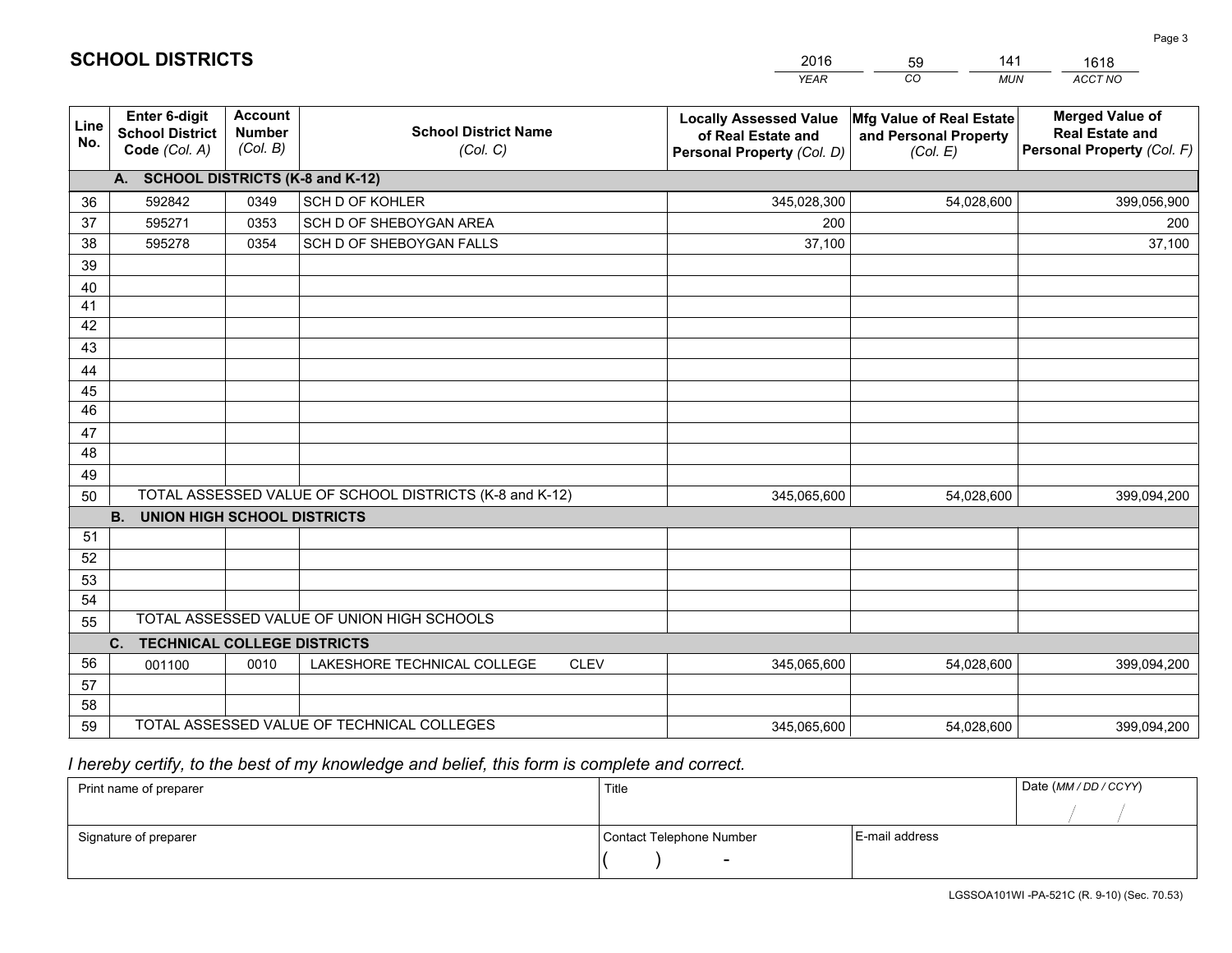# SCHOOL DISTRICTS

| 2016 | 59 | 141 | 1618 |
|---|---|---|---|
| *YEAR* | *CO* | *MUN* | *ACCT NO* |

| Line No. | Enter 6-digit School District Code *(Col. A)* | Account Number *(Col. B)* | School District Name *(Col. C)* | Locally Assessed Value of Real Estate and Personal Property *(Col. D)* | Mfg Value of Real Estate and Personal Property *(Col. E)* | Merged Value of Real Estate and Personal Property *(Col. F)* |
|---|---|---|---|---|---|---|
| **A. SCHOOL DISTRICTS (K-8 and K-12)** | | | | | | |
| 36 | 592842 | 0349 | SCH D OF KOHLER | 345,028,300 | 54,028,600 | 399,056,900 |
| 37 | 595271 | 0353 | SCH D OF SHEBOYGAN AREA | 200 | | 200 |
| 38 | 595278 | 0354 | SCH D OF SHEBOYGAN FALLS | 37,100 | | 37,100 |
| 39 | | | | | | |
| 40 | | | | | | |
| 41 | | | | | | |
| 42 | | | | | | |
| 43 | | | | | | |
| 44 | | | | | | |
| 45 | | | | | | |
| 46 | | | | | | |
| 47 | | | | | | |
| 48 | | | | | | |
| 49 | | | | | | |
| 50 | TOTAL ASSESSED VALUE OF SCHOOL DISTRICTS (K-8 and K-12) | | | 345,065,600 | 54,028,600 | 399,094,200 |
| **B. UNION HIGH SCHOOL DISTRICTS** | | | | | | |
| 51 | | | | | | |
| 52 | | | | | | |
| 53 | | | | | | |
| 54 | | | | | | |
| 55 | TOTAL ASSESSED VALUE OF UNION HIGH SCHOOLS | | | | | |
| **C. TECHNICAL COLLEGE DISTRICTS** | | | | | | |
| 56 | 001100 | 0010 | LAKESHORE TECHNICAL COLLEGE CLEV | 345,065,600 | 54,028,600 | 399,094,200 |
| 57 | | | | | | |
| 58 | | | | | | |
| 59 | TOTAL ASSESSED VALUE OF TECHNICAL COLLEGES | | | 345,065,600 | 54,028,600 | 399,094,200 |

*I hereby certify, to the best of my knowledge and belief, this form is complete and correct.*

| Print name of preparer | Title | | Date *(MM / DD / CCYY)* |
|---|---|---|---|
| | | | / / |
| Signature of preparer | Contact Telephone Number | E-mail address | |
| | ( ) - | | |

LGSSOA101WI -PA-521C (R. 9-10) (Sec. 70.53)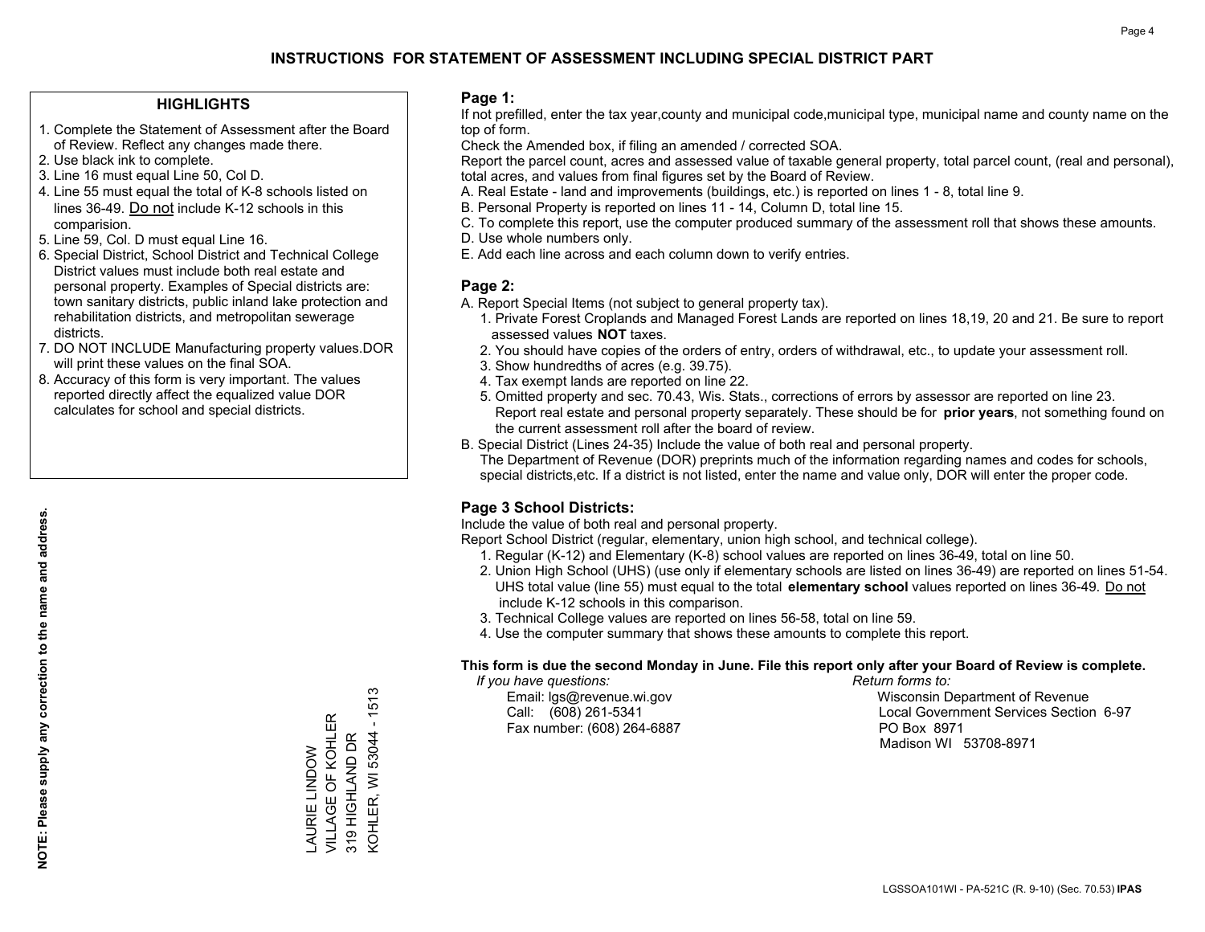# INSTRUCTIONS FOR STATEMENT OF ASSESSMENT INCLUDING SPECIAL DISTRICT PART

## HIGHLIGHTS

1. Complete the Statement of Assessment after the Board of Review. Reflect any changes made there.
2. Use black ink to complete.
3. Line 16 must equal Line 50, Col D.
4. Line 55 must equal the total of K-8 schools listed on lines 36-49. Do not include K-12 schools in this comparision.
5. Line 59, Col. D must equal Line 16.
6. Special District, School District and Technical College District values must include both real estate and personal property. Examples of Special districts are: town sanitary districts, public inland lake protection and rehabilitation districts, and metropolitan sewerage districts.
7. DO NOT INCLUDE Manufacturing property values.DOR will print these values on the final SOA.
8. Accuracy of this form is very important. The values reported directly affect the equalized value DOR calculates for school and special districts.

**NOTE: Please supply any correction to the name and address.**

LAURIE LINDOW
VILLAGE OF KOHLER
319 HIGHLAND DR
KOHLER, WI 53044 - 1513

## Page 1:

If not prefilled, enter the tax year,county and municipal code,municipal type, municipal name and county name on the top of form.

Check the Amended box, if filing an amended / corrected SOA.

Report the parcel count, acres and assessed value of taxable general property, total parcel count, (real and personal), total acres, and values from final figures set by the Board of Review.

A. Real Estate - land and improvements (buildings, etc.) is reported on lines 1 - 8, total line 9.
B. Personal Property is reported on lines 11 - 14, Column D, total line 15.
C. To complete this report, use the computer produced summary of the assessment roll that shows these amounts.
D. Use whole numbers only.
E. Add each line across and each column down to verify entries.

## Page 2:

A. Report Special Items (not subject to general property tax).
   1. Private Forest Croplands and Managed Forest Lands are reported on lines 18,19, 20 and 21. Be sure to report assessed values **NOT** taxes.
   2. You should have copies of the orders of entry, orders of withdrawal, etc., to update your assessment roll.
   3. Show hundredths of acres (e.g. 39.75).
   4. Tax exempt lands are reported on line 22.
   5. Omitted property and sec. 70.43, Wis. Stats., corrections of errors by assessor are reported on line 23. Report real estate and personal property separately. These should be for **prior years**, not something found on the current assessment roll after the board of review.
B. Special District (Lines 24-35) Include the value of both real and personal property.
   The Department of Revenue (DOR) preprints much of the information regarding names and codes for schools, special districts,etc. If a district is not listed, enter the name and value only, DOR will enter the proper code.

## Page 3 School Districts:

Include the value of both real and personal property.

Report School District (regular, elementary, union high school, and technical college).

1. Regular (K-12) and Elementary (K-8) school values are reported on lines 36-49, total on line 50.
2. Union High School (UHS) (use only if elementary schools are listed on lines 36-49) are reported on lines 51-54. UHS total value (line 55) must equal to the total **elementary school** values reported on lines 36-49. Do not include K-12 schools in this comparison.
3. Technical College values are reported on lines 56-58, total on line 59.
4. Use the computer summary that shows these amounts to complete this report.

**This form is due the second Monday in June. File this report only after your Board of Review is complete.**

*If you have questions:*
Email: lgs@revenue.wi.gov
Call: (608) 261-5341
Fax number: (608) 264-6887

*Return forms to:*
Wisconsin Department of Revenue
Local Government Services Section 6-97
PO Box 8971
Madison WI 53708-8971

LGSSOA101WI - PA-521C (R. 9-10) (Sec. 70.53) **IPAS**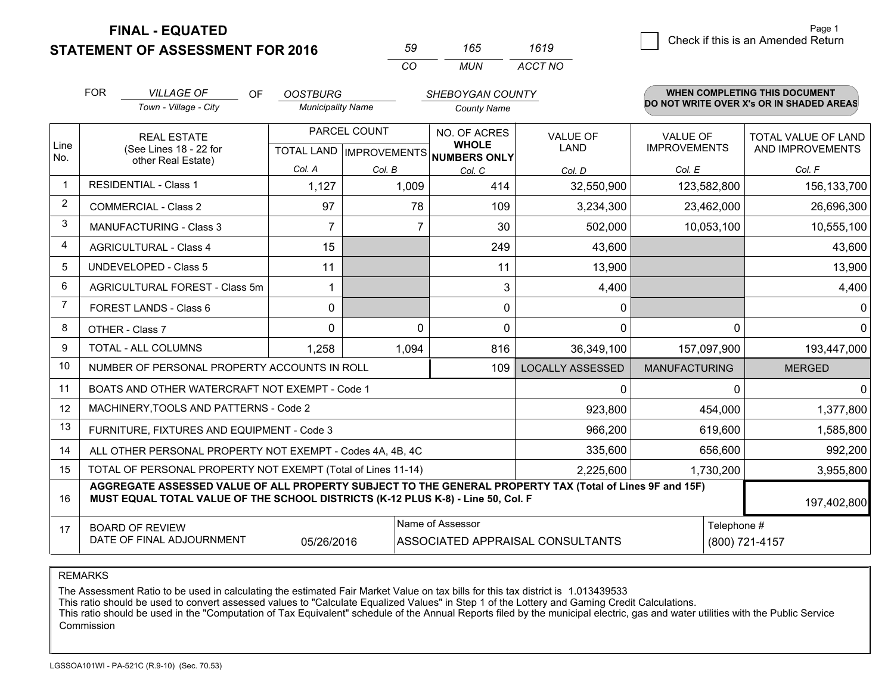# FINAL - EQUATED
## STATEMENT OF ASSESSMENT FOR 2016

| 59 | 165 | 1619 |
|---|---|---|
| CO | MUN | ACCT NO |

Page 1

☐ Check if this is an Amended Return

FOR *VILLAGE OF* (Town - Village - City) OF *OOSTBURG* (Municipality Name) *SHEBOYGAN COUNTY* (County Name)

**WHEN COMPLETING THIS DOCUMENT DO NOT WRITE OVER X's OR IN SHADED AREAS**

| Line No. | REAL ESTATE (See Lines 18 - 22 for other Real Estate) | PARCEL COUNT TOTAL LAND Col. A | PARCEL COUNT IMPROVEMENTS Col. B | NO. OF ACRES WHOLE NUMBERS ONLY Col. C | VALUE OF LAND Col. D | VALUE OF IMPROVEMENTS Col. E | TOTAL VALUE OF LAND AND IMPROVEMENTS Col. F |
|---|---|---|---|---|---|---|---|
| 1 | RESIDENTIAL - Class 1 | 1,127 | 1,009 | 414 | 32,550,900 | 123,582,800 | 156,133,700 |
| 2 | COMMERCIAL - Class 2 | 97 | 78 | 109 | 3,234,300 | 23,462,000 | 26,696,300 |
| 3 | MANUFACTURING - Class 3 | 7 | 7 | 30 | 502,000 | 10,053,100 | 10,555,100 |
| 4 | AGRICULTURAL - Class 4 | 15 | | 249 | 43,600 | | 43,600 |
| 5 | UNDEVELOPED - Class 5 | 11 | | 11 | 13,900 | | 13,900 |
| 6 | AGRICULTURAL FOREST - Class 5m | 1 | | 3 | 4,400 | | 4,400 |
| 7 | FOREST LANDS - Class 6 | 0 | | 0 | 0 | | 0 |
| 8 | OTHER - Class 7 | 0 | 0 | 0 | 0 | 0 | 0 |
| 9 | TOTAL - ALL COLUMNS | 1,258 | 1,094 | 816 | 36,349,100 | 157,097,900 | 193,447,000 |
| 10 | NUMBER OF PERSONAL PROPERTY ACCOUNTS IN ROLL | | | 109 | LOCALLY ASSESSED | MANUFACTURING | MERGED |
| 11 | BOATS AND OTHER WATERCRAFT NOT EXEMPT - Code 1 | | | | 0 | 0 | 0 |
| 12 | MACHINERY,TOOLS AND PATTERNS - Code 2 | | | | 923,800 | 454,000 | 1,377,800 |
| 13 | FURNITURE, FIXTURES AND EQUIPMENT - Code 3 | | | | 966,200 | 619,600 | 1,585,800 |
| 14 | ALL OTHER PERSONAL PROPERTY NOT EXEMPT - Codes 4A, 4B, 4C | | | | 335,600 | 656,600 | 992,200 |
| 15 | TOTAL OF PERSONAL PROPERTY NOT EXEMPT (Total of Lines 11-14) | | | | 2,225,600 | 1,730,200 | 3,955,800 |
| 16 | **AGGREGATE ASSESSED VALUE OF ALL PROPERTY SUBJECT TO THE GENERAL PROPERTY TAX (Total of Lines 9F and 15F) MUST EQUAL TOTAL VALUE OF THE SCHOOL DISTRICTS (K-12 PLUS K-8) - Line 50, Col. F** | | | | | | 197,402,800 |
| 17 | BOARD OF REVIEW DATE OF FINAL ADJOURNMENT | 05/26/2016 | | Name of Assessor: ASSOCIATED APPRAISAL CONSULTANTS | | | Telephone #: (800) 721-4157 |

REMARKS

The Assessment Ratio to be used in calculating the estimated Fair Market Value on tax bills for this tax district is 1.013439533
This ratio should be used to convert assessed values to "Calculate Equalized Values" in Step 1 of the Lottery and Gaming Credit Calculations.
This ratio should be used in the "Computation of Tax Equivalent" schedule of the Annual Reports filed by the municipal electric, gas and water utilities with the Public Service Commission

LGSSOA101WI - PA-521C (R.9-10) (Sec. 70.53)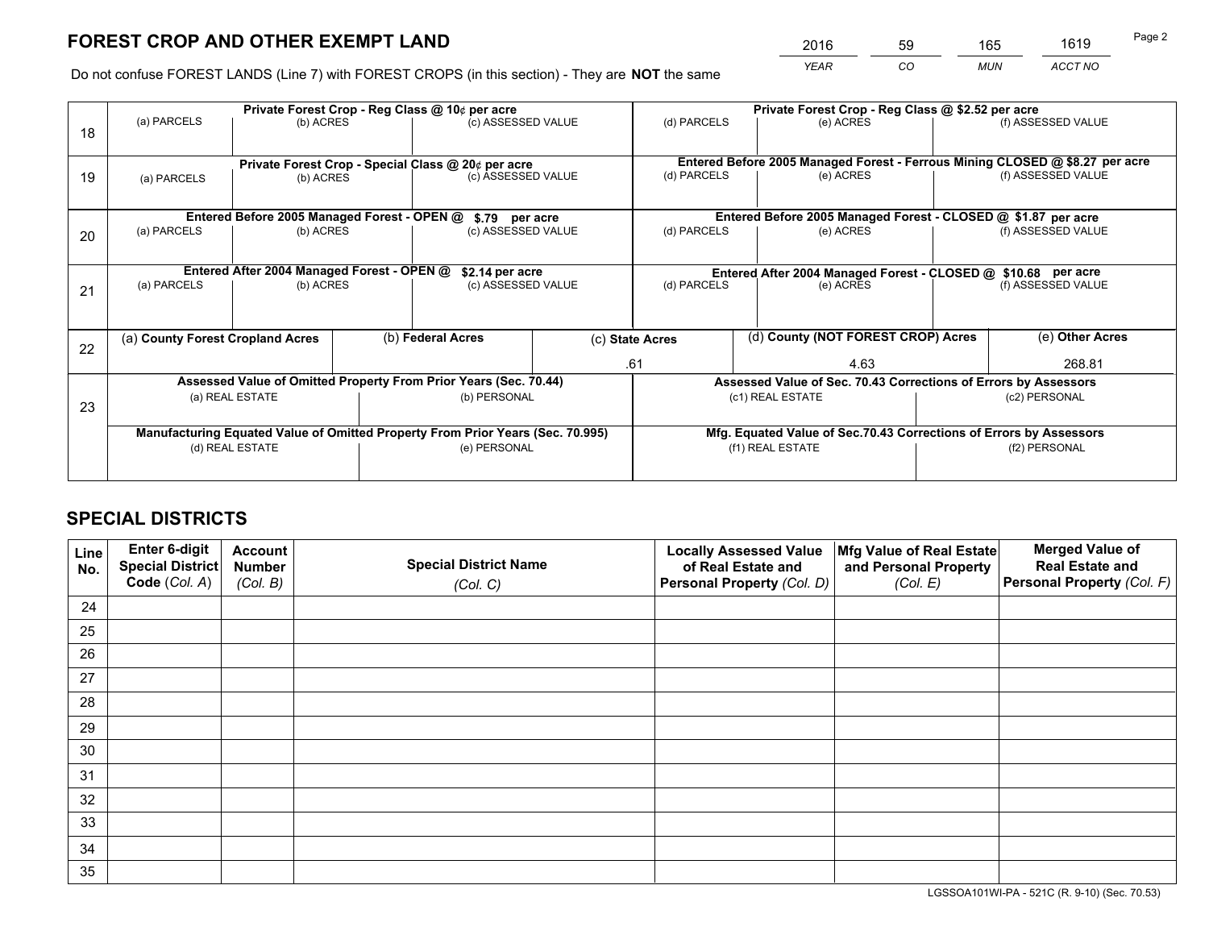# FOREST CROP AND OTHER EXEMPT LAND

| 2016 | 59 | 165 | 1619 |
|---|---|---|---|
| YEAR | CO | MUN | ACCT NO |

Do not confuse FOREST LANDS (Line 7) with FOREST CROPS (in this section) - They are **NOT** the same

| Line | Private Forest Crop - Reg Class @ 10¢ per acre | | | Private Forest Crop - Reg Class @ $2.52 per acre | | |
|---|---|---|---|---|---|---|
| 18 | (a) PARCELS | (b) ACRES | (c) ASSESSED VALUE | (d) PARCELS | (e) ACRES | (f) ASSESSED VALUE |
| | | | | | | |

| Line | Private Forest Crop - Special Class @ 20¢ per acre | | | Entered Before 2005 Managed Forest - Ferrous Mining CLOSED @ $8.27 per acre | | |
|---|---|---|---|---|---|---|
| 19 | (a) PARCELS | (b) ACRES | (c) ASSESSED VALUE | (d) PARCELS | (e) ACRES | (f) ASSESSED VALUE |
| | | | | | | |

| Line | Entered Before 2005 Managed Forest - OPEN @ $.79 per acre | | | Entered Before 2005 Managed Forest - CLOSED @ $1.87 per acre | | |
|---|---|---|---|---|---|---|
| 20 | (a) PARCELS | (b) ACRES | (c) ASSESSED VALUE | (d) PARCELS | (e) ACRES | (f) ASSESSED VALUE |
| | | | | | | |

| Line | Entered After 2004 Managed Forest - OPEN @ $2.14 per acre | | | Entered After 2004 Managed Forest - CLOSED @ $10.68 per acre | | |
|---|---|---|---|---|---|---|
| 21 | (a) PARCELS | (b) ACRES | (c) ASSESSED VALUE | (d) PARCELS | (e) ACRES | (f) ASSESSED VALUE |
| | | | | | | |

| Line | (a) County Forest Cropland Acres | (b) Federal Acres | (c) State Acres | (d) County (NOT FOREST CROP) Acres | (e) Other Acres |
|---|---|---|---|---|---|
| 22 | | | .61 | 4.63 | 268.81 |

| Line | Assessed Value of Omitted Property From Prior Years (Sec. 70.44) | | Assessed Value of Sec. 70.43 Corrections of Errors by Assessors | |
|---|---|---|---|---|
| 23 | (a) REAL ESTATE | (b) PERSONAL | (c1) REAL ESTATE | (c2) PERSONAL |
| | | | | |
| | **Manufacturing Equated Value of Omitted Property From Prior Years (Sec. 70.995)** | | **Mfg. Equated Value of Sec.70.43 Corrections of Errors by Assessors** | |
| | (d) REAL ESTATE | (e) PERSONAL | (f1) REAL ESTATE | (f2) PERSONAL |
| | | | | |

# SPECIAL DISTRICTS

| Line No. | Enter 6-digit Special District Code (Col. A) | Account Number (Col. B) | Special District Name (Col. C) | Locally Assessed Value of Real Estate and Personal Property (Col. D) | Mfg Value of Real Estate and Personal Property (Col. E) | Merged Value of Real Estate and Personal Property (Col. F) |
|---|---|---|---|---|---|---|
| 24 | | | | | | |
| 25 | | | | | | |
| 26 | | | | | | |
| 27 | | | | | | |
| 28 | | | | | | |
| 29 | | | | | | |
| 30 | | | | | | |
| 31 | | | | | | |
| 32 | | | | | | |
| 33 | | | | | | |
| 34 | | | | | | |
| 35 | | | | | | |

LGSSOA101WI-PA - 521C (R. 9-10) (Sec. 70.53)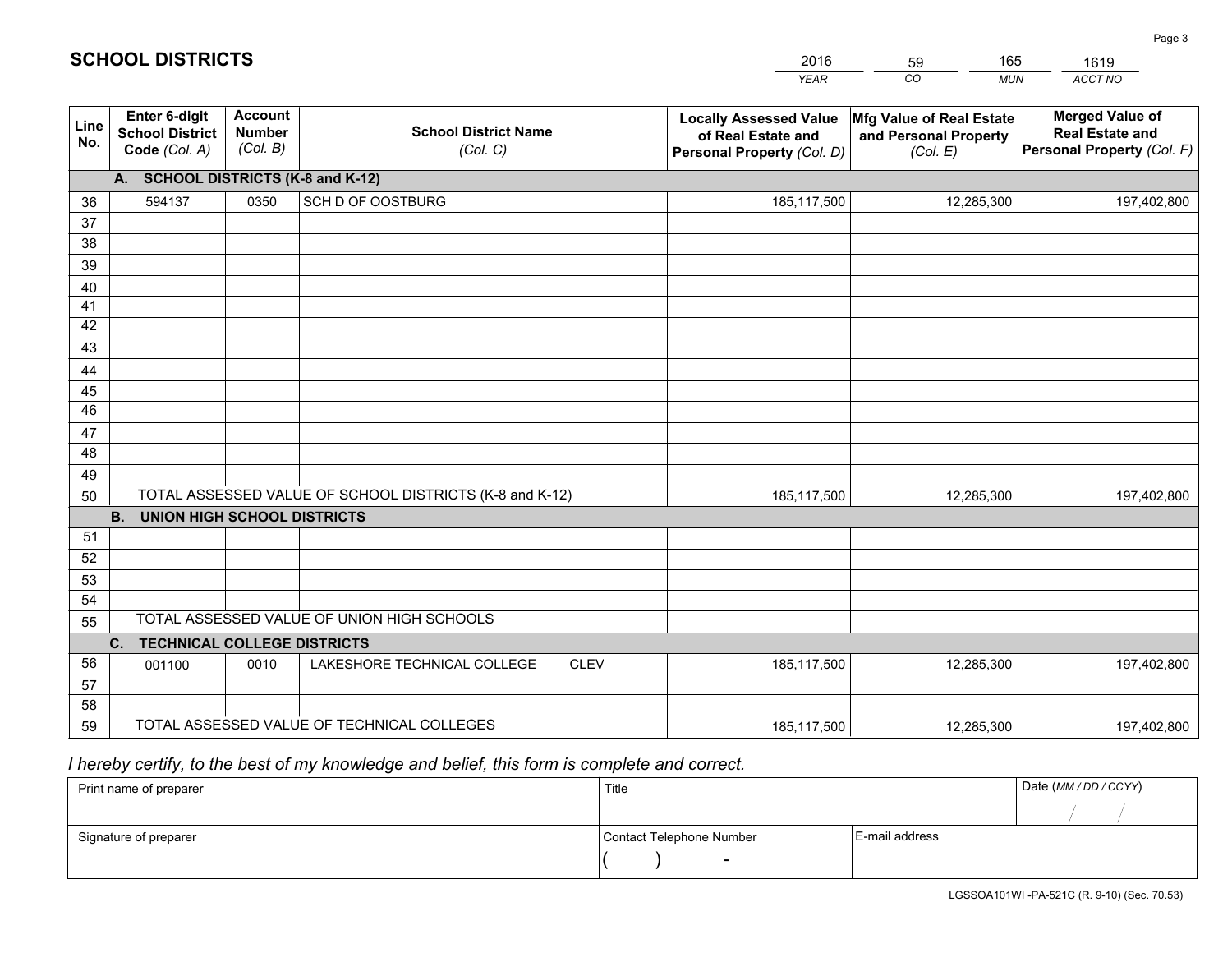# SCHOOL DISTRICTS

| 2016 | 59 | 165 | 1619 |
|---|---|---|---|
| YEAR | CO | MUN | ACCT NO |

| Line No. | Enter 6-digit School District Code (Col. A) | Account Number (Col. B) | School District Name (Col. C) | Locally Assessed Value of Real Estate and Personal Property (Col. D) | Mfg Value of Real Estate and Personal Property (Col. E) | Merged Value of Real Estate and Personal Property (Col. F) |
|---|---|---|---|---|---|---|
| | **A. SCHOOL DISTRICTS (K-8 and K-12)** | | | | | |
| 36 | 594137 | 0350 | SCH D OF OOSTBURG | 185,117,500 | 12,285,300 | 197,402,800 |
| 37 | | | | | | |
| 38 | | | | | | |
| 39 | | | | | | |
| 40 | | | | | | |
| 41 | | | | | | |
| 42 | | | | | | |
| 43 | | | | | | |
| 44 | | | | | | |
| 45 | | | | | | |
| 46 | | | | | | |
| 47 | | | | | | |
| 48 | | | | | | |
| 49 | | | | | | |
| 50 | TOTAL ASSESSED VALUE OF SCHOOL DISTRICTS (K-8 and K-12) | | | 185,117,500 | 12,285,300 | 197,402,800 |
| | **B. UNION HIGH SCHOOL DISTRICTS** | | | | | |
| 51 | | | | | | |
| 52 | | | | | | |
| 53 | | | | | | |
| 54 | | | | | | |
| 55 | TOTAL ASSESSED VALUE OF UNION HIGH SCHOOLS | | | | | |
| | **C. TECHNICAL COLLEGE DISTRICTS** | | | | | |
| 56 | 001100 | 0010 | LAKESHORE TECHNICAL COLLEGE CLEV | 185,117,500 | 12,285,300 | 197,402,800 |
| 57 | | | | | | |
| 58 | | | | | | |
| 59 | TOTAL ASSESSED VALUE OF TECHNICAL COLLEGES | | | 185,117,500 | 12,285,300 | 197,402,800 |

*I hereby certify, to the best of my knowledge and belief, this form is complete and correct.*

| Print name of preparer | Title | | Date (MM / DD / CCYY) |
|---|---|---|---|
| | | | / / |
| Signature of preparer | Contact Telephone Number | E-mail address | |
| | ( ) - | | |

LGSSOA101WI -PA-521C (R. 9-10) (Sec. 70.53)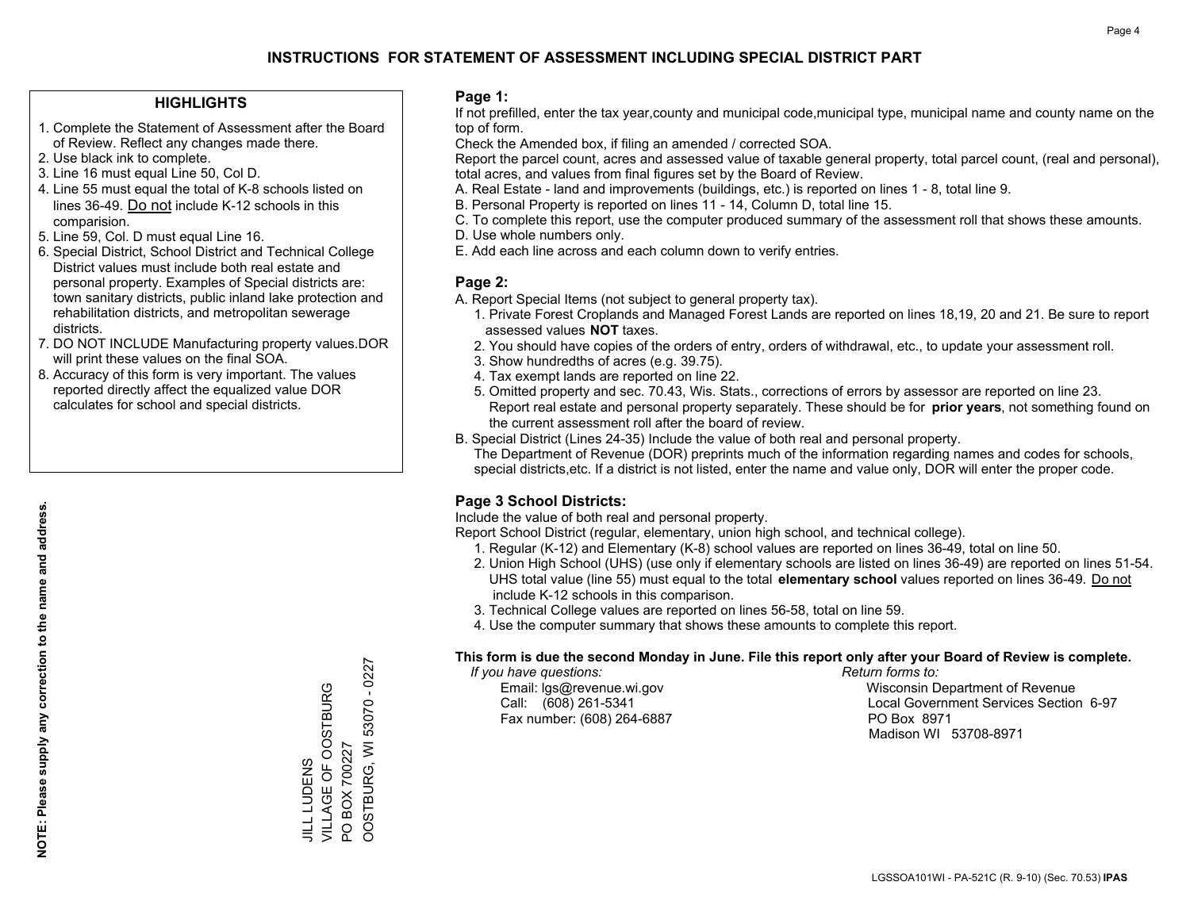# INSTRUCTIONS FOR STATEMENT OF ASSESSMENT INCLUDING SPECIAL DISTRICT PART

## HIGHLIGHTS

1. Complete the Statement of Assessment after the Board of Review. Reflect any changes made there.
2. Use black ink to complete.
3. Line 16 must equal Line 50, Col D.
4. Line 55 must equal the total of K-8 schools listed on lines 36-49. Do not include K-12 schools in this comparision.
5. Line 59, Col. D must equal Line 16.
6. Special District, School District and Technical College District values must include both real estate and personal property. Examples of Special districts are: town sanitary districts, public inland lake protection and rehabilitation districts, and metropolitan sewerage districts.
7. DO NOT INCLUDE Manufacturing property values.DOR will print these values on the final SOA.
8. Accuracy of this form is very important. The values reported directly affect the equalized value DOR calculates for school and special districts.

**NOTE: Please supply any correction to the name and address.**

JILL LUDENS
VILLAGE OF OOSTBURG
PO BOX 700227
OOSTBURG, WI 53070 - 0227

## Page 1:

If not prefilled, enter the tax year,county and municipal code,municipal type, municipal name and county name on the top of form.

Check the Amended box, if filing an amended / corrected SOA.

Report the parcel count, acres and assessed value of taxable general property, total parcel count, (real and personal), total acres, and values from final figures set by the Board of Review.

A. Real Estate - land and improvements (buildings, etc.) is reported on lines 1 - 8, total line 9.
B. Personal Property is reported on lines 11 - 14, Column D, total line 15.
C. To complete this report, use the computer produced summary of the assessment roll that shows these amounts.
D. Use whole numbers only.
E. Add each line across and each column down to verify entries.

## Page 2:

A. Report Special Items (not subject to general property tax).
1. Private Forest Croplands and Managed Forest Lands are reported on lines 18,19, 20 and 21. Be sure to report assessed values **NOT** taxes.
2. You should have copies of the orders of entry, orders of withdrawal, etc., to update your assessment roll.
3. Show hundredths of acres (e.g. 39.75).
4. Tax exempt lands are reported on line 22.
5. Omitted property and sec. 70.43, Wis. Stats., corrections of errors by assessor are reported on line 23. Report real estate and personal property separately. These should be for **prior years**, not something found on the current assessment roll after the board of review.

B. Special District (Lines 24-35) Include the value of both real and personal property. The Department of Revenue (DOR) preprints much of the information regarding names and codes for schools, special districts,etc. If a district is not listed, enter the name and value only, DOR will enter the proper code.

## Page 3 School Districts:

Include the value of both real and personal property.

Report School District (regular, elementary, union high school, and technical college).

1. Regular (K-12) and Elementary (K-8) school values are reported on lines 36-49, total on line 50.
2. Union High School (UHS) (use only if elementary schools are listed on lines 36-49) are reported on lines 51-54. UHS total value (line 55) must equal to the total **elementary school** values reported on lines 36-49. Do not include K-12 schools in this comparison.
3. Technical College values are reported on lines 56-58, total on line 59.
4. Use the computer summary that shows these amounts to complete this report.

**This form is due the second Monday in June. File this report only after your Board of Review is complete.**

*If you have questions:*
Email: lgs@revenue.wi.gov
Call: (608) 261-5341
Fax number: (608) 264-6887

*Return forms to:*
Wisconsin Department of Revenue
Local Government Services Section 6-97
PO Box 8971
Madison WI 53708-8971

LGSSOA101WI - PA-521C (R. 9-10) (Sec. 70.53) **IPAS**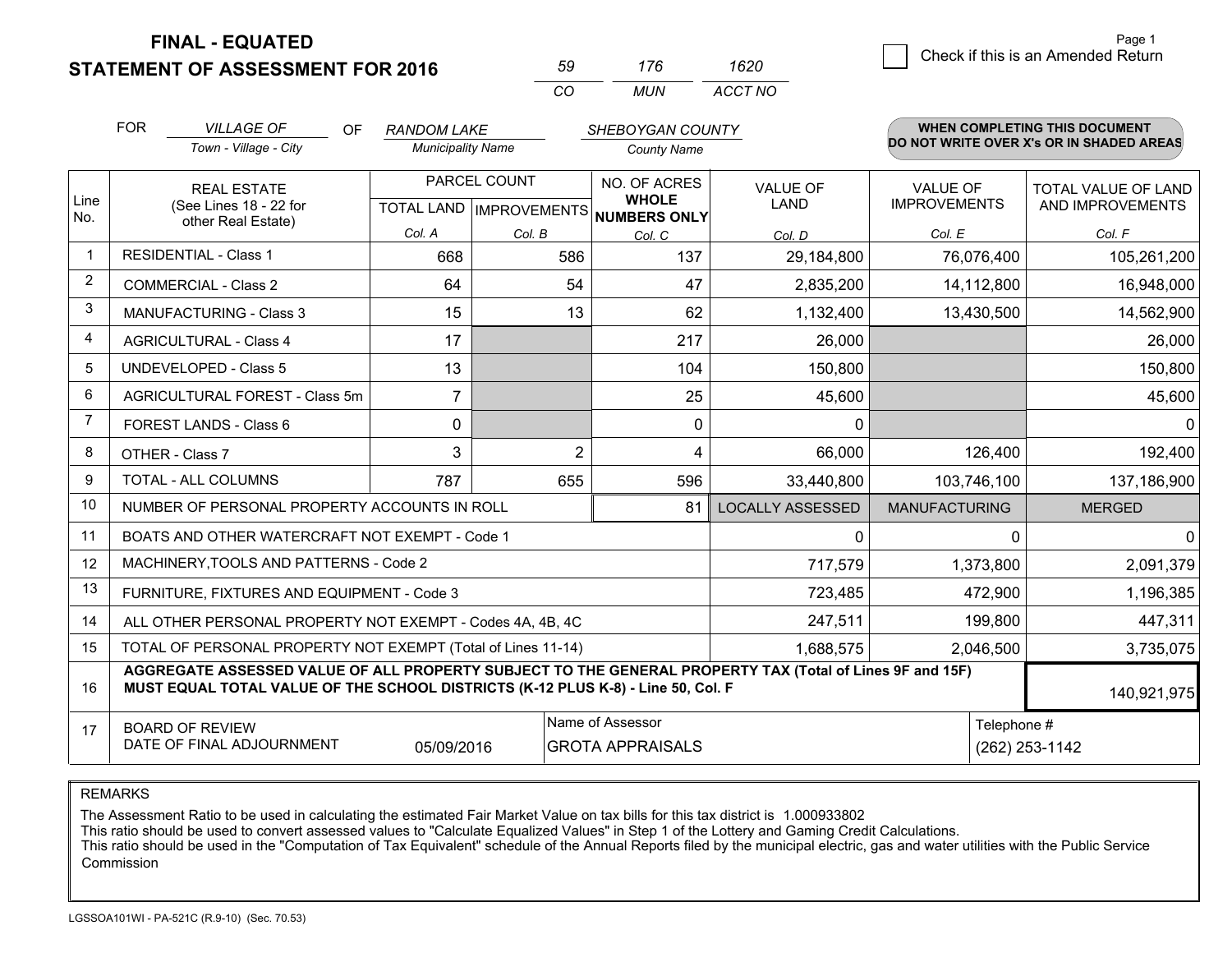**FINAL - EQUATED**
**STATEMENT OF ASSESSMENT FOR 2016**

| 59 | 176 | 1620 |
|---|---|---|
| CO | MUN | ACCT NO |

☐ Check if this is an Amended Return

FOR *VILLAGE OF* (Town - Village - City) OF *RANDOM LAKE* (Municipality Name) *SHEBOYGAN COUNTY* (County Name)

**WHEN COMPLETING THIS DOCUMENT DO NOT WRITE OVER X's OR IN SHADED AREAS**

| Line No. | REAL ESTATE (See Lines 18 - 22 for other Real Estate) | PARCEL COUNT | | NO. OF ACRES WHOLE NUMBERS ONLY | VALUE OF LAND | VALUE OF IMPROVEMENTS | TOTAL VALUE OF LAND AND IMPROVEMENTS |
|---|---|---|---|---|---|---|---|
| | | TOTAL LAND | IMPROVEMENTS | | | | |
| | | Col. A | Col. B | Col. C | Col. D | Col. E | Col. F |
| 1 | RESIDENTIAL - Class 1 | 668 | 586 | 137 | 29,184,800 | 76,076,400 | 105,261,200 |
| 2 | COMMERCIAL - Class 2 | 64 | 54 | 47 | 2,835,200 | 14,112,800 | 16,948,000 |
| 3 | MANUFACTURING - Class 3 | 15 | 13 | 62 | 1,132,400 | 13,430,500 | 14,562,900 |
| 4 | AGRICULTURAL - Class 4 | 17 | | 217 | 26,000 | | 26,000 |
| 5 | UNDEVELOPED - Class 5 | 13 | | 104 | 150,800 | | 150,800 |
| 6 | AGRICULTURAL FOREST - Class 5m | 7 | | 25 | 45,600 | | 45,600 |
| 7 | FOREST LANDS - Class 6 | 0 | | 0 | 0 | | 0 |
| 8 | OTHER - Class 7 | 3 | 2 | 4 | 66,000 | 126,400 | 192,400 |
| 9 | TOTAL - ALL COLUMNS | 787 | 655 | 596 | 33,440,800 | 103,746,100 | 137,186,900 |
| 10 | NUMBER OF PERSONAL PROPERTY ACCOUNTS IN ROLL | | | 81 | LOCALLY ASSESSED | MANUFACTURING | MERGED |
| 11 | BOATS AND OTHER WATERCRAFT NOT EXEMPT - Code 1 | | | | 0 | 0 | 0 |
| 12 | MACHINERY,TOOLS AND PATTERNS - Code 2 | | | | 717,579 | 1,373,800 | 2,091,379 |
| 13 | FURNITURE, FIXTURES AND EQUIPMENT - Code 3 | | | | 723,485 | 472,900 | 1,196,385 |
| 14 | ALL OTHER PERSONAL PROPERTY NOT EXEMPT - Codes 4A, 4B, 4C | | | | 247,511 | 199,800 | 447,311 |
| 15 | TOTAL OF PERSONAL PROPERTY NOT EXEMPT (Total of Lines 11-14) | | | | 1,688,575 | 2,046,500 | 3,735,075 |
| 16 | **AGGREGATE ASSESSED VALUE OF ALL PROPERTY SUBJECT TO THE GENERAL PROPERTY TAX (Total of Lines 9F and 15F) MUST EQUAL TOTAL VALUE OF THE SCHOOL DISTRICTS (K-12 PLUS K-8) - Line 50, Col. F** | | | | | | 140,921,975 |
| 17 | BOARD OF REVIEW DATE OF FINAL ADJOURNMENT | 05/09/2016 | | Name of Assessor: GROTA APPRAISALS | | | Telephone #: (262) 253-1142 |

REMARKS

The Assessment Ratio to be used in calculating the estimated Fair Market Value on tax bills for this tax district is 1.000933802
This ratio should be used to convert assessed values to "Calculate Equalized Values" in Step 1 of the Lottery and Gaming Credit Calculations.
This ratio should be used in the "Computation of Tax Equivalent" schedule of the Annual Reports filed by the municipal electric, gas and water utilities with the Public Service Commission

LGSSOA101WI - PA-521C (R.9-10) (Sec. 70.53)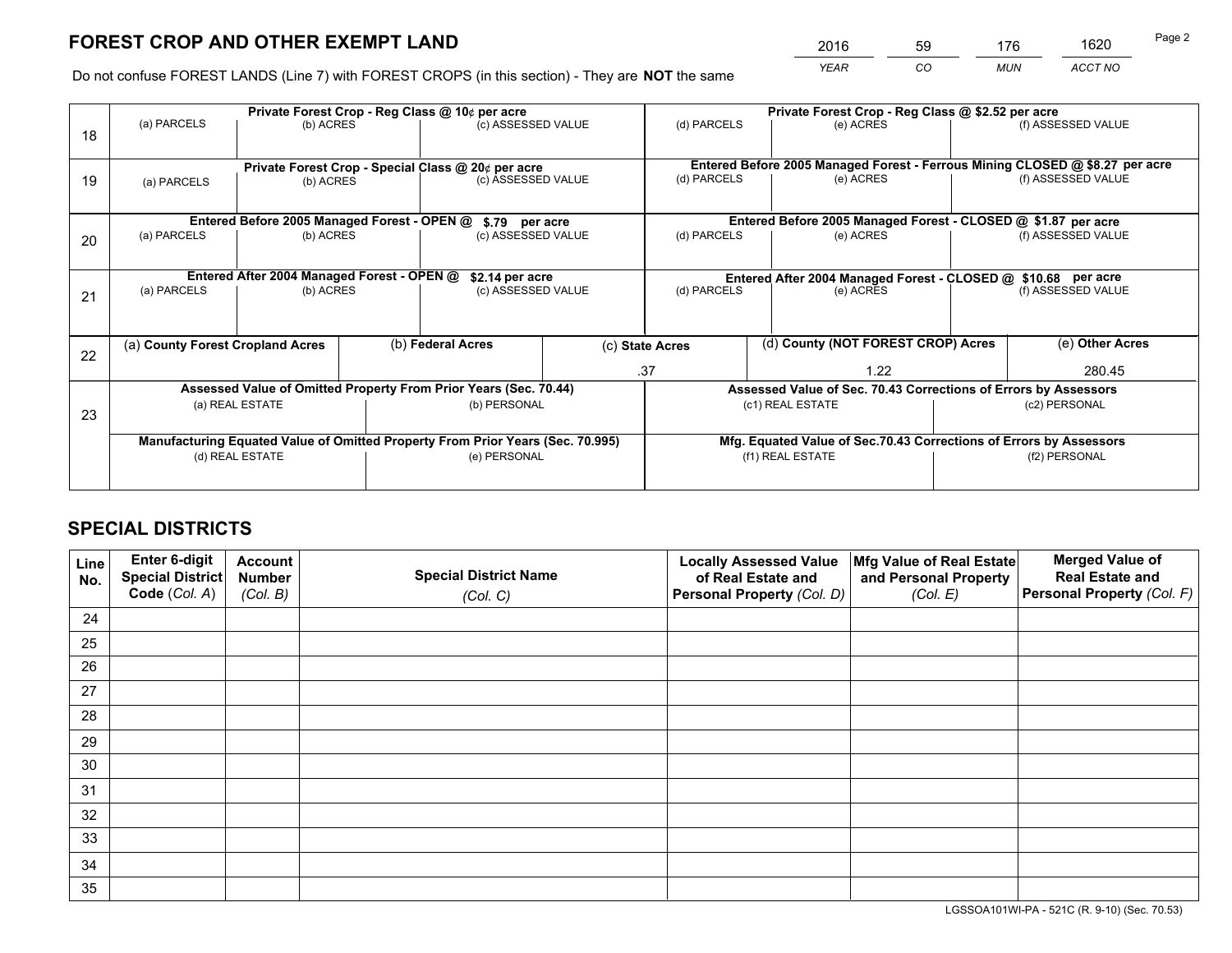# FOREST CROP AND OTHER EXEMPT LAND

| 2016 | 59 | 176 | 1620 |
|---|---|---|---|
| *YEAR* | *CO* | *MUN* | *ACCT NO* |

Do not confuse FOREST LANDS (Line 7) with FOREST CROPS (in this section) - They are **NOT** the same

| Line | Private Forest Crop - Reg Class @ 10¢ per acre | | | Private Forest Crop - Reg Class @ $2.52 per acre | | |
|---|---|---|---|---|---|---|
| 18 | (a) PARCELS | (b) ACRES | (c) ASSESSED VALUE | (d) PARCELS | (e) ACRES | (f) ASSESSED VALUE |
| | **Private Forest Crop - Special Class @ 20¢ per acre** | | | **Entered Before 2005 Managed Forest - Ferrous Mining CLOSED @ $8.27 per acre** | | |
| 19 | (a) PARCELS | (b) ACRES | (c) ASSESSED VALUE | (d) PARCELS | (e) ACRES | (f) ASSESSED VALUE |
| | **Entered Before 2005 Managed Forest - OPEN @ $.79 per acre** | | | **Entered Before 2005 Managed Forest - CLOSED @ $1.87 per acre** | | |
| 20 | (a) PARCELS | (b) ACRES | (c) ASSESSED VALUE | (d) PARCELS | (e) ACRES | (f) ASSESSED VALUE |
| | **Entered After 2004 Managed Forest - OPEN @ $2.14 per acre** | | | **Entered After 2004 Managed Forest - CLOSED @ $10.68 per acre** | | |
| 21 | (a) PARCELS | (b) ACRES | (c) ASSESSED VALUE | (d) PARCELS | (e) ACRES | (f) ASSESSED VALUE |

| Line | (a) County Forest Cropland Acres | (b) Federal Acres | (c) State Acres | (d) County (NOT FOREST CROP) Acres | (e) Other Acres |
|---|---|---|---|---|---|
| 22 | | | .37 | 1.22 | 280.45 |

| Line | Assessed Value of Omitted Property From Prior Years (Sec. 70.44) | | Assessed Value of Sec. 70.43 Corrections of Errors by Assessors | |
|---|---|---|---|---|
| 23 | (a) REAL ESTATE | (b) PERSONAL | (c1) REAL ESTATE | (c2) PERSONAL |
| | **Manufacturing Equated Value of Omitted Property From Prior Years (Sec. 70.995)** | | **Mfg. Equated Value of Sec.70.43 Corrections of Errors by Assessors** | |
| | (d) REAL ESTATE | (e) PERSONAL | (f1) REAL ESTATE | (f2) PERSONAL |

# SPECIAL DISTRICTS

| Line No. | Enter 6-digit Special District Code (*Col. A*) | Account Number (*Col. B*) | Special District Name (*Col. C*) | Locally Assessed Value of Real Estate and Personal Property (*Col. D*) | Mfg Value of Real Estate and Personal Property (*Col. E*) | Merged Value of Real Estate and Personal Property (*Col. F*) |
|---|---|---|---|---|---|---|
| 24 | | | | | | |
| 25 | | | | | | |
| 26 | | | | | | |
| 27 | | | | | | |
| 28 | | | | | | |
| 29 | | | | | | |
| 30 | | | | | | |
| 31 | | | | | | |
| 32 | | | | | | |
| 33 | | | | | | |
| 34 | | | | | | |
| 35 | | | | | | |

LGSSOA101WI-PA - 521C (R. 9-10) (Sec. 70.53)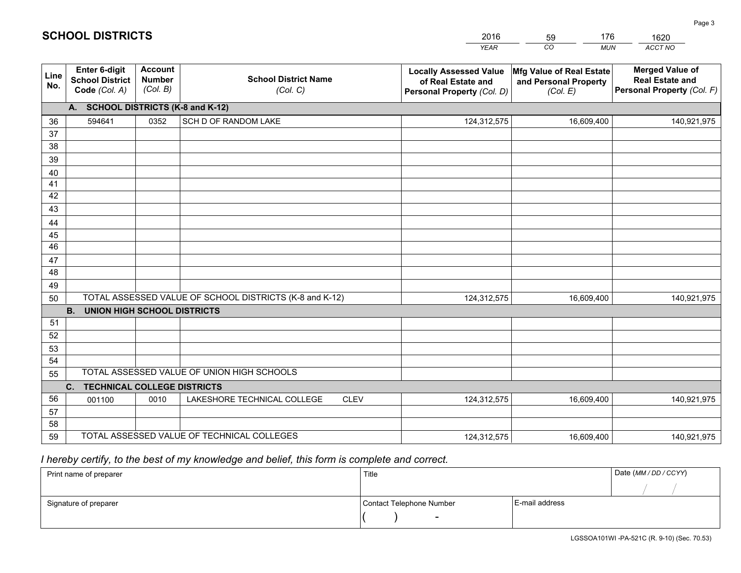# SCHOOL DISTRICTS

| 2016 | 59 | 176 | 1620 |
|---|---|---|---|
| *YEAR* | *CO* | *MUN* | *ACCT NO* |

| Line No. | Enter 6-digit School District Code *(Col. A)* | Account Number *(Col. B)* | School District Name *(Col. C)* | Locally Assessed Value of Real Estate and Personal Property *(Col. D)* | Mfg Value of Real Estate and Personal Property *(Col. E)* | Merged Value of Real Estate and Personal Property *(Col. F)* |
|---|---|---|---|---|---|---|
| **A. SCHOOL DISTRICTS (K-8 and K-12)** | | | | | | |
| 36 | 594641 | 0352 | SCH D OF RANDOM LAKE | 124,312,575 | 16,609,400 | 140,921,975 |
| 37 | | | | | | |
| 38 | | | | | | |
| 39 | | | | | | |
| 40 | | | | | | |
| 41 | | | | | | |
| 42 | | | | | | |
| 43 | | | | | | |
| 44 | | | | | | |
| 45 | | | | | | |
| 46 | | | | | | |
| 47 | | | | | | |
| 48 | | | | | | |
| 49 | | | | | | |
| 50 | TOTAL ASSESSED VALUE OF SCHOOL DISTRICTS (K-8 and K-12) | | | 124,312,575 | 16,609,400 | 140,921,975 |
| **B. UNION HIGH SCHOOL DISTRICTS** | | | | | | |
| 51 | | | | | | |
| 52 | | | | | | |
| 53 | | | | | | |
| 54 | | | | | | |
| 55 | TOTAL ASSESSED VALUE OF UNION HIGH SCHOOLS | | | | | |
| **C. TECHNICAL COLLEGE DISTRICTS** | | | | | | |
| 56 | 001100 | 0010 | LAKESHORE TECHNICAL COLLEGE CLEV | 124,312,575 | 16,609,400 | 140,921,975 |
| 57 | | | | | | |
| 58 | | | | | | |
| 59 | TOTAL ASSESSED VALUE OF TECHNICAL COLLEGES | | | 124,312,575 | 16,609,400 | 140,921,975 |

*I hereby certify, to the best of my knowledge and belief, this form is complete and correct.*

| Print name of preparer | Title | | Date *(MM / DD / CCYY)* |
|---|---|---|---|
| | | | / / |
| Signature of preparer | Contact Telephone Number | E-mail address | |
| | ( ) - | | |

LGSSOA101WI -PA-521C (R. 9-10) (Sec. 70.53)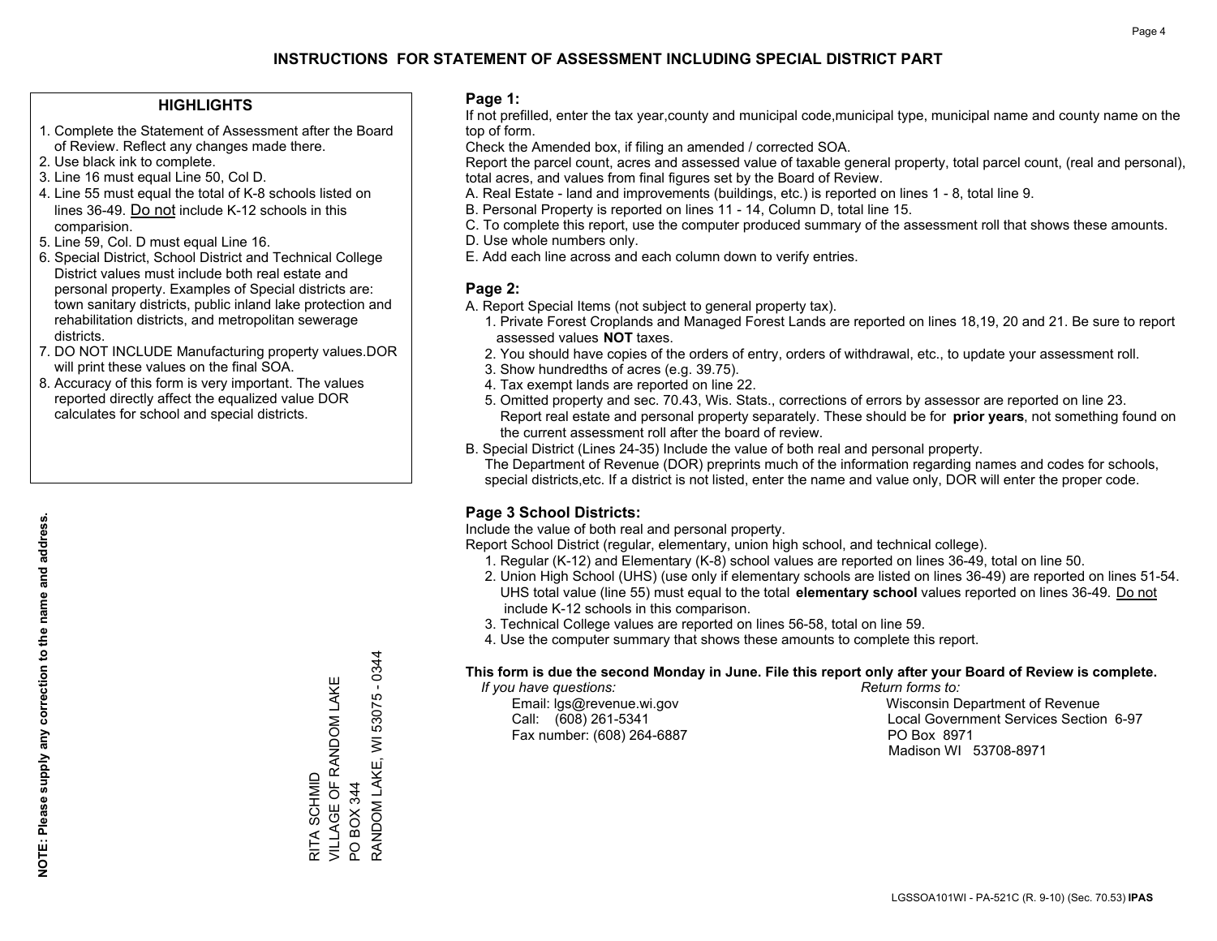# INSTRUCTIONS FOR STATEMENT OF ASSESSMENT INCLUDING SPECIAL DISTRICT PART

## HIGHLIGHTS

1. Complete the Statement of Assessment after the Board of Review. Reflect any changes made there.
2. Use black ink to complete.
3. Line 16 must equal Line 50, Col D.
4. Line 55 must equal the total of K-8 schools listed on lines 36-49. Do not include K-12 schools in this comparision.
5. Line 59, Col. D must equal Line 16.
6. Special District, School District and Technical College District values must include both real estate and personal property. Examples of Special districts are: town sanitary districts, public inland lake protection and rehabilitation districts, and metropolitan sewerage districts.
7. DO NOT INCLUDE Manufacturing property values.DOR will print these values on the final SOA.
8. Accuracy of this form is very important. The values reported directly affect the equalized value DOR calculates for school and special districts.

**NOTE: Please supply any correction to the name and address.**

RITA SCHMID
VILLAGE OF RANDOM LAKE
PO BOX 344
RANDOM LAKE, WI 53075 - 0344

## Page 1:

If not prefilled, enter the tax year,county and municipal code,municipal type, municipal name and county name on the top of form.

Check the Amended box, if filing an amended / corrected SOA.

Report the parcel count, acres and assessed value of taxable general property, total parcel count, (real and personal), total acres, and values from final figures set by the Board of Review.

A. Real Estate - land and improvements (buildings, etc.) is reported on lines 1 - 8, total line 9.
B. Personal Property is reported on lines 11 - 14, Column D, total line 15.
C. To complete this report, use the computer produced summary of the assessment roll that shows these amounts.
D. Use whole numbers only.
E. Add each line across and each column down to verify entries.

## Page 2:

A. Report Special Items (not subject to general property tax).
   1. Private Forest Croplands and Managed Forest Lands are reported on lines 18,19, 20 and 21. Be sure to report assessed values **NOT** taxes.
   2. You should have copies of the orders of entry, orders of withdrawal, etc., to update your assessment roll.
   3. Show hundredths of acres (e.g. 39.75).
   4. Tax exempt lands are reported on line 22.
   5. Omitted property and sec. 70.43, Wis. Stats., corrections of errors by assessor are reported on line 23. Report real estate and personal property separately. These should be for **prior years**, not something found on the current assessment roll after the board of review.
B. Special District (Lines 24-35) Include the value of both real and personal property.
   The Department of Revenue (DOR) preprints much of the information regarding names and codes for schools, special districts,etc. If a district is not listed, enter the name and value only, DOR will enter the proper code.

## Page 3 School Districts:

Include the value of both real and personal property.

Report School District (regular, elementary, union high school, and technical college).

1. Regular (K-12) and Elementary (K-8) school values are reported on lines 36-49, total on line 50.
2. Union High School (UHS) (use only if elementary schools are listed on lines 36-49) are reported on lines 51-54. UHS total value (line 55) must equal to the total **elementary school** values reported on lines 36-49. Do not include K-12 schools in this comparison.
3. Technical College values are reported on lines 56-58, total on line 59.
4. Use the computer summary that shows these amounts to complete this report.

**This form is due the second Monday in June. File this report only after your Board of Review is complete.**

*If you have questions:*
Email: lgs@revenue.wi.gov
Call: (608) 261-5341
Fax number: (608) 264-6887

*Return forms to:*
Wisconsin Department of Revenue
Local Government Services Section 6-97
PO Box 8971
Madison WI 53708-8971

LGSSOA101WI - PA-521C (R. 9-10) (Sec. 70.53) **IPAS**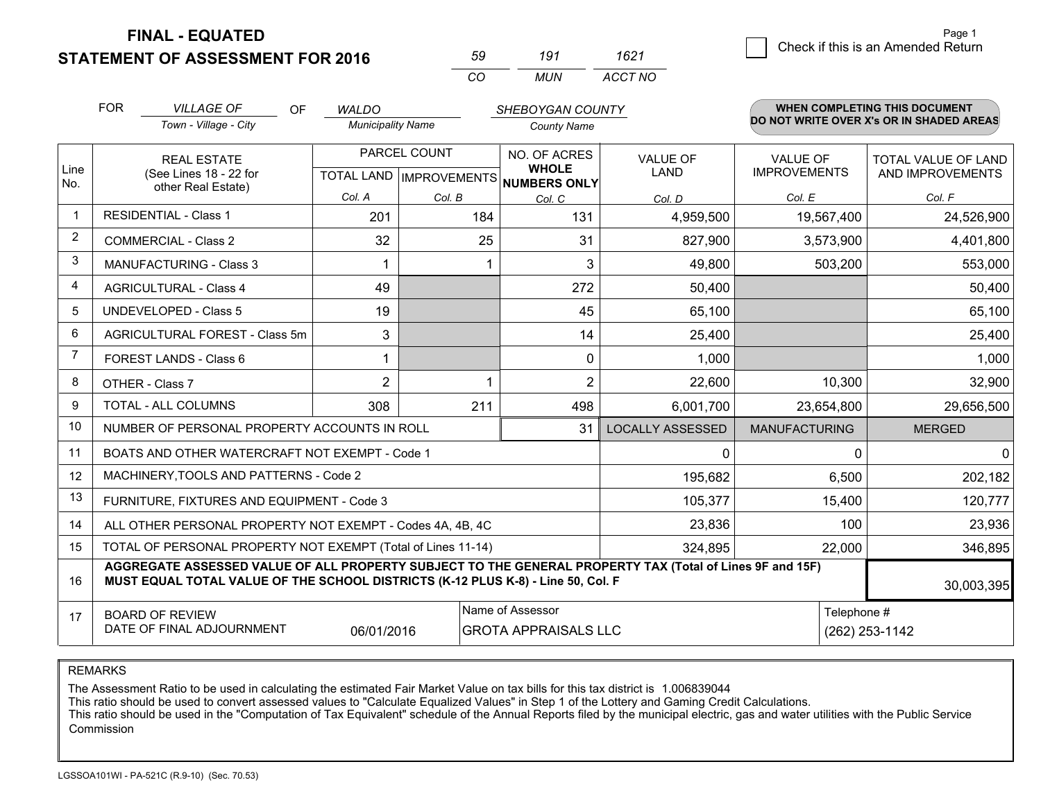**FINAL - EQUATED**
**STATEMENT OF ASSESSMENT FOR 2016**

| 59 | 191 | 1621 |
|---|---|---|
| CO | MUN | ACCT NO |

☐ Check if this is an Amended Return

| FOR | VILLAGE OF | OF | WALDO | SHEBOYGAN COUNTY |
|---|---|---|---|---|
| | Town - Village - City | | Municipality Name | County Name |

**WHEN COMPLETING THIS DOCUMENT DO NOT WRITE OVER X's OR IN SHADED AREAS**

| Line No. | REAL ESTATE (See Lines 18 - 22 for other Real Estate) | PARCEL COUNT TOTAL LAND Col. A | PARCEL COUNT IMPROVEMENTS Col. B | NO. OF ACRES WHOLE NUMBERS ONLY Col. C | VALUE OF LAND Col. D | VALUE OF IMPROVEMENTS Col. E | TOTAL VALUE OF LAND AND IMPROVEMENTS Col. F |
|---|---|---|---|---|---|---|---|
| 1 | RESIDENTIAL - Class 1 | 201 | 184 | 131 | 4,959,500 | 19,567,400 | 24,526,900 |
| 2 | COMMERCIAL - Class 2 | 32 | 25 | 31 | 827,900 | 3,573,900 | 4,401,800 |
| 3 | MANUFACTURING - Class 3 | 1 | 1 | 3 | 49,800 | 503,200 | 553,000 |
| 4 | AGRICULTURAL - Class 4 | 49 | | 272 | 50,400 | | 50,400 |
| 5 | UNDEVELOPED - Class 5 | 19 | | 45 | 65,100 | | 65,100 |
| 6 | AGRICULTURAL FOREST - Class 5m | 3 | | 14 | 25,400 | | 25,400 |
| 7 | FOREST LANDS - Class 6 | 1 | | 0 | 1,000 | | 1,000 |
| 8 | OTHER - Class 7 | 2 | 1 | 2 | 22,600 | 10,300 | 32,900 |
| 9 | TOTAL - ALL COLUMNS | 308 | 211 | 498 | 6,001,700 | 23,654,800 | 29,656,500 |
| 10 | NUMBER OF PERSONAL PROPERTY ACCOUNTS IN ROLL | | | 31 | LOCALLY ASSESSED | MANUFACTURING | MERGED |
| 11 | BOATS AND OTHER WATERCRAFT NOT EXEMPT - Code 1 | | | | 0 | 0 | 0 |
| 12 | MACHINERY,TOOLS AND PATTERNS - Code 2 | | | | 195,682 | 6,500 | 202,182 |
| 13 | FURNITURE, FIXTURES AND EQUIPMENT - Code 3 | | | | 105,377 | 15,400 | 120,777 |
| 14 | ALL OTHER PERSONAL PROPERTY NOT EXEMPT - Codes 4A, 4B, 4C | | | | 23,836 | 100 | 23,936 |
| 15 | TOTAL OF PERSONAL PROPERTY NOT EXEMPT (Total of Lines 11-14) | | | | 324,895 | 22,000 | 346,895 |
| 16 | **AGGREGATE ASSESSED VALUE OF ALL PROPERTY SUBJECT TO THE GENERAL PROPERTY TAX (Total of Lines 9F and 15F) MUST EQUAL TOTAL VALUE OF THE SCHOOL DISTRICTS (K-12 PLUS K-8) - Line 50, Col. F** | | | | | | 30,003,395 |
| 17 | BOARD OF REVIEW DATE OF FINAL ADJOURNMENT | 06/01/2016 | Name of Assessor | GROTA APPRAISALS LLC | | Telephone # | (262) 253-1142 |

REMARKS

The Assessment Ratio to be used in calculating the estimated Fair Market Value on tax bills for this tax district is 1.006839044
This ratio should be used to convert assessed values to "Calculate Equalized Values" in Step 1 of the Lottery and Gaming Credit Calculations.
This ratio should be used in the "Computation of Tax Equivalent" schedule of the Annual Reports filed by the municipal electric, gas and water utilities with the Public Service Commission

LGSSOA101WI - PA-521C (R.9-10) (Sec. 70.53)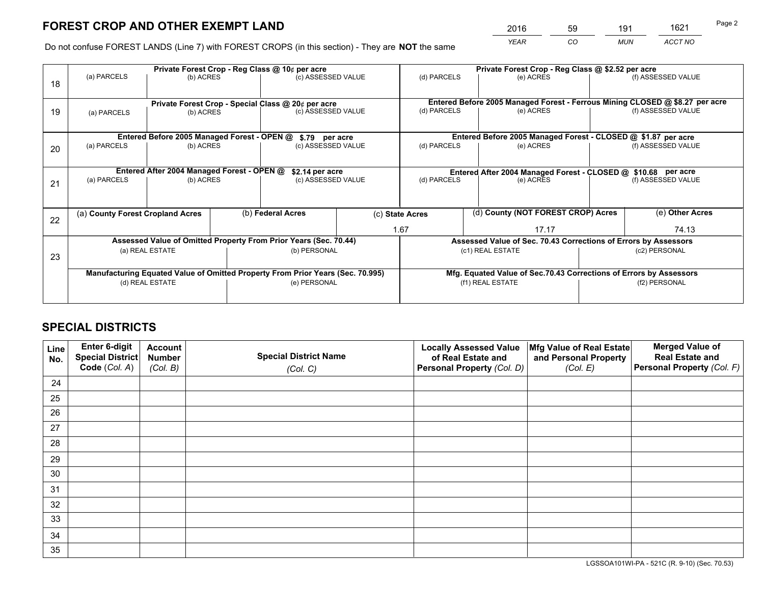# FOREST CROP AND OTHER EXEMPT LAND

| 2016 | 59 | 191 | 1621 |
|---|---|---|---|
| *YEAR* | *CO* | *MUN* | *ACCT NO* |

Do not confuse FOREST LANDS (Line 7) with FOREST CROPS (in this section) - They are **NOT** the same

| Line | Private Forest Crop - Reg Class @ 10¢ per acre | | | Private Forest Crop - Reg Class @ $2.52 per acre | | |
|---|---|---|---|---|---|---|
| 18 | (a) PARCELS | (b) ACRES | (c) ASSESSED VALUE | (d) PARCELS | (e) ACRES | (f) ASSESSED VALUE |
| | **Private Forest Crop - Special Class @ 20¢ per acre** | | | **Entered Before 2005 Managed Forest - Ferrous Mining CLOSED @ $8.27 per acre** | | |
| 19 | (a) PARCELS | (b) ACRES | (c) ASSESSED VALUE | (d) PARCELS | (e) ACRES | (f) ASSESSED VALUE |
| | **Entered Before 2005 Managed Forest - OPEN @ $.79 per acre** | | | **Entered Before 2005 Managed Forest - CLOSED @ $1.87 per acre** | | |
| 20 | (a) PARCELS | (b) ACRES | (c) ASSESSED VALUE | (d) PARCELS | (e) ACRES | (f) ASSESSED VALUE |
| | **Entered After 2004 Managed Forest - OPEN @ $2.14 per acre** | | | **Entered After 2004 Managed Forest - CLOSED @ $10.68 per acre** | | |
| 21 | (a) PARCELS | (b) ACRES | (c) ASSESSED VALUE | (d) PARCELS | (e) ACRES | (f) ASSESSED VALUE |

| Line | (a) **County Forest Cropland Acres** | (b) **Federal Acres** | (c) **State Acres** | (d) **County (NOT FOREST CROP) Acres** | (e) **Other Acres** |
|---|---|---|---|---|---|
| 22 | | | 1.67 | 17.17 | 74.13 |

| Line | Assessed Value of Omitted Property From Prior Years (Sec. 70.44) | | Assessed Value of Sec. 70.43 Corrections of Errors by Assessors | |
|---|---|---|---|---|
| 23 | (a) REAL ESTATE | (b) PERSONAL | (c1) REAL ESTATE | (c2) PERSONAL |
| | **Manufacturing Equated Value of Omitted Property From Prior Years (Sec. 70.995)** | | **Mfg. Equated Value of Sec.70.43 Corrections of Errors by Assessors** | |
| | (d) REAL ESTATE | (e) PERSONAL | (f1) REAL ESTATE | (f2) PERSONAL |

# SPECIAL DISTRICTS

| Line No. | Enter 6-digit Special District Code (*Col. A*) | Account Number (*Col. B*) | Special District Name (*Col. C*) | Locally Assessed Value of Real Estate and Personal Property (*Col. D*) | Mfg Value of Real Estate and Personal Property (*Col. E*) | Merged Value of Real Estate and Personal Property (*Col. F*) |
|---|---|---|---|---|---|---|
| 24 | | | | | | |
| 25 | | | | | | |
| 26 | | | | | | |
| 27 | | | | | | |
| 28 | | | | | | |
| 29 | | | | | | |
| 30 | | | | | | |
| 31 | | | | | | |
| 32 | | | | | | |
| 33 | | | | | | |
| 34 | | | | | | |
| 35 | | | | | | |

LGSSOA101WI-PA - 521C (R. 9-10) (Sec. 70.53)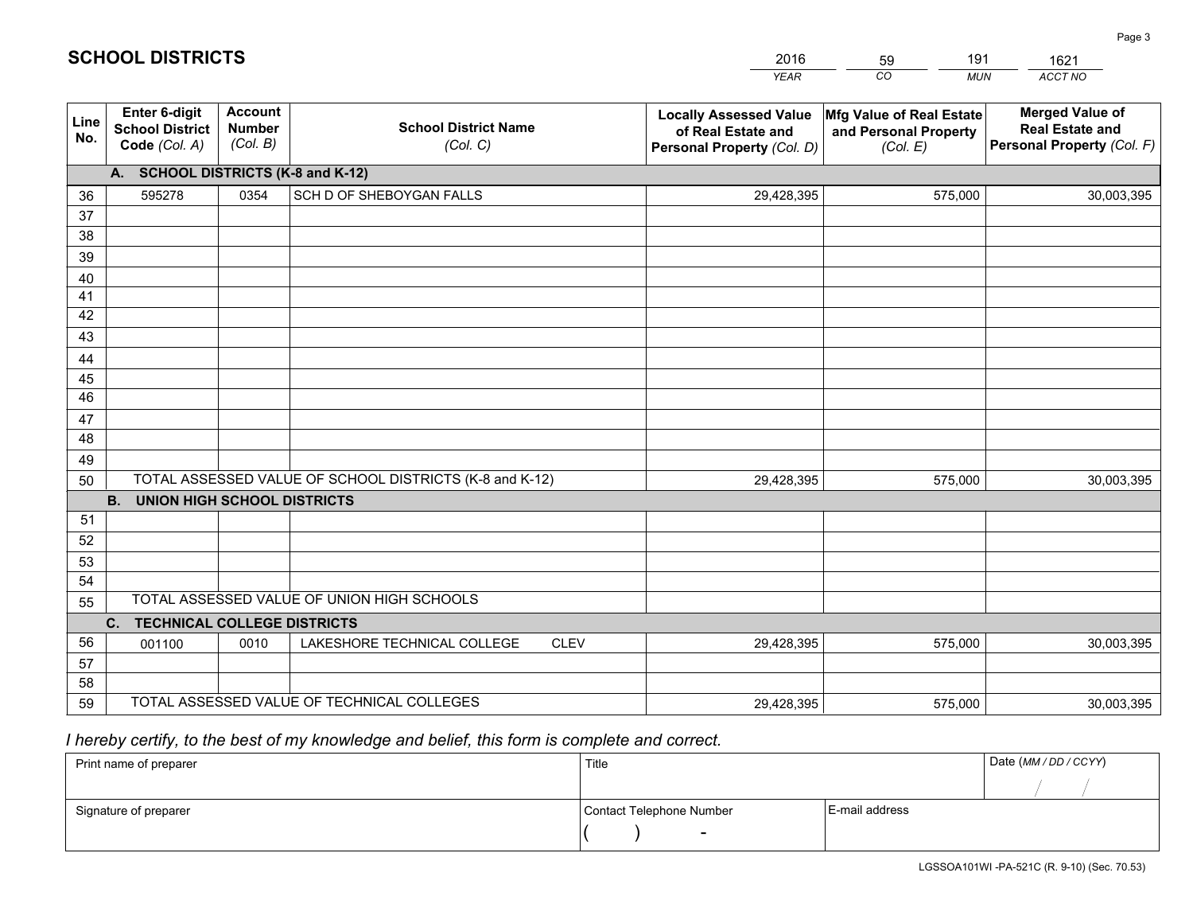# SCHOOL DISTRICTS

| 2016 | 59 | 191 | 1621 |
|---|---|---|---|
| *YEAR* | *CO* | *MUN* | *ACCT NO* |

| Line No. | Enter 6-digit School District Code *(Col. A)* | Account Number *(Col. B)* | School District Name *(Col. C)* | Locally Assessed Value of Real Estate and Personal Property *(Col. D)* | Mfg Value of Real Estate and Personal Property *(Col. E)* | Merged Value of Real Estate and Personal Property *(Col. F)* |
|---|---|---|---|---|---|---|
| **A. SCHOOL DISTRICTS (K-8 and K-12)** | | | | | | |
| 36 | 595278 | 0354 | SCH D OF SHEBOYGAN FALLS | 29,428,395 | 575,000 | 30,003,395 |
| 37 | | | | | | |
| 38 | | | | | | |
| 39 | | | | | | |
| 40 | | | | | | |
| 41 | | | | | | |
| 42 | | | | | | |
| 43 | | | | | | |
| 44 | | | | | | |
| 45 | | | | | | |
| 46 | | | | | | |
| 47 | | | | | | |
| 48 | | | | | | |
| 49 | | | | | | |
| 50 | TOTAL ASSESSED VALUE OF SCHOOL DISTRICTS (K-8 and K-12) | | | 29,428,395 | 575,000 | 30,003,395 |
| **B. UNION HIGH SCHOOL DISTRICTS** | | | | | | |
| 51 | | | | | | |
| 52 | | | | | | |
| 53 | | | | | | |
| 54 | | | | | | |
| 55 | TOTAL ASSESSED VALUE OF UNION HIGH SCHOOLS | | | | | |
| **C. TECHNICAL COLLEGE DISTRICTS** | | | | | | |
| 56 | 001100 | 0010 | LAKESHORE TECHNICAL COLLEGE CLEV | 29,428,395 | 575,000 | 30,003,395 |
| 57 | | | | | | |
| 58 | | | | | | |
| 59 | TOTAL ASSESSED VALUE OF TECHNICAL COLLEGES | | | 29,428,395 | 575,000 | 30,003,395 |

*I hereby certify, to the best of my knowledge and belief, this form is complete and correct.*

| Print name of preparer | Title | | Date *(MM / DD / CCYY)* |
|---|---|---|---|
| | | | / / |
| Signature of preparer | Contact Telephone Number | E-mail address | |
| | ( ) - | | |

LGSSOA101WI -PA-521C (R. 9-10) (Sec. 70.53)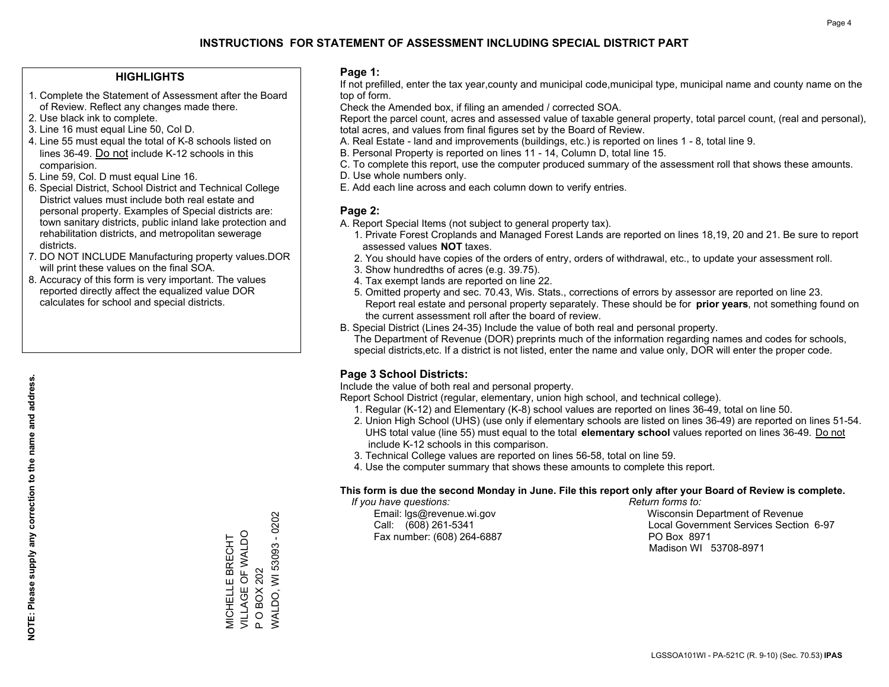# INSTRUCTIONS FOR STATEMENT OF ASSESSMENT INCLUDING SPECIAL DISTRICT PART

## HIGHLIGHTS

1. Complete the Statement of Assessment after the Board of Review. Reflect any changes made there.
2. Use black ink to complete.
3. Line 16 must equal Line 50, Col D.
4. Line 55 must equal the total of K-8 schools listed on lines 36-49. Do not include K-12 schools in this comparision.
5. Line 59, Col. D must equal Line 16.
6. Special District, School District and Technical College District values must include both real estate and personal property. Examples of Special districts are: town sanitary districts, public inland lake protection and rehabilitation districts, and metropolitan sewerage districts.
7. DO NOT INCLUDE Manufacturing property values.DOR will print these values on the final SOA.
8. Accuracy of this form is very important. The values reported directly affect the equalized value DOR calculates for school and special districts.

**NOTE: Please supply any correction to the name and address.**

MICHELLE BRECHT
VILLAGE OF WALDO
P O BOX 202
WALDO, WI 53093 - 0202

## Page 1:

If not prefilled, enter the tax year,county and municipal code,municipal type, municipal name and county name on the top of form.

Check the Amended box, if filing an amended / corrected SOA.

Report the parcel count, acres and assessed value of taxable general property, total parcel count, (real and personal), total acres, and values from final figures set by the Board of Review.

A. Real Estate - land and improvements (buildings, etc.) is reported on lines 1 - 8, total line 9.
B. Personal Property is reported on lines 11 - 14, Column D, total line 15.
C. To complete this report, use the computer produced summary of the assessment roll that shows these amounts.
D. Use whole numbers only.
E. Add each line across and each column down to verify entries.

## Page 2:

A. Report Special Items (not subject to general property tax).
1. Private Forest Croplands and Managed Forest Lands are reported on lines 18,19, 20 and 21. Be sure to report assessed values **NOT** taxes.
2. You should have copies of the orders of entry, orders of withdrawal, etc., to update your assessment roll.
3. Show hundredths of acres (e.g. 39.75).
4. Tax exempt lands are reported on line 22.
5. Omitted property and sec. 70.43, Wis. Stats., corrections of errors by assessor are reported on line 23. Report real estate and personal property separately. These should be for **prior years**, not something found on the current assessment roll after the board of review.

B. Special District (Lines 24-35) Include the value of both real and personal property.
The Department of Revenue (DOR) preprints much of the information regarding names and codes for schools, special districts,etc. If a district is not listed, enter the name and value only, DOR will enter the proper code.

## Page 3 School Districts:

Include the value of both real and personal property.

Report School District (regular, elementary, union high school, and technical college).

1. Regular (K-12) and Elementary (K-8) school values are reported on lines 36-49, total on line 50.
2. Union High School (UHS) (use only if elementary schools are listed on lines 36-49) are reported on lines 51-54. UHS total value (line 55) must equal to the total **elementary school** values reported on lines 36-49. Do not include K-12 schools in this comparison.
3. Technical College values are reported on lines 56-58, total on line 59.
4. Use the computer summary that shows these amounts to complete this report.

**This form is due the second Monday in June. File this report only after your Board of Review is complete.**

*If you have questions:*
Email: lgs@revenue.wi.gov
Call: (608) 261-5341
Fax number: (608) 264-6887

*Return forms to:*
Wisconsin Department of Revenue
Local Government Services Section 6-97
PO Box 8971
Madison WI 53708-8971

LGSSOA101WI - PA-521C (R. 9-10) (Sec. 70.53) **IPAS**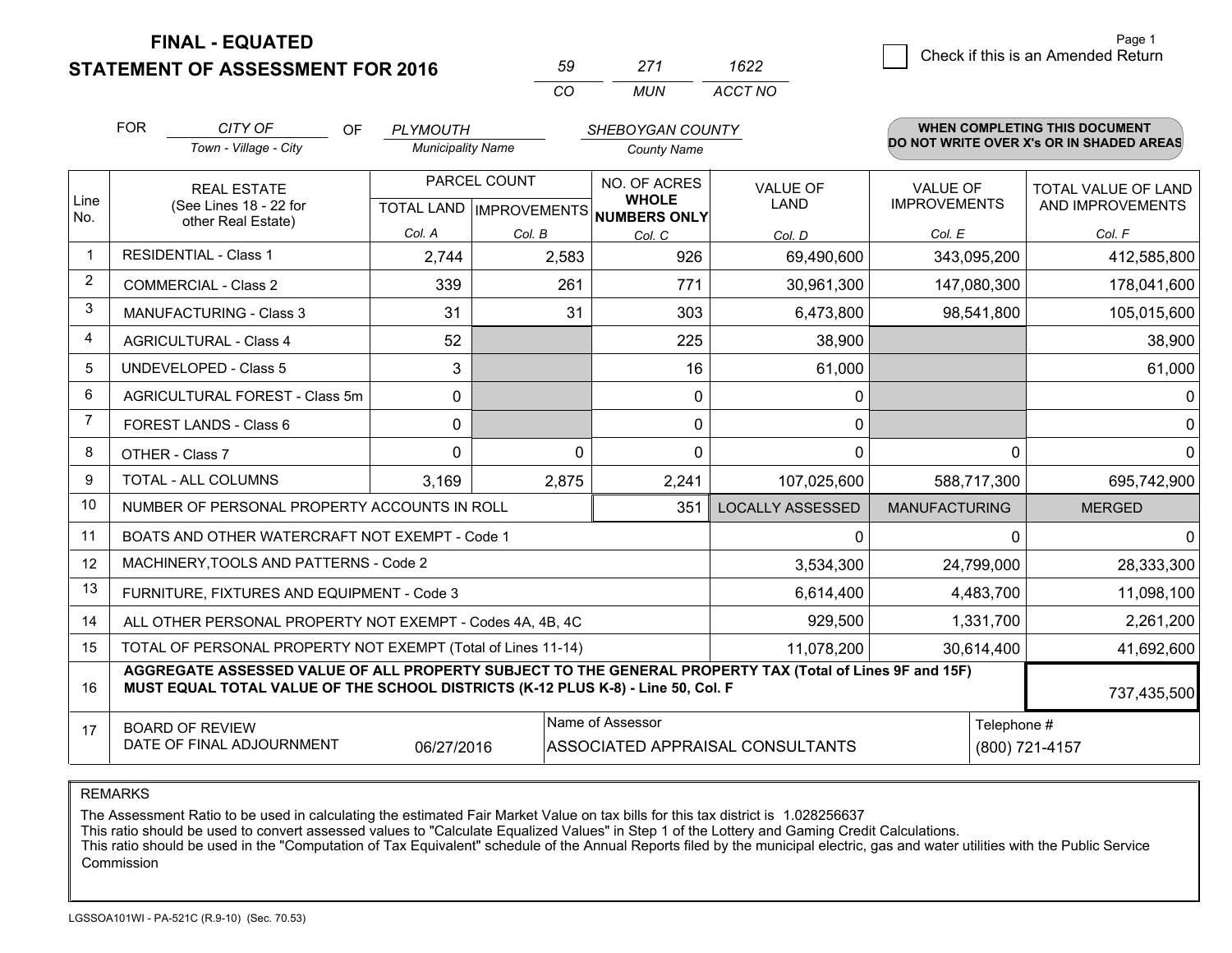# FINAL - EQUATED
## STATEMENT OF ASSESSMENT FOR 2016

| 59 | 271 | 1622 |
|---|---|---|
| CO | MUN | ACCT NO |

Check if this is an Amended Return

FOR *CITY OF* (Town - Village - City) OF *PLYMOUTH* (Municipality Name) *SHEBOYGAN COUNTY* (County Name)

**WHEN COMPLETING THIS DOCUMENT DO NOT WRITE OVER X's OR IN SHADED AREAS**

| Line No. | REAL ESTATE (See Lines 18 - 22 for other Real Estate) | PARCEL COUNT | | NO. OF ACRES WHOLE NUMBERS ONLY | VALUE OF LAND | VALUE OF IMPROVEMENTS | TOTAL VALUE OF LAND AND IMPROVEMENTS |
|---|---|---|---|---|---|---|---|
| | | TOTAL LAND | IMPROVEMENTS | | | | |
| | | Col. A | Col. B | Col. C | Col. D | Col. E | Col. F |
| 1 | RESIDENTIAL - Class 1 | 2,744 | 2,583 | 926 | 69,490,600 | 343,095,200 | 412,585,800 |
| 2 | COMMERCIAL - Class 2 | 339 | 261 | 771 | 30,961,300 | 147,080,300 | 178,041,600 |
| 3 | MANUFACTURING - Class 3 | 31 | 31 | 303 | 6,473,800 | 98,541,800 | 105,015,600 |
| 4 | AGRICULTURAL - Class 4 | 52 | | 225 | 38,900 | | 38,900 |
| 5 | UNDEVELOPED - Class 5 | 3 | | 16 | 61,000 | | 61,000 |
| 6 | AGRICULTURAL FOREST - Class 5m | 0 | | 0 | 0 | | 0 |
| 7 | FOREST LANDS - Class 6 | 0 | | 0 | 0 | | 0 |
| 8 | OTHER - Class 7 | 0 | 0 | 0 | 0 | 0 | 0 |
| 9 | TOTAL - ALL COLUMNS | 3,169 | 2,875 | 2,241 | 107,025,600 | 588,717,300 | 695,742,900 |
| 10 | NUMBER OF PERSONAL PROPERTY ACCOUNTS IN ROLL | | | 351 | LOCALLY ASSESSED | MANUFACTURING | MERGED |
| 11 | BOATS AND OTHER WATERCRAFT NOT EXEMPT - Code 1 | | | | 0 | 0 | 0 |
| 12 | MACHINERY,TOOLS AND PATTERNS - Code 2 | | | | 3,534,300 | 24,799,000 | 28,333,300 |
| 13 | FURNITURE, FIXTURES AND EQUIPMENT - Code 3 | | | | 6,614,400 | 4,483,700 | 11,098,100 |
| 14 | ALL OTHER PERSONAL PROPERTY NOT EXEMPT - Codes 4A, 4B, 4C | | | | 929,500 | 1,331,700 | 2,261,200 |
| 15 | TOTAL OF PERSONAL PROPERTY NOT EXEMPT (Total of Lines 11-14) | | | | 11,078,200 | 30,614,400 | 41,692,600 |
| 16 | **AGGREGATE ASSESSED VALUE OF ALL PROPERTY SUBJECT TO THE GENERAL PROPERTY TAX (Total of Lines 9F and 15F) MUST EQUAL TOTAL VALUE OF THE SCHOOL DISTRICTS (K-12 PLUS K-8) - Line 50, Col. F** | | | | | | 737,435,500 |
| 17 | BOARD OF REVIEW DATE OF FINAL ADJOURNMENT | 06/27/2016 | | Name of Assessor: ASSOCIATED APPRAISAL CONSULTANTS | | | Telephone #: (800) 721-4157 |

REMARKS

The Assessment Ratio to be used in calculating the estimated Fair Market Value on tax bills for this tax district is 1.028256637
This ratio should be used to convert assessed values to "Calculate Equalized Values" in Step 1 of the Lottery and Gaming Credit Calculations.
This ratio should be used in the "Computation of Tax Equivalent" schedule of the Annual Reports filed by the municipal electric, gas and water utilities with the Public Service Commission

LGSSOA101WI - PA-521C (R.9-10) (Sec. 70.53)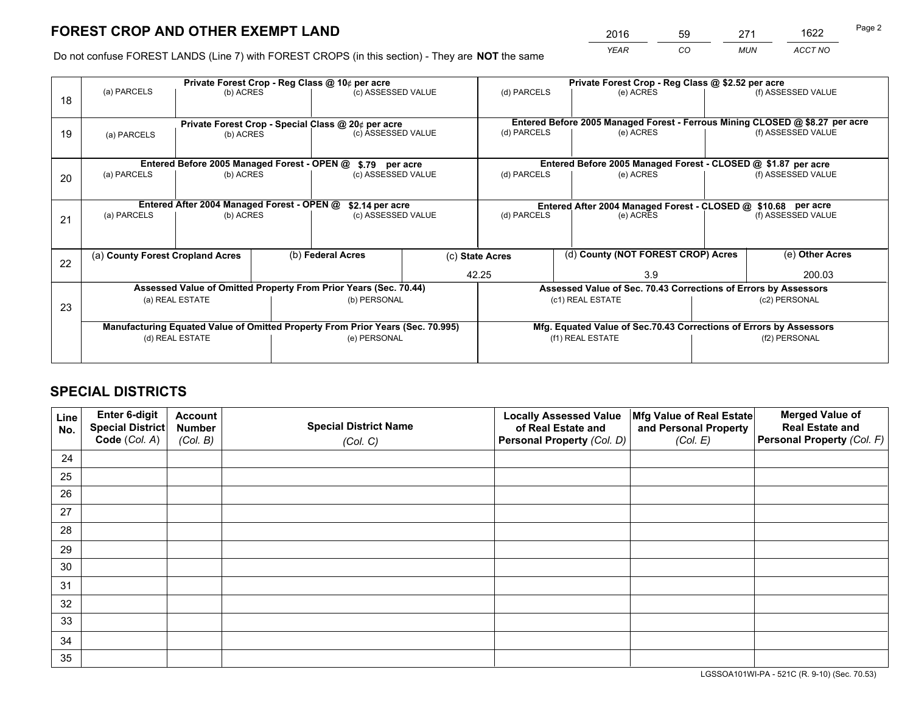# FOREST CROP AND OTHER EXEMPT LAND

| 2016 | 59 | 271 | 1622 |
|---|---|---|---|
| YEAR | CO | MUN | ACCT NO |

Page 2

Do not confuse FOREST LANDS (Line 7) with FOREST CROPS (in this section) - They are **NOT** the same

| | Private Forest Crop - Reg Class @ 10¢ per acre | | | Private Forest Crop - Reg Class @ $2.52 per acre | | |
|---|---|---|---|---|---|---|
| 18 | (a) PARCELS | (b) ACRES | (c) ASSESSED VALUE | (d) PARCELS | (e) ACRES | (f) ASSESSED VALUE |
| | **Private Forest Crop - Special Class @ 20¢ per acre** | | | **Entered Before 2005 Managed Forest - Ferrous Mining CLOSED @ $8.27 per acre** | | |
| 19 | (a) PARCELS | (b) ACRES | (c) ASSESSED VALUE | (d) PARCELS | (e) ACRES | (f) ASSESSED VALUE |
| | **Entered Before 2005 Managed Forest - OPEN @ $.79 per acre** | | | **Entered Before 2005 Managed Forest - CLOSED @ $1.87 per acre** | | |
| 20 | (a) PARCELS | (b) ACRES | (c) ASSESSED VALUE | (d) PARCELS | (e) ACRES | (f) ASSESSED VALUE |
| | **Entered After 2004 Managed Forest - OPEN @ $2.14 per acre** | | | **Entered After 2004 Managed Forest - CLOSED @ $10.68 per acre** | | |
| 21 | (a) PARCELS | (b) ACRES | (c) ASSESSED VALUE | (d) PARCELS | (e) ACRES | (f) ASSESSED VALUE |

| | (a) County Forest Cropland Acres | (b) Federal Acres | (c) State Acres | (d) County (NOT FOREST CROP) Acres | (e) Other Acres |
|---|---|---|---|---|---|
| 22 | | | 42.25 | 3.9 | 200.03 |

| | Assessed Value of Omitted Property From Prior Years (Sec. 70.44) | | Assessed Value of Sec. 70.43 Corrections of Errors by Assessors | |
|---|---|---|---|---|
| 23 | (a) REAL ESTATE | (b) PERSONAL | (c1) REAL ESTATE | (c2) PERSONAL |
| | **Manufacturing Equated Value of Omitted Property From Prior Years (Sec. 70.995)** | | **Mfg. Equated Value of Sec.70.43 Corrections of Errors by Assessors** | |
| | (d) REAL ESTATE | (e) PERSONAL | (f1) REAL ESTATE | (f2) PERSONAL |

# SPECIAL DISTRICTS

| Line No. | Enter 6-digit Special District Code (Col. A) | Account Number (Col. B) | Special District Name (Col. C) | Locally Assessed Value of Real Estate and Personal Property (Col. D) | Mfg Value of Real Estate and Personal Property (Col. E) | Merged Value of Real Estate and Personal Property (Col. F) |
|---|---|---|---|---|---|---|
| 24 | | | | | | |
| 25 | | | | | | |
| 26 | | | | | | |
| 27 | | | | | | |
| 28 | | | | | | |
| 29 | | | | | | |
| 30 | | | | | | |
| 31 | | | | | | |
| 32 | | | | | | |
| 33 | | | | | | |
| 34 | | | | | | |
| 35 | | | | | | |

LGSSOA101WI-PA - 521C (R. 9-10) (Sec. 70.53)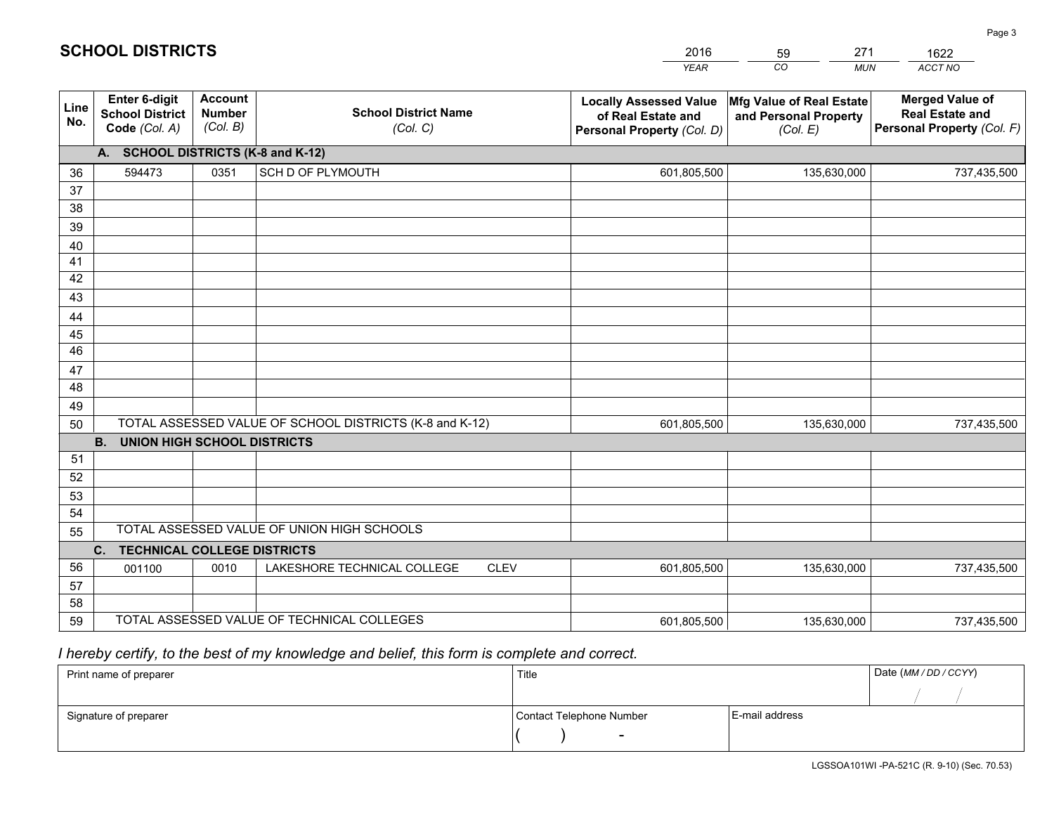# SCHOOL DISTRICTS

| 2016 | 59 | 271 | 1622 |
|---|---|---|---|
| YEAR | CO | MUN | ACCT NO |

| Line No. | Enter 6-digit School District Code (Col. A) | Account Number (Col. B) | School District Name (Col. C) | Locally Assessed Value of Real Estate and Personal Property (Col. D) | Mfg Value of Real Estate and Personal Property (Col. E) | Merged Value of Real Estate and Personal Property (Col. F) |
|---|---|---|---|---|---|---|
| | **A. SCHOOL DISTRICTS (K-8 and K-12)** | | | | | |
| 36 | 594473 | 0351 | SCH D OF PLYMOUTH | 601,805,500 | 135,630,000 | 737,435,500 |
| 37 | | | | | | |
| 38 | | | | | | |
| 39 | | | | | | |
| 40 | | | | | | |
| 41 | | | | | | |
| 42 | | | | | | |
| 43 | | | | | | |
| 44 | | | | | | |
| 45 | | | | | | |
| 46 | | | | | | |
| 47 | | | | | | |
| 48 | | | | | | |
| 49 | | | | | | |
| 50 | TOTAL ASSESSED VALUE OF SCHOOL DISTRICTS (K-8 and K-12) | | | 601,805,500 | 135,630,000 | 737,435,500 |
| | **B. UNION HIGH SCHOOL DISTRICTS** | | | | | |
| 51 | | | | | | |
| 52 | | | | | | |
| 53 | | | | | | |
| 54 | | | | | | |
| 55 | TOTAL ASSESSED VALUE OF UNION HIGH SCHOOLS | | | | | |
| | **C. TECHNICAL COLLEGE DISTRICTS** | | | | | |
| 56 | 001100 | 0010 | LAKESHORE TECHNICAL COLLEGE CLEV | 601,805,500 | 135,630,000 | 737,435,500 |
| 57 | | | | | | |
| 58 | | | | | | |
| 59 | TOTAL ASSESSED VALUE OF TECHNICAL COLLEGES | | | 601,805,500 | 135,630,000 | 737,435,500 |

*I hereby certify, to the best of my knowledge and belief, this form is complete and correct.*

| Print name of preparer | Title | | Date (MM / DD / CCYY) |
|---|---|---|---|
| | | | / / |
| Signature of preparer | Contact Telephone Number | E-mail address | |
| | ( ) - | | |

LGSSOA101WI -PA-521C (R. 9-10) (Sec. 70.53)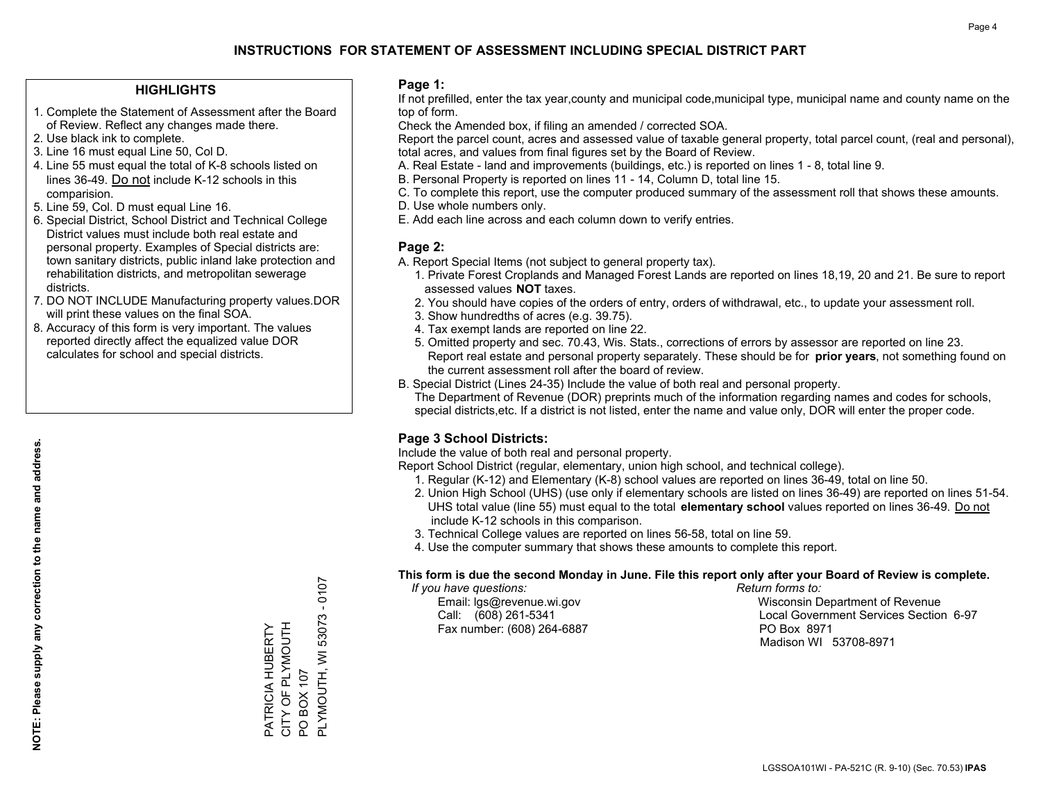# INSTRUCTIONS FOR STATEMENT OF ASSESSMENT INCLUDING SPECIAL DISTRICT PART

## HIGHLIGHTS

1. Complete the Statement of Assessment after the Board of Review. Reflect any changes made there.
2. Use black ink to complete.
3. Line 16 must equal Line 50, Col D.
4. Line 55 must equal the total of K-8 schools listed on lines 36-49. Do not include K-12 schools in this comparision.
5. Line 59, Col. D must equal Line 16.
6. Special District, School District and Technical College District values must include both real estate and personal property. Examples of Special districts are: town sanitary districts, public inland lake protection and rehabilitation districts, and metropolitan sewerage districts.
7. DO NOT INCLUDE Manufacturing property values.DOR will print these values on the final SOA.
8. Accuracy of this form is very important. The values reported directly affect the equalized value DOR calculates for school and special districts.

**NOTE: Please supply any correction to the name and address.**

PATRICIA HUBERTY
CITY OF PLYMOUTH
PO BOX 107
PLYMOUTH, WI 53073 - 0107

## Page 1:

If not prefilled, enter the tax year,county and municipal code,municipal type, municipal name and county name on the top of form.

Check the Amended box, if filing an amended / corrected SOA.

Report the parcel count, acres and assessed value of taxable general property, total parcel count, (real and personal), total acres, and values from final figures set by the Board of Review.

A. Real Estate - land and improvements (buildings, etc.) is reported on lines 1 - 8, total line 9.
B. Personal Property is reported on lines 11 - 14, Column D, total line 15.
C. To complete this report, use the computer produced summary of the assessment roll that shows these amounts.
D. Use whole numbers only.
E. Add each line across and each column down to verify entries.

## Page 2:

A. Report Special Items (not subject to general property tax).
   1. Private Forest Croplands and Managed Forest Lands are reported on lines 18,19, 20 and 21. Be sure to report assessed values **NOT** taxes.
   2. You should have copies of the orders of entry, orders of withdrawal, etc., to update your assessment roll.
   3. Show hundredths of acres (e.g. 39.75).
   4. Tax exempt lands are reported on line 22.
   5. Omitted property and sec. 70.43, Wis. Stats., corrections of errors by assessor are reported on line 23. Report real estate and personal property separately. These should be for **prior years**, not something found on the current assessment roll after the board of review.
B. Special District (Lines 24-35) Include the value of both real and personal property.
   The Department of Revenue (DOR) preprints much of the information regarding names and codes for schools, special districts,etc. If a district is not listed, enter the name and value only, DOR will enter the proper code.

## Page 3 School Districts:

Include the value of both real and personal property.

Report School District (regular, elementary, union high school, and technical college).

1. Regular (K-12) and Elementary (K-8) school values are reported on lines 36-49, total on line 50.
2. Union High School (UHS) (use only if elementary schools are listed on lines 36-49) are reported on lines 51-54. UHS total value (line 55) must equal to the total **elementary school** values reported on lines 36-49. Do not include K-12 schools in this comparison.
3. Technical College values are reported on lines 56-58, total on line 59.
4. Use the computer summary that shows these amounts to complete this report.

**This form is due the second Monday in June. File this report only after your Board of Review is complete.**

*If you have questions:*
Email: lgs@revenue.wi.gov
Call: (608) 261-5341
Fax number: (608) 264-6887

*Return forms to:*
Wisconsin Department of Revenue
Local Government Services Section 6-97
PO Box 8971
Madison WI 53708-8971

LGSSOA101WI - PA-521C (R. 9-10) (Sec. 70.53) **IPAS**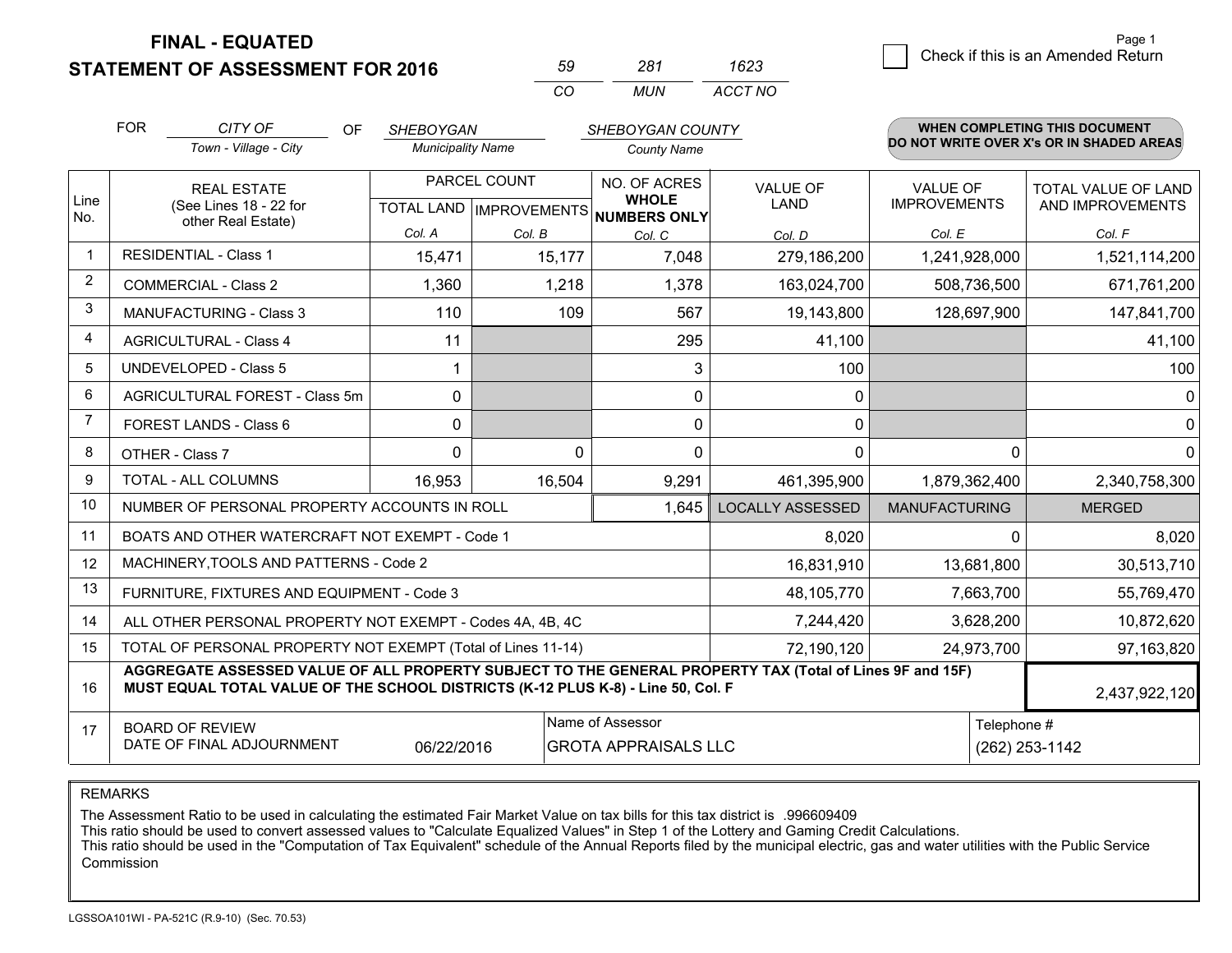# FINAL - EQUATED
## STATEMENT OF ASSESSMENT FOR 2016

| 59 | 281 | 1623 |
|---|---|---|
| CO | MUN | ACCT NO |

Page 1

☐ Check if this is an Amended Return

FOR *CITY OF* (Town - Village - City) OF *SHEBOYGAN* (Municipality Name) *SHEBOYGAN COUNTY* (County Name)

**WHEN COMPLETING THIS DOCUMENT DO NOT WRITE OVER X's OR IN SHADED AREAS**

| Line No. | REAL ESTATE (See Lines 18 - 22 for other Real Estate) | PARCEL COUNT | | NO. OF ACRES WHOLE NUMBERS ONLY | VALUE OF LAND | VALUE OF IMPROVEMENTS | TOTAL VALUE OF LAND AND IMPROVEMENTS |
|---|---|---|---|---|---|---|---|
| | | TOTAL LAND | IMPROVEMENTS | | | | |
| | | Col. A | Col. B | Col. C | Col. D | Col. E | Col. F |
| 1 | RESIDENTIAL - Class 1 | 15,471 | 15,177 | 7,048 | 279,186,200 | 1,241,928,000 | 1,521,114,200 |
| 2 | COMMERCIAL - Class 2 | 1,360 | 1,218 | 1,378 | 163,024,700 | 508,736,500 | 671,761,200 |
| 3 | MANUFACTURING - Class 3 | 110 | 109 | 567 | 19,143,800 | 128,697,900 | 147,841,700 |
| 4 | AGRICULTURAL - Class 4 | 11 | | 295 | 41,100 | | 41,100 |
| 5 | UNDEVELOPED - Class 5 | 1 | | 3 | 100 | | 100 |
| 6 | AGRICULTURAL FOREST - Class 5m | 0 | | 0 | 0 | | 0 |
| 7 | FOREST LANDS - Class 6 | 0 | | 0 | 0 | | 0 |
| 8 | OTHER - Class 7 | 0 | 0 | 0 | 0 | 0 | 0 |
| 9 | TOTAL - ALL COLUMNS | 16,953 | 16,504 | 9,291 | 461,395,900 | 1,879,362,400 | 2,340,758,300 |
| 10 | NUMBER OF PERSONAL PROPERTY ACCOUNTS IN ROLL | | | 1,645 | LOCALLY ASSESSED | MANUFACTURING | MERGED |
| 11 | BOATS AND OTHER WATERCRAFT NOT EXEMPT - Code 1 | | | | 8,020 | 0 | 8,020 |
| 12 | MACHINERY,TOOLS AND PATTERNS - Code 2 | | | | 16,831,910 | 13,681,800 | 30,513,710 |
| 13 | FURNITURE, FIXTURES AND EQUIPMENT - Code 3 | | | | 48,105,770 | 7,663,700 | 55,769,470 |
| 14 | ALL OTHER PERSONAL PROPERTY NOT EXEMPT - Codes 4A, 4B, 4C | | | | 7,244,420 | 3,628,200 | 10,872,620 |
| 15 | TOTAL OF PERSONAL PROPERTY NOT EXEMPT (Total of Lines 11-14) | | | | 72,190,120 | 24,973,700 | 97,163,820 |
| 16 | **AGGREGATE ASSESSED VALUE OF ALL PROPERTY SUBJECT TO THE GENERAL PROPERTY TAX (Total of Lines 9F and 15F) MUST EQUAL TOTAL VALUE OF THE SCHOOL DISTRICTS (K-12 PLUS K-8) - Line 50, Col. F** | | | | | | 2,437,922,120 |
| 17 | BOARD OF REVIEW DATE OF FINAL ADJOURNMENT | 06/22/2016 | | Name of Assessor: GROTA APPRAISALS LLC | | | Telephone #: (262) 253-1142 |

REMARKS

The Assessment Ratio to be used in calculating the estimated Fair Market Value on tax bills for this tax district is .996609409
This ratio should be used to convert assessed values to "Calculate Equalized Values" in Step 1 of the Lottery and Gaming Credit Calculations.
This ratio should be used in the "Computation of Tax Equivalent" schedule of the Annual Reports filed by the municipal electric, gas and water utilities with the Public Service Commission

LGSSOA101WI - PA-521C (R.9-10) (Sec. 70.53)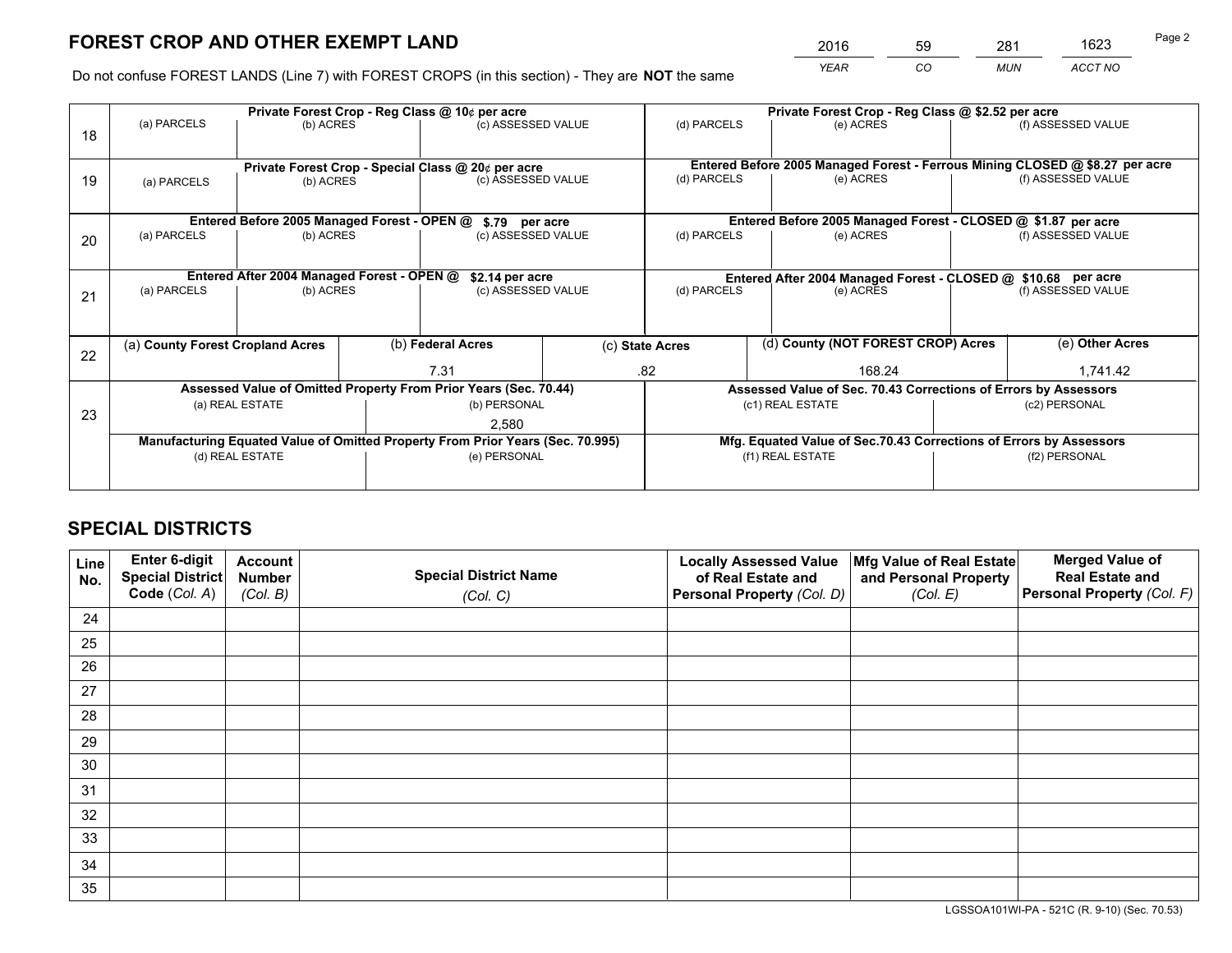# FOREST CROP AND OTHER EXEMPT LAND

| 2016 | 59 | 281 | 1623 |
|---|---|---|---|
| YEAR | CO | MUN | ACCT NO |

Do not confuse FOREST LANDS (Line 7) with FOREST CROPS (in this section) - They are **NOT** the same

| Line | | | | | | |
|---|---|---|---|---|---|---|
| 18 | Private Forest Crop - Reg Class @ 10¢ per acre | | | Private Forest Crop - Reg Class @ $2.52 per acre | | |
| | (a) PARCELS | (b) ACRES | (c) ASSESSED VALUE | (d) PARCELS | (e) ACRES | (f) ASSESSED VALUE |
| | | | | | | |
| 19 | Private Forest Crop - Special Class @ 20¢ per acre | | | Entered Before 2005 Managed Forest - Ferrous Mining CLOSED @ $8.27 per acre | | |
| | (a) PARCELS | (b) ACRES | (c) ASSESSED VALUE | (d) PARCELS | (e) ACRES | (f) ASSESSED VALUE |
| | | | | | | |
| 20 | Entered Before 2005 Managed Forest - OPEN @ $.79 per acre | | | Entered Before 2005 Managed Forest - CLOSED @ $1.87 per acre | | |
| | (a) PARCELS | (b) ACRES | (c) ASSESSED VALUE | (d) PARCELS | (e) ACRES | (f) ASSESSED VALUE |
| | | | | | | |
| 21 | Entered After 2004 Managed Forest - OPEN @ $2.14 per acre | | | Entered After 2004 Managed Forest - CLOSED @ $10.68 per acre | | |
| | (a) PARCELS | (b) ACRES | (c) ASSESSED VALUE | (d) PARCELS | (e) ACRES | (f) ASSESSED VALUE |
| | | | | | | |

| Line | (a) County Forest Cropland Acres | (b) Federal Acres | (c) State Acres | (d) County (NOT FOREST CROP) Acres | (e) Other Acres |
|---|---|---|---|---|---|
| 22 | | 7.31 | .82 | 168.24 | 1,741.42 |

| Line | Assessed Value of Omitted Property From Prior Years (Sec. 70.44) | | Assessed Value of Sec. 70.43 Corrections of Errors by Assessors | |
|---|---|---|---|---|
| 23 | (a) REAL ESTATE | (b) PERSONAL | (c1) REAL ESTATE | (c2) PERSONAL |
| | | 2,580 | | |
| | Manufacturing Equated Value of Omitted Property From Prior Years (Sec. 70.995) | | Mfg. Equated Value of Sec.70.43 Corrections of Errors by Assessors | |
| | (d) REAL ESTATE | (e) PERSONAL | (f1) REAL ESTATE | (f2) PERSONAL |
| | | | | |

# SPECIAL DISTRICTS

| Line No. | Enter 6-digit Special District Code (Col. A) | Account Number (Col. B) | Special District Name (Col. C) | Locally Assessed Value of Real Estate and Personal Property (Col. D) | Mfg Value of Real Estate and Personal Property (Col. E) | Merged Value of Real Estate and Personal Property (Col. F) |
|---|---|---|---|---|---|---|
| 24 | | | | | | |
| 25 | | | | | | |
| 26 | | | | | | |
| 27 | | | | | | |
| 28 | | | | | | |
| 29 | | | | | | |
| 30 | | | | | | |
| 31 | | | | | | |
| 32 | | | | | | |
| 33 | | | | | | |
| 34 | | | | | | |
| 35 | | | | | | |

LGSSOA101WI-PA - 521C (R. 9-10) (Sec. 70.53)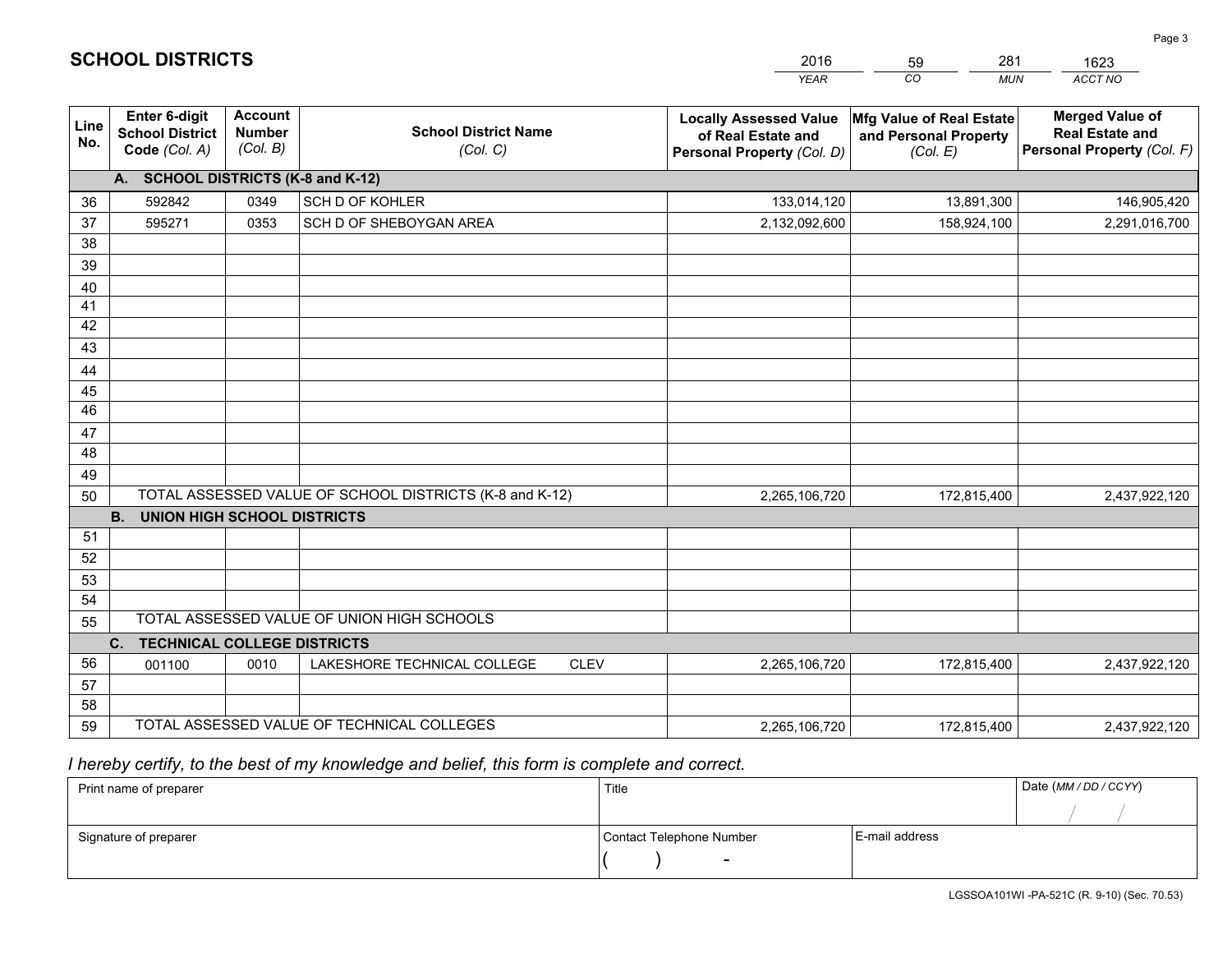# SCHOOL DISTRICTS

| 2016 | 59 | 281 | 1623 |
|---|---|---|---|
| *YEAR* | *CO* | *MUN* | *ACCT NO* |

| Line No. | Enter 6-digit School District Code *(Col. A)* | Account Number *(Col. B)* | School District Name *(Col. C)* | Locally Assessed Value of Real Estate and Personal Property *(Col. D)* | Mfg Value of Real Estate and Personal Property *(Col. E)* | Merged Value of Real Estate and Personal Property *(Col. F)* |
|---|---|---|---|---|---|---|
| **A. SCHOOL DISTRICTS (K-8 and K-12)** | | | | | | |
| 36 | 592842 | 0349 | SCH D OF KOHLER | 133,014,120 | 13,891,300 | 146,905,420 |
| 37 | 595271 | 0353 | SCH D OF SHEBOYGAN AREA | 2,132,092,600 | 158,924,100 | 2,291,016,700 |
| 38 | | | | | | |
| 39 | | | | | | |
| 40 | | | | | | |
| 41 | | | | | | |
| 42 | | | | | | |
| 43 | | | | | | |
| 44 | | | | | | |
| 45 | | | | | | |
| 46 | | | | | | |
| 47 | | | | | | |
| 48 | | | | | | |
| 49 | | | | | | |
| 50 | TOTAL ASSESSED VALUE OF SCHOOL DISTRICTS (K-8 and K-12) | | | 2,265,106,720 | 172,815,400 | 2,437,922,120 |
| **B. UNION HIGH SCHOOL DISTRICTS** | | | | | | |
| 51 | | | | | | |
| 52 | | | | | | |
| 53 | | | | | | |
| 54 | | | | | | |
| 55 | TOTAL ASSESSED VALUE OF UNION HIGH SCHOOLS | | | | | |
| **C. TECHNICAL COLLEGE DISTRICTS** | | | | | | |
| 56 | 001100 | 0010 | LAKESHORE TECHNICAL COLLEGE CLEV | 2,265,106,720 | 172,815,400 | 2,437,922,120 |
| 57 | | | | | | |
| 58 | | | | | | |
| 59 | TOTAL ASSESSED VALUE OF TECHNICAL COLLEGES | | | 2,265,106,720 | 172,815,400 | 2,437,922,120 |

*I hereby certify, to the best of my knowledge and belief, this form is complete and correct.*

| Print name of preparer | Title | | Date *(MM / DD / CCYY)* |
|---|---|---|---|
| | | | / / |
| Signature of preparer | Contact Telephone Number | E-mail address | |
| | ( ) - | | |

LGSSOA101WI -PA-521C (R. 9-10) (Sec. 70.53)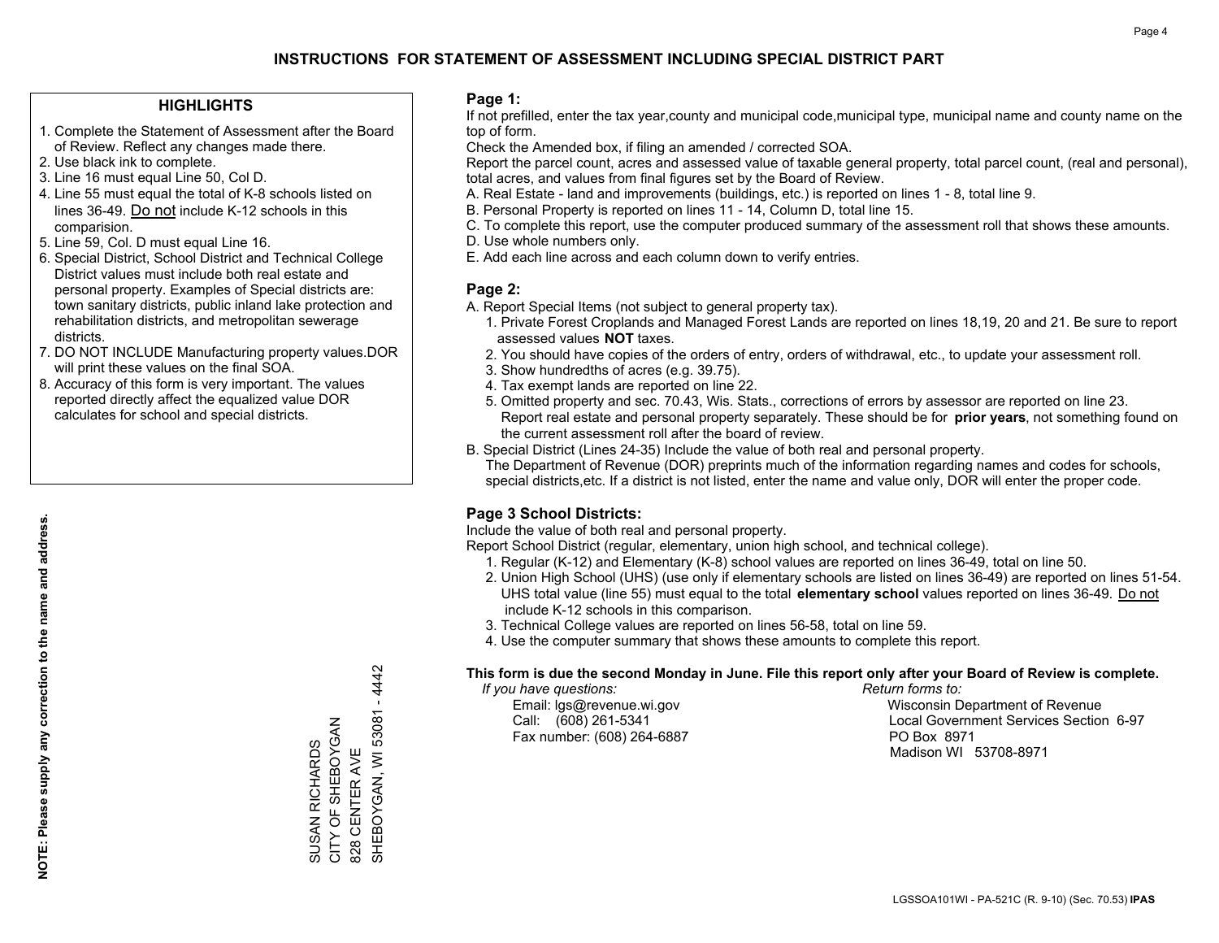# INSTRUCTIONS FOR STATEMENT OF ASSESSMENT INCLUDING SPECIAL DISTRICT PART

## HIGHLIGHTS

1. Complete the Statement of Assessment after the Board of Review. Reflect any changes made there.
2. Use black ink to complete.
3. Line 16 must equal Line 50, Col D.
4. Line 55 must equal the total of K-8 schools listed on lines 36-49. Do not include K-12 schools in this comparision.
5. Line 59, Col. D must equal Line 16.
6. Special District, School District and Technical College District values must include both real estate and personal property. Examples of Special districts are: town sanitary districts, public inland lake protection and rehabilitation districts, and metropolitan sewerage districts.
7. DO NOT INCLUDE Manufacturing property values.DOR will print these values on the final SOA.
8. Accuracy of this form is very important. The values reported directly affect the equalized value DOR calculates for school and special districts.

**NOTE: Please supply any correction to the name and address.**

SUSAN RICHARDS
CITY OF SHEBOYGAN
828 CENTER AVE
SHEBOYGAN, WI 53081 - 4442

## Page 1:

If not prefilled, enter the tax year,county and municipal code,municipal type, municipal name and county name on the top of form.

Check the Amended box, if filing an amended / corrected SOA.

Report the parcel count, acres and assessed value of taxable general property, total parcel count, (real and personal), total acres, and values from final figures set by the Board of Review.

A. Real Estate - land and improvements (buildings, etc.) is reported on lines 1 - 8, total line 9.
B. Personal Property is reported on lines 11 - 14, Column D, total line 15.
C. To complete this report, use the computer produced summary of the assessment roll that shows these amounts.
D. Use whole numbers only.
E. Add each line across and each column down to verify entries.

## Page 2:

A. Report Special Items (not subject to general property tax).
   1. Private Forest Croplands and Managed Forest Lands are reported on lines 18,19, 20 and 21. Be sure to report assessed values **NOT** taxes.
   2. You should have copies of the orders of entry, orders of withdrawal, etc., to update your assessment roll.
   3. Show hundredths of acres (e.g. 39.75).
   4. Tax exempt lands are reported on line 22.
   5. Omitted property and sec. 70.43, Wis. Stats., corrections of errors by assessor are reported on line 23. Report real estate and personal property separately. These should be for **prior years**, not something found on the current assessment roll after the board of review.
B. Special District (Lines 24-35) Include the value of both real and personal property.
   The Department of Revenue (DOR) preprints much of the information regarding names and codes for schools, special districts,etc. If a district is not listed, enter the name and value only, DOR will enter the proper code.

## Page 3 School Districts:

Include the value of both real and personal property.

Report School District (regular, elementary, union high school, and technical college).

1. Regular (K-12) and Elementary (K-8) school values are reported on lines 36-49, total on line 50.
2. Union High School (UHS) (use only if elementary schools are listed on lines 36-49) are reported on lines 51-54. UHS total value (line 55) must equal to the total **elementary school** values reported on lines 36-49. Do not include K-12 schools in this comparison.
3. Technical College values are reported on lines 56-58, total on line 59.
4. Use the computer summary that shows these amounts to complete this report.

**This form is due the second Monday in June. File this report only after your Board of Review is complete.**

*If you have questions:*
Email: lgs@revenue.wi.gov
Call: (608) 261-5341
Fax number: (608) 264-6887

*Return forms to:*
Wisconsin Department of Revenue
Local Government Services Section 6-97
PO Box 8971
Madison WI 53708-8971

LGSSOA101WI - PA-521C (R. 9-10) (Sec. 70.53) **IPAS**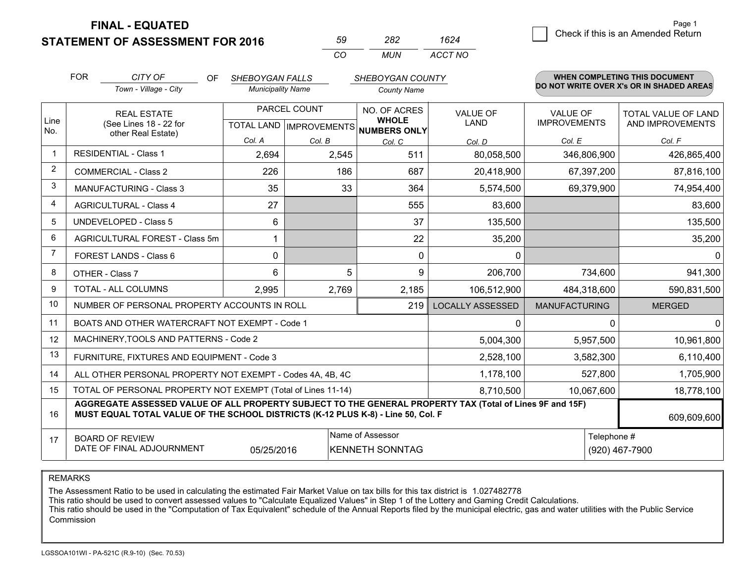**FINAL - EQUATED**
**STATEMENT OF ASSESSMENT FOR 2016**

| 59 | 282 | 1624 |
|---|---|---|
| CO | MUN | ACCT NO |

Page 1

☐ Check if this is an Amended Return

FOR *CITY OF* (Town - Village - City) OF *SHEBOYGAN FALLS* (Municipality Name) *SHEBOYGAN COUNTY* (County Name)

**WHEN COMPLETING THIS DOCUMENT DO NOT WRITE OVER X's OR IN SHADED AREAS**

| Line No. | REAL ESTATE (See Lines 18 - 22 for other Real Estate) | PARCEL COUNT TOTAL LAND Col. A | PARCEL COUNT IMPROVEMENTS Col. B | NO. OF ACRES WHOLE NUMBERS ONLY Col. C | VALUE OF LAND Col. D | VALUE OF IMPROVEMENTS Col. E | TOTAL VALUE OF LAND AND IMPROVEMENTS Col. F |
|---|---|---|---|---|---|---|---|
| 1 | RESIDENTIAL - Class 1 | 2,694 | 2,545 | 511 | 80,058,500 | 346,806,900 | 426,865,400 |
| 2 | COMMERCIAL - Class 2 | 226 | 186 | 687 | 20,418,900 | 67,397,200 | 87,816,100 |
| 3 | MANUFACTURING - Class 3 | 35 | 33 | 364 | 5,574,500 | 69,379,900 | 74,954,400 |
| 4 | AGRICULTURAL - Class 4 | 27 | | 555 | 83,600 | | 83,600 |
| 5 | UNDEVELOPED - Class 5 | 6 | | 37 | 135,500 | | 135,500 |
| 6 | AGRICULTURAL FOREST - Class 5m | 1 | | 22 | 35,200 | | 35,200 |
| 7 | FOREST LANDS - Class 6 | 0 | | 0 | 0 | | 0 |
| 8 | OTHER - Class 7 | 6 | 5 | 9 | 206,700 | 734,600 | 941,300 |
| 9 | TOTAL - ALL COLUMNS | 2,995 | 2,769 | 2,185 | 106,512,900 | 484,318,600 | 590,831,500 |
| 10 | NUMBER OF PERSONAL PROPERTY ACCOUNTS IN ROLL | | | 219 | LOCALLY ASSESSED | MANUFACTURING | MERGED |
| 11 | BOATS AND OTHER WATERCRAFT NOT EXEMPT - Code 1 | | | | 0 | 0 | 0 |
| 12 | MACHINERY,TOOLS AND PATTERNS - Code 2 | | | | 5,004,300 | 5,957,500 | 10,961,800 |
| 13 | FURNITURE, FIXTURES AND EQUIPMENT - Code 3 | | | | 2,528,100 | 3,582,300 | 6,110,400 |
| 14 | ALL OTHER PERSONAL PROPERTY NOT EXEMPT - Codes 4A, 4B, 4C | | | | 1,178,100 | 527,800 | 1,705,900 |
| 15 | TOTAL OF PERSONAL PROPERTY NOT EXEMPT (Total of Lines 11-14) | | | | 8,710,500 | 10,067,600 | 18,778,100 |
| 16 | **AGGREGATE ASSESSED VALUE OF ALL PROPERTY SUBJECT TO THE GENERAL PROPERTY TAX (Total of Lines 9F and 15F) MUST EQUAL TOTAL VALUE OF THE SCHOOL DISTRICTS (K-12 PLUS K-8) - Line 50, Col. F** | | | | | | 609,609,600 |
| 17 | BOARD OF REVIEW DATE OF FINAL ADJOURNMENT | 05/25/2016 | Name of Assessor: KENNETH SONNTAG | | | Telephone #: (920) 467-7900 | |

REMARKS

The Assessment Ratio to be used in calculating the estimated Fair Market Value on tax bills for this tax district is 1.027482778
This ratio should be used to convert assessed values to "Calculate Equalized Values" in Step 1 of the Lottery and Gaming Credit Calculations.
This ratio should be used in the "Computation of Tax Equivalent" schedule of the Annual Reports filed by the municipal electric, gas and water utilities with the Public Service Commission

LGSSOA101WI - PA-521C (R.9-10) (Sec. 70.53)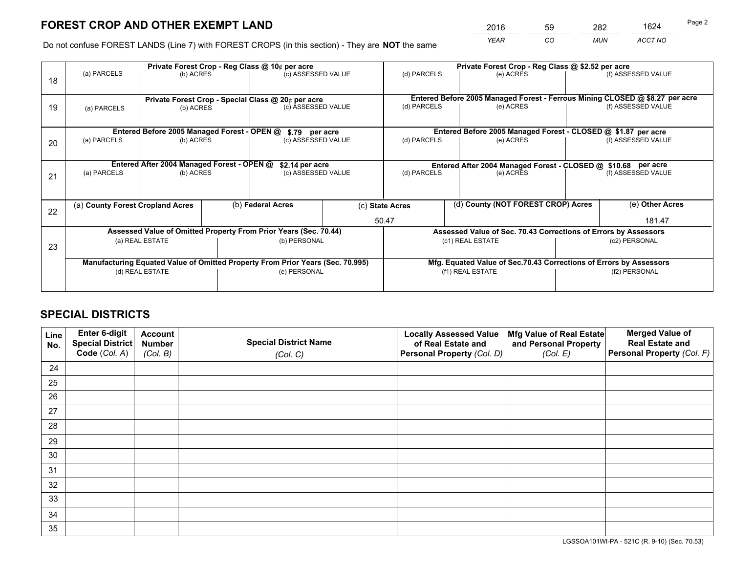# FOREST CROP AND OTHER EXEMPT LAND

| 2016 | 59 | 282 | 1624 |
|---|---|---|---|
| *YEAR* | *CO* | *MUN* | *ACCT NO* |

Do not confuse FOREST LANDS (Line 7) with FOREST CROPS (in this section) - They are **NOT** the same

| Line | Private Forest Crop - Reg Class @ 10¢ per acre | | | Private Forest Crop - Reg Class @ $2.52 per acre | | |
|---|---|---|---|---|---|---|
| 18 | (a) PARCELS | (b) ACRES | (c) ASSESSED VALUE | (d) PARCELS | (e) ACRES | (f) ASSESSED VALUE |
| | | | | | | |
| | **Private Forest Crop - Special Class @ 20¢ per acre** | | | **Entered Before 2005 Managed Forest - Ferrous Mining CLOSED @ $8.27 per acre** | | |
| 19 | (a) PARCELS | (b) ACRES | (c) ASSESSED VALUE | (d) PARCELS | (e) ACRES | (f) ASSESSED VALUE |
| | | | | | | |
| | **Entered Before 2005 Managed Forest - OPEN @ $.79 per acre** | | | **Entered Before 2005 Managed Forest - CLOSED @ $1.87 per acre** | | |
| 20 | (a) PARCELS | (b) ACRES | (c) ASSESSED VALUE | (d) PARCELS | (e) ACRES | (f) ASSESSED VALUE |
| | | | | | | |
| | **Entered After 2004 Managed Forest - OPEN @ $2.14 per acre** | | | **Entered After 2004 Managed Forest - CLOSED @ $10.68 per acre** | | |
| 21 | (a) PARCELS | (b) ACRES | (c) ASSESSED VALUE | (d) PARCELS | (e) ACRES | (f) ASSESSED VALUE |
| | | | | | | |

| Line | (a) County Forest Cropland Acres | (b) Federal Acres | (c) State Acres | (d) County (NOT FOREST CROP) Acres | (e) Other Acres |
|---|---|---|---|---|---|
| 22 | | | 50.47 | | 181.47 |

| Line | Assessed Value of Omitted Property From Prior Years (Sec. 70.44) | | Assessed Value of Sec. 70.43 Corrections of Errors by Assessors | |
|---|---|---|---|---|
| 23 | (a) REAL ESTATE | (b) PERSONAL | (c1) REAL ESTATE | (c2) PERSONAL |
| | | | | |
| | **Manufacturing Equated Value of Omitted Property From Prior Years (Sec. 70.995)** | | **Mfg. Equated Value of Sec.70.43 Corrections of Errors by Assessors** | |
| | (d) REAL ESTATE | (e) PERSONAL | (f1) REAL ESTATE | (f2) PERSONAL |
| | | | | |

# SPECIAL DISTRICTS

| Line No. | Enter 6-digit Special District Code (Col. A) | Account Number (Col. B) | Special District Name (Col. C) | Locally Assessed Value of Real Estate and Personal Property (Col. D) | Mfg Value of Real Estate and Personal Property (Col. E) | Merged Value of Real Estate and Personal Property (Col. F) |
|---|---|---|---|---|---|---|
| 24 | | | | | | |
| 25 | | | | | | |
| 26 | | | | | | |
| 27 | | | | | | |
| 28 | | | | | | |
| 29 | | | | | | |
| 30 | | | | | | |
| 31 | | | | | | |
| 32 | | | | | | |
| 33 | | | | | | |
| 34 | | | | | | |
| 35 | | | | | | |

LGSSOA101WI-PA - 521C (R. 9-10) (Sec. 70.53)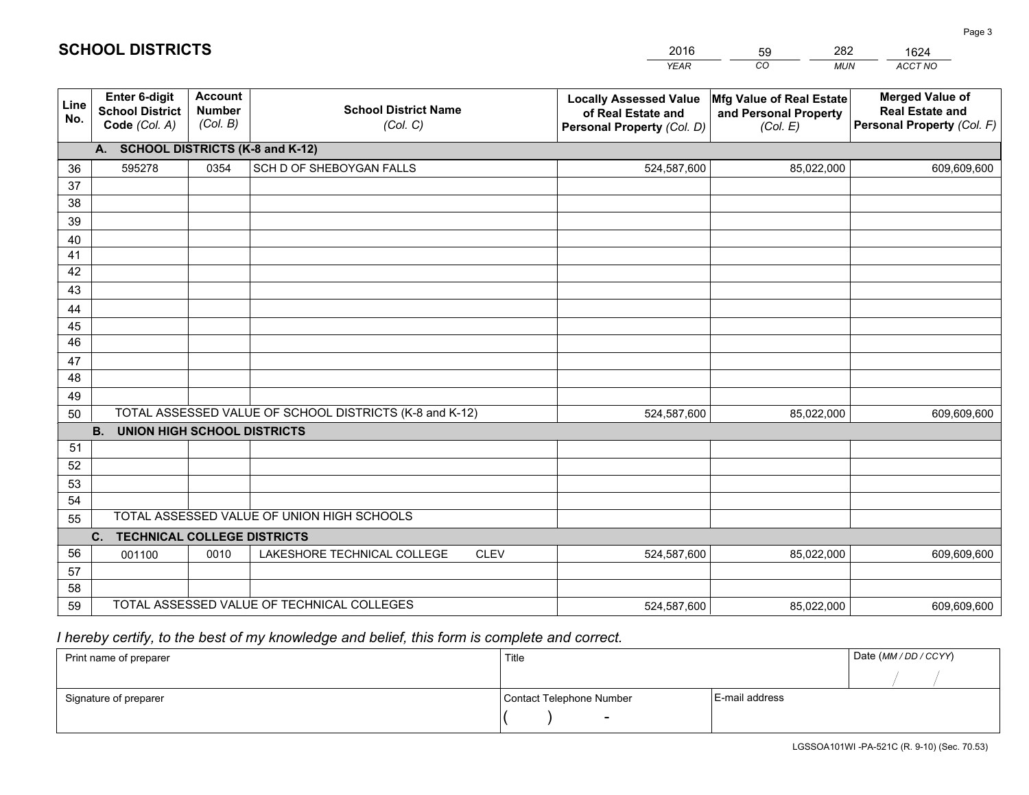# SCHOOL DISTRICTS

| 2016 | 59 | 282 | 1624 |
|---|---|---|---|
| *YEAR* | *CO* | *MUN* | *ACCT NO* |

| Line No. | Enter 6-digit School District Code *(Col. A)* | Account Number *(Col. B)* | School District Name *(Col. C)* | Locally Assessed Value of Real Estate and Personal Property *(Col. D)* | Mfg Value of Real Estate and Personal Property *(Col. E)* | Merged Value of Real Estate and Personal Property *(Col. F)* |
|---|---|---|---|---|---|---|
| **A. SCHOOL DISTRICTS (K-8 and K-12)** | | | | | | |
| 36 | 595278 | 0354 | SCH D OF SHEBOYGAN FALLS | 524,587,600 | 85,022,000 | 609,609,600 |
| 37 | | | | | | |
| 38 | | | | | | |
| 39 | | | | | | |
| 40 | | | | | | |
| 41 | | | | | | |
| 42 | | | | | | |
| 43 | | | | | | |
| 44 | | | | | | |
| 45 | | | | | | |
| 46 | | | | | | |
| 47 | | | | | | |
| 48 | | | | | | |
| 49 | | | | | | |
| 50 | | | TOTAL ASSESSED VALUE OF SCHOOL DISTRICTS (K-8 and K-12) | 524,587,600 | 85,022,000 | 609,609,600 |
| **B. UNION HIGH SCHOOL DISTRICTS** | | | | | | |
| 51 | | | | | | |
| 52 | | | | | | |
| 53 | | | | | | |
| 54 | | | | | | |
| 55 | | | TOTAL ASSESSED VALUE OF UNION HIGH SCHOOLS | | | |
| **C. TECHNICAL COLLEGE DISTRICTS** | | | | | | |
| 56 | 001100 | 0010 | LAKESHORE TECHNICAL COLLEGE CLEV | 524,587,600 | 85,022,000 | 609,609,600 |
| 57 | | | | | | |
| 58 | | | | | | |
| 59 | | | TOTAL ASSESSED VALUE OF TECHNICAL COLLEGES | 524,587,600 | 85,022,000 | 609,609,600 |

*I hereby certify, to the best of my knowledge and belief, this form is complete and correct.*

| Print name of preparer | Title | | Date *(MM / DD / CCYY)* |
|---|---|---|---|
| | | | / / |
| Signature of preparer | Contact Telephone Number | E-mail address | |
| | ( ) - | | |

LGSSOA101WI -PA-521C (R. 9-10) (Sec. 70.53)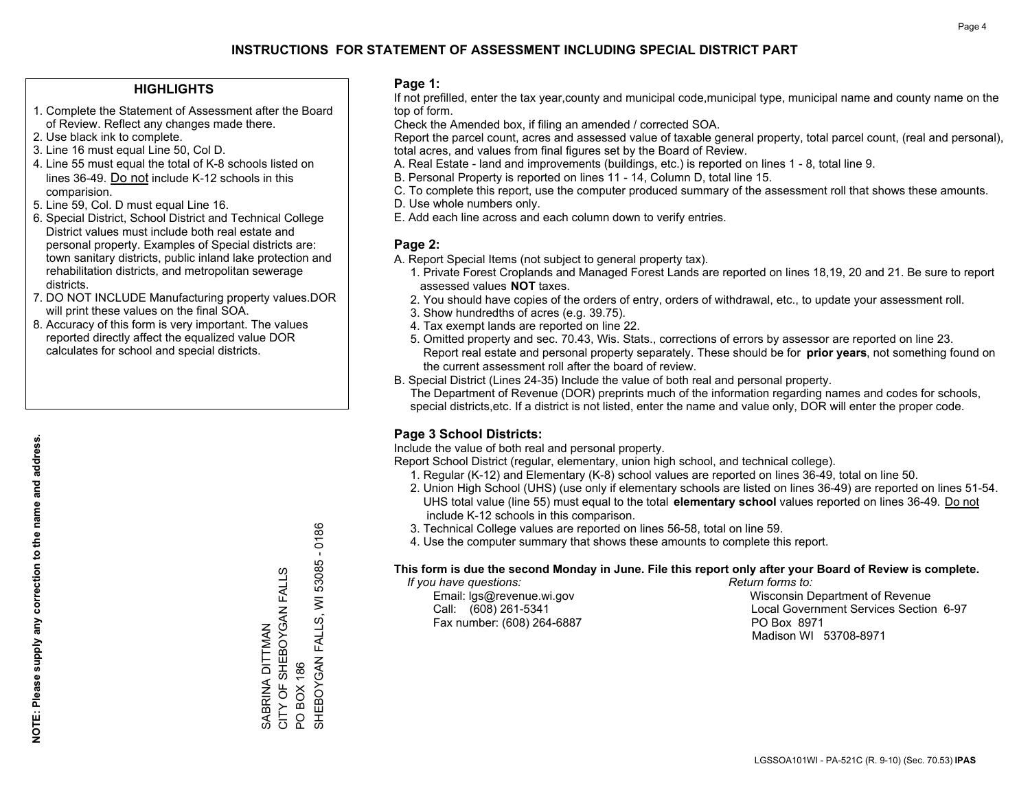# INSTRUCTIONS FOR STATEMENT OF ASSESSMENT INCLUDING SPECIAL DISTRICT PART

## HIGHLIGHTS

1. Complete the Statement of Assessment after the Board of Review. Reflect any changes made there.
2. Use black ink to complete.
3. Line 16 must equal Line 50, Col D.
4. Line 55 must equal the total of K-8 schools listed on lines 36-49. Do not include K-12 schools in this comparision.
5. Line 59, Col. D must equal Line 16.
6. Special District, School District and Technical College District values must include both real estate and personal property. Examples of Special districts are: town sanitary districts, public inland lake protection and rehabilitation districts, and metropolitan sewerage districts.
7. DO NOT INCLUDE Manufacturing property values.DOR will print these values on the final SOA.
8. Accuracy of this form is very important. The values reported directly affect the equalized value DOR calculates for school and special districts.

**NOTE: Please supply any correction to the name and address.**

SABRINA DITTMAN
CITY OF SHEBOYGAN FALLS
PO BOX 186
SHEBOYGAN FALLS, WI 53085 - 0186

## Page 1:

If not prefilled, enter the tax year,county and municipal code,municipal type, municipal name and county name on the top of form.

Check the Amended box, if filing an amended / corrected SOA.

Report the parcel count, acres and assessed value of taxable general property, total parcel count, (real and personal), total acres, and values from final figures set by the Board of Review.

A. Real Estate - land and improvements (buildings, etc.) is reported on lines 1 - 8, total line 9.
B. Personal Property is reported on lines 11 - 14, Column D, total line 15.
C. To complete this report, use the computer produced summary of the assessment roll that shows these amounts.
D. Use whole numbers only.
E. Add each line across and each column down to verify entries.

## Page 2:

A. Report Special Items (not subject to general property tax).
   1. Private Forest Croplands and Managed Forest Lands are reported on lines 18,19, 20 and 21. Be sure to report assessed values **NOT** taxes.
   2. You should have copies of the orders of entry, orders of withdrawal, etc., to update your assessment roll.
   3. Show hundredths of acres (e.g. 39.75).
   4. Tax exempt lands are reported on line 22.
   5. Omitted property and sec. 70.43, Wis. Stats., corrections of errors by assessor are reported on line 23. Report real estate and personal property separately. These should be for **prior years**, not something found on the current assessment roll after the board of review.

B. Special District (Lines 24-35) Include the value of both real and personal property.
   The Department of Revenue (DOR) preprints much of the information regarding names and codes for schools, special districts,etc. If a district is not listed, enter the name and value only, DOR will enter the proper code.

## Page 3 School Districts:

Include the value of both real and personal property.

Report School District (regular, elementary, union high school, and technical college).

1. Regular (K-12) and Elementary (K-8) school values are reported on lines 36-49, total on line 50.
2. Union High School (UHS) (use only if elementary schools are listed on lines 36-49) are reported on lines 51-54. UHS total value (line 55) must equal to the total **elementary school** values reported on lines 36-49. Do not include K-12 schools in this comparison.
3. Technical College values are reported on lines 56-58, total on line 59.
4. Use the computer summary that shows these amounts to complete this report.

**This form is due the second Monday in June. File this report only after your Board of Review is complete.**

*If you have questions:*
Email: lgs@revenue.wi.gov
Call: (608) 261-5341
Fax number: (608) 264-6887

*Return forms to:*
Wisconsin Department of Revenue
Local Government Services Section 6-97
PO Box 8971
Madison WI 53708-8971

LGSSOA101WI - PA-521C (R. 9-10) (Sec. 70.53) **IPAS**